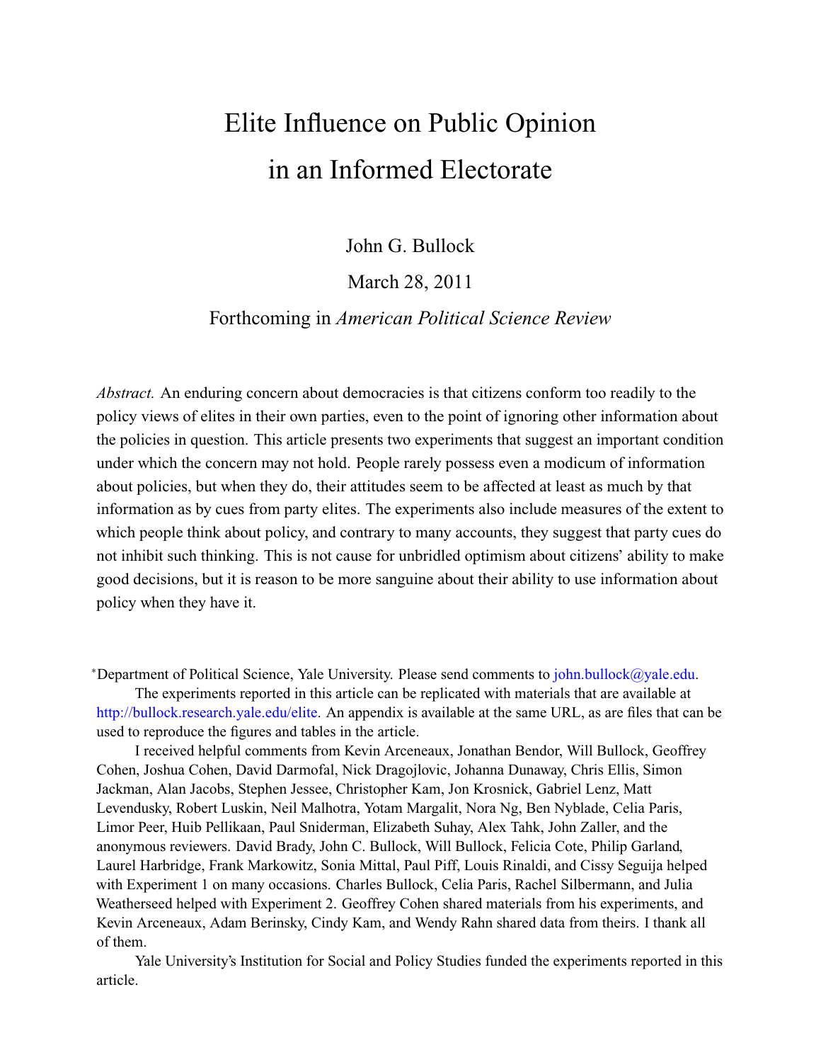# Elite Influence on Public Opinion in an Informed Electorate

John G. Bullock

March 28, 2011

Forthcoming in *American Political Science Review*

*Abstract.* An enduring concern about democracies is that citizens conform too readily to the policy views of elites in their own parties, even to the point of ignoring other information about the policies in question. This article presents two experiments that suggest an important condition under which the concern may not hold. People rarely possess even a modicum of information about policies, but when they do, their attitudes seem to be affected at least as much by that information as by cues from party elites. The experiments also include measures of the extent to which people think about policy, and contrary to many accounts, they suggest that party cues do not inhibit such thinking. This is not cause for unbridled optimism about citizens' ability to make good decisions, but it is reason to be more sanguine about their ability to use information about policy when they have it.

*Department of Political Science, Yale University. Please send comments to john.bullock@yale.edu.

The experiments reported in this article can be replicated with materials that are available at http://bullock.research.yale.edu/elite. An appendix is available at the same URL, as are files that can be used to reproduce the figures and tables in the article.

I received helpful comments from Kevin Arceneaux, Jonathan Bendor, Will Bullock, Geoffrey Cohen, Joshua Cohen, David Darmofal, Nick Dragojlovic, Johanna Dunaway, Chris Ellis, Simon Jackman, Alan Jacobs, Stephen Jessee, Christopher Kam, Jon Krosnick, Gabriel Lenz, Matt Levendusky, Robert Luskin, Neil Malhotra, Yotam Margalit, Nora Ng, Ben Nyblade, Celia Paris, Limor Peer, Huib Pellikaan, Paul Sniderman, Elizabeth Suhay, Alex Tahk, John Zaller, and the anonymous reviewers. David Brady, John C. Bullock, Will Bullock, Felicia Cote, Philip Garland, Laurel Harbridge, Frank Markowitz, Sonia Mittal, Paul Piff, Louis Rinaldi, and Cissy Seguija helped with Experiment 1 on many occasions. Charles Bullock, Celia Paris, Rachel Silbermann, and Julia Weatherseed helped with Experiment 2. Geoffrey Cohen shared materials from his experiments, and Kevin Arceneaux, Adam Berinsky, Cindy Kam, and Wendy Rahn shared data from theirs. I thank all of them.

Yale University's Institution for Social and Policy Studies funded the experiments reported in this article.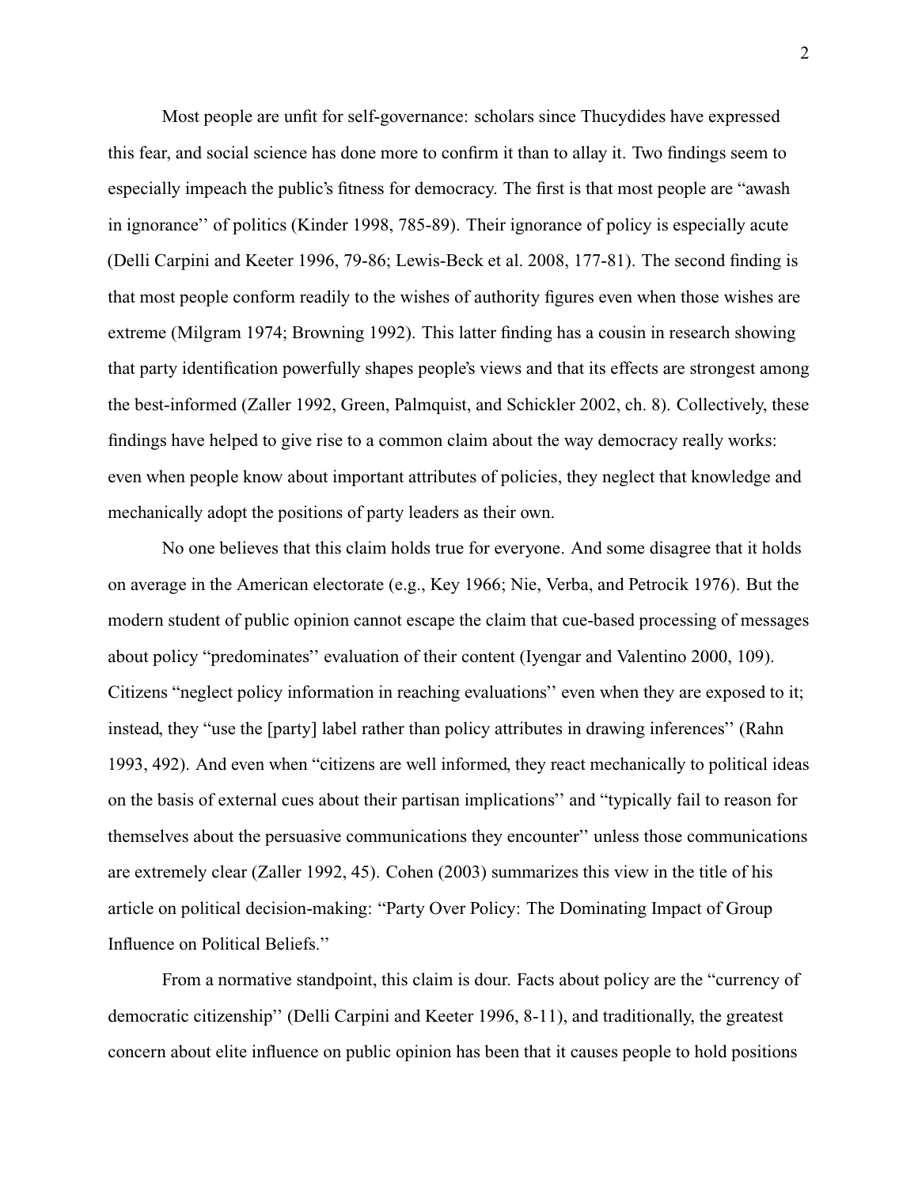Most people are unfit for self-governance: scholars since Thucydides have expressed this fear, and social science has done more to confirm it than to allay it. Two findings seem to especially impeach the public's fitness for democracy. The first is that most people are "awash in ignorance'' of politics (Kinder 1998, 785-89). Their ignorance of policy is especially acute (Delli Carpini and Keeter 1996, 79-86; Lewis-Beck et al. 2008, 177-81). The second finding is that most people conform readily to the wishes of authority figures even when those wishes are extreme (Milgram 1974; Browning 1992). This latter finding has a cousin in research showing that party identification powerfully shapes people's views and that its effects are strongest among the best-informed (Zaller 1992, Green, Palmquist, and Schickler 2002, ch. 8). Collectively, these findings have helped to give rise to a common claim about the way democracy really works: even when people know about important attributes of policies, they neglect that knowledge and mechanically adopt the positions of party leaders as their own.

No one believes that this claim holds true for everyone. And some disagree that it holds on average in the American electorate (e.g., Key 1966; Nie, Verba, and Petrocik 1976). But the modern student of public opinion cannot escape the claim that cue-based processing of messages about policy "predominates'' evaluation of their content (Iyengar and Valentino 2000, 109). Citizens "neglect policy information in reaching evaluations'' even when they are exposed to it; instead, they "use the [party] label rather than policy attributes in drawing inferences'' (Rahn 1993, 492). And even when "citizens are well informed, they react mechanically to political ideas on the basis of external cues about their partisan implications'' and "typically fail to reason for themselves about the persuasive communications they encounter'' unless those communications are extremely clear (Zaller 1992, 45). Cohen (2003) summarizes this view in the title of his article on political decision-making: "Party Over Policy: The Dominating Impact of Group Influence on Political Beliefs.''

From a normative standpoint, this claim is dour. Facts about policy are the "currency of democratic citizenship'' (Delli Carpini and Keeter 1996, 8-11), and traditionally, the greatest concern about elite influence on public opinion has been that it causes people to hold positions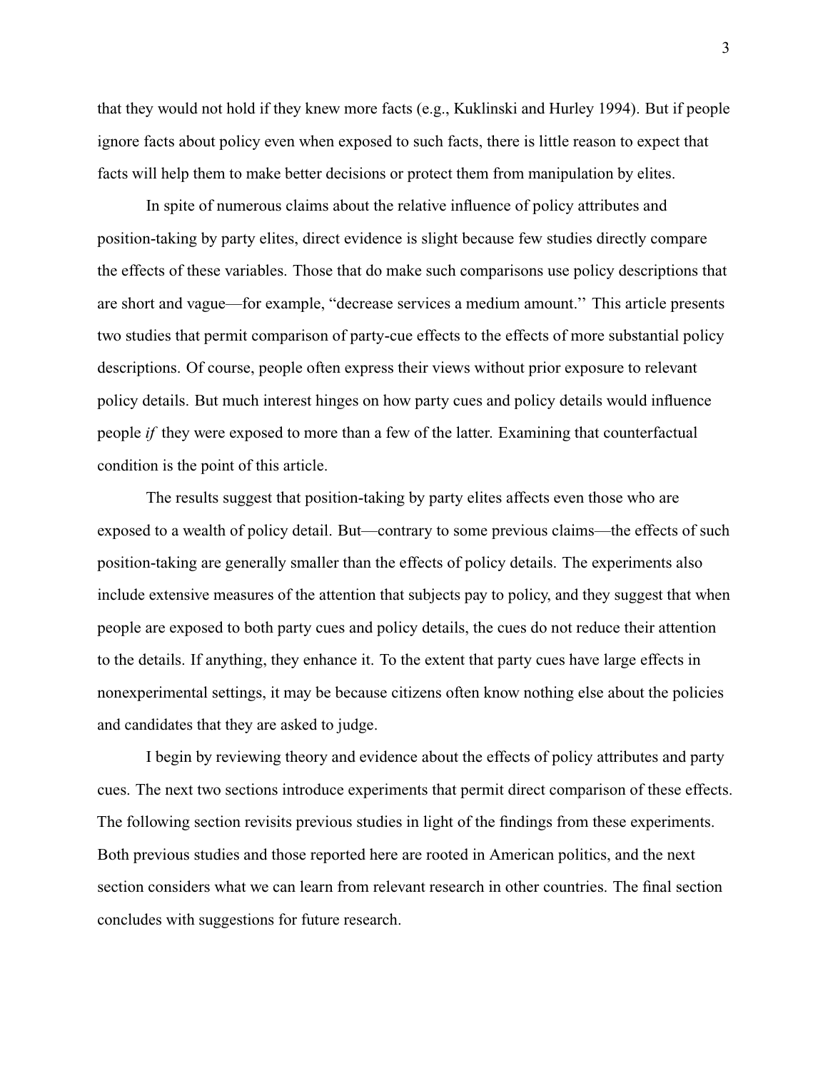that they would not hold if they knew more facts (e.g., Kuklinski and Hurley 1994). But if people ignore facts about policy even when exposed to such facts, there is little reason to expect that facts will help them to make better decisions or protect them from manipulation by elites.

In spite of numerous claims about the relative influence of policy attributes and position-taking by party elites, direct evidence is slight because few studies directly compare the effects of these variables. Those that do make such comparisons use policy descriptions that are short and vague—for example, "decrease services a medium amount.'' This article presents two studies that permit comparison of party-cue effects to the effects of more substantial policy descriptions. Of course, people often express their views without prior exposure to relevant policy details. But much interest hinges on how party cues and policy details would influence people *if* they were exposed to more than a few of the latter. Examining that counterfactual condition is the point of this article.

The results suggest that position-taking by party elites affects even those who are exposed to a wealth of policy detail. But—contrary to some previous claims—the effects of such position-taking are generally smaller than the effects of policy details. The experiments also include extensive measures of the attention that subjects pay to policy, and they suggest that when people are exposed to both party cues and policy details, the cues do not reduce their attention to the details. If anything, they enhance it. To the extent that party cues have large effects in nonexperimental settings, it may be because citizens often know nothing else about the policies and candidates that they are asked to judge.

I begin by reviewing theory and evidence about the effects of policy attributes and party cues. The next two sections introduce experiments that permit direct comparison of these effects. The following section revisits previous studies in light of the findings from these experiments. Both previous studies and those reported here are rooted in American politics, and the next section considers what we can learn from relevant research in other countries. The final section concludes with suggestions for future research.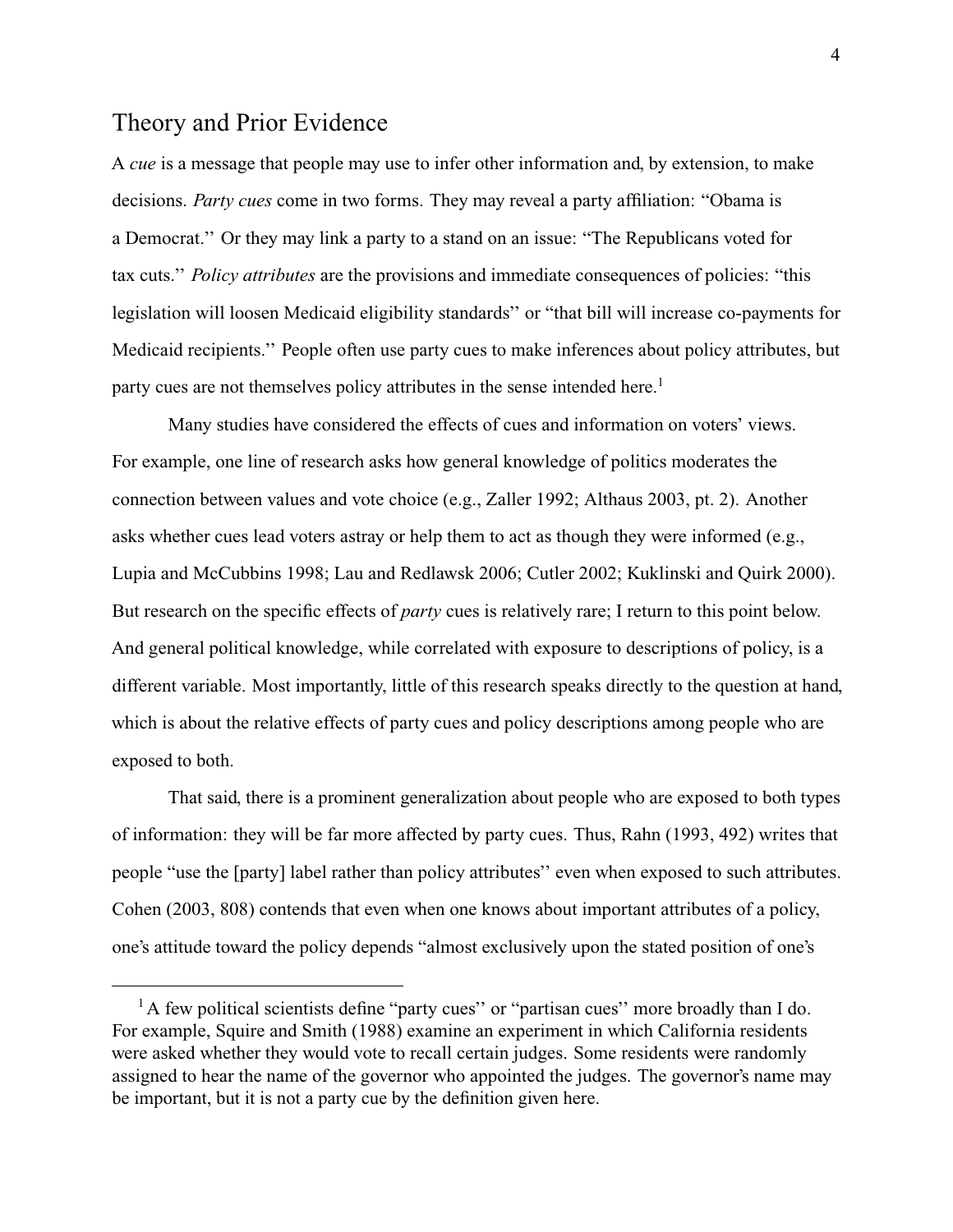## Theory and Prior Evidence

A *cue* is a message that people may use to infer other information and, by extension, to make decisions. *Party cues* come in two forms. They may reveal a party affiliation: "Obama is a Democrat.'' Or they may link a party to a stand on an issue: "The Republicans voted for tax cuts.'' *Policy attributes* are the provisions and immediate consequences of policies: "this legislation will loosen Medicaid eligibility standards'' or "that bill will increase co-payments for Medicaid recipients.'' People often use party cues to make inferences about policy attributes, but party cues are not themselves policy attributes in the sense intended here.[1]

Many studies have considered the effects of cues and information on voters' views. For example, one line of research asks how general knowledge of politics moderates the connection between values and vote choice (e.g., Zaller 1992; Althaus 2003, pt. 2). Another asks whether cues lead voters astray or help them to act as though they were informed (e.g., Lupia and McCubbins 1998; Lau and Redlawsk 2006; Cutler 2002; Kuklinski and Quirk 2000). But research on the specific effects of *party* cues is relatively rare; I return to this point below. And general political knowledge, while correlated with exposure to descriptions of policy, is a different variable. Most importantly, little of this research speaks directly to the question at hand, which is about the relative effects of party cues and policy descriptions among people who are exposed to both.

That said, there is a prominent generalization about people who are exposed to both types of information: they will be far more affected by party cues. Thus, Rahn (1993, 492) writes that people "use the [party] label rather than policy attributes'' even when exposed to such attributes. Cohen (2003, 808) contends that even when one knows about important attributes of a policy, one's attitude toward the policy depends "almost exclusively upon the stated position of one's

[1] A few political scientists define "party cues'' or "partisan cues'' more broadly than I do. For example, Squire and Smith (1988) examine an experiment in which California residents were asked whether they would vote to recall certain judges. Some residents were randomly assigned to hear the name of the governor who appointed the judges. The governor's name may be important, but it is not a party cue by the definition given here.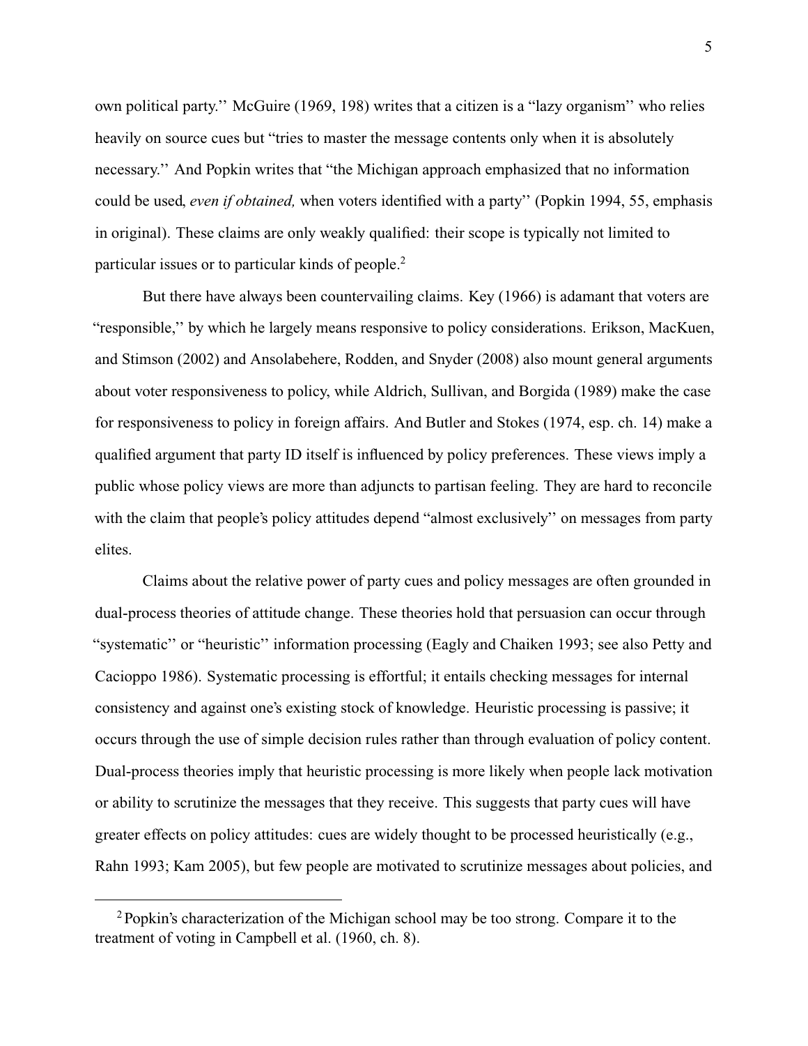own political party.'' McGuire (1969, 198) writes that a citizen is a "lazy organism'' who relies heavily on source cues but "tries to master the message contents only when it is absolutely necessary.'' And Popkin writes that "the Michigan approach emphasized that no information could be used, *even if obtained,* when voters identified with a party'' (Popkin 1994, 55, emphasis in original). These claims are only weakly qualified: their scope is typically not limited to particular issues or to particular kinds of people.[2]

But there have always been countervailing claims. Key (1966) is adamant that voters are "responsible,'' by which he largely means responsive to policy considerations. Erikson, MacKuen, and Stimson (2002) and Ansolabehere, Rodden, and Snyder (2008) also mount general arguments about voter responsiveness to policy, while Aldrich, Sullivan, and Borgida (1989) make the case for responsiveness to policy in foreign affairs. And Butler and Stokes (1974, esp. ch. 14) make a qualified argument that party ID itself is influenced by policy preferences. These views imply a public whose policy views are more than adjuncts to partisan feeling. They are hard to reconcile with the claim that people's policy attitudes depend "almost exclusively'' on messages from party elites.

Claims about the relative power of party cues and policy messages are often grounded in dual-process theories of attitude change. These theories hold that persuasion can occur through "systematic'' or "heuristic'' information processing (Eagly and Chaiken 1993; see also Petty and Cacioppo 1986). Systematic processing is effortful; it entails checking messages for internal consistency and against one's existing stock of knowledge. Heuristic processing is passive; it occurs through the use of simple decision rules rather than through evaluation of policy content. Dual-process theories imply that heuristic processing is more likely when people lack motivation or ability to scrutinize the messages that they receive. This suggests that party cues will have greater effects on policy attitudes: cues are widely thought to be processed heuristically (e.g., Rahn 1993; Kam 2005), but few people are motivated to scrutinize messages about policies, and

[2] Popkin's characterization of the Michigan school may be too strong. Compare it to the treatment of voting in Campbell et al. (1960, ch. 8).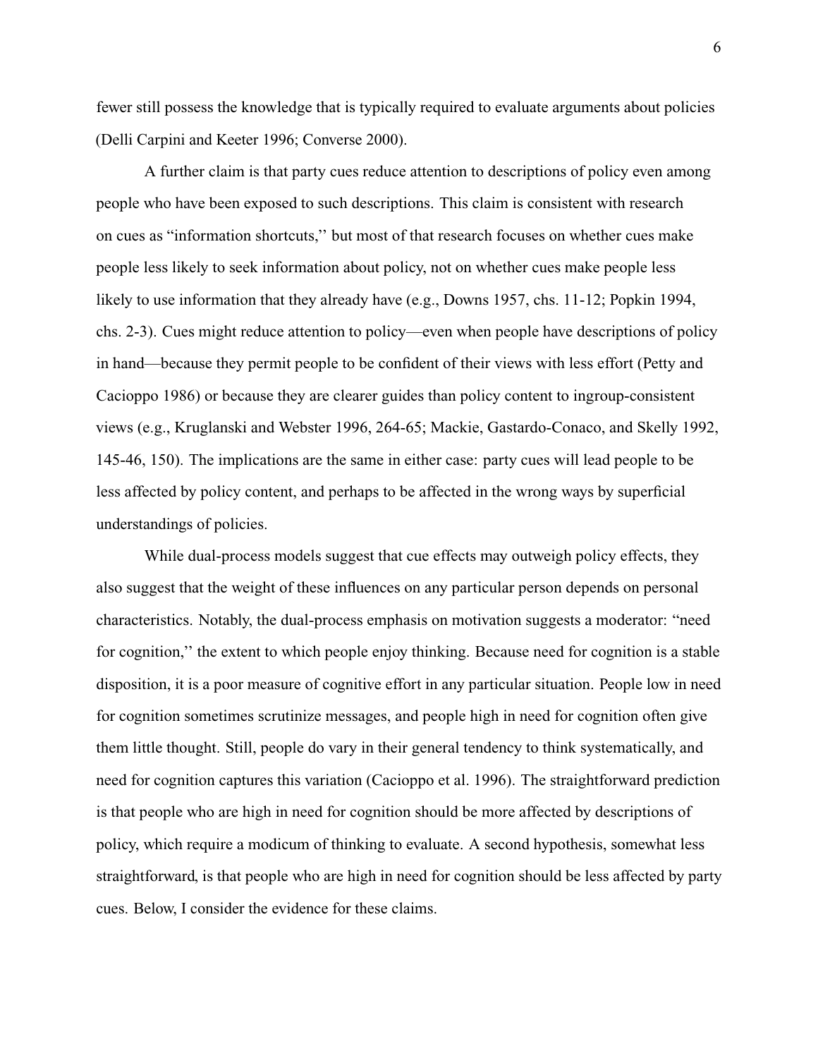fewer still possess the knowledge that is typically required to evaluate arguments about policies (Delli Carpini and Keeter 1996; Converse 2000).

A further claim is that party cues reduce attention to descriptions of policy even among people who have been exposed to such descriptions. This claim is consistent with research on cues as "information shortcuts,'' but most of that research focuses on whether cues make people less likely to seek information about policy, not on whether cues make people less likely to use information that they already have (e.g., Downs 1957, chs. 11-12; Popkin 1994, chs. 2-3). Cues might reduce attention to policy—even when people have descriptions of policy in hand—because they permit people to be confident of their views with less effort (Petty and Cacioppo 1986) or because they are clearer guides than policy content to ingroup-consistent views (e.g., Kruglanski and Webster 1996, 264-65; Mackie, Gastardo-Conaco, and Skelly 1992, 145-46, 150). The implications are the same in either case: party cues will lead people to be less affected by policy content, and perhaps to be affected in the wrong ways by superficial understandings of policies.

While dual-process models suggest that cue effects may outweigh policy effects, they also suggest that the weight of these influences on any particular person depends on personal characteristics. Notably, the dual-process emphasis on motivation suggests a moderator: "need for cognition,'' the extent to which people enjoy thinking. Because need for cognition is a stable disposition, it is a poor measure of cognitive effort in any particular situation. People low in need for cognition sometimes scrutinize messages, and people high in need for cognition often give them little thought. Still, people do vary in their general tendency to think systematically, and need for cognition captures this variation (Cacioppo et al. 1996). The straightforward prediction is that people who are high in need for cognition should be more affected by descriptions of policy, which require a modicum of thinking to evaluate. A second hypothesis, somewhat less straightforward, is that people who are high in need for cognition should be less affected by party cues. Below, I consider the evidence for these claims.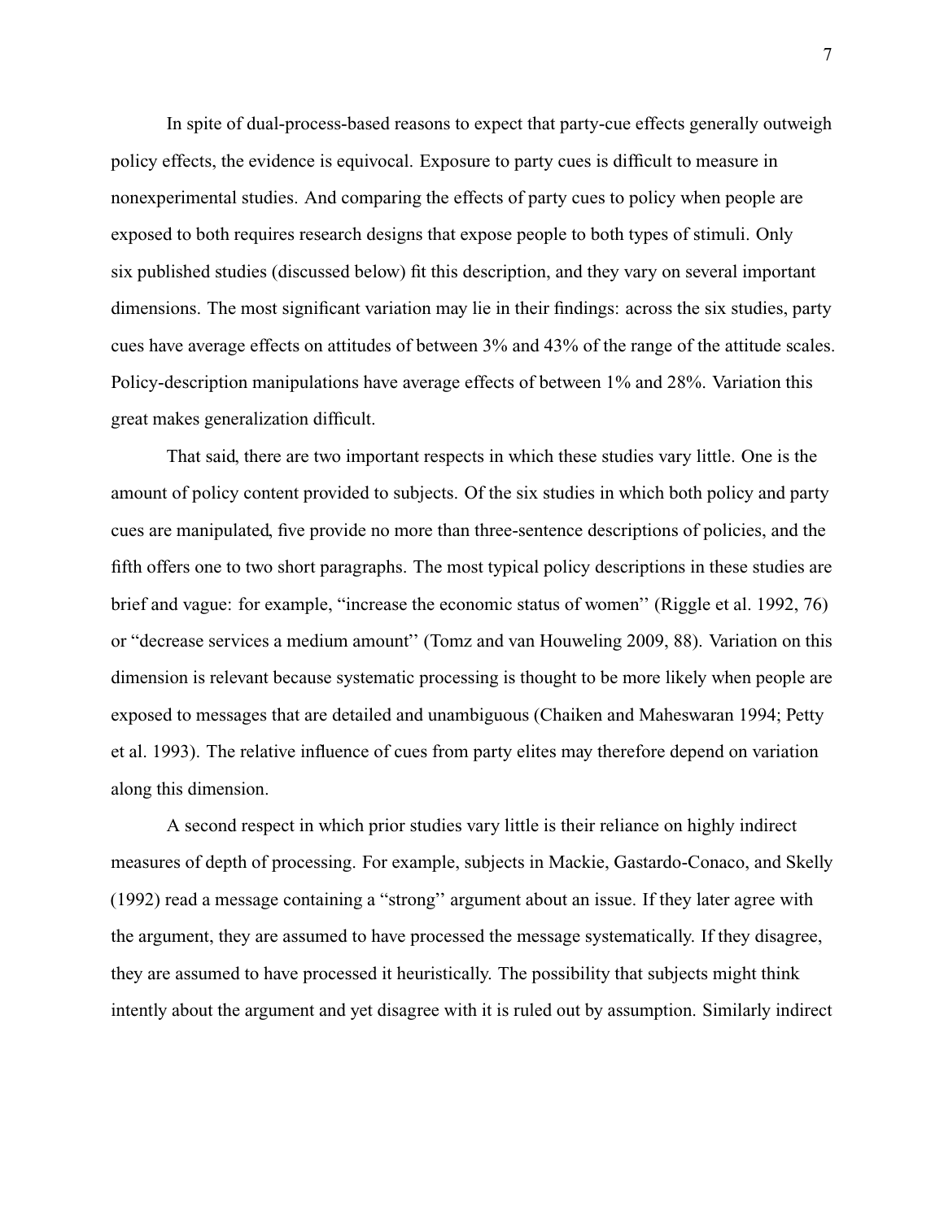In spite of dual-process-based reasons to expect that party-cue effects generally outweigh policy effects, the evidence is equivocal. Exposure to party cues is difficult to measure in nonexperimental studies. And comparing the effects of party cues to policy when people are exposed to both requires research designs that expose people to both types of stimuli. Only six published studies (discussed below) fit this description, and they vary on several important dimensions. The most significant variation may lie in their findings: across the six studies, party cues have average effects on attitudes of between 3% and 43% of the range of the attitude scales. Policy-description manipulations have average effects of between 1% and 28%. Variation this great makes generalization difficult.

That said, there are two important respects in which these studies vary little. One is the amount of policy content provided to subjects. Of the six studies in which both policy and party cues are manipulated, five provide no more than three-sentence descriptions of policies, and the fifth offers one to two short paragraphs. The most typical policy descriptions in these studies are brief and vague: for example, "increase the economic status of women'' (Riggle et al. 1992, 76) or "decrease services a medium amount'' (Tomz and van Houweling 2009, 88). Variation on this dimension is relevant because systematic processing is thought to be more likely when people are exposed to messages that are detailed and unambiguous (Chaiken and Maheswaran 1994; Petty et al. 1993). The relative influence of cues from party elites may therefore depend on variation along this dimension.

A second respect in which prior studies vary little is their reliance on highly indirect measures of depth of processing. For example, subjects in Mackie, Gastardo-Conaco, and Skelly (1992) read a message containing a "strong'' argument about an issue. If they later agree with the argument, they are assumed to have processed the message systematically. If they disagree, they are assumed to have processed it heuristically. The possibility that subjects might think intently about the argument and yet disagree with it is ruled out by assumption. Similarly indirect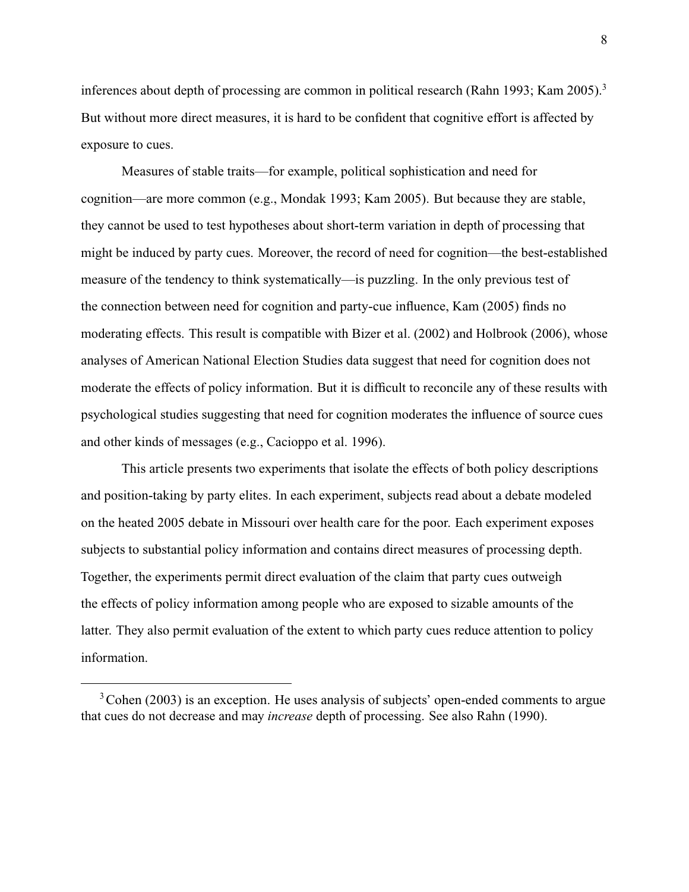inferences about depth of processing are common in political research (Rahn 1993; Kam 2005).[3] But without more direct measures, it is hard to be confident that cognitive effort is affected by exposure to cues.

Measures of stable traits—for example, political sophistication and need for cognition—are more common (e.g., Mondak 1993; Kam 2005). But because they are stable, they cannot be used to test hypotheses about short-term variation in depth of processing that might be induced by party cues. Moreover, the record of need for cognition—the best-established measure of the tendency to think systematically—is puzzling. In the only previous test of the connection between need for cognition and party-cue influence, Kam (2005) finds no moderating effects. This result is compatible with Bizer et al. (2002) and Holbrook (2006), whose analyses of American National Election Studies data suggest that need for cognition does not moderate the effects of policy information. But it is difficult to reconcile any of these results with psychological studies suggesting that need for cognition moderates the influence of source cues and other kinds of messages (e.g., Cacioppo et al. 1996).

This article presents two experiments that isolate the effects of both policy descriptions and position-taking by party elites. In each experiment, subjects read about a debate modeled on the heated 2005 debate in Missouri over health care for the poor. Each experiment exposes subjects to substantial policy information and contains direct measures of processing depth. Together, the experiments permit direct evaluation of the claim that party cues outweigh the effects of policy information among people who are exposed to sizable amounts of the latter. They also permit evaluation of the extent to which party cues reduce attention to policy information.

[3] Cohen (2003) is an exception. He uses analysis of subjects' open-ended comments to argue that cues do not decrease and may *increase* depth of processing. See also Rahn (1990).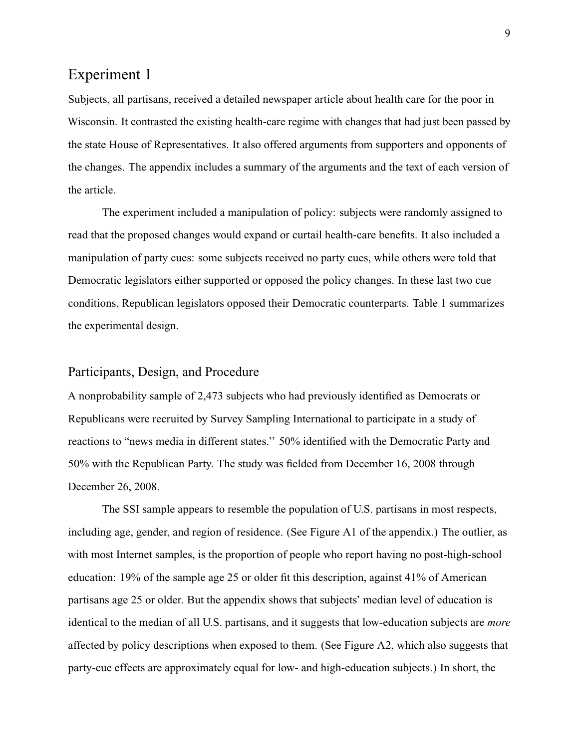## Experiment 1

Subjects, all partisans, received a detailed newspaper article about health care for the poor in Wisconsin. It contrasted the existing health-care regime with changes that had just been passed by the state House of Representatives. It also offered arguments from supporters and opponents of the changes. The appendix includes a summary of the arguments and the text of each version of the article.

The experiment included a manipulation of policy: subjects were randomly assigned to read that the proposed changes would expand or curtail health-care benefits. It also included a manipulation of party cues: some subjects received no party cues, while others were told that Democratic legislators either supported or opposed the policy changes. In these last two cue conditions, Republican legislators opposed their Democratic counterparts. Table 1 summarizes the experimental design.

### Participants, Design, and Procedure

A nonprobability sample of 2,473 subjects who had previously identified as Democrats or Republicans were recruited by Survey Sampling International to participate in a study of reactions to "news media in different states.'' 50% identified with the Democratic Party and 50% with the Republican Party. The study was fielded from December 16, 2008 through December 26, 2008.

The SSI sample appears to resemble the population of U.S. partisans in most respects, including age, gender, and region of residence. (See Figure A1 of the appendix.) The outlier, as with most Internet samples, is the proportion of people who report having no post-high-school education: 19% of the sample age 25 or older fit this description, against 41% of American partisans age 25 or older. But the appendix shows that subjects' median level of education is identical to the median of all U.S. partisans, and it suggests that low-education subjects are *more* affected by policy descriptions when exposed to them. (See Figure A2, which also suggests that party-cue effects are approximately equal for low- and high-education subjects.) In short, the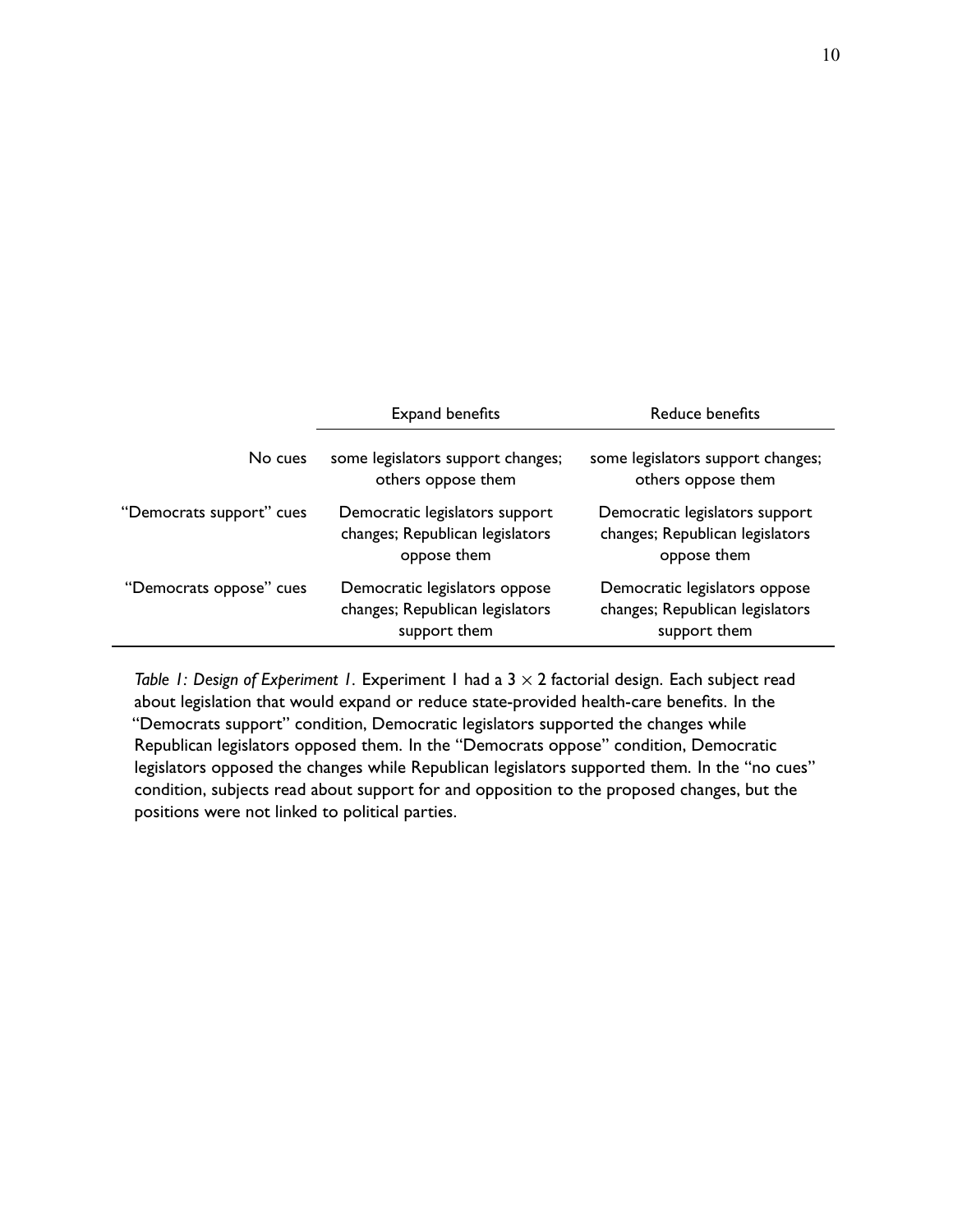| | Expand benefits | Reduce benefits |
|---|---|---|
| No cues | some legislators support changes; others oppose them | some legislators support changes; others oppose them |
| "Democrats support" cues | Democratic legislators support changes; Republican legislators oppose them | Democratic legislators support changes; Republican legislators oppose them |
| "Democrats oppose" cues | Democratic legislators oppose changes; Republican legislators support them | Democratic legislators oppose changes; Republican legislators support them |

*Table 1: Design of Experiment 1.* Experiment 1 had a $3 \times 2$ factorial design. Each subject read about legislation that would expand or reduce state-provided health-care benefits. In the "Democrats support" condition, Democratic legislators supported the changes while Republican legislators opposed them. In the "Democrats oppose" condition, Democratic legislators opposed the changes while Republican legislators supported them. In the "no cues" condition, subjects read about support for and opposition to the proposed changes, but the positions were not linked to political parties.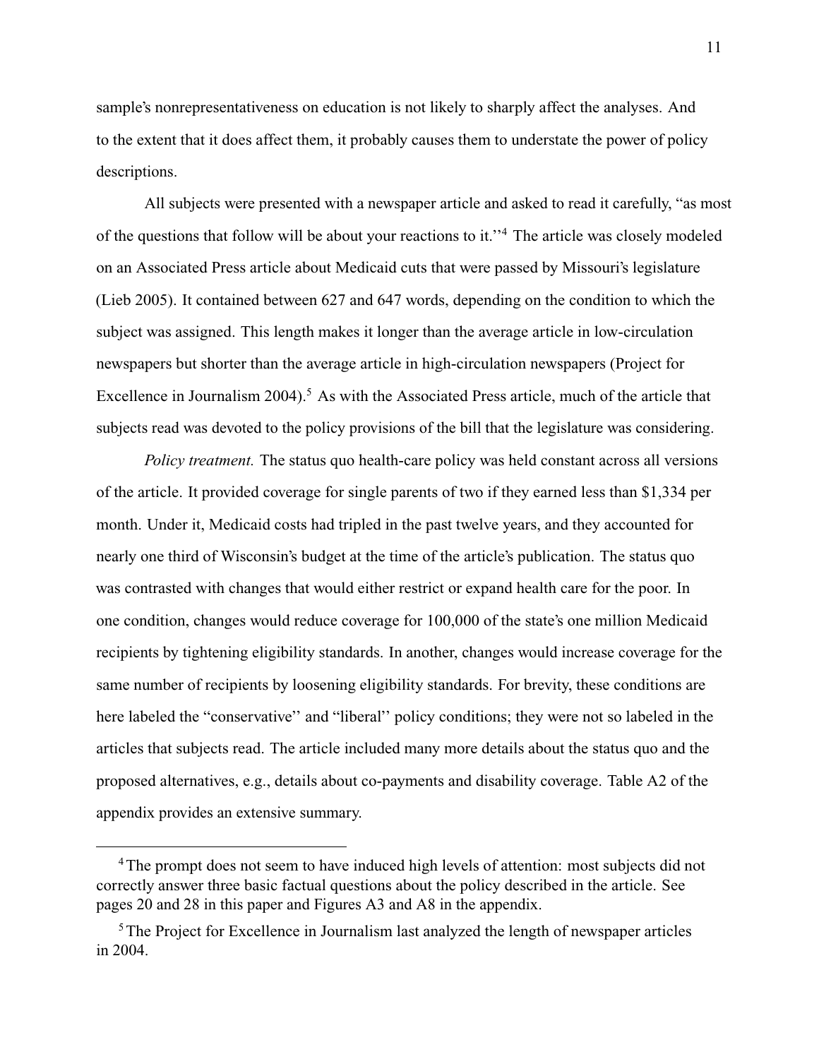sample's nonrepresentativeness on education is not likely to sharply affect the analyses. And to the extent that it does affect them, it probably causes them to understate the power of policy descriptions.

All subjects were presented with a newspaper article and asked to read it carefully, "as most of the questions that follow will be about your reactions to it.''[4] The article was closely modeled on an Associated Press article about Medicaid cuts that were passed by Missouri's legislature (Lieb 2005). It contained between 627 and 647 words, depending on the condition to which the subject was assigned. This length makes it longer than the average article in low-circulation newspapers but shorter than the average article in high-circulation newspapers (Project for Excellence in Journalism 2004).[5] As with the Associated Press article, much of the article that subjects read was devoted to the policy provisions of the bill that the legislature was considering.

*Policy treatment.* The status quo health-care policy was held constant across all versions of the article. It provided coverage for single parents of two if they earned less than $1,334 per month. Under it, Medicaid costs had tripled in the past twelve years, and they accounted for nearly one third of Wisconsin's budget at the time of the article's publication. The status quo was contrasted with changes that would either restrict or expand health care for the poor. In one condition, changes would reduce coverage for 100,000 of the state's one million Medicaid recipients by tightening eligibility standards. In another, changes would increase coverage for the same number of recipients by loosening eligibility standards. For brevity, these conditions are here labeled the "conservative'' and "liberal'' policy conditions; they were not so labeled in the articles that subjects read. The article included many more details about the status quo and the proposed alternatives, e.g., details about co-payments and disability coverage. Table A2 of the appendix provides an extensive summary.

---

[4] The prompt does not seem to have induced high levels of attention: most subjects did not correctly answer three basic factual questions about the policy described in the article. See pages 20 and 28 in this paper and Figures A3 and A8 in the appendix.

[5] The Project for Excellence in Journalism last analyzed the length of newspaper articles in 2004.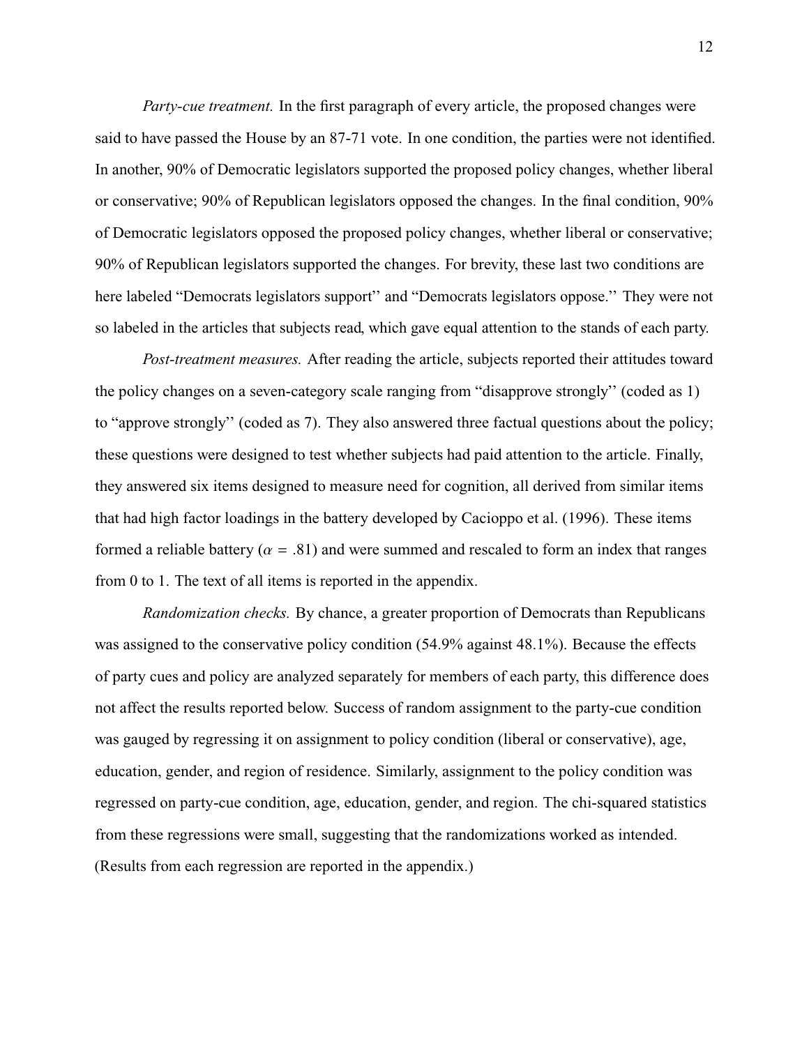*Party-cue treatment.* In the first paragraph of every article, the proposed changes were said to have passed the House by an 87-71 vote. In one condition, the parties were not identified. In another, 90% of Democratic legislators supported the proposed policy changes, whether liberal or conservative; 90% of Republican legislators opposed the changes. In the final condition, 90% of Democratic legislators opposed the proposed policy changes, whether liberal or conservative; 90% of Republican legislators supported the changes. For brevity, these last two conditions are here labeled "Democrats legislators support'' and "Democrats legislators oppose.'' They were not so labeled in the articles that subjects read, which gave equal attention to the stands of each party.

*Post-treatment measures.* After reading the article, subjects reported their attitudes toward the policy changes on a seven-category scale ranging from "disapprove strongly'' (coded as 1) to "approve strongly'' (coded as 7). They also answered three factual questions about the policy; these questions were designed to test whether subjects had paid attention to the article. Finally, they answered six items designed to measure need for cognition, all derived from similar items that had high factor loadings in the battery developed by Cacioppo et al. (1996). These items formed a reliable battery ($\alpha = .81$) and were summed and rescaled to form an index that ranges from 0 to 1. The text of all items is reported in the appendix.

*Randomization checks.* By chance, a greater proportion of Democrats than Republicans was assigned to the conservative policy condition (54.9% against 48.1%). Because the effects of party cues and policy are analyzed separately for members of each party, this difference does not affect the results reported below. Success of random assignment to the party-cue condition was gauged by regressing it on assignment to policy condition (liberal or conservative), age, education, gender, and region of residence. Similarly, assignment to the policy condition was regressed on party-cue condition, age, education, gender, and region. The chi-squared statistics from these regressions were small, suggesting that the randomizations worked as intended. (Results from each regression are reported in the appendix.)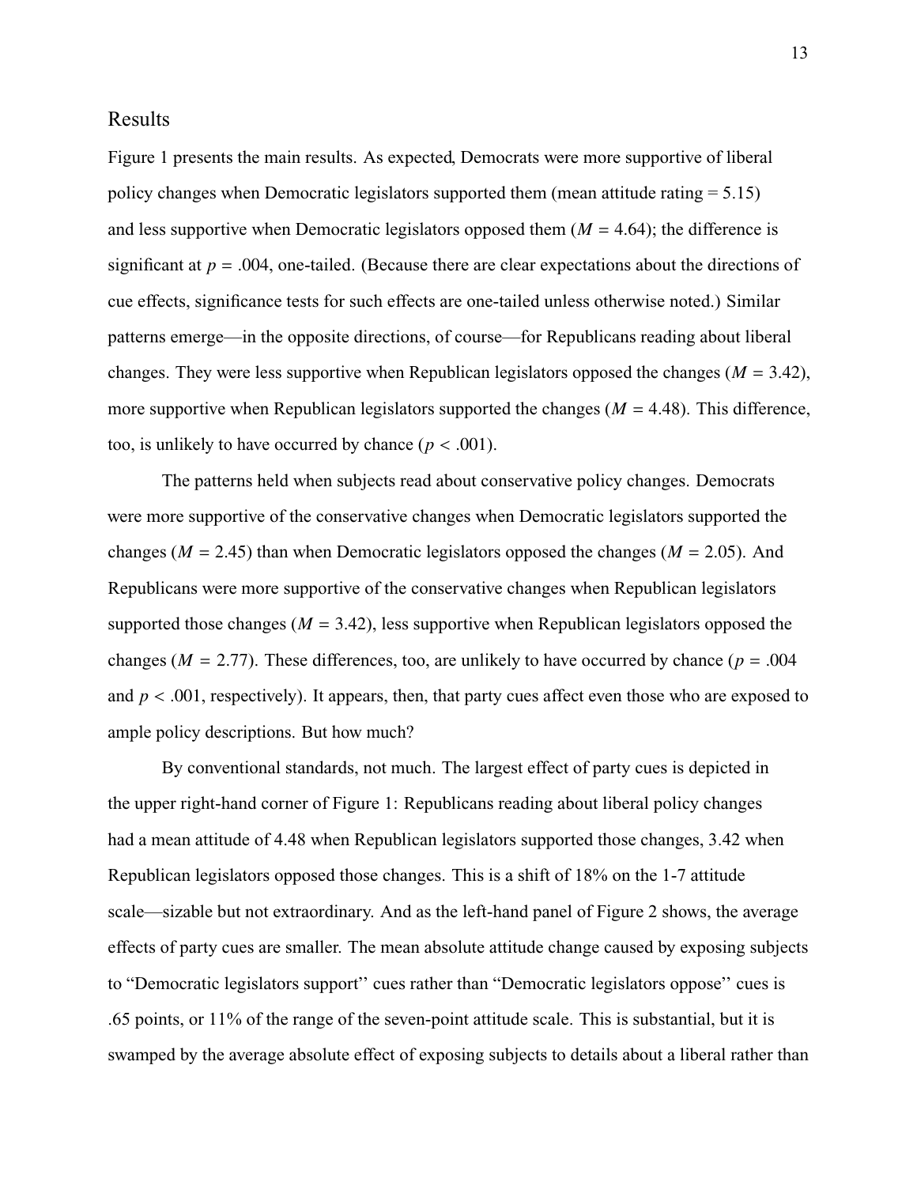## Results

Figure 1 presents the main results. As expected, Democrats were more supportive of liberal policy changes when Democratic legislators supported them (mean attitude rating = 5.15) and less supportive when Democratic legislators opposed them ($M$ = 4.64); the difference is significant at $p$ = .004, one-tailed. (Because there are clear expectations about the directions of cue effects, significance tests for such effects are one-tailed unless otherwise noted.) Similar patterns emerge—in the opposite directions, of course—for Republicans reading about liberal changes. They were less supportive when Republican legislators opposed the changes ($M$ = 3.42), more supportive when Republican legislators supported the changes ($M$ = 4.48). This difference, too, is unlikely to have occurred by chance ($p < .001$).

The patterns held when subjects read about conservative policy changes. Democrats were more supportive of the conservative changes when Democratic legislators supported the changes ($M$ = 2.45) than when Democratic legislators opposed the changes ($M$ = 2.05). And Republicans were more supportive of the conservative changes when Republican legislators supported those changes ($M$ = 3.42), less supportive when Republican legislators opposed the changes ($M$ = 2.77). These differences, too, are unlikely to have occurred by chance ($p$ = .004 and $p < .001$, respectively). It appears, then, that party cues affect even those who are exposed to ample policy descriptions. But how much?

By conventional standards, not much. The largest effect of party cues is depicted in the upper right-hand corner of Figure 1: Republicans reading about liberal policy changes had a mean attitude of 4.48 when Republican legislators supported those changes, 3.42 when Republican legislators opposed those changes. This is a shift of 18% on the 1-7 attitude scale—sizable but not extraordinary. And as the left-hand panel of Figure 2 shows, the average effects of party cues are smaller. The mean absolute attitude change caused by exposing subjects to "Democratic legislators support" cues rather than "Democratic legislators oppose" cues is .65 points, or 11% of the range of the seven-point attitude scale. This is substantial, but it is swamped by the average absolute effect of exposing subjects to details about a liberal rather than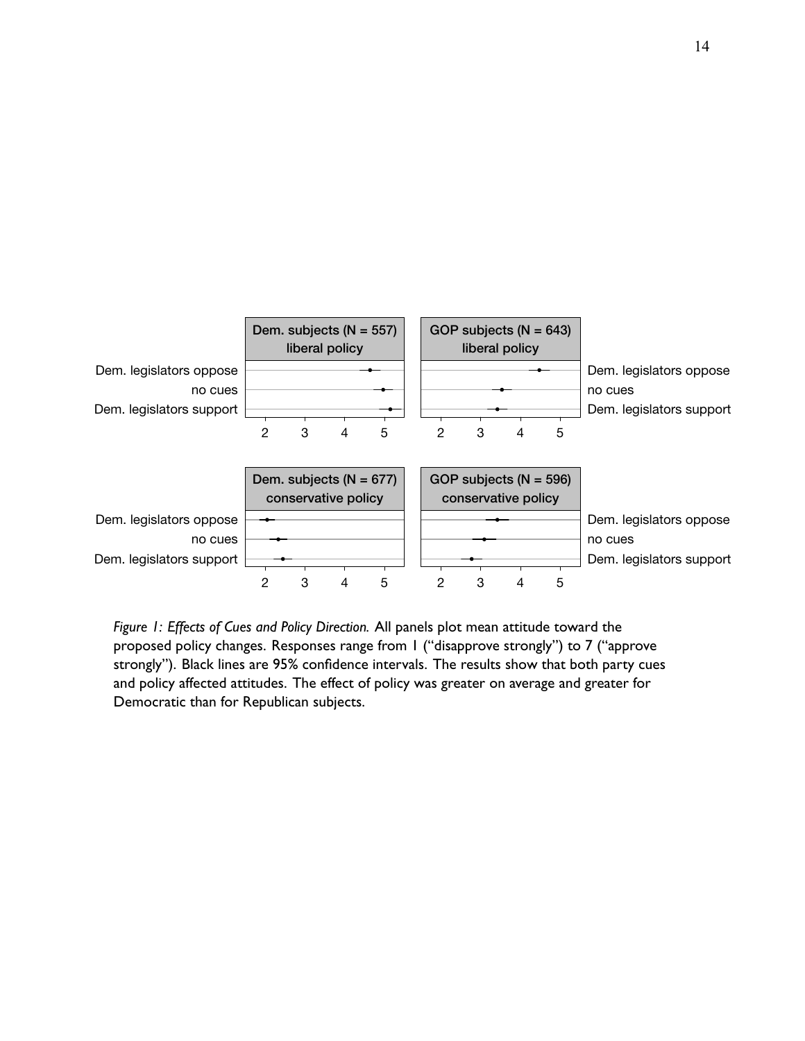*Figure 1: Effects of Cues and Policy Direction.* All panels plot mean attitude toward the proposed policy changes. Responses range from 1 ("disapprove strongly") to 7 ("approve strongly"). Black lines are 95% confidence intervals. The results show that both party cues and policy affected attitudes. The effect of policy was greater on average and greater for Democratic than for Republican subjects.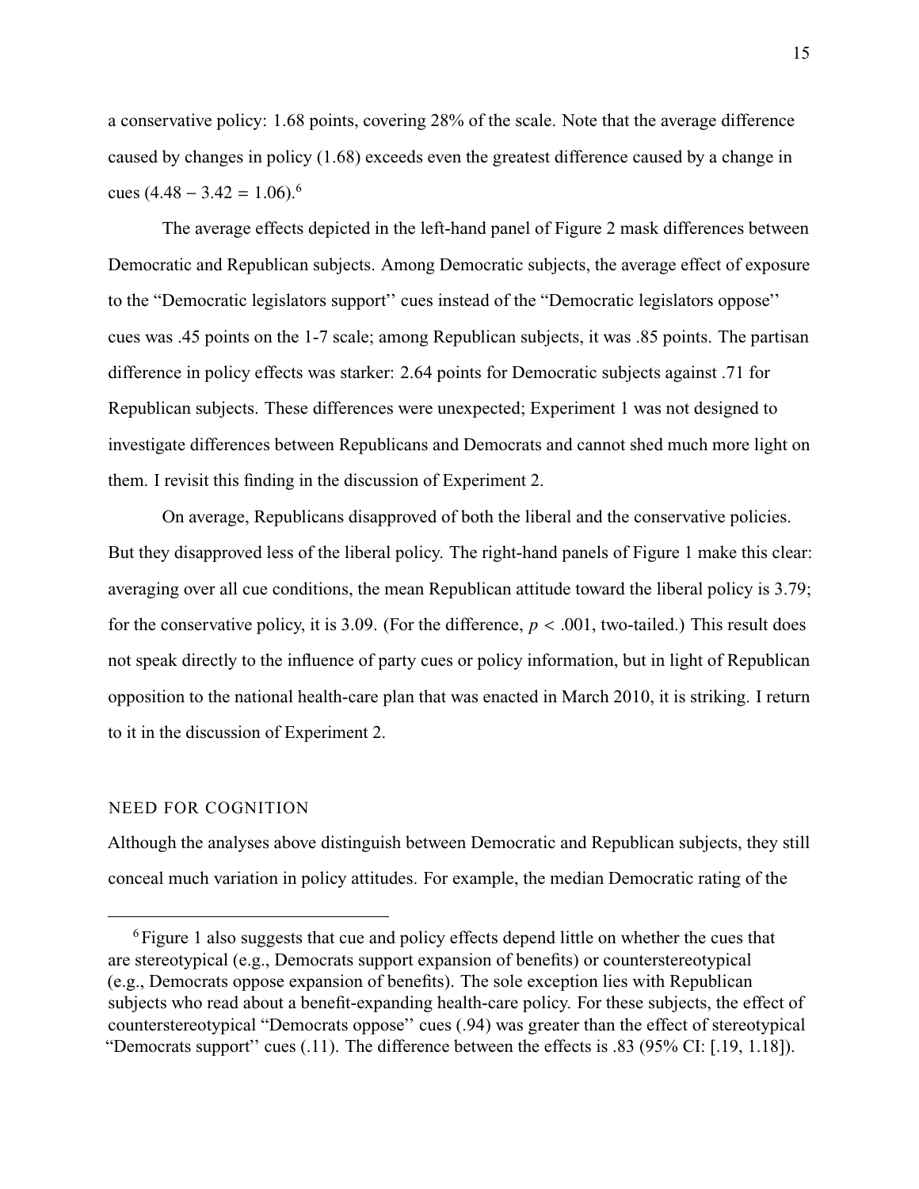a conservative policy: 1.68 points, covering 28% of the scale. Note that the average difference caused by changes in policy (1.68) exceeds even the greatest difference caused by a change in cues ($4.48 - 3.42 = 1.06$).[6]

The average effects depicted in the left-hand panel of Figure 2 mask differences between Democratic and Republican subjects. Among Democratic subjects, the average effect of exposure to the "Democratic legislators support'' cues instead of the "Democratic legislators oppose'' cues was .45 points on the 1-7 scale; among Republican subjects, it was .85 points. The partisan difference in policy effects was starker: 2.64 points for Democratic subjects against .71 for Republican subjects. These differences were unexpected; Experiment 1 was not designed to investigate differences between Republicans and Democrats and cannot shed much more light on them. I revisit this finding in the discussion of Experiment 2.

On average, Republicans disapproved of both the liberal and the conservative policies. But they disapproved less of the liberal policy. The right-hand panels of Figure 1 make this clear: averaging over all cue conditions, the mean Republican attitude toward the liberal policy is 3.79; for the conservative policy, it is 3.09. (For the difference, $p < .001$, two-tailed.) This result does not speak directly to the influence of party cues or policy information, but in light of Republican opposition to the national health-care plan that was enacted in March 2010, it is striking. I return to it in the discussion of Experiment 2.

## NEED FOR COGNITION

Although the analyses above distinguish between Democratic and Republican subjects, they still conceal much variation in policy attitudes. For example, the median Democratic rating of the

[6] Figure 1 also suggests that cue and policy effects depend little on whether the cues that are stereotypical (e.g., Democrats support expansion of benefits) or counterstereotypical (e.g., Democrats oppose expansion of benefits). The sole exception lies with Republican subjects who read about a benefit-expanding health-care policy. For these subjects, the effect of counterstereotypical "Democrats oppose'' cues (.94) was greater than the effect of stereotypical "Democrats support'' cues (.11). The difference between the effects is .83 (95% CI: [.19, 1.18]).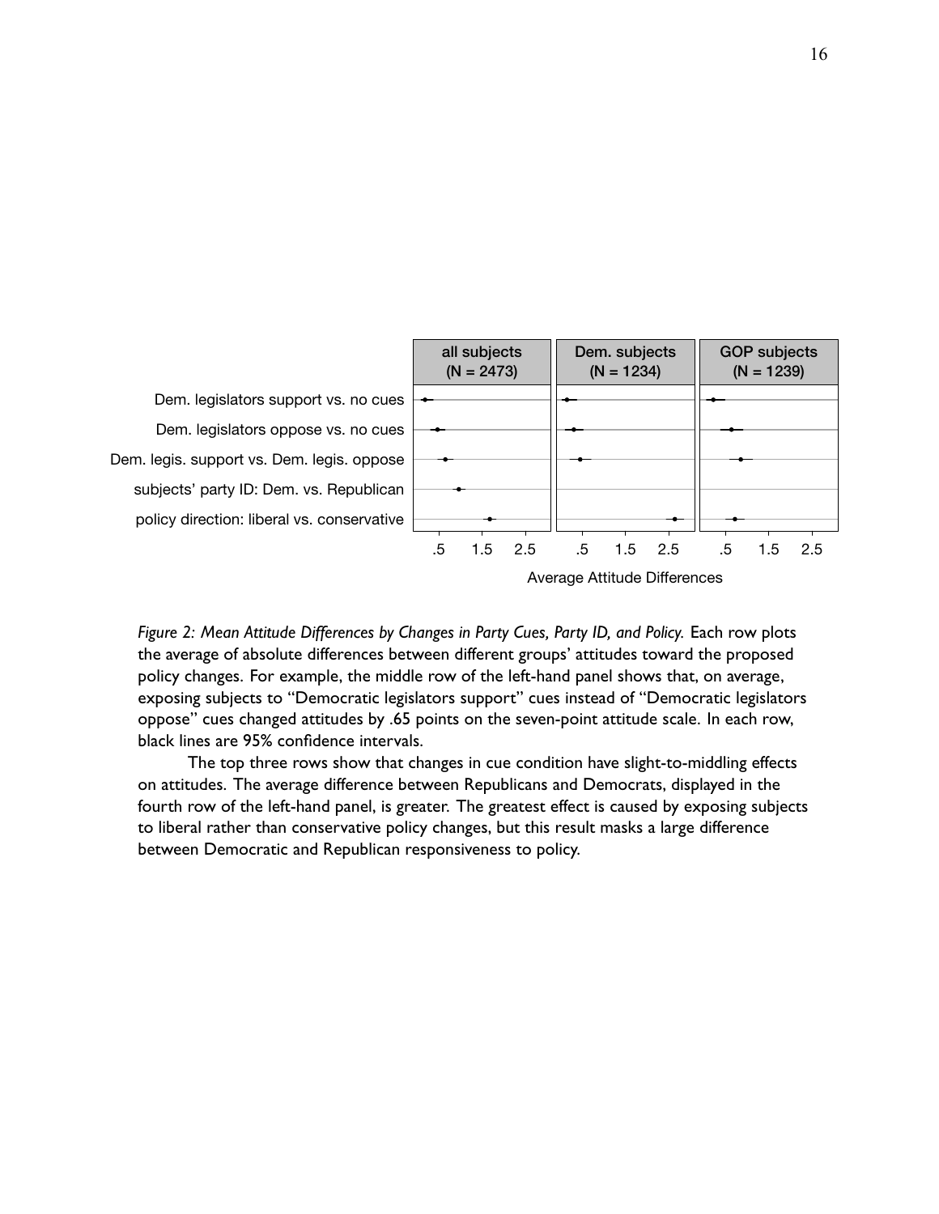*Figure 2: Mean Attitude Differences by Changes in Party Cues, Party ID, and Policy.* Each row plots the average of absolute differences between different groups' attitudes toward the proposed policy changes. For example, the middle row of the left-hand panel shows that, on average, exposing subjects to "Democratic legislators support" cues instead of "Democratic legislators oppose" cues changed attitudes by .65 points on the seven-point attitude scale. In each row, black lines are 95% confidence intervals.

The top three rows show that changes in cue condition have slight-to-middling effects on attitudes. The average difference between Republicans and Democrats, displayed in the fourth row of the left-hand panel, is greater. The greatest effect is caused by exposing subjects to liberal rather than conservative policy changes, but this result masks a large difference between Democratic and Republican responsiveness to policy.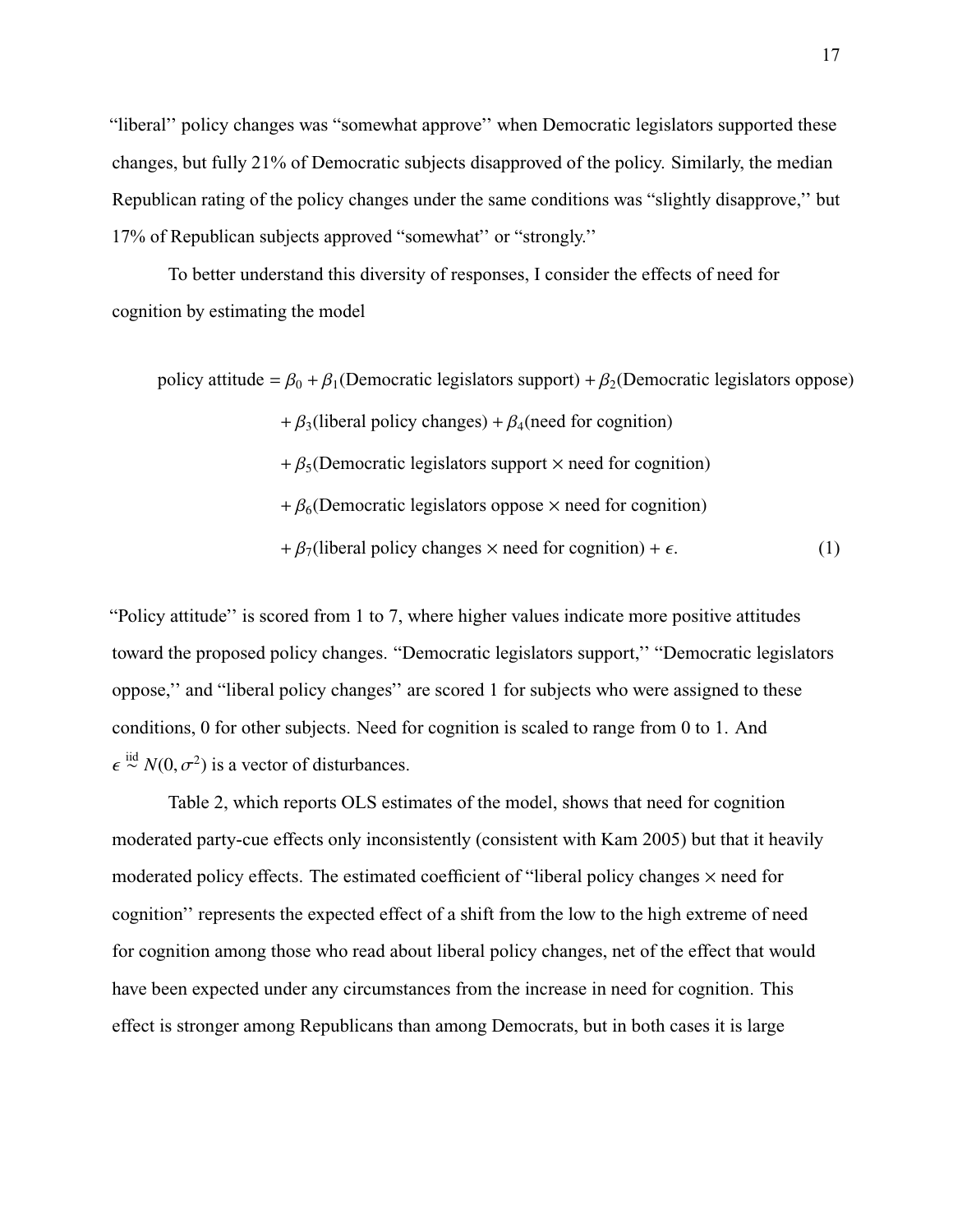"liberal'' policy changes was "somewhat approve'' when Democratic legislators supported these changes, but fully 21% of Democratic subjects disapproved of the policy. Similarly, the median Republican rating of the policy changes under the same conditions was "slightly disapprove,'' but 17% of Republican subjects approved "somewhat'' or "strongly.''

To better understand this diversity of responses, I consider the effects of need for cognition by estimating the model

$$
\begin{aligned}
\text{policy attitude} = \beta_0 &+ \beta_1(\text{Democratic legislators support}) + \beta_2(\text{Democratic legislators oppose}) \\
&+ \beta_3(\text{liberal policy changes}) + \beta_4(\text{need for cognition}) \\
&+ \beta_5(\text{Democratic legislators support} \times \text{need for cognition}) \\
&+ \beta_6(\text{Democratic legislators oppose} \times \text{need for cognition}) \\
&+ \beta_7(\text{liberal policy changes} \times \text{need for cognition}) + \epsilon. \qquad (1)
\end{aligned}
$$

"Policy attitude'' is scored from 1 to 7, where higher values indicate more positive attitudes toward the proposed policy changes. "Democratic legislators support,'' "Democratic legislators oppose,'' and "liberal policy changes'' are scored 1 for subjects who were assigned to these conditions, 0 for other subjects. Need for cognition is scaled to range from 0 to 1. And $\epsilon \overset{\text{iid}}{\sim} N(0, \sigma^2)$ is a vector of disturbances.

Table 2, which reports OLS estimates of the model, shows that need for cognition moderated party-cue effects only inconsistently (consistent with Kam 2005) but that it heavily moderated policy effects. The estimated coefficient of "liberal policy changes × need for cognition'' represents the expected effect of a shift from the low to the high extreme of need for cognition among those who read about liberal policy changes, net of the effect that would have been expected under any circumstances from the increase in need for cognition. This effect is stronger among Republicans than among Democrats, but in both cases it is large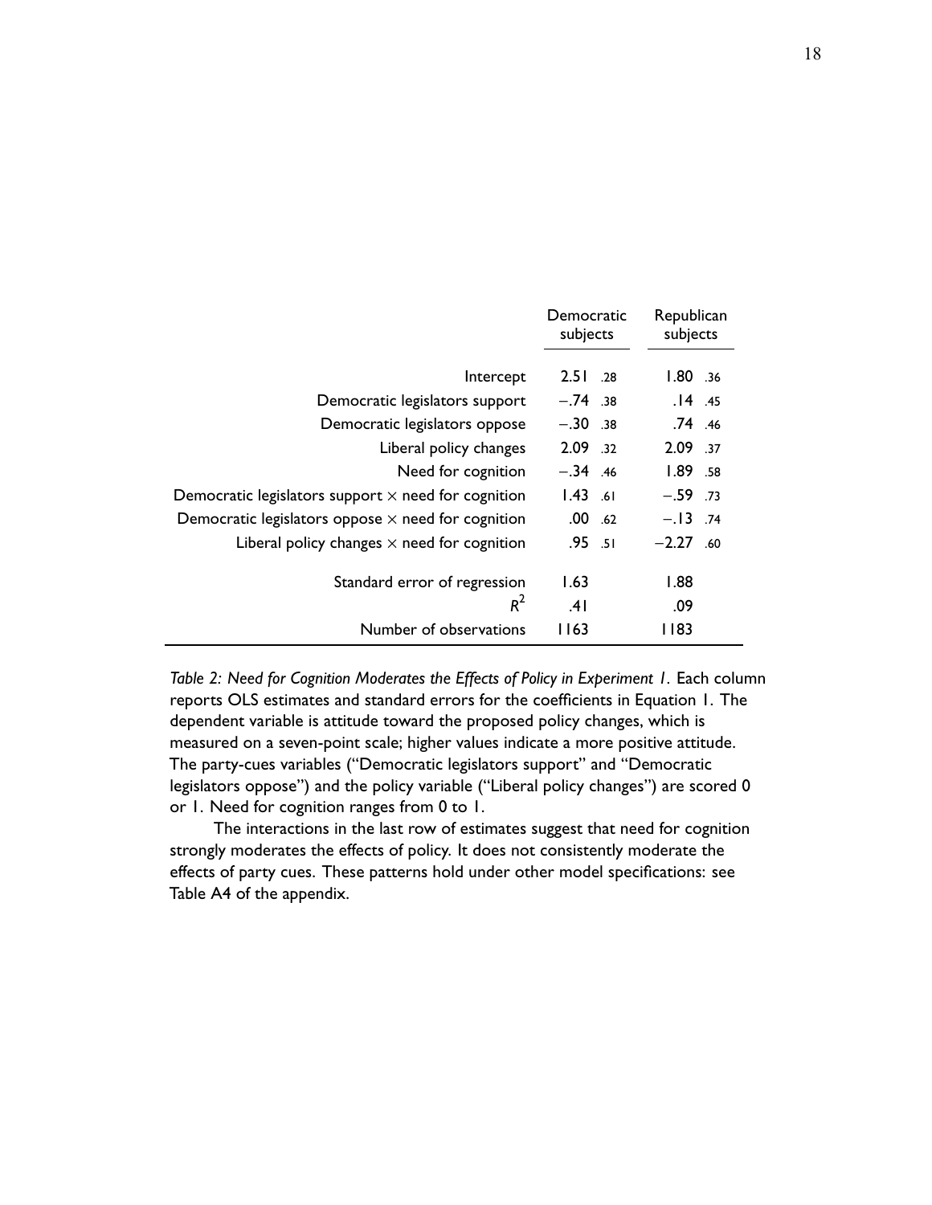| | Democratic subjects | | Republican subjects | |
|---|---|---|---|---|
| Intercept | 2.51 | .28 | 1.80 | .36 |
| Democratic legislators support | −.74 | .38 | .14 | .45 |
| Democratic legislators oppose | −.30 | .38 | .74 | .46 |
| Liberal policy changes | 2.09 | .32 | 2.09 | .37 |
| Need for cognition | −.34 | .46 | 1.89 | .58 |
| Democratic legislators support × need for cognition | 1.43 | .61 | −.59 | .73 |
| Democratic legislators oppose × need for cognition | .00 | .62 | −.13 | .74 |
| Liberal policy changes × need for cognition | .95 | .51 | −2.27 | .60 |
| Standard error of regression | 1.63 | | 1.88 | |
| $R^2$ | .41 | | .09 | |
| Number of observations | 1163 | | 1183 | |

*Table 2: Need for Cognition Moderates the Effects of Policy in Experiment 1.* Each column reports OLS estimates and standard errors for the coefficients in Equation 1. The dependent variable is attitude toward the proposed policy changes, which is measured on a seven-point scale; higher values indicate a more positive attitude. The party-cues variables ("Democratic legislators support" and "Democratic legislators oppose") and the policy variable ("Liberal policy changes") are scored 0 or 1. Need for cognition ranges from 0 to 1.

The interactions in the last row of estimates suggest that need for cognition strongly moderates the effects of policy. It does not consistently moderate the effects of party cues. These patterns hold under other model specifications: see Table A4 of the appendix.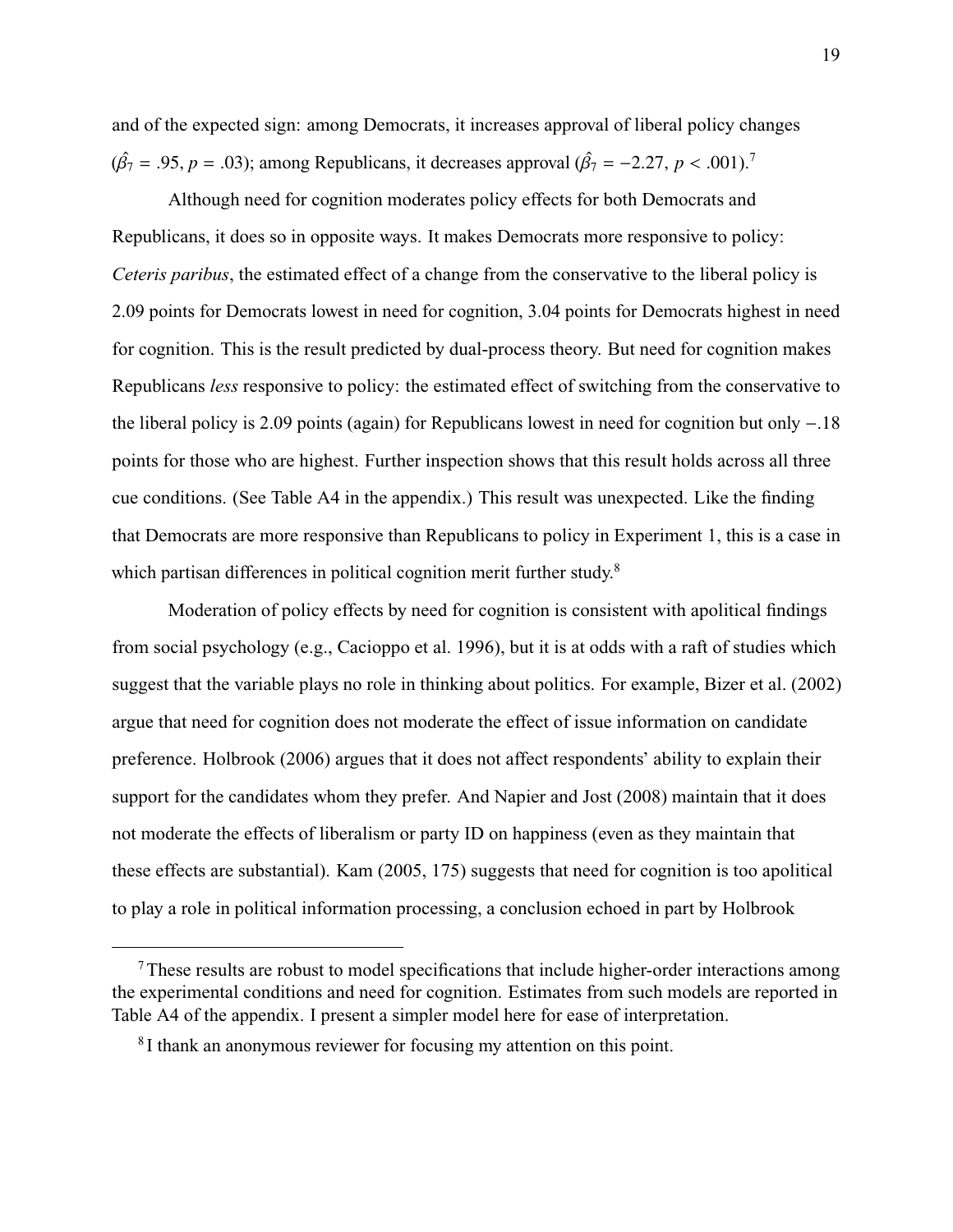and of the expected sign: among Democrats, it increases approval of liberal policy changes ($\hat{\beta}_7 = .95$, $p = .03$); among Republicans, it decreases approval ($\hat{\beta}_7 = -2.27$, $p < .001$).[7]

Although need for cognition moderates policy effects for both Democrats and Republicans, it does so in opposite ways. It makes Democrats more responsive to policy: *Ceteris paribus*, the estimated effect of a change from the conservative to the liberal policy is 2.09 points for Democrats lowest in need for cognition, 3.04 points for Democrats highest in need for cognition. This is the result predicted by dual-process theory. But need for cognition makes Republicans *less* responsive to policy: the estimated effect of switching from the conservative to the liberal policy is 2.09 points (again) for Republicans lowest in need for cognition but only −.18 points for those who are highest. Further inspection shows that this result holds across all three cue conditions. (See Table A4 in the appendix.) This result was unexpected. Like the finding that Democrats are more responsive than Republicans to policy in Experiment 1, this is a case in which partisan differences in political cognition merit further study.[8]

Moderation of policy effects by need for cognition is consistent with apolitical findings from social psychology (e.g., Cacioppo et al. 1996), but it is at odds with a raft of studies which suggest that the variable plays no role in thinking about politics. For example, Bizer et al. (2002) argue that need for cognition does not moderate the effect of issue information on candidate preference. Holbrook (2006) argues that it does not affect respondents' ability to explain their support for the candidates whom they prefer. And Napier and Jost (2008) maintain that it does not moderate the effects of liberalism or party ID on happiness (even as they maintain that these effects are substantial). Kam (2005, 175) suggests that need for cognition is too apolitical to play a role in political information processing, a conclusion echoed in part by Holbrook

[7] These results are robust to model specifications that include higher-order interactions among the experimental conditions and need for cognition. Estimates from such models are reported in Table A4 of the appendix. I present a simpler model here for ease of interpretation.

[8] I thank an anonymous reviewer for focusing my attention on this point.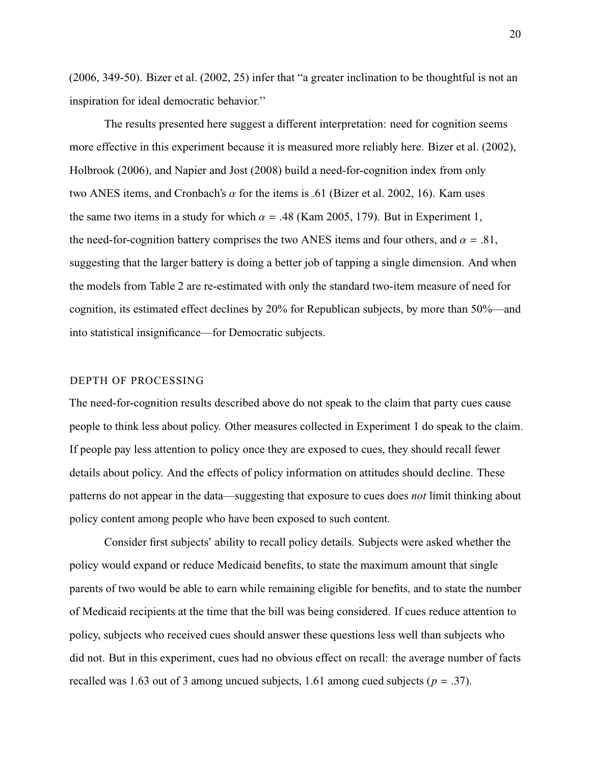(2006, 349-50). Bizer et al. (2002, 25) infer that "a greater inclination to be thoughtful is not an inspiration for ideal democratic behavior."

The results presented here suggest a different interpretation: need for cognition seems more effective in this experiment because it is measured more reliably here. Bizer et al. (2002), Holbrook (2006), and Napier and Jost (2008) build a need-for-cognition index from only two ANES items, and Cronbach's $\alpha$ for the items is .61 (Bizer et al. 2002, 16). Kam uses the same two items in a study for which $\alpha = .48$ (Kam 2005, 179). But in Experiment 1, the need-for-cognition battery comprises the two ANES items and four others, and $\alpha = .81$, suggesting that the larger battery is doing a better job of tapping a single dimension. And when the models from Table 2 are re-estimated with only the standard two-item measure of need for cognition, its estimated effect declines by 20% for Republican subjects, by more than 50%—and into statistical insignificance—for Democratic subjects.

## DEPTH OF PROCESSING

The need-for-cognition results described above do not speak to the claim that party cues cause people to think less about policy. Other measures collected in Experiment 1 do speak to the claim. If people pay less attention to policy once they are exposed to cues, they should recall fewer details about policy. And the effects of policy information on attitudes should decline. These patterns do not appear in the data—suggesting that exposure to cues does *not* limit thinking about policy content among people who have been exposed to such content.

Consider first subjects' ability to recall policy details. Subjects were asked whether the policy would expand or reduce Medicaid benefits, to state the maximum amount that single parents of two would be able to earn while remaining eligible for benefits, and to state the number of Medicaid recipients at the time that the bill was being considered. If cues reduce attention to policy, subjects who received cues should answer these questions less well than subjects who did not. But in this experiment, cues had no obvious effect on recall: the average number of facts recalled was 1.63 out of 3 among uncued subjects, 1.61 among cued subjects ($p = .37$).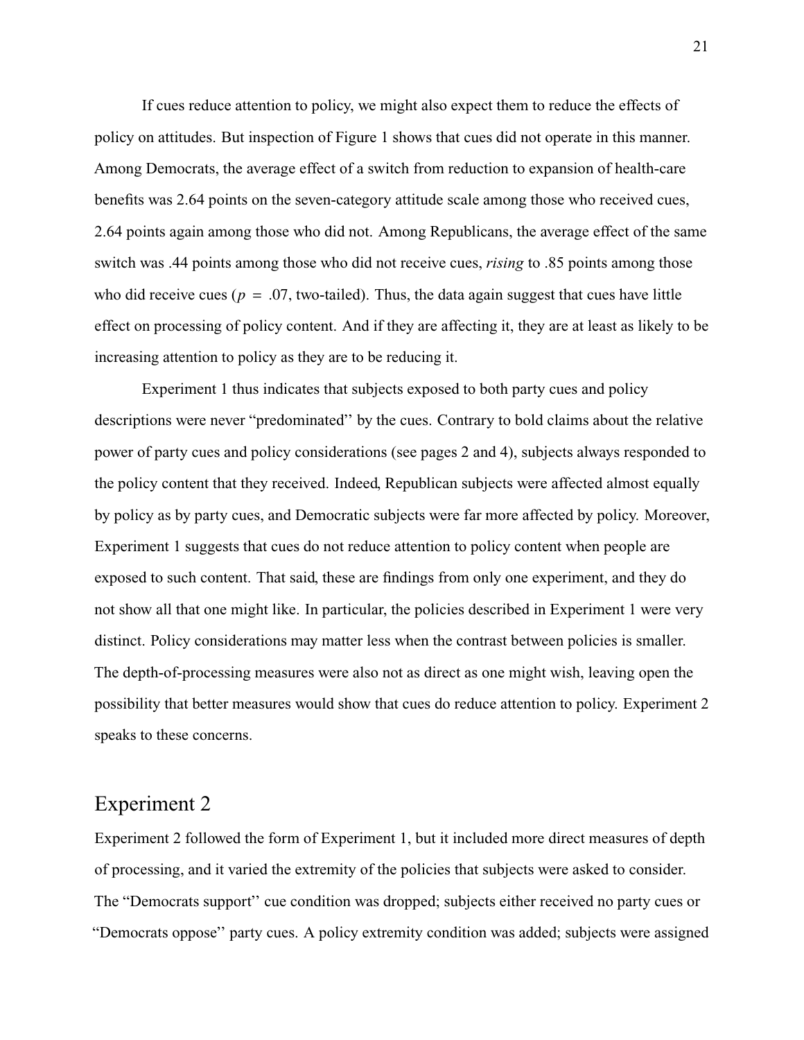If cues reduce attention to policy, we might also expect them to reduce the effects of policy on attitudes. But inspection of Figure 1 shows that cues did not operate in this manner. Among Democrats, the average effect of a switch from reduction to expansion of health-care benefits was 2.64 points on the seven-category attitude scale among those who received cues, 2.64 points again among those who did not. Among Republicans, the average effect of the same switch was .44 points among those who did not receive cues, *rising* to .85 points among those who did receive cues ($p = .07$, two-tailed). Thus, the data again suggest that cues have little effect on processing of policy content. And if they are affecting it, they are at least as likely to be increasing attention to policy as they are to be reducing it.

Experiment 1 thus indicates that subjects exposed to both party cues and policy descriptions were never "predominated'' by the cues. Contrary to bold claims about the relative power of party cues and policy considerations (see pages 2 and 4), subjects always responded to the policy content that they received. Indeed, Republican subjects were affected almost equally by policy as by party cues, and Democratic subjects were far more affected by policy. Moreover, Experiment 1 suggests that cues do not reduce attention to policy content when people are exposed to such content. That said, these are findings from only one experiment, and they do not show all that one might like. In particular, the policies described in Experiment 1 were very distinct. Policy considerations may matter less when the contrast between policies is smaller. The depth-of-processing measures were also not as direct as one might wish, leaving open the possibility that better measures would show that cues do reduce attention to policy. Experiment 2 speaks to these concerns.

## Experiment 2

Experiment 2 followed the form of Experiment 1, but it included more direct measures of depth of processing, and it varied the extremity of the policies that subjects were asked to consider. The "Democrats support'' cue condition was dropped; subjects either received no party cues or "Democrats oppose'' party cues. A policy extremity condition was added; subjects were assigned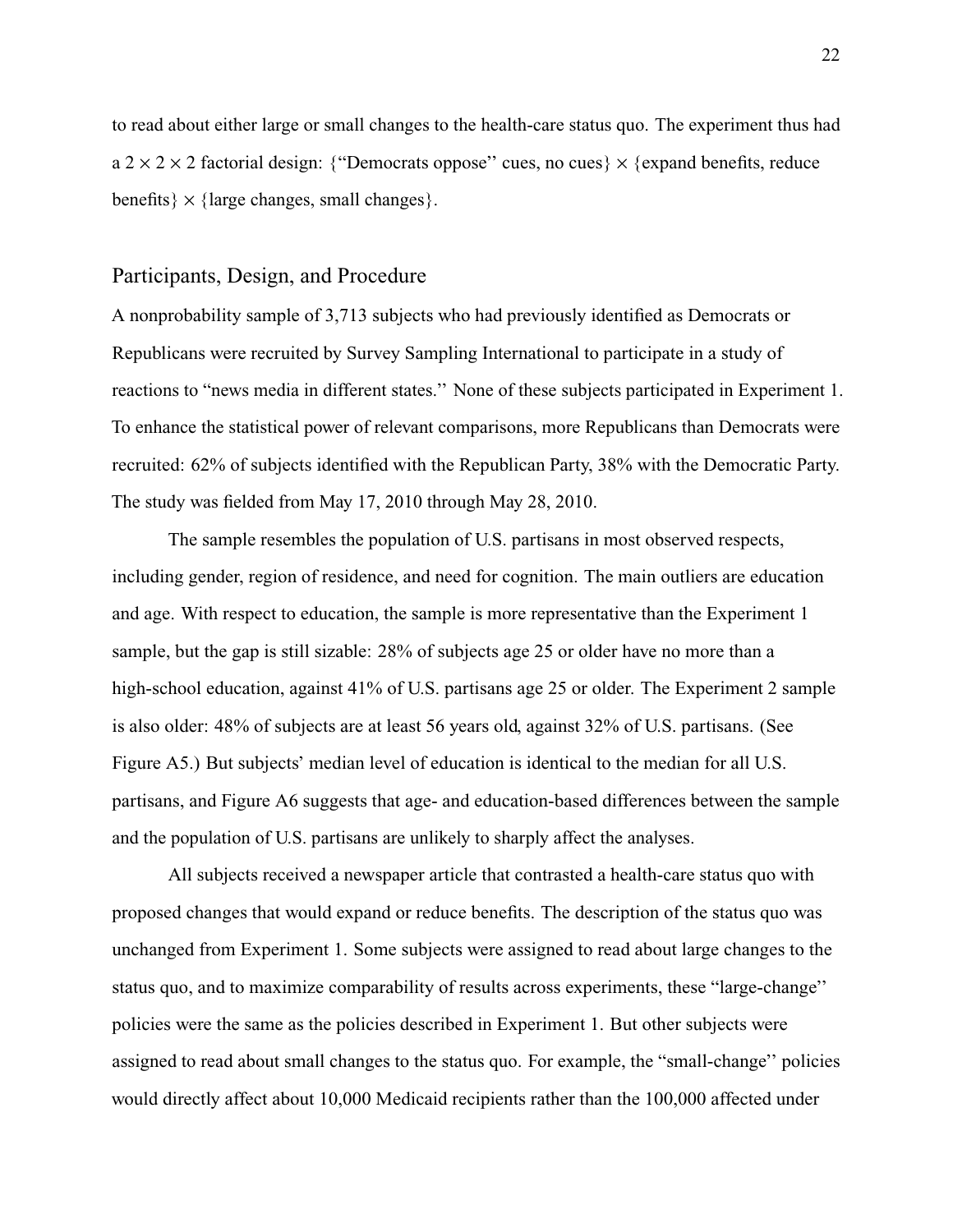to read about either large or small changes to the health-care status quo. The experiment thus had a $2 \times 2 \times 2$ factorial design: {"Democrats oppose" cues, no cues} $\times$ {expand benefits, reduce benefits} $\times$ {large changes, small changes}.

## Participants, Design, and Procedure

A nonprobability sample of 3,713 subjects who had previously identified as Democrats or Republicans were recruited by Survey Sampling International to participate in a study of reactions to "news media in different states." None of these subjects participated in Experiment 1. To enhance the statistical power of relevant comparisons, more Republicans than Democrats were recruited: 62% of subjects identified with the Republican Party, 38% with the Democratic Party. The study was fielded from May 17, 2010 through May 28, 2010.

The sample resembles the population of U.S. partisans in most observed respects, including gender, region of residence, and need for cognition. The main outliers are education and age. With respect to education, the sample is more representative than the Experiment 1 sample, but the gap is still sizable: 28% of subjects age 25 or older have no more than a high-school education, against 41% of U.S. partisans age 25 or older. The Experiment 2 sample is also older: 48% of subjects are at least 56 years old, against 32% of U.S. partisans. (See Figure A5.) But subjects' median level of education is identical to the median for all U.S. partisans, and Figure A6 suggests that age- and education-based differences between the sample and the population of U.S. partisans are unlikely to sharply affect the analyses.

All subjects received a newspaper article that contrasted a health-care status quo with proposed changes that would expand or reduce benefits. The description of the status quo was unchanged from Experiment 1. Some subjects were assigned to read about large changes to the status quo, and to maximize comparability of results across experiments, these "large-change" policies were the same as the policies described in Experiment 1. But other subjects were assigned to read about small changes to the status quo. For example, the "small-change" policies would directly affect about 10,000 Medicaid recipients rather than the 100,000 affected under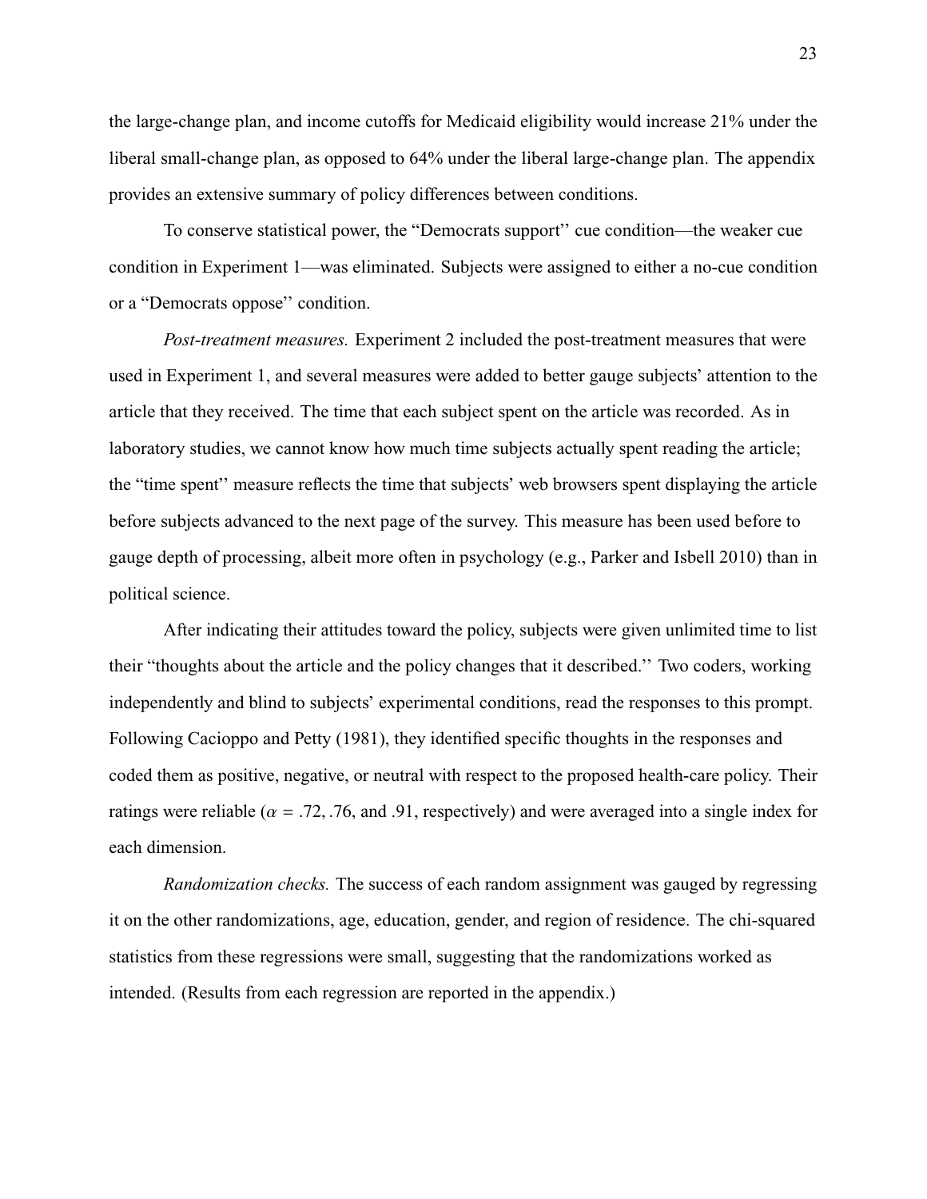the large-change plan, and income cutoffs for Medicaid eligibility would increase 21% under the liberal small-change plan, as opposed to 64% under the liberal large-change plan. The appendix provides an extensive summary of policy differences between conditions.

To conserve statistical power, the "Democrats support" cue condition—the weaker cue condition in Experiment 1—was eliminated. Subjects were assigned to either a no-cue condition or a "Democrats oppose" condition.

*Post-treatment measures.* Experiment 2 included the post-treatment measures that were used in Experiment 1, and several measures were added to better gauge subjects' attention to the article that they received. The time that each subject spent on the article was recorded. As in laboratory studies, we cannot know how much time subjects actually spent reading the article; the "time spent" measure reflects the time that subjects' web browsers spent displaying the article before subjects advanced to the next page of the survey. This measure has been used before to gauge depth of processing, albeit more often in psychology (e.g., Parker and Isbell 2010) than in political science.

After indicating their attitudes toward the policy, subjects were given unlimited time to list their "thoughts about the article and the policy changes that it described." Two coders, working independently and blind to subjects' experimental conditions, read the responses to this prompt. Following Cacioppo and Petty (1981), they identified specific thoughts in the responses and coded them as positive, negative, or neutral with respect to the proposed health-care policy. Their ratings were reliable ($\alpha$ = .72, .76, and .91, respectively) and were averaged into a single index for each dimension.

*Randomization checks.* The success of each random assignment was gauged by regressing it on the other randomizations, age, education, gender, and region of residence. The chi-squared statistics from these regressions were small, suggesting that the randomizations worked as intended. (Results from each regression are reported in the appendix.)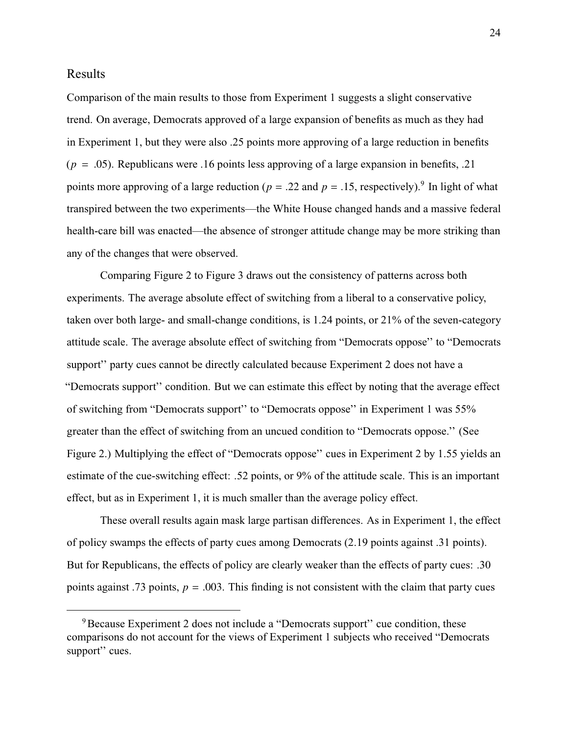## Results

Comparison of the main results to those from Experiment 1 suggests a slight conservative trend. On average, Democrats approved of a large expansion of benefits as much as they had in Experiment 1, but they were also .25 points more approving of a large reduction in benefits ($p = .05$). Republicans were .16 points less approving of a large expansion in benefits, .21 points more approving of a large reduction ($p = .22$ and $p = .15$, respectively).[9] In light of what transpired between the two experiments—the White House changed hands and a massive federal health-care bill was enacted—the absence of stronger attitude change may be more striking than any of the changes that were observed.

Comparing Figure 2 to Figure 3 draws out the consistency of patterns across both experiments. The average absolute effect of switching from a liberal to a conservative policy, taken over both large- and small-change conditions, is 1.24 points, or 21% of the seven-category attitude scale. The average absolute effect of switching from "Democrats oppose" to "Democrats support" party cues cannot be directly calculated because Experiment 2 does not have a "Democrats support" condition. But we can estimate this effect by noting that the average effect of switching from "Democrats support" to "Democrats oppose" in Experiment 1 was 55% greater than the effect of switching from an uncued condition to "Democrats oppose." (See Figure 2.) Multiplying the effect of "Democrats oppose" cues in Experiment 2 by 1.55 yields an estimate of the cue-switching effect: .52 points, or 9% of the attitude scale. This is an important effect, but as in Experiment 1, it is much smaller than the average policy effect.

These overall results again mask large partisan differences. As in Experiment 1, the effect of policy swamps the effects of party cues among Democrats (2.19 points against .31 points). But for Republicans, the effects of policy are clearly weaker than the effects of party cues: .30 points against .73 points, $p = .003$. This finding is not consistent with the claim that party cues

[9] Because Experiment 2 does not include a "Democrats support" cue condition, these comparisons do not account for the views of Experiment 1 subjects who received "Democrats support" cues.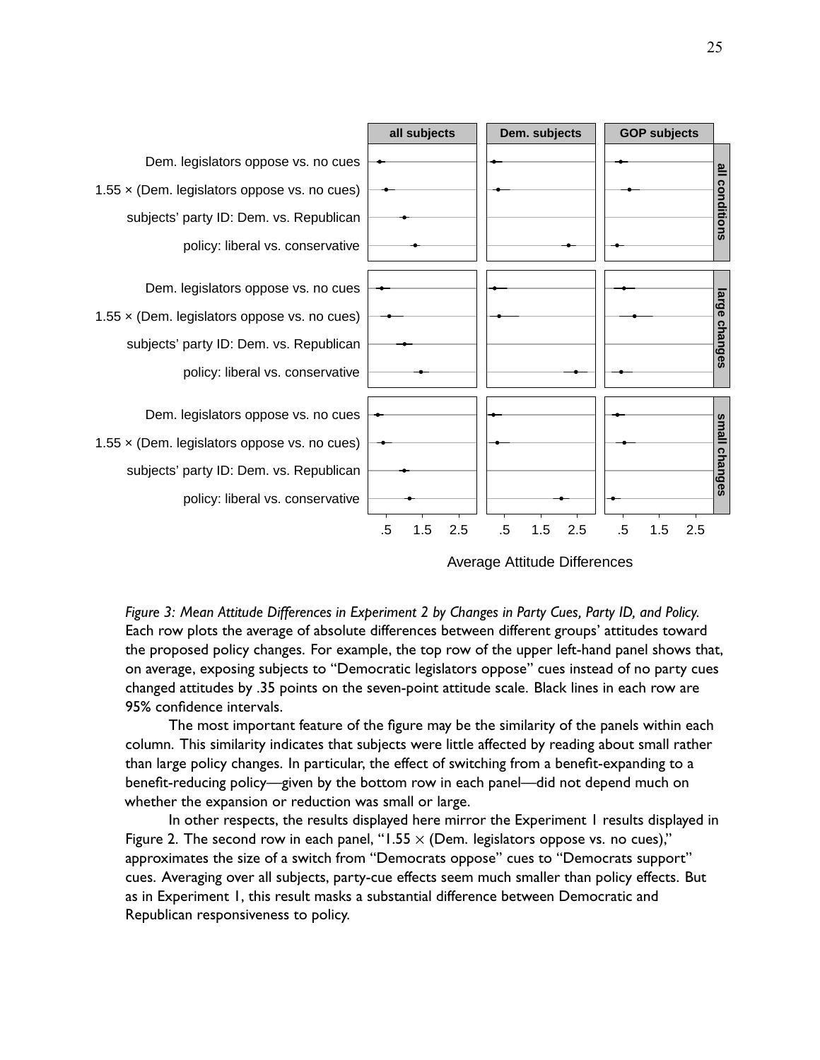*Figure 3: Mean Attitude Differences in Experiment 2 by Changes in Party Cues, Party ID, and Policy.* Each row plots the average of absolute differences between different groups' attitudes toward the proposed policy changes. For example, the top row of the upper left-hand panel shows that, on average, exposing subjects to "Democratic legislators oppose" cues instead of no party cues changed attitudes by .35 points on the seven-point attitude scale. Black lines in each row are 95% confidence intervals.

The most important feature of the figure may be the similarity of the panels within each column. This similarity indicates that subjects were little affected by reading about small rather than large policy changes. In particular, the effect of switching from a benefit-expanding to a benefit-reducing policy—given by the bottom row in each panel—did not depend much on whether the expansion or reduction was small or large.

In other respects, the results displayed here mirror the Experiment 1 results displayed in Figure 2. The second row in each panel, "1.55 × (Dem. legislators oppose vs. no cues)," approximates the size of a switch from "Democrats oppose" cues to "Democrats support" cues. Averaging over all subjects, party-cue effects seem much smaller than policy effects. But as in Experiment 1, this result masks a substantial difference between Democratic and Republican responsiveness to policy.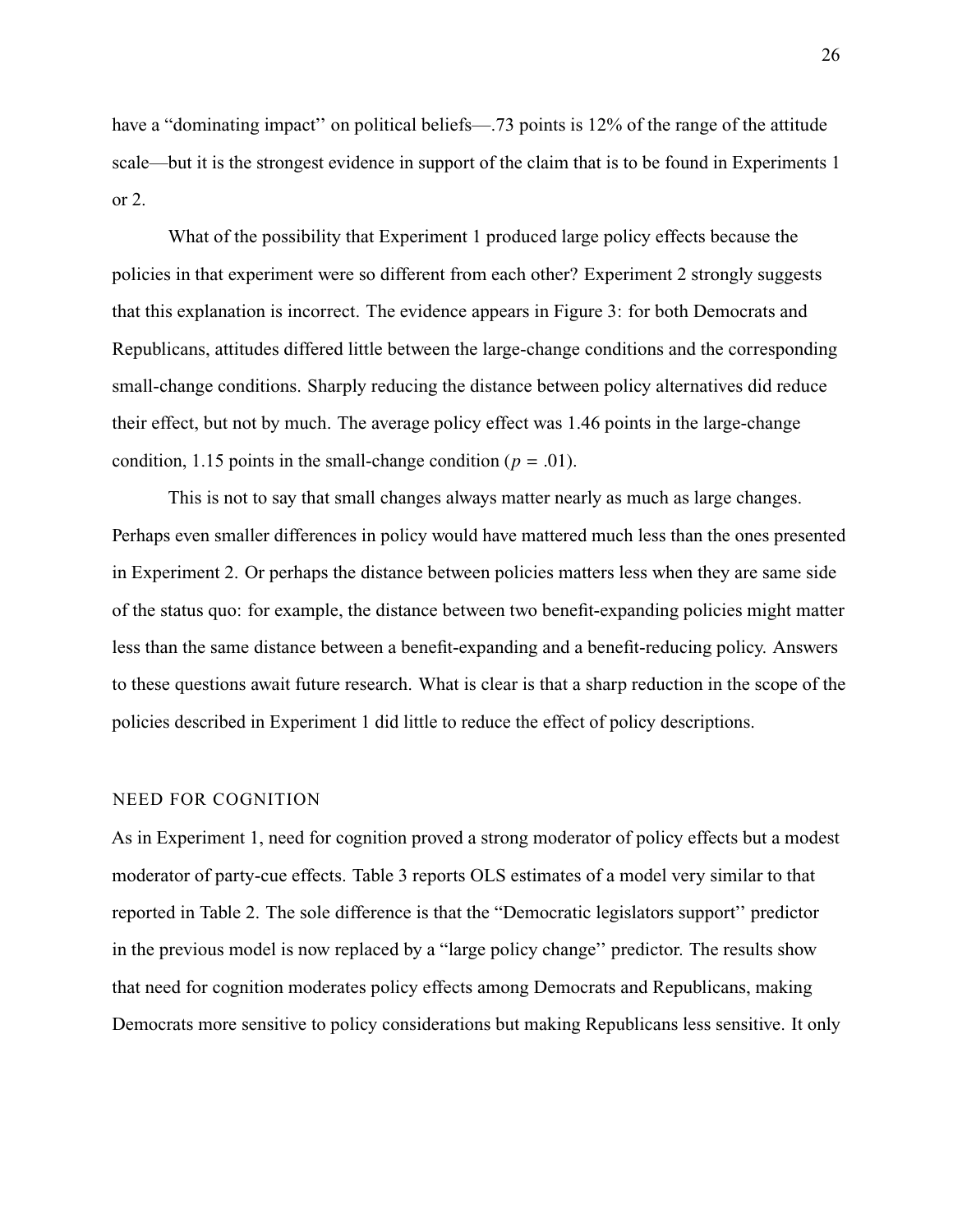have a "dominating impact" on political beliefs—.73 points is 12% of the range of the attitude scale—but it is the strongest evidence in support of the claim that is to be found in Experiments 1 or 2.

What of the possibility that Experiment 1 produced large policy effects because the policies in that experiment were so different from each other? Experiment 2 strongly suggests that this explanation is incorrect. The evidence appears in Figure 3: for both Democrats and Republicans, attitudes differed little between the large-change conditions and the corresponding small-change conditions. Sharply reducing the distance between policy alternatives did reduce their effect, but not by much. The average policy effect was 1.46 points in the large-change condition, 1.15 points in the small-change condition ($p = .01$).

This is not to say that small changes always matter nearly as much as large changes. Perhaps even smaller differences in policy would have mattered much less than the ones presented in Experiment 2. Or perhaps the distance between policies matters less when they are same side of the status quo: for example, the distance between two benefit-expanding policies might matter less than the same distance between a benefit-expanding and a benefit-reducing policy. Answers to these questions await future research. What is clear is that a sharp reduction in the scope of the policies described in Experiment 1 did little to reduce the effect of policy descriptions.

## NEED FOR COGNITION

As in Experiment 1, need for cognition proved a strong moderator of policy effects but a modest moderator of party-cue effects. Table 3 reports OLS estimates of a model very similar to that reported in Table 2. The sole difference is that the "Democratic legislators support" predictor in the previous model is now replaced by a "large policy change" predictor. The results show that need for cognition moderates policy effects among Democrats and Republicans, making Democrats more sensitive to policy considerations but making Republicans less sensitive. It only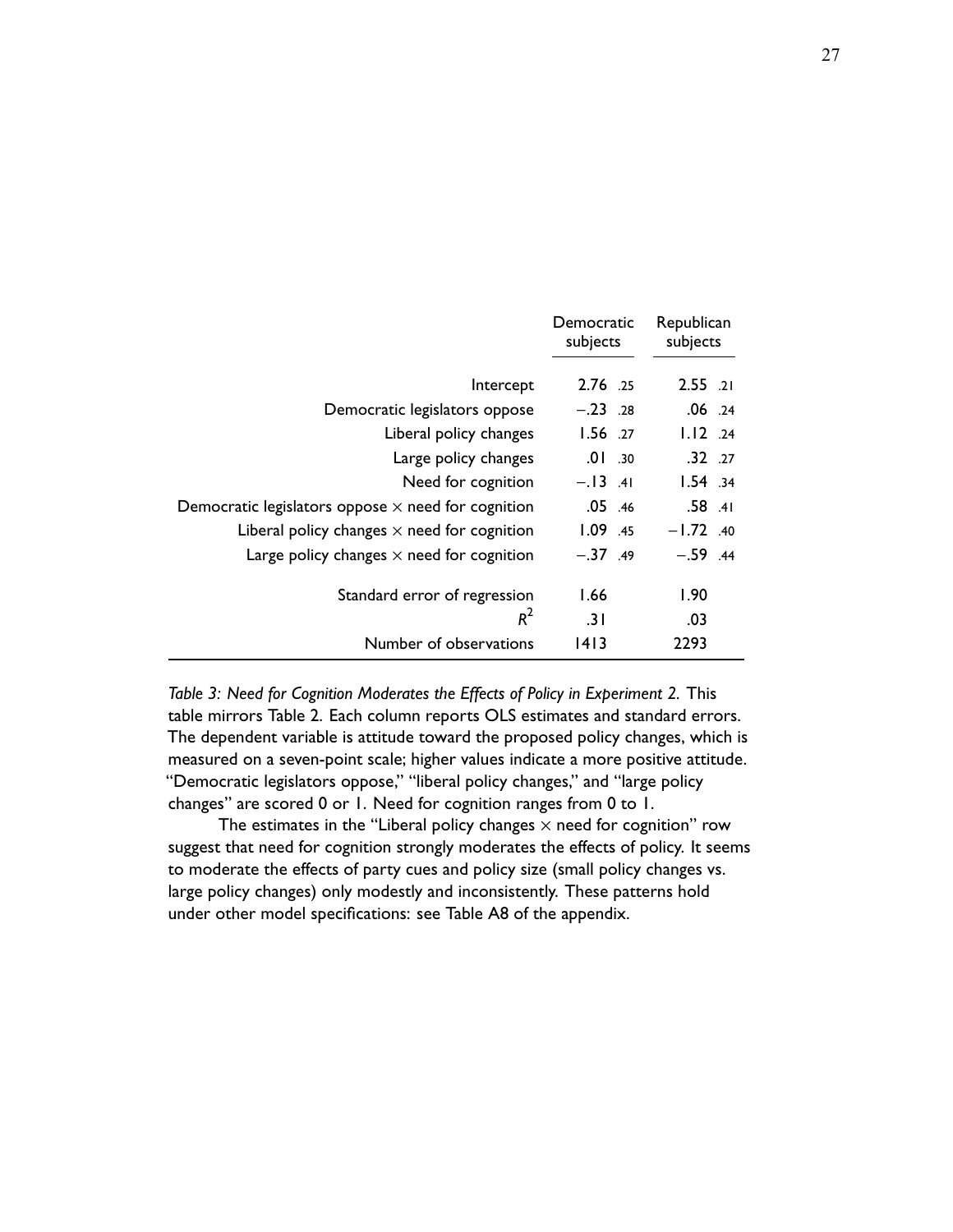| | Democratic subjects | | Republican subjects | |
|---|---|---|---|---|
| Intercept | 2.76 | .25 | 2.55 | .21 |
| Democratic legislators oppose | −.23 | .28 | .06 | .24 |
| Liberal policy changes | 1.56 | .27 | 1.12 | .24 |
| Large policy changes | .01 | .30 | .32 | .27 |
| Need for cognition | −.13 | .41 | 1.54 | .34 |
| Democratic legislators oppose × need for cognition | .05 | .46 | .58 | .41 |
| Liberal policy changes × need for cognition | 1.09 | .45 | −1.72 | .40 |
| Large policy changes × need for cognition | −.37 | .49 | −.59 | .44 |
| Standard error of regression | 1.66 | | 1.90 | |
| $R^2$ | .31 | | .03 | |
| Number of observations | 1413 | | 2293 | |

*Table 3: Need for Cognition Moderates the Effects of Policy in Experiment 2.* This table mirrors Table 2. Each column reports OLS estimates and standard errors. The dependent variable is attitude toward the proposed policy changes, which is measured on a seven-point scale; higher values indicate a more positive attitude. "Democratic legislators oppose," "liberal policy changes," and "large policy changes" are scored 0 or 1. Need for cognition ranges from 0 to 1.

The estimates in the "Liberal policy changes × need for cognition" row suggest that need for cognition strongly moderates the effects of policy. It seems to moderate the effects of party cues and policy size (small policy changes vs. large policy changes) only modestly and inconsistently. These patterns hold under other model specifications: see Table A8 of the appendix.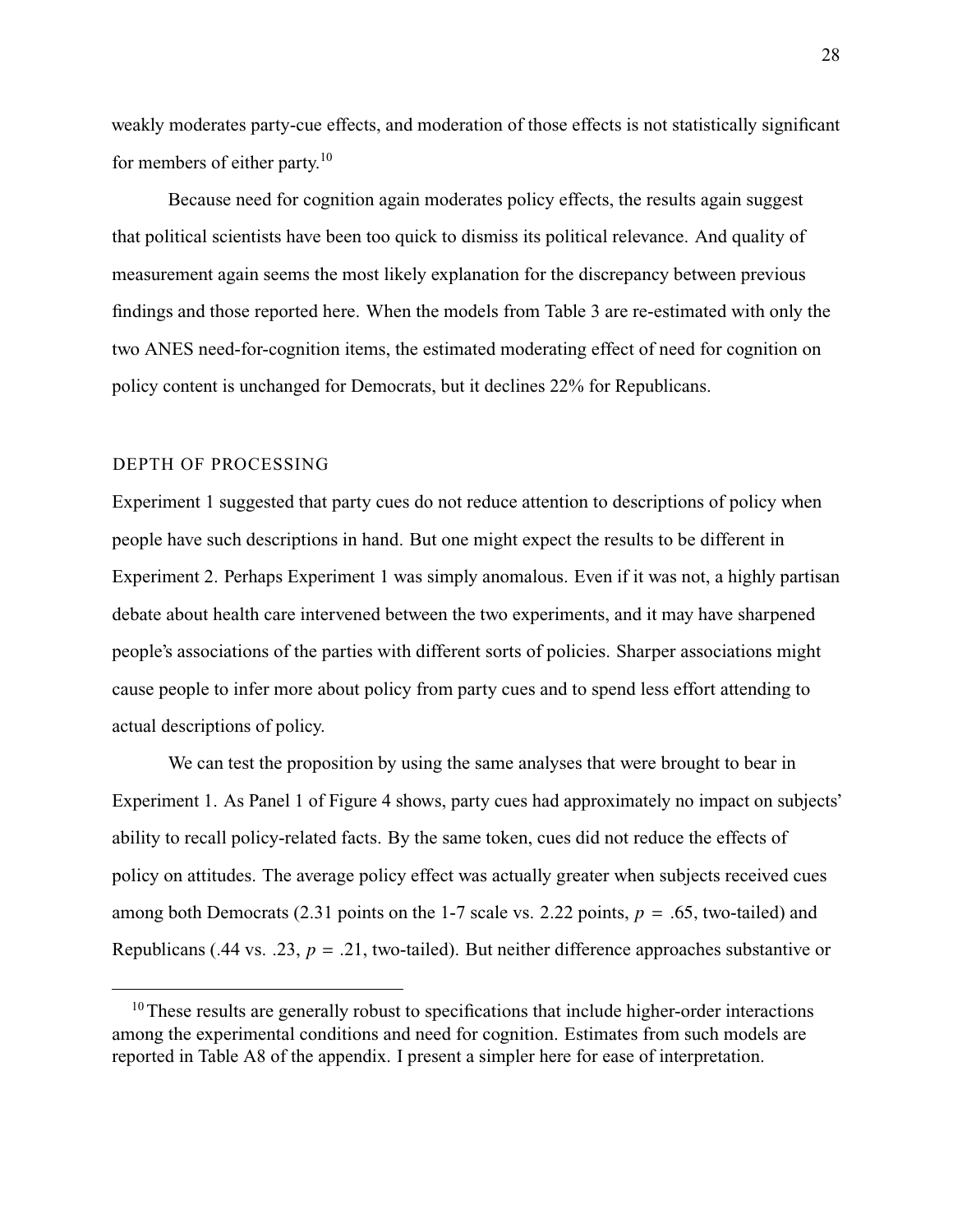weakly moderates party-cue effects, and moderation of those effects is not statistically significant for members of either party.[10]

Because need for cognition again moderates policy effects, the results again suggest that political scientists have been too quick to dismiss its political relevance. And quality of measurement again seems the most likely explanation for the discrepancy between previous findings and those reported here. When the models from Table 3 are re-estimated with only the two ANES need-for-cognition items, the estimated moderating effect of need for cognition on policy content is unchanged for Democrats, but it declines 22% for Republicans.

## DEPTH OF PROCESSING

Experiment 1 suggested that party cues do not reduce attention to descriptions of policy when people have such descriptions in hand. But one might expect the results to be different in Experiment 2. Perhaps Experiment 1 was simply anomalous. Even if it was not, a highly partisan debate about health care intervened between the two experiments, and it may have sharpened people's associations of the parties with different sorts of policies. Sharper associations might cause people to infer more about policy from party cues and to spend less effort attending to actual descriptions of policy.

We can test the proposition by using the same analyses that were brought to bear in Experiment 1. As Panel 1 of Figure 4 shows, party cues had approximately no impact on subjects' ability to recall policy-related facts. By the same token, cues did not reduce the effects of policy on attitudes. The average policy effect was actually greater when subjects received cues among both Democrats (2.31 points on the 1-7 scale vs. 2.22 points, $p = .65$, two-tailed) and Republicans (.44 vs. .23, $p = .21$, two-tailed). But neither difference approaches substantive or

[10] These results are generally robust to specifications that include higher-order interactions among the experimental conditions and need for cognition. Estimates from such models are reported in Table A8 of the appendix. I present a simpler here for ease of interpretation.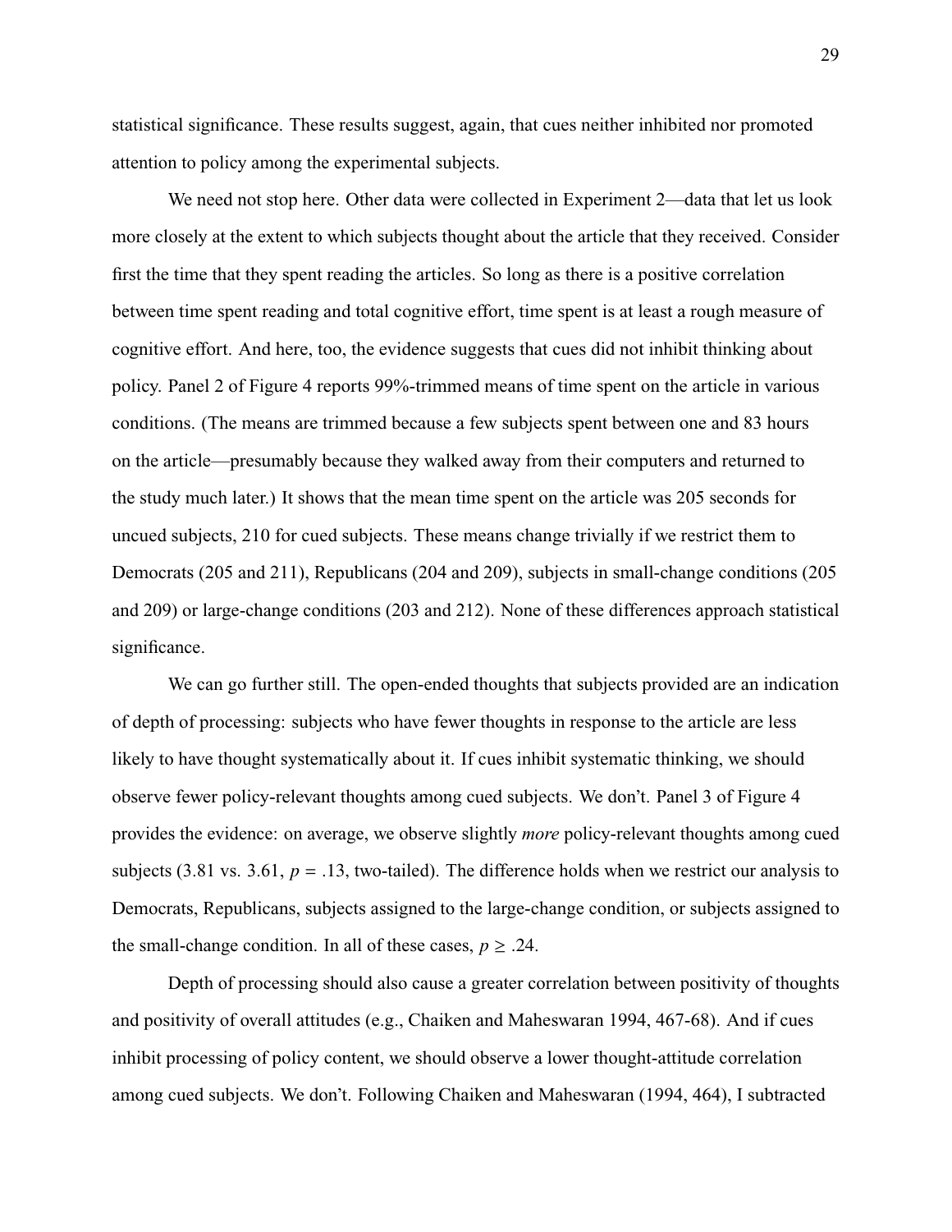statistical significance. These results suggest, again, that cues neither inhibited nor promoted attention to policy among the experimental subjects.

We need not stop here. Other data were collected in Experiment 2—data that let us look more closely at the extent to which subjects thought about the article that they received. Consider first the time that they spent reading the articles. So long as there is a positive correlation between time spent reading and total cognitive effort, time spent is at least a rough measure of cognitive effort. And here, too, the evidence suggests that cues did not inhibit thinking about policy. Panel 2 of Figure 4 reports 99%-trimmed means of time spent on the article in various conditions. (The means are trimmed because a few subjects spent between one and 83 hours on the article—presumably because they walked away from their computers and returned to the study much later.) It shows that the mean time spent on the article was 205 seconds for uncued subjects, 210 for cued subjects. These means change trivially if we restrict them to Democrats (205 and 211), Republicans (204 and 209), subjects in small-change conditions (205 and 209) or large-change conditions (203 and 212). None of these differences approach statistical significance.

We can go further still. The open-ended thoughts that subjects provided are an indication of depth of processing: subjects who have fewer thoughts in response to the article are less likely to have thought systematically about it. If cues inhibit systematic thinking, we should observe fewer policy-relevant thoughts among cued subjects. We don't. Panel 3 of Figure 4 provides the evidence: on average, we observe slightly *more* policy-relevant thoughts among cued subjects (3.81 vs. 3.61, $p = .13$, two-tailed). The difference holds when we restrict our analysis to Democrats, Republicans, subjects assigned to the large-change condition, or subjects assigned to the small-change condition. In all of these cases, $p \geq .24$.

Depth of processing should also cause a greater correlation between positivity of thoughts and positivity of overall attitudes (e.g., Chaiken and Maheswaran 1994, 467-68). And if cues inhibit processing of policy content, we should observe a lower thought-attitude correlation among cued subjects. We don't. Following Chaiken and Maheswaran (1994, 464), I subtracted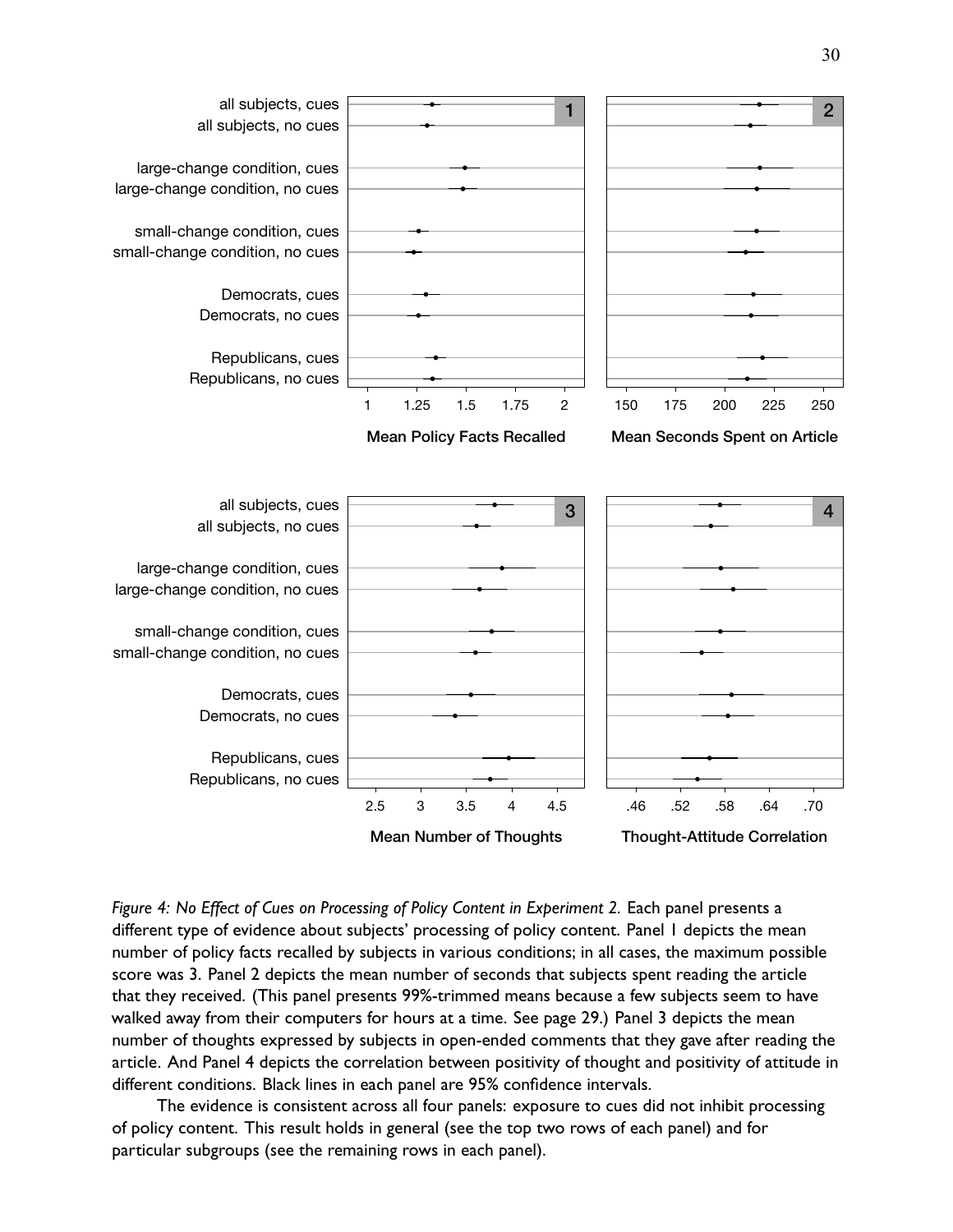*Figure 4: No Effect of Cues on Processing of Policy Content in Experiment 2.* Each panel presents a different type of evidence about subjects' processing of policy content. Panel 1 depicts the mean number of policy facts recalled by subjects in various conditions; in all cases, the maximum possible score was 3. Panel 2 depicts the mean number of seconds that subjects spent reading the article that they received. (This panel presents 99%-trimmed means because a few subjects seem to have walked away from their computers for hours at a time. See page 29.) Panel 3 depicts the mean number of thoughts expressed by subjects in open-ended comments that they gave after reading the article. And Panel 4 depicts the correlation between positivity of thought and positivity of attitude in different conditions. Black lines in each panel are 95% confidence intervals.

The evidence is consistent across all four panels: exposure to cues did not inhibit processing of policy content. This result holds in general (see the top two rows of each panel) and for particular subgroups (see the remaining rows in each panel).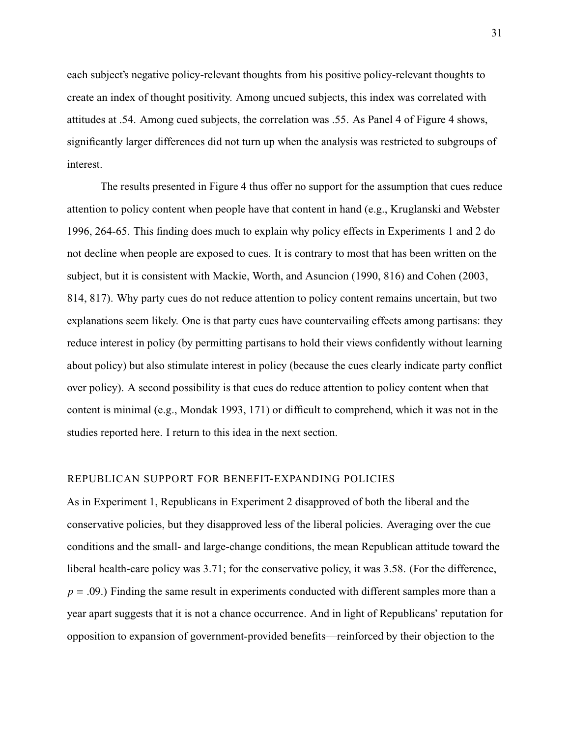each subject's negative policy-relevant thoughts from his positive policy-relevant thoughts to create an index of thought positivity. Among uncued subjects, this index was correlated with attitudes at .54. Among cued subjects, the correlation was .55. As Panel 4 of Figure 4 shows, significantly larger differences did not turn up when the analysis was restricted to subgroups of interest.

The results presented in Figure 4 thus offer no support for the assumption that cues reduce attention to policy content when people have that content in hand (e.g., Kruglanski and Webster 1996, 264-65. This finding does much to explain why policy effects in Experiments 1 and 2 do not decline when people are exposed to cues. It is contrary to most that has been written on the subject, but it is consistent with Mackie, Worth, and Asuncion (1990, 816) and Cohen (2003, 814, 817). Why party cues do not reduce attention to policy content remains uncertain, but two explanations seem likely. One is that party cues have countervailing effects among partisans: they reduce interest in policy (by permitting partisans to hold their views confidently without learning about policy) but also stimulate interest in policy (because the cues clearly indicate party conflict over policy). A second possibility is that cues do reduce attention to policy content when that content is minimal (e.g., Mondak 1993, 171) or difficult to comprehend, which it was not in the studies reported here. I return to this idea in the next section.

## REPUBLICAN SUPPORT FOR BENEFIT-EXPANDING POLICIES

As in Experiment 1, Republicans in Experiment 2 disapproved of both the liberal and the conservative policies, but they disapproved less of the liberal policies. Averaging over the cue conditions and the small- and large-change conditions, the mean Republican attitude toward the liberal health-care policy was 3.71; for the conservative policy, it was 3.58. (For the difference, $p = .09$.) Finding the same result in experiments conducted with different samples more than a year apart suggests that it is not a chance occurrence. And in light of Republicans' reputation for opposition to expansion of government-provided benefits—reinforced by their objection to the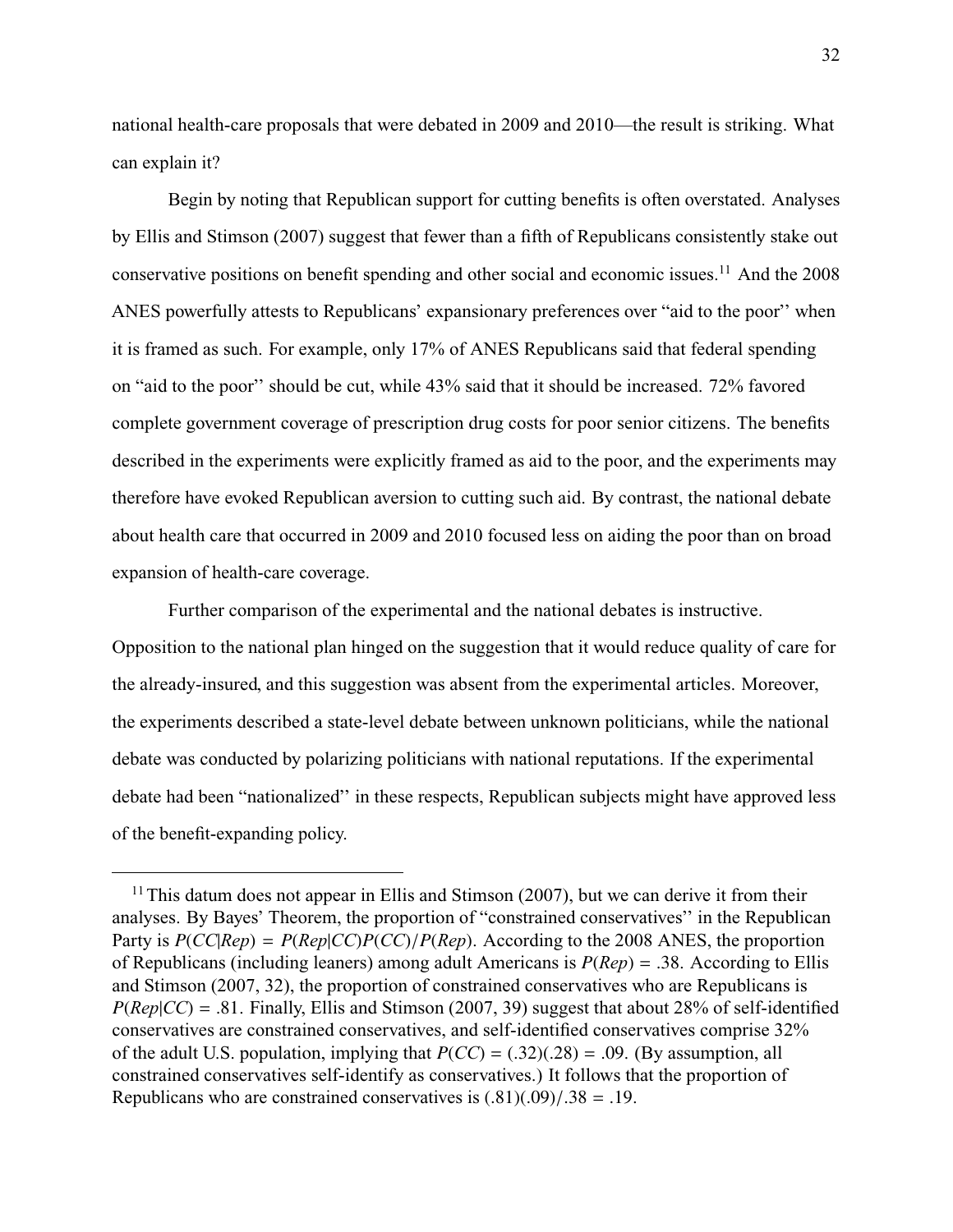national health-care proposals that were debated in 2009 and 2010—the result is striking. What can explain it?

Begin by noting that Republican support for cutting benefits is often overstated. Analyses by Ellis and Stimson (2007) suggest that fewer than a fifth of Republicans consistently stake out conservative positions on benefit spending and other social and economic issues.[11] And the 2008 ANES powerfully attests to Republicans' expansionary preferences over "aid to the poor'' when it is framed as such. For example, only 17% of ANES Republicans said that federal spending on "aid to the poor'' should be cut, while 43% said that it should be increased. 72% favored complete government coverage of prescription drug costs for poor senior citizens. The benefits described in the experiments were explicitly framed as aid to the poor, and the experiments may therefore have evoked Republican aversion to cutting such aid. By contrast, the national debate about health care that occurred in 2009 and 2010 focused less on aiding the poor than on broad expansion of health-care coverage.

Further comparison of the experimental and the national debates is instructive. Opposition to the national plan hinged on the suggestion that it would reduce quality of care for the already-insured, and this suggestion was absent from the experimental articles. Moreover, the experiments described a state-level debate between unknown politicians, while the national debate was conducted by polarizing politicians with national reputations. If the experimental debate had been "nationalized'' in these respects, Republican subjects might have approved less of the benefit-expanding policy.

---

[11] This datum does not appear in Ellis and Stimson (2007), but we can derive it from their analyses. By Bayes' Theorem, the proportion of "constrained conservatives'' in the Republican Party is $P(CC|Rep) = P(Rep|CC)P(CC)/P(Rep)$. According to the 2008 ANES, the proportion of Republicans (including leaners) among adult Americans is $P(Rep) = .38$. According to Ellis and Stimson (2007, 32), the proportion of constrained conservatives who are Republicans is $P(Rep|CC) = .81$. Finally, Ellis and Stimson (2007, 39) suggest that about 28% of self-identified conservatives are constrained conservatives, and self-identified conservatives comprise 32% of the adult U.S. population, implying that $P(CC) = (.32)(.28) = .09$. (By assumption, all constrained conservatives self-identify as conservatives.) It follows that the proportion of Republicans who are constrained conservatives is $(.81)(.09)/.38 = .19$.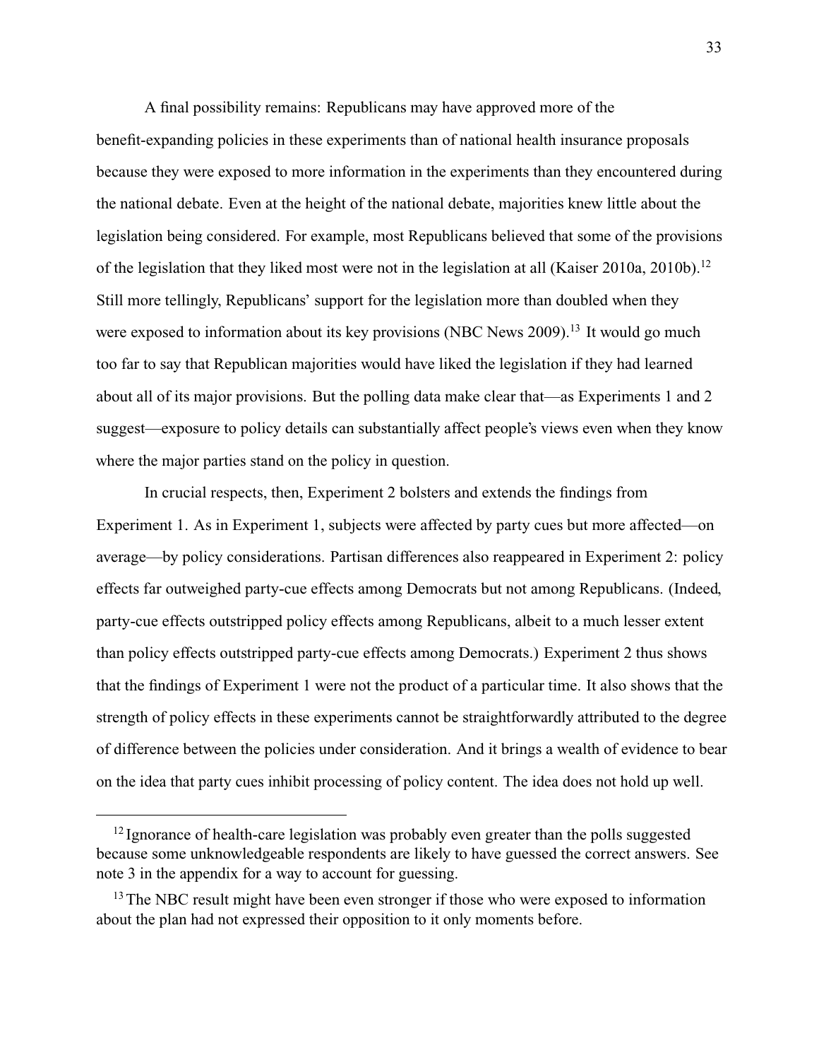A final possibility remains: Republicans may have approved more of the benefit-expanding policies in these experiments than of national health insurance proposals because they were exposed to more information in the experiments than they encountered during the national debate. Even at the height of the national debate, majorities knew little about the legislation being considered. For example, most Republicans believed that some of the provisions of the legislation that they liked most were not in the legislation at all (Kaiser 2010a, 2010b).[12] Still more tellingly, Republicans' support for the legislation more than doubled when they were exposed to information about its key provisions (NBC News 2009).[13] It would go much too far to say that Republican majorities would have liked the legislation if they had learned about all of its major provisions. But the polling data make clear that—as Experiments 1 and 2 suggest—exposure to policy details can substantially affect people's views even when they know where the major parties stand on the policy in question.

In crucial respects, then, Experiment 2 bolsters and extends the findings from Experiment 1. As in Experiment 1, subjects were affected by party cues but more affected—on average—by policy considerations. Partisan differences also reappeared in Experiment 2: policy effects far outweighed party-cue effects among Democrats but not among Republicans. (Indeed, party-cue effects outstripped policy effects among Republicans, albeit to a much lesser extent than policy effects outstripped party-cue effects among Democrats.) Experiment 2 thus shows that the findings of Experiment 1 were not the product of a particular time. It also shows that the strength of policy effects in these experiments cannot be straightforwardly attributed to the degree of difference between the policies under consideration. And it brings a wealth of evidence to bear on the idea that party cues inhibit processing of policy content. The idea does not hold up well.

---

[12] Ignorance of health-care legislation was probably even greater than the polls suggested because some unknowledgeable respondents are likely to have guessed the correct answers. See note 3 in the appendix for a way to account for guessing.

[13] The NBC result might have been even stronger if those who were exposed to information about the plan had not expressed their opposition to it only moments before.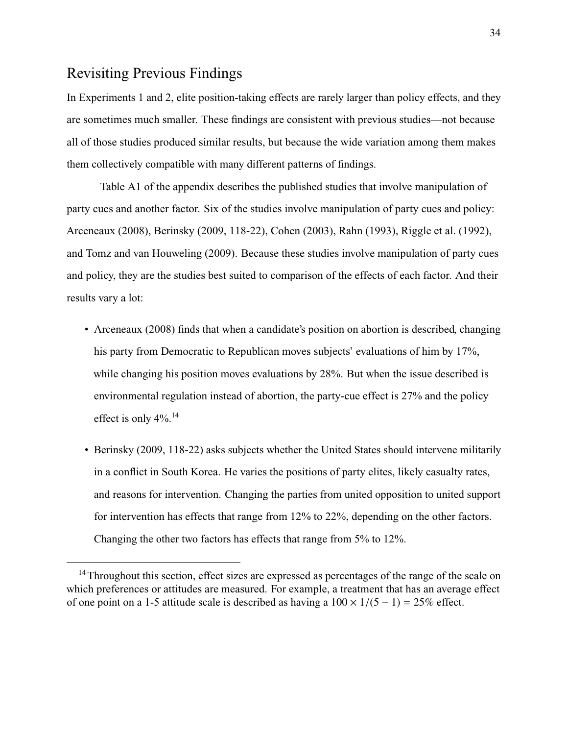## Revisiting Previous Findings

In Experiments 1 and 2, elite position-taking effects are rarely larger than policy effects, and they are sometimes much smaller. These findings are consistent with previous studies—not because all of those studies produced similar results, but because the wide variation among them makes them collectively compatible with many different patterns of findings.

Table A1 of the appendix describes the published studies that involve manipulation of party cues and another factor. Six of the studies involve manipulation of party cues and policy: Arceneaux (2008), Berinsky (2009, 118-22), Cohen (2003), Rahn (1993), Riggle et al. (1992), and Tomz and van Houweling (2009). Because these studies involve manipulation of party cues and policy, they are the studies best suited to comparison of the effects of each factor. And their results vary a lot:

- Arceneaux (2008) finds that when a candidate's position on abortion is described, changing his party from Democratic to Republican moves subjects' evaluations of him by 17%, while changing his position moves evaluations by 28%. But when the issue described is environmental regulation instead of abortion, the party-cue effect is 27% and the policy effect is only 4%.[14]
- Berinsky (2009, 118-22) asks subjects whether the United States should intervene militarily in a conflict in South Korea. He varies the positions of party elites, likely casualty rates, and reasons for intervention. Changing the parties from united opposition to united support for intervention has effects that range from 12% to 22%, depending on the other factors. Changing the other two factors has effects that range from 5% to 12%.

[14] Throughout this section, effect sizes are expressed as percentages of the range of the scale on which preferences or attitudes are measured. For example, a treatment that has an average effect of one point on a 1-5 attitude scale is described as having a $100 \times 1/(5 - 1) = 25\%$ effect.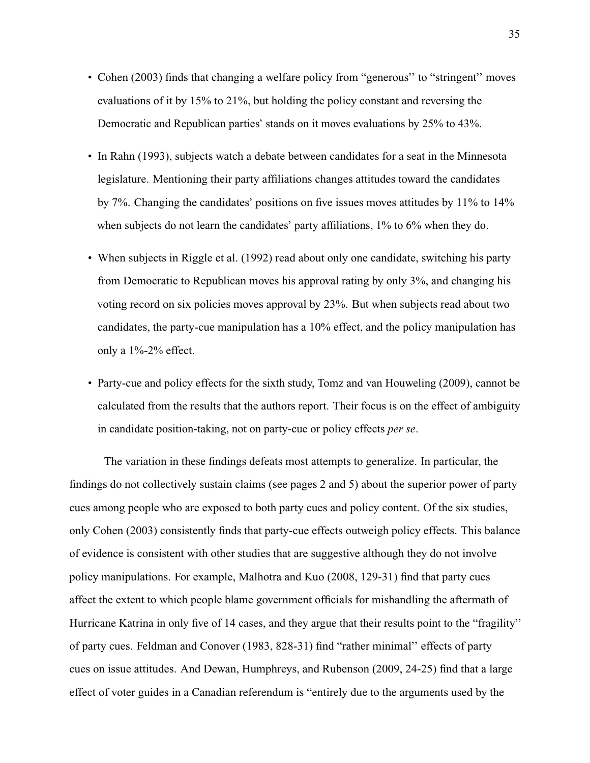- Cohen (2003) finds that changing a welfare policy from "generous'' to "stringent'' moves evaluations of it by 15% to 21%, but holding the policy constant and reversing the Democratic and Republican parties' stands on it moves evaluations by 25% to 43%.

- In Rahn (1993), subjects watch a debate between candidates for a seat in the Minnesota legislature. Mentioning their party affiliations changes attitudes toward the candidates by 7%. Changing the candidates' positions on five issues moves attitudes by 11% to 14% when subjects do not learn the candidates' party affiliations, 1% to 6% when they do.

- When subjects in Riggle et al. (1992) read about only one candidate, switching his party from Democratic to Republican moves his approval rating by only 3%, and changing his voting record on six policies moves approval by 23%. But when subjects read about two candidates, the party-cue manipulation has a 10% effect, and the policy manipulation has only a 1%-2% effect.

- Party-cue and policy effects for the sixth study, Tomz and van Houweling (2009), cannot be calculated from the results that the authors report. Their focus is on the effect of ambiguity in candidate position-taking, not on party-cue or policy effects *per se*.

The variation in these findings defeats most attempts to generalize. In particular, the findings do not collectively sustain claims (see pages 2 and 5) about the superior power of party cues among people who are exposed to both party cues and policy content. Of the six studies, only Cohen (2003) consistently finds that party-cue effects outweigh policy effects. This balance of evidence is consistent with other studies that are suggestive although they do not involve policy manipulations. For example, Malhotra and Kuo (2008, 129-31) find that party cues affect the extent to which people blame government officials for mishandling the aftermath of Hurricane Katrina in only five of 14 cases, and they argue that their results point to the "fragility'' of party cues. Feldman and Conover (1983, 828-31) find "rather minimal'' effects of party cues on issue attitudes. And Dewan, Humphreys, and Rubenson (2009, 24-25) find that a large effect of voter guides in a Canadian referendum is "entirely due to the arguments used by the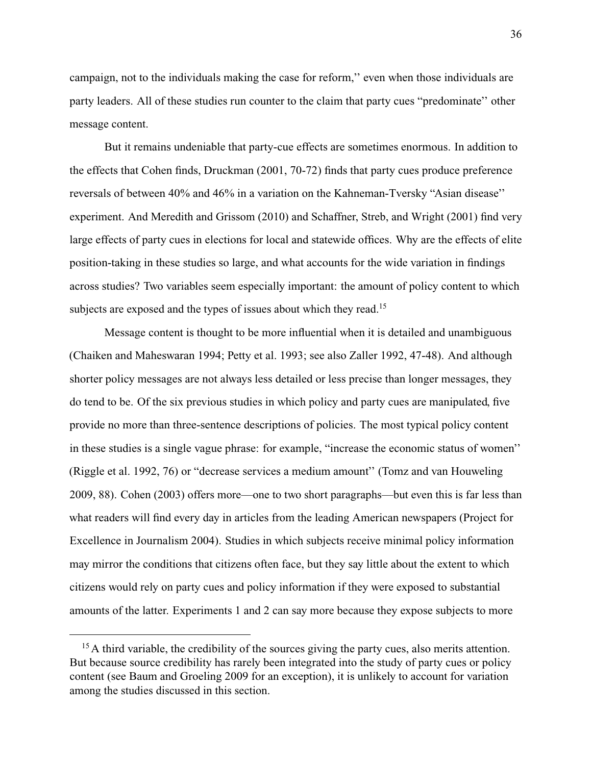campaign, not to the individuals making the case for reform,'' even when those individuals are party leaders. All of these studies run counter to the claim that party cues "predominate'' other message content.

But it remains undeniable that party-cue effects are sometimes enormous. In addition to the effects that Cohen finds, Druckman (2001, 70-72) finds that party cues produce preference reversals of between 40% and 46% in a variation on the Kahneman-Tversky "Asian disease'' experiment. And Meredith and Grissom (2010) and Schaffner, Streb, and Wright (2001) find very large effects of party cues in elections for local and statewide offices. Why are the effects of elite position-taking in these studies so large, and what accounts for the wide variation in findings across studies? Two variables seem especially important: the amount of policy content to which subjects are exposed and the types of issues about which they read.[15]

Message content is thought to be more influential when it is detailed and unambiguous (Chaiken and Maheswaran 1994; Petty et al. 1993; see also Zaller 1992, 47-48). And although shorter policy messages are not always less detailed or less precise than longer messages, they do tend to be. Of the six previous studies in which policy and party cues are manipulated, five provide no more than three-sentence descriptions of policies. The most typical policy content in these studies is a single vague phrase: for example, "increase the economic status of women'' (Riggle et al. 1992, 76) or "decrease services a medium amount'' (Tomz and van Houweling 2009, 88). Cohen (2003) offers more—one to two short paragraphs—but even this is far less than what readers will find every day in articles from the leading American newspapers (Project for Excellence in Journalism 2004). Studies in which subjects receive minimal policy information may mirror the conditions that citizens often face, but they say little about the extent to which citizens would rely on party cues and policy information if they were exposed to substantial amounts of the latter. Experiments 1 and 2 can say more because they expose subjects to more

[15] A third variable, the credibility of the sources giving the party cues, also merits attention. But because source credibility has rarely been integrated into the study of party cues or policy content (see Baum and Groeling 2009 for an exception), it is unlikely to account for variation among the studies discussed in this section.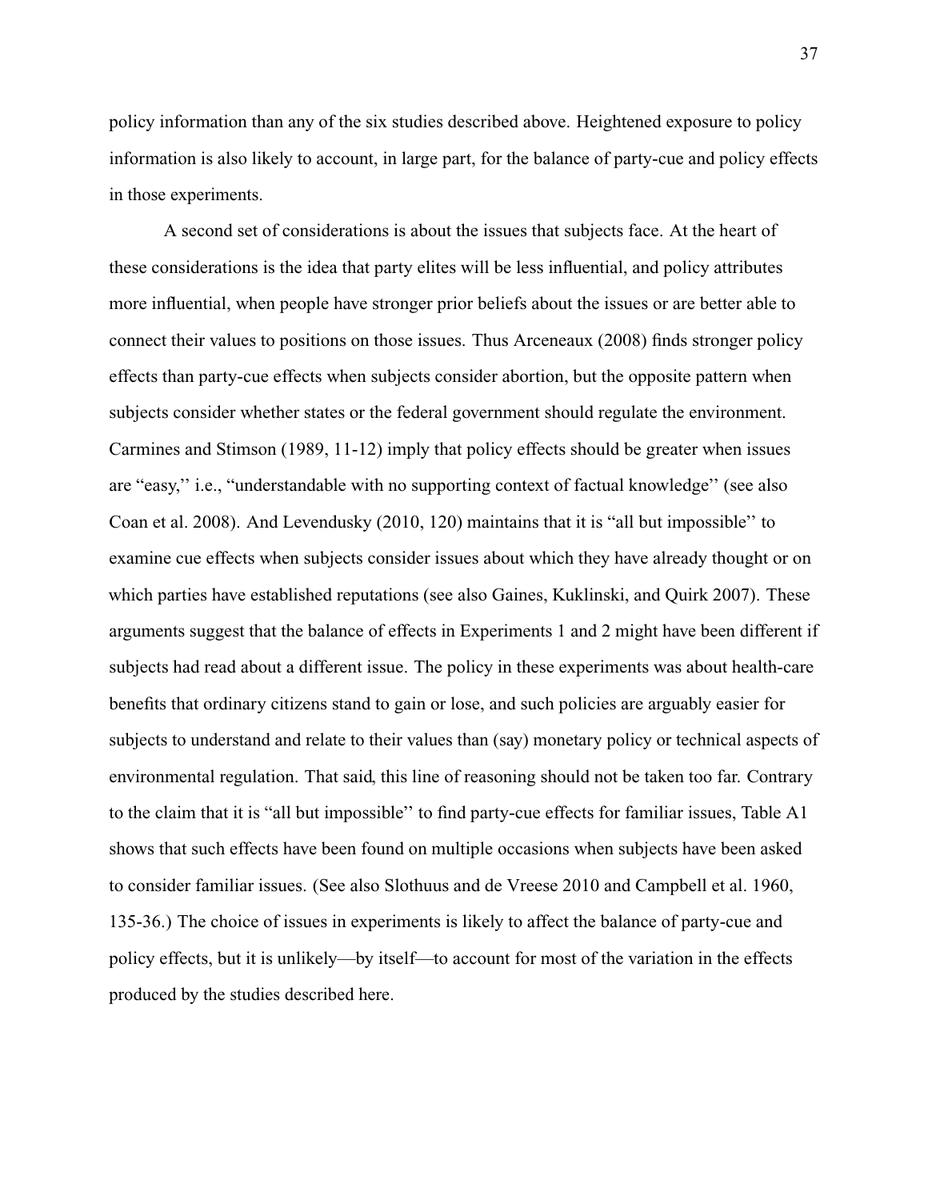policy information than any of the six studies described above. Heightened exposure to policy information is also likely to account, in large part, for the balance of party-cue and policy effects in those experiments.

A second set of considerations is about the issues that subjects face. At the heart of these considerations is the idea that party elites will be less influential, and policy attributes more influential, when people have stronger prior beliefs about the issues or are better able to connect their values to positions on those issues. Thus Arceneaux (2008) finds stronger policy effects than party-cue effects when subjects consider abortion, but the opposite pattern when subjects consider whether states or the federal government should regulate the environment. Carmines and Stimson (1989, 11-12) imply that policy effects should be greater when issues are "easy,'' i.e., "understandable with no supporting context of factual knowledge'' (see also Coan et al. 2008). And Levendusky (2010, 120) maintains that it is "all but impossible'' to examine cue effects when subjects consider issues about which they have already thought or on which parties have established reputations (see also Gaines, Kuklinski, and Quirk 2007). These arguments suggest that the balance of effects in Experiments 1 and 2 might have been different if subjects had read about a different issue. The policy in these experiments was about health-care benefits that ordinary citizens stand to gain or lose, and such policies are arguably easier for subjects to understand and relate to their values than (say) monetary policy or technical aspects of environmental regulation. That said, this line of reasoning should not be taken too far. Contrary to the claim that it is "all but impossible'' to find party-cue effects for familiar issues, Table A1 shows that such effects have been found on multiple occasions when subjects have been asked to consider familiar issues. (See also Slothuus and de Vreese 2010 and Campbell et al. 1960, 135-36.) The choice of issues in experiments is likely to affect the balance of party-cue and policy effects, but it is unlikely—by itself—to account for most of the variation in the effects produced by the studies described here.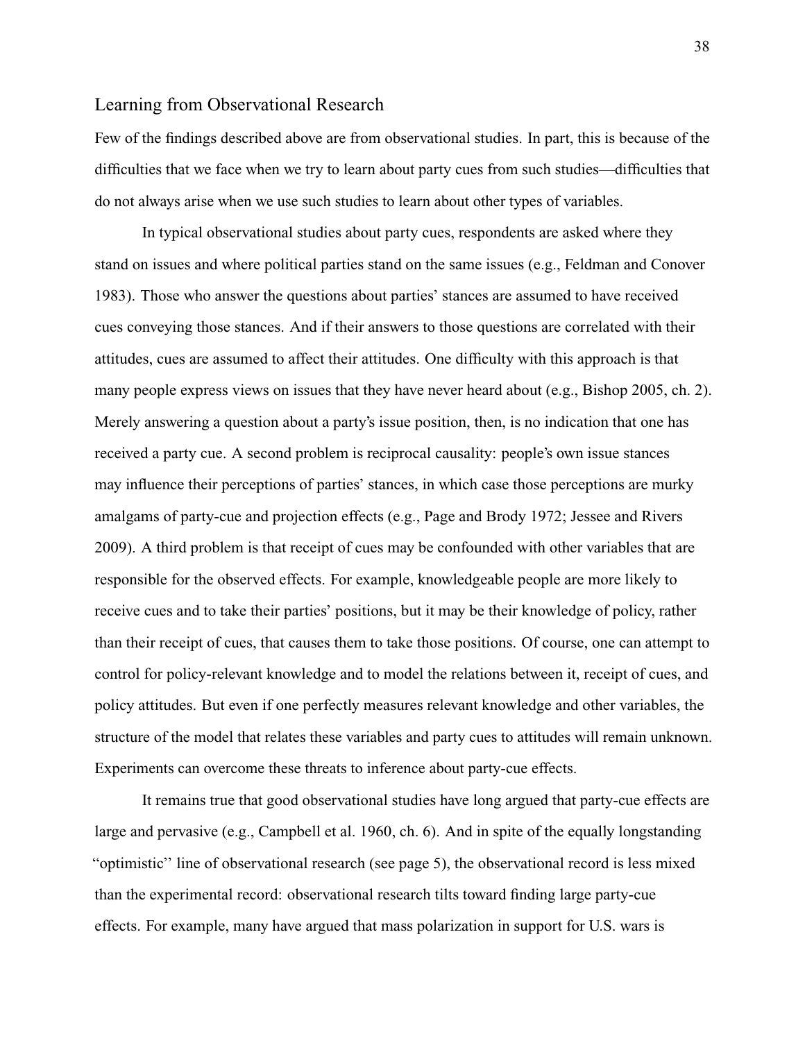## Learning from Observational Research

Few of the findings described above are from observational studies. In part, this is because of the difficulties that we face when we try to learn about party cues from such studies—difficulties that do not always arise when we use such studies to learn about other types of variables.

In typical observational studies about party cues, respondents are asked where they stand on issues and where political parties stand on the same issues (e.g., Feldman and Conover 1983). Those who answer the questions about parties' stances are assumed to have received cues conveying those stances. And if their answers to those questions are correlated with their attitudes, cues are assumed to affect their attitudes. One difficulty with this approach is that many people express views on issues that they have never heard about (e.g., Bishop 2005, ch. 2). Merely answering a question about a party's issue position, then, is no indication that one has received a party cue. A second problem is reciprocal causality: people's own issue stances may influence their perceptions of parties' stances, in which case those perceptions are murky amalgams of party-cue and projection effects (e.g., Page and Brody 1972; Jessee and Rivers 2009). A third problem is that receipt of cues may be confounded with other variables that are responsible for the observed effects. For example, knowledgeable people are more likely to receive cues and to take their parties' positions, but it may be their knowledge of policy, rather than their receipt of cues, that causes them to take those positions. Of course, one can attempt to control for policy-relevant knowledge and to model the relations between it, receipt of cues, and policy attitudes. But even if one perfectly measures relevant knowledge and other variables, the structure of the model that relates these variables and party cues to attitudes will remain unknown. Experiments can overcome these threats to inference about party-cue effects.

It remains true that good observational studies have long argued that party-cue effects are large and pervasive (e.g., Campbell et al. 1960, ch. 6). And in spite of the equally longstanding "optimistic" line of observational research (see page 5), the observational record is less mixed than the experimental record: observational research tilts toward finding large party-cue effects. For example, many have argued that mass polarization in support for U.S. wars is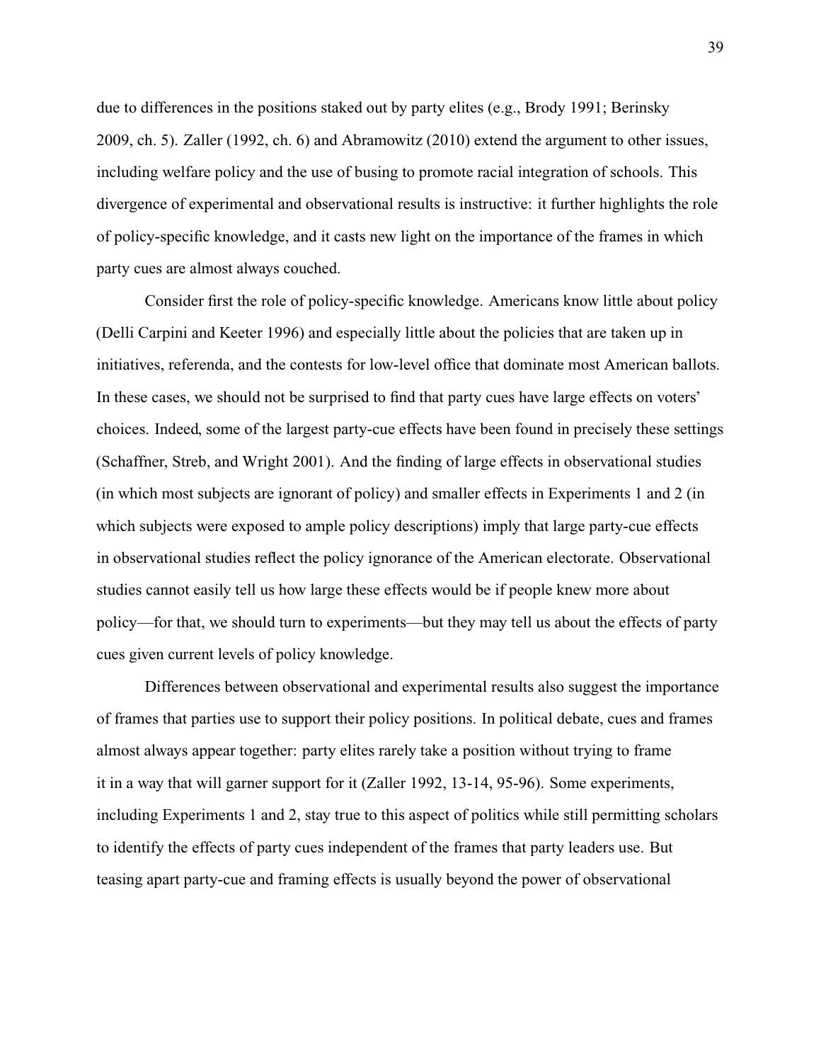due to differences in the positions staked out by party elites (e.g., Brody 1991; Berinsky 2009, ch. 5). Zaller (1992, ch. 6) and Abramowitz (2010) extend the argument to other issues, including welfare policy and the use of busing to promote racial integration of schools. This divergence of experimental and observational results is instructive: it further highlights the role of policy-specific knowledge, and it casts new light on the importance of the frames in which party cues are almost always couched.

Consider first the role of policy-specific knowledge. Americans know little about policy (Delli Carpini and Keeter 1996) and especially little about the policies that are taken up in initiatives, referenda, and the contests for low-level office that dominate most American ballots. In these cases, we should not be surprised to find that party cues have large effects on voters' choices. Indeed, some of the largest party-cue effects have been found in precisely these settings (Schaffner, Streb, and Wright 2001). And the finding of large effects in observational studies (in which most subjects are ignorant of policy) and smaller effects in Experiments 1 and 2 (in which subjects were exposed to ample policy descriptions) imply that large party-cue effects in observational studies reflect the policy ignorance of the American electorate. Observational studies cannot easily tell us how large these effects would be if people knew more about policy—for that, we should turn to experiments—but they may tell us about the effects of party cues given current levels of policy knowledge.

Differences between observational and experimental results also suggest the importance of frames that parties use to support their policy positions. In political debate, cues and frames almost always appear together: party elites rarely take a position without trying to frame it in a way that will garner support for it (Zaller 1992, 13-14, 95-96). Some experiments, including Experiments 1 and 2, stay true to this aspect of politics while still permitting scholars to identify the effects of party cues independent of the frames that party leaders use. But teasing apart party-cue and framing effects is usually beyond the power of observational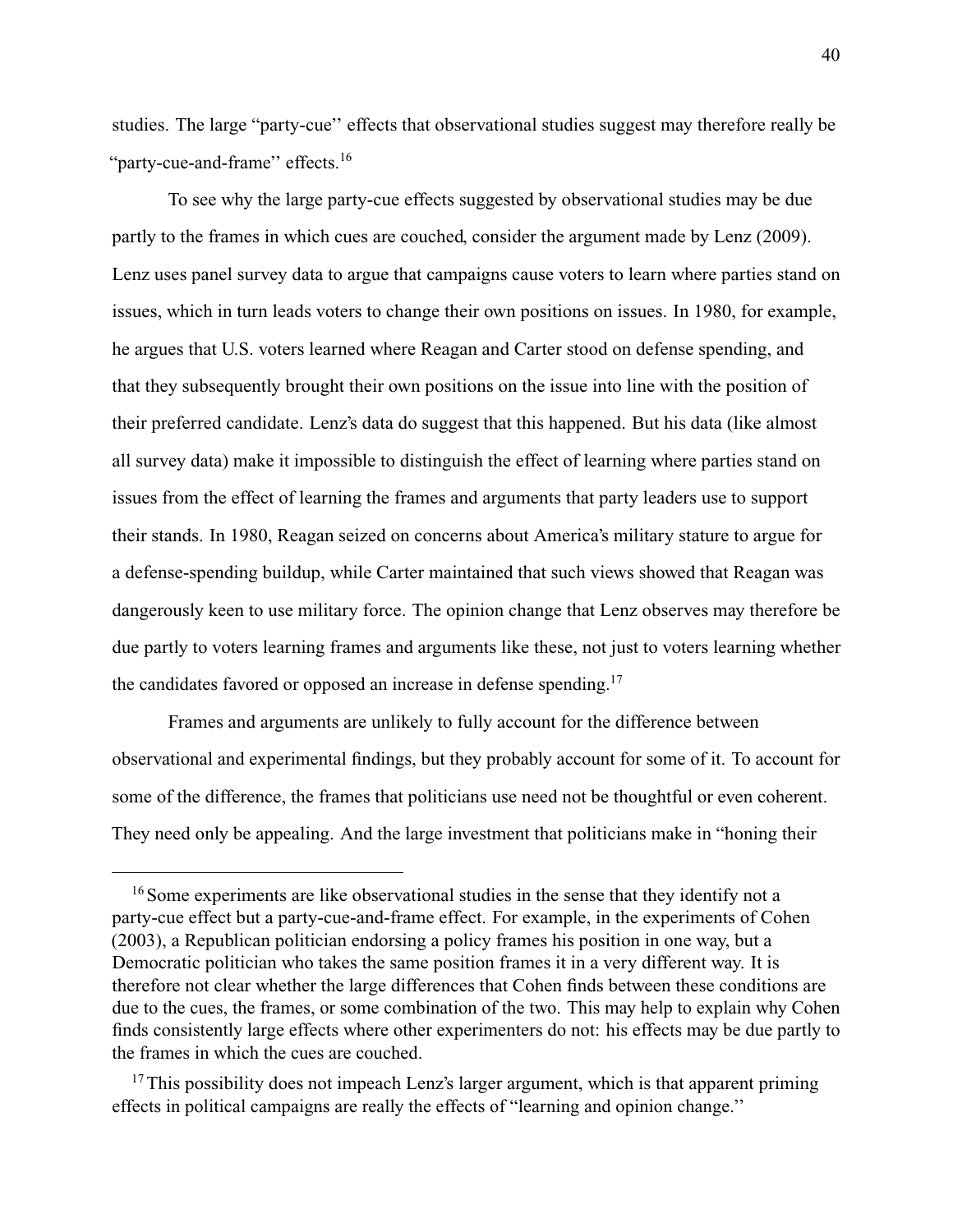studies. The large "party-cue'' effects that observational studies suggest may therefore really be "party-cue-and-frame'' effects.[16]

To see why the large party-cue effects suggested by observational studies may be due partly to the frames in which cues are couched, consider the argument made by Lenz (2009). Lenz uses panel survey data to argue that campaigns cause voters to learn where parties stand on issues, which in turn leads voters to change their own positions on issues. In 1980, for example, he argues that U.S. voters learned where Reagan and Carter stood on defense spending, and that they subsequently brought their own positions on the issue into line with the position of their preferred candidate. Lenz's data do suggest that this happened. But his data (like almost all survey data) make it impossible to distinguish the effect of learning where parties stand on issues from the effect of learning the frames and arguments that party leaders use to support their stands. In 1980, Reagan seized on concerns about America's military stature to argue for a defense-spending buildup, while Carter maintained that such views showed that Reagan was dangerously keen to use military force. The opinion change that Lenz observes may therefore be due partly to voters learning frames and arguments like these, not just to voters learning whether the candidates favored or opposed an increase in defense spending.[17]

Frames and arguments are unlikely to fully account for the difference between observational and experimental findings, but they probably account for some of it. To account for some of the difference, the frames that politicians use need not be thoughtful or even coherent. They need only be appealing. And the large investment that politicians make in "honing their

---

[16] Some experiments are like observational studies in the sense that they identify not a party-cue effect but a party-cue-and-frame effect. For example, in the experiments of Cohen (2003), a Republican politician endorsing a policy frames his position in one way, but a Democratic politician who takes the same position frames it in a very different way. It is therefore not clear whether the large differences that Cohen finds between these conditions are due to the cues, the frames, or some combination of the two. This may help to explain why Cohen finds consistently large effects where other experimenters do not: his effects may be due partly to the frames in which the cues are couched.

[17] This possibility does not impeach Lenz's larger argument, which is that apparent priming effects in political campaigns are really the effects of "learning and opinion change.''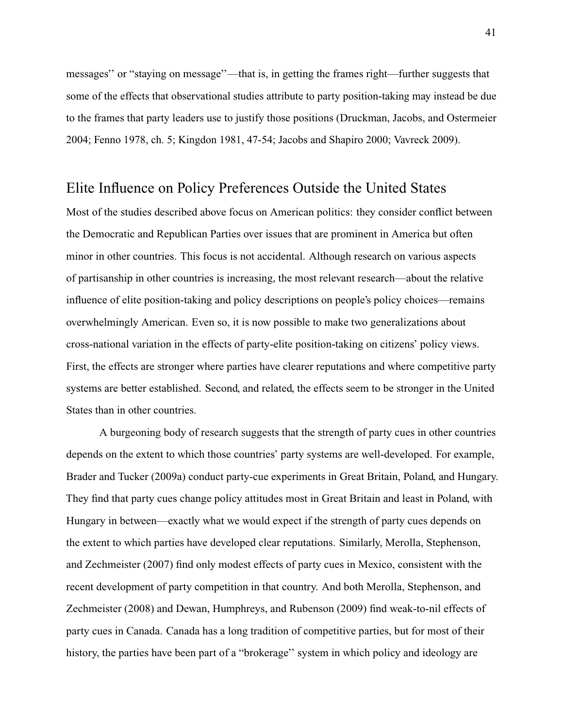messages'' or "staying on message''—that is, in getting the frames right—further suggests that some of the effects that observational studies attribute to party position-taking may instead be due to the frames that party leaders use to justify those positions (Druckman, Jacobs, and Ostermeier 2004; Fenno 1978, ch. 5; Kingdon 1981, 47-54; Jacobs and Shapiro 2000; Vavreck 2009).

## Elite Influence on Policy Preferences Outside the United States

Most of the studies described above focus on American politics: they consider conflict between the Democratic and Republican Parties over issues that are prominent in America but often minor in other countries. This focus is not accidental. Although research on various aspects of partisanship in other countries is increasing, the most relevant research—about the relative influence of elite position-taking and policy descriptions on people's policy choices—remains overwhelmingly American. Even so, it is now possible to make two generalizations about cross-national variation in the effects of party-elite position-taking on citizens' policy views. First, the effects are stronger where parties have clearer reputations and where competitive party systems are better established. Second, and related, the effects seem to be stronger in the United States than in other countries.

A burgeoning body of research suggests that the strength of party cues in other countries depends on the extent to which those countries' party systems are well-developed. For example, Brader and Tucker (2009a) conduct party-cue experiments in Great Britain, Poland, and Hungary. They find that party cues change policy attitudes most in Great Britain and least in Poland, with Hungary in between—exactly what we would expect if the strength of party cues depends on the extent to which parties have developed clear reputations. Similarly, Merolla, Stephenson, and Zechmeister (2007) find only modest effects of party cues in Mexico, consistent with the recent development of party competition in that country. And both Merolla, Stephenson, and Zechmeister (2008) and Dewan, Humphreys, and Rubenson (2009) find weak-to-nil effects of party cues in Canada. Canada has a long tradition of competitive parties, but for most of their history, the parties have been part of a "brokerage'' system in which policy and ideology are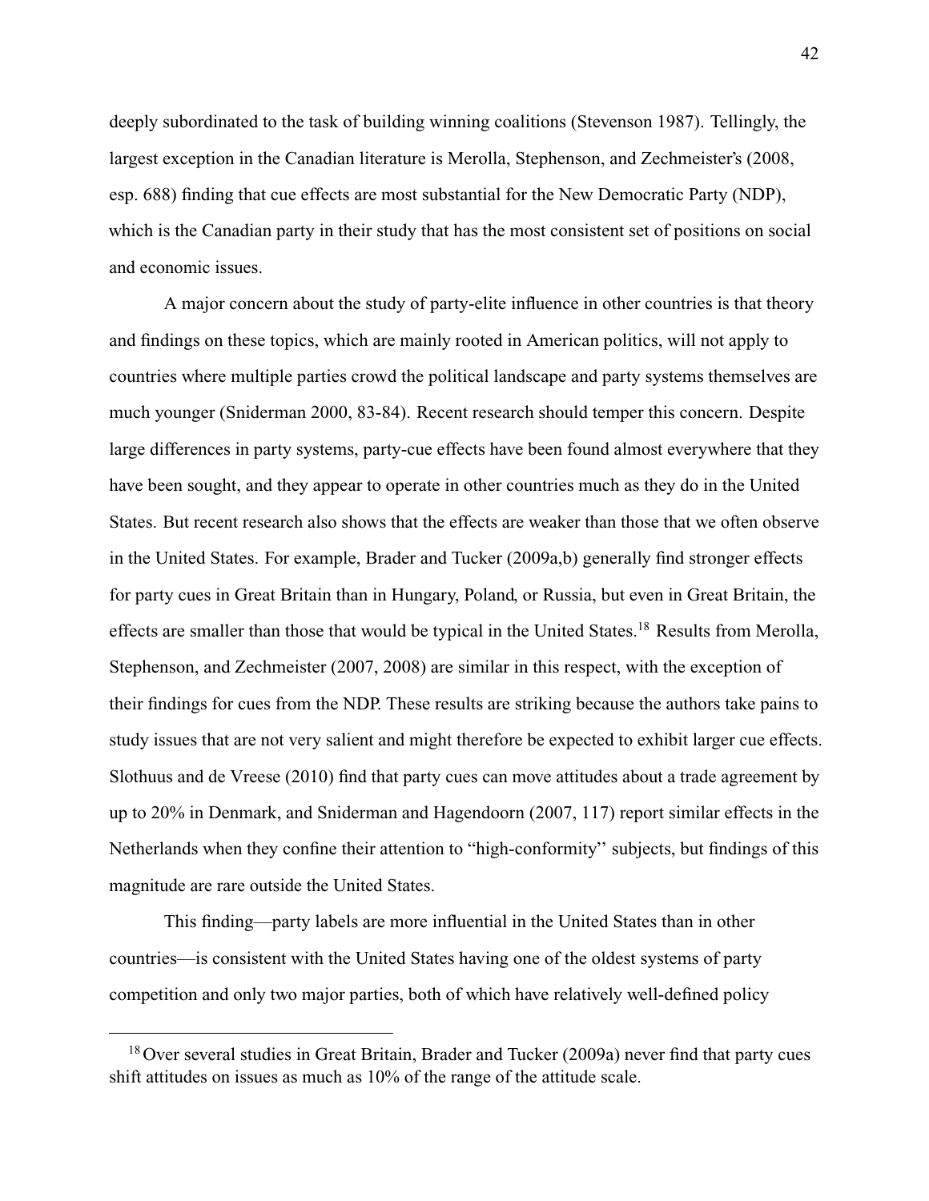deeply subordinated to the task of building winning coalitions (Stevenson 1987). Tellingly, the largest exception in the Canadian literature is Merolla, Stephenson, and Zechmeister's (2008, esp. 688) finding that cue effects are most substantial for the New Democratic Party (NDP), which is the Canadian party in their study that has the most consistent set of positions on social and economic issues.

A major concern about the study of party-elite influence in other countries is that theory and findings on these topics, which are mainly rooted in American politics, will not apply to countries where multiple parties crowd the political landscape and party systems themselves are much younger (Sniderman 2000, 83-84). Recent research should temper this concern. Despite large differences in party systems, party-cue effects have been found almost everywhere that they have been sought, and they appear to operate in other countries much as they do in the United States. But recent research also shows that the effects are weaker than those that we often observe in the United States. For example, Brader and Tucker (2009a,b) generally find stronger effects for party cues in Great Britain than in Hungary, Poland, or Russia, but even in Great Britain, the effects are smaller than those that would be typical in the United States.[18] Results from Merolla, Stephenson, and Zechmeister (2007, 2008) are similar in this respect, with the exception of their findings for cues from the NDP. These results are striking because the authors take pains to study issues that are not very salient and might therefore be expected to exhibit larger cue effects. Slothuus and de Vreese (2010) find that party cues can move attitudes about a trade agreement by up to 20% in Denmark, and Sniderman and Hagendoorn (2007, 117) report similar effects in the Netherlands when they confine their attention to "high-conformity'' subjects, but findings of this magnitude are rare outside the United States.

This finding—party labels are more influential in the United States than in other countries—is consistent with the United States having one of the oldest systems of party competition and only two major parties, both of which have relatively well-defined policy

---

[18] Over several studies in Great Britain, Brader and Tucker (2009a) never find that party cues shift attitudes on issues as much as 10% of the range of the attitude scale.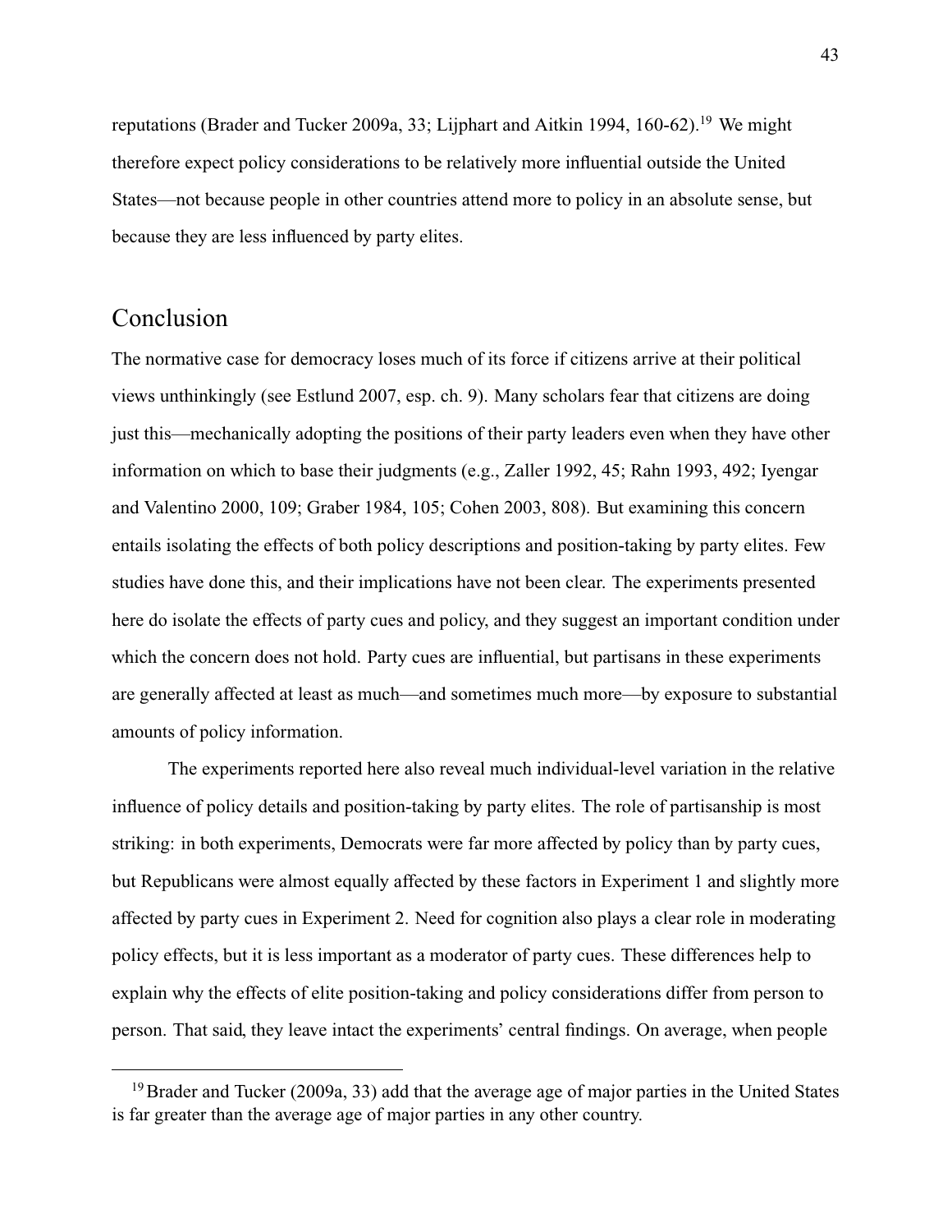reputations (Brader and Tucker 2009a, 33; Lijphart and Aitkin 1994, 160-62).[19] We might therefore expect policy considerations to be relatively more influential outside the United States—not because people in other countries attend more to policy in an absolute sense, but because they are less influenced by party elites.

## Conclusion

The normative case for democracy loses much of its force if citizens arrive at their political views unthinkingly (see Estlund 2007, esp. ch. 9). Many scholars fear that citizens are doing just this—mechanically adopting the positions of their party leaders even when they have other information on which to base their judgments (e.g., Zaller 1992, 45; Rahn 1993, 492; Iyengar and Valentino 2000, 109; Graber 1984, 105; Cohen 2003, 808). But examining this concern entails isolating the effects of both policy descriptions and position-taking by party elites. Few studies have done this, and their implications have not been clear. The experiments presented here do isolate the effects of party cues and policy, and they suggest an important condition under which the concern does not hold. Party cues are influential, but partisans in these experiments are generally affected at least as much—and sometimes much more—by exposure to substantial amounts of policy information.

The experiments reported here also reveal much individual-level variation in the relative influence of policy details and position-taking by party elites. The role of partisanship is most striking: in both experiments, Democrats were far more affected by policy than by party cues, but Republicans were almost equally affected by these factors in Experiment 1 and slightly more affected by party cues in Experiment 2. Need for cognition also plays a clear role in moderating policy effects, but it is less important as a moderator of party cues. These differences help to explain why the effects of elite position-taking and policy considerations differ from person to person. That said, they leave intact the experiments' central findings. On average, when people

[19] Brader and Tucker (2009a, 33) add that the average age of major parties in the United States is far greater than the average age of major parties in any other country.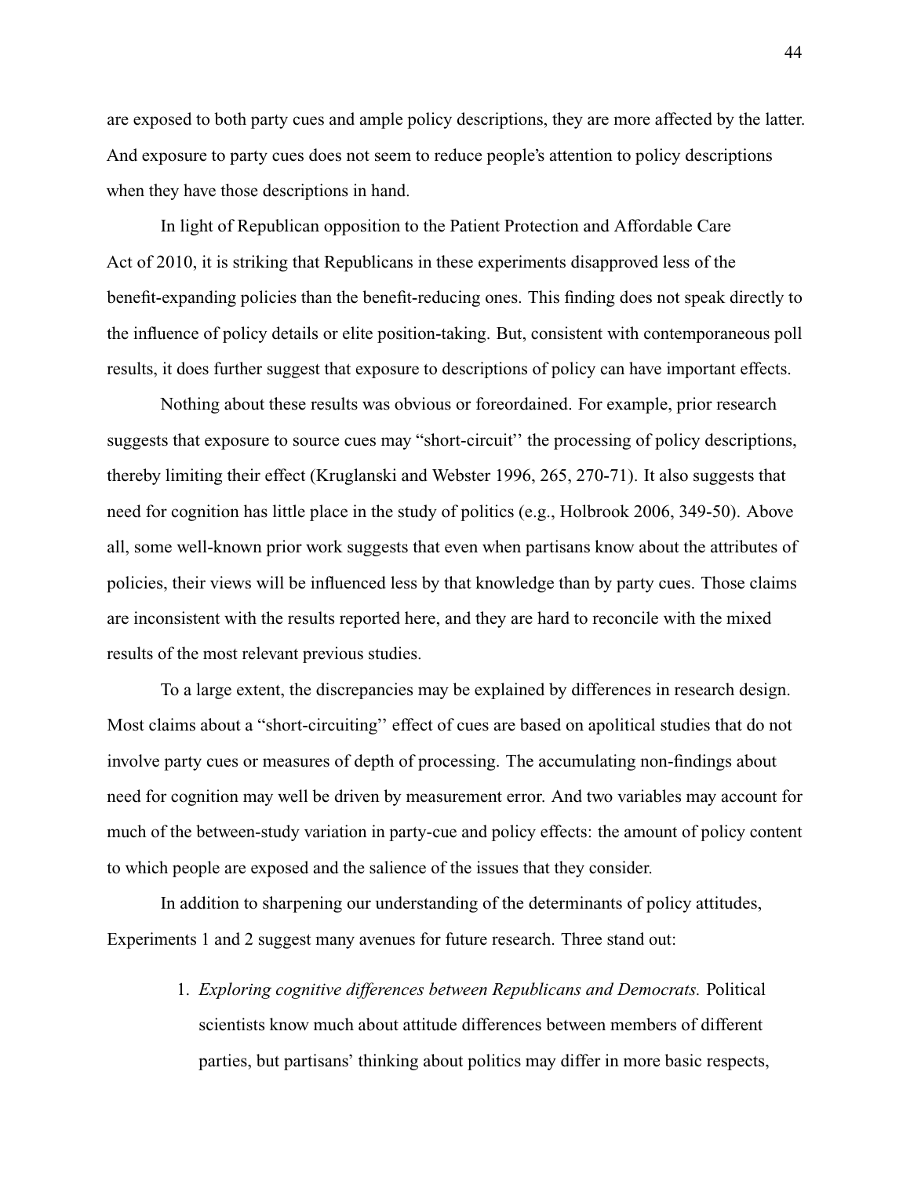are exposed to both party cues and ample policy descriptions, they are more affected by the latter. And exposure to party cues does not seem to reduce people's attention to policy descriptions when they have those descriptions in hand.

In light of Republican opposition to the Patient Protection and Affordable Care Act of 2010, it is striking that Republicans in these experiments disapproved less of the benefit-expanding policies than the benefit-reducing ones. This finding does not speak directly to the influence of policy details or elite position-taking. But, consistent with contemporaneous poll results, it does further suggest that exposure to descriptions of policy can have important effects.

Nothing about these results was obvious or foreordained. For example, prior research suggests that exposure to source cues may "short-circuit" the processing of policy descriptions, thereby limiting their effect (Kruglanski and Webster 1996, 265, 270-71). It also suggests that need for cognition has little place in the study of politics (e.g., Holbrook 2006, 349-50). Above all, some well-known prior work suggests that even when partisans know about the attributes of policies, their views will be influenced less by that knowledge than by party cues. Those claims are inconsistent with the results reported here, and they are hard to reconcile with the mixed results of the most relevant previous studies.

To a large extent, the discrepancies may be explained by differences in research design. Most claims about a "short-circuiting" effect of cues are based on apolitical studies that do not involve party cues or measures of depth of processing. The accumulating non-findings about need for cognition may well be driven by measurement error. And two variables may account for much of the between-study variation in party-cue and policy effects: the amount of policy content to which people are exposed and the salience of the issues that they consider.

In addition to sharpening our understanding of the determinants of policy attitudes, Experiments 1 and 2 suggest many avenues for future research. Three stand out:

1. *Exploring cognitive differences between Republicans and Democrats.* Political scientists know much about attitude differences between members of different parties, but partisans' thinking about politics may differ in more basic respects,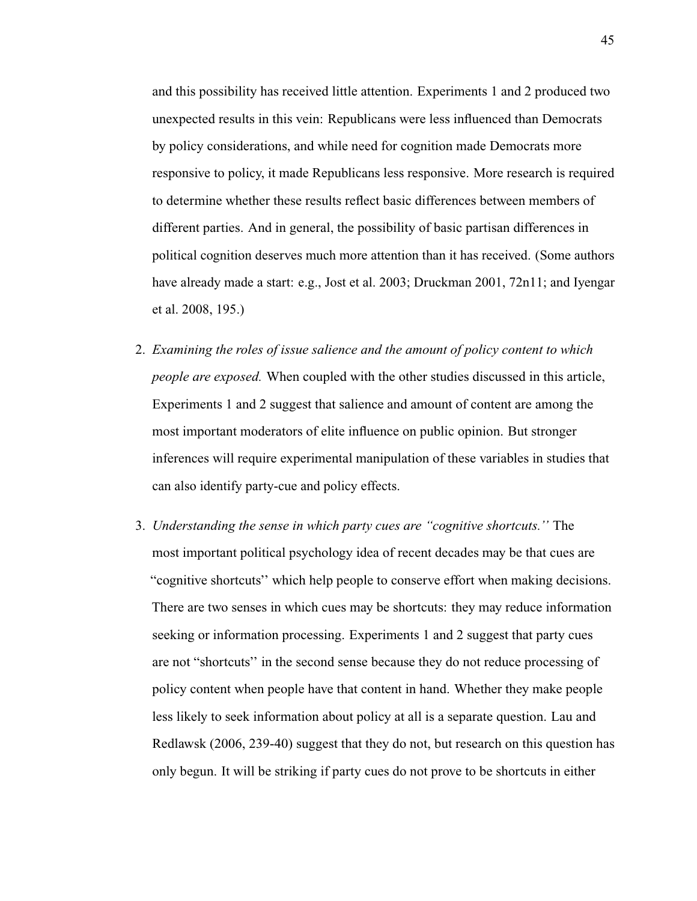and this possibility has received little attention. Experiments 1 and 2 produced two unexpected results in this vein: Republicans were less influenced than Democrats by policy considerations, and while need for cognition made Democrats more responsive to policy, it made Republicans less responsive. More research is required to determine whether these results reflect basic differences between members of different parties. And in general, the possibility of basic partisan differences in political cognition deserves much more attention than it has received. (Some authors have already made a start: e.g., Jost et al. 2003; Druckman 2001, 72n11; and Iyengar et al. 2008, 195.)

2. *Examining the roles of issue salience and the amount of policy content to which people are exposed.* When coupled with the other studies discussed in this article, Experiments 1 and 2 suggest that salience and amount of content are among the most important moderators of elite influence on public opinion. But stronger inferences will require experimental manipulation of these variables in studies that can also identify party-cue and policy effects.

3. *Understanding the sense in which party cues are "cognitive shortcuts."* The most important political psychology idea of recent decades may be that cues are "cognitive shortcuts" which help people to conserve effort when making decisions. There are two senses in which cues may be shortcuts: they may reduce information seeking or information processing. Experiments 1 and 2 suggest that party cues are not "shortcuts" in the second sense because they do not reduce processing of policy content when people have that content in hand. Whether they make people less likely to seek information about policy at all is a separate question. Lau and Redlawsk (2006, 239-40) suggest that they do not, but research on this question has only begun. It will be striking if party cues do not prove to be shortcuts in either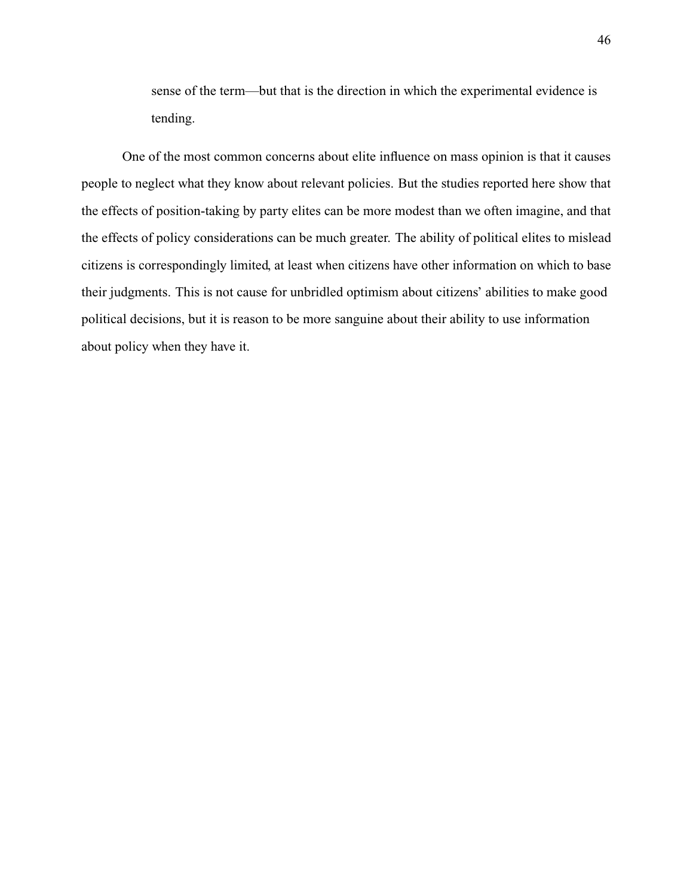> sense of the term—but that is the direction in which the experimental evidence is tending.

One of the most common concerns about elite influence on mass opinion is that it causes people to neglect what they know about relevant policies. But the studies reported here show that the effects of position-taking by party elites can be more modest than we often imagine, and that the effects of policy considerations can be much greater. The ability of political elites to mislead citizens is correspondingly limited, at least when citizens have other information on which to base their judgments. This is not cause for unbridled optimism about citizens' abilities to make good political decisions, but it is reason to be more sanguine about their ability to use information about policy when they have it.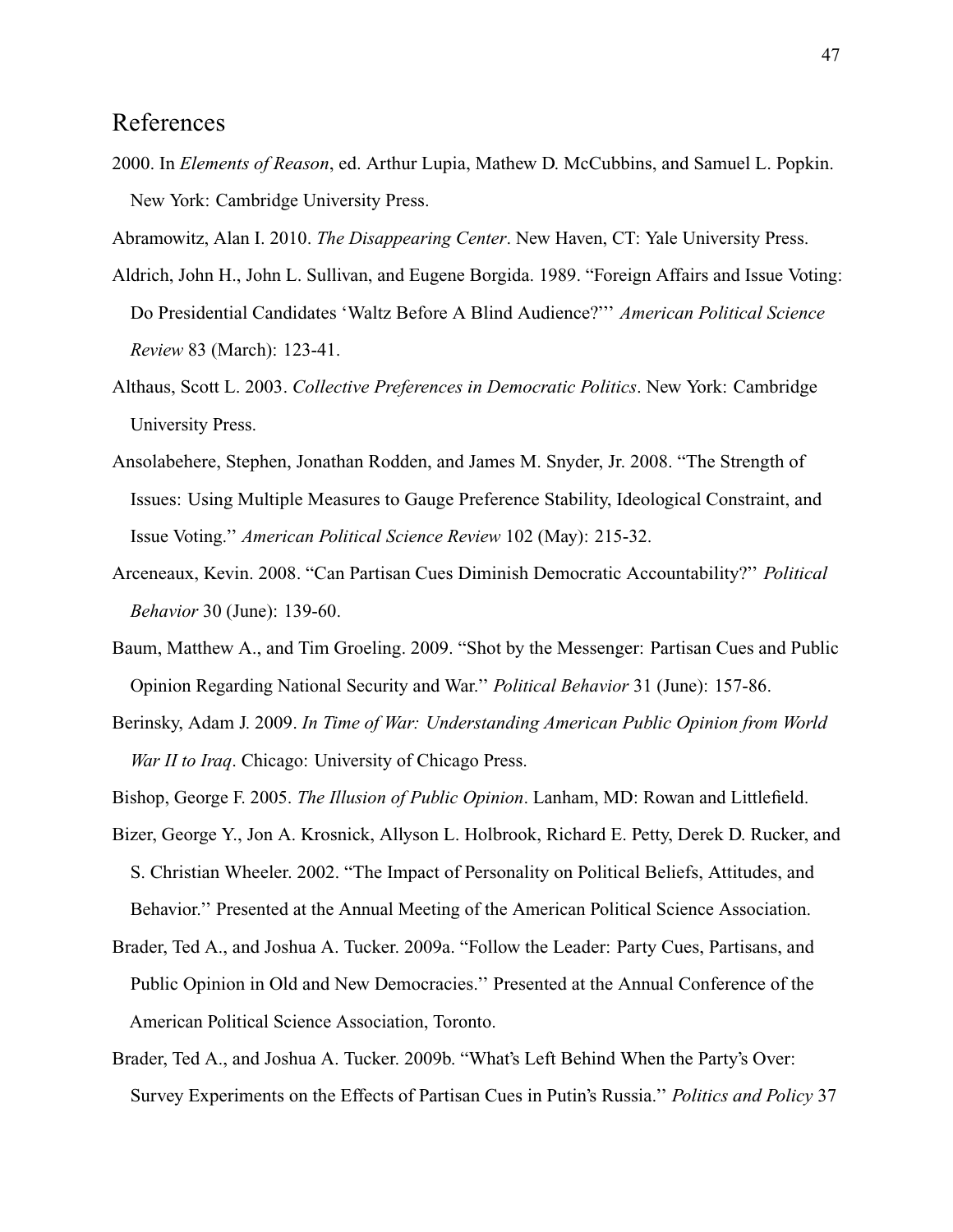## References

2000. In *Elements of Reason*, ed. Arthur Lupia, Mathew D. McCubbins, and Samuel L. Popkin. New York: Cambridge University Press.

Abramowitz, Alan I. 2010. *The Disappearing Center*. New Haven, CT: Yale University Press.

Aldrich, John H., John L. Sullivan, and Eugene Borgida. 1989. "Foreign Affairs and Issue Voting: Do Presidential Candidates 'Waltz Before A Blind Audience?"' *American Political Science Review* 83 (March): 123-41.

Althaus, Scott L. 2003. *Collective Preferences in Democratic Politics*. New York: Cambridge University Press.

Ansolabehere, Stephen, Jonathan Rodden, and James M. Snyder, Jr. 2008. "The Strength of Issues: Using Multiple Measures to Gauge Preference Stability, Ideological Constraint, and Issue Voting.'' *American Political Science Review* 102 (May): 215-32.

Arceneaux, Kevin. 2008. "Can Partisan Cues Diminish Democratic Accountability?'' *Political Behavior* 30 (June): 139-60.

Baum, Matthew A., and Tim Groeling. 2009. "Shot by the Messenger: Partisan Cues and Public Opinion Regarding National Security and War.'' *Political Behavior* 31 (June): 157-86.

Berinsky, Adam J. 2009. *In Time of War: Understanding American Public Opinion from World War II to Iraq*. Chicago: University of Chicago Press.

Bishop, George F. 2005. *The Illusion of Public Opinion*. Lanham, MD: Rowan and Littlefield.

Bizer, George Y., Jon A. Krosnick, Allyson L. Holbrook, Richard E. Petty, Derek D. Rucker, and S. Christian Wheeler. 2002. "The Impact of Personality on Political Beliefs, Attitudes, and Behavior.'' Presented at the Annual Meeting of the American Political Science Association.

Brader, Ted A., and Joshua A. Tucker. 2009a. "Follow the Leader: Party Cues, Partisans, and Public Opinion in Old and New Democracies.'' Presented at the Annual Conference of the American Political Science Association, Toronto.

Brader, Ted A., and Joshua A. Tucker. 2009b. "What's Left Behind When the Party's Over: Survey Experiments on the Effects of Partisan Cues in Putin's Russia.'' *Politics and Policy* 37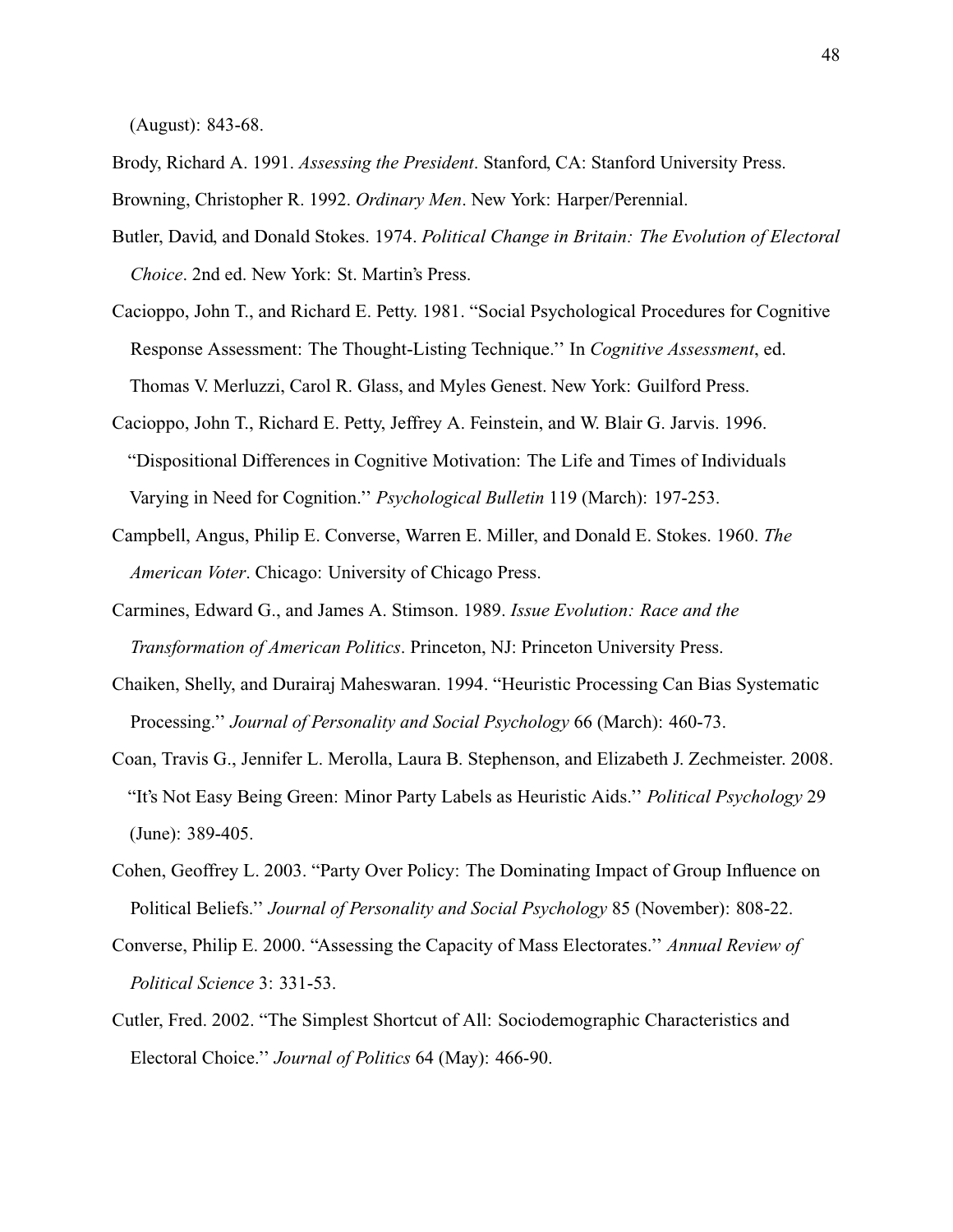(August): 843-68.

Brody, Richard A. 1991. *Assessing the President*. Stanford, CA: Stanford University Press.

Browning, Christopher R. 1992. *Ordinary Men*. New York: Harper/Perennial.

Butler, David, and Donald Stokes. 1974. *Political Change in Britain: The Evolution of Electoral Choice*. 2nd ed. New York: St. Martin's Press.

Cacioppo, John T., and Richard E. Petty. 1981. "Social Psychological Procedures for Cognitive Response Assessment: The Thought-Listing Technique.'' In *Cognitive Assessment*, ed. Thomas V. Merluzzi, Carol R. Glass, and Myles Genest. New York: Guilford Press.

Cacioppo, John T., Richard E. Petty, Jeffrey A. Feinstein, and W. Blair G. Jarvis. 1996. "Dispositional Differences in Cognitive Motivation: The Life and Times of Individuals Varying in Need for Cognition.'' *Psychological Bulletin* 119 (March): 197-253.

Campbell, Angus, Philip E. Converse, Warren E. Miller, and Donald E. Stokes. 1960. *The American Voter*. Chicago: University of Chicago Press.

Carmines, Edward G., and James A. Stimson. 1989. *Issue Evolution: Race and the Transformation of American Politics*. Princeton, NJ: Princeton University Press.

Chaiken, Shelly, and Durairaj Maheswaran. 1994. "Heuristic Processing Can Bias Systematic Processing.'' *Journal of Personality and Social Psychology* 66 (March): 460-73.

Coan, Travis G., Jennifer L. Merolla, Laura B. Stephenson, and Elizabeth J. Zechmeister. 2008. "It's Not Easy Being Green: Minor Party Labels as Heuristic Aids.'' *Political Psychology* 29 (June): 389-405.

Cohen, Geoffrey L. 2003. "Party Over Policy: The Dominating Impact of Group Influence on Political Beliefs.'' *Journal of Personality and Social Psychology* 85 (November): 808-22.

Converse, Philip E. 2000. "Assessing the Capacity of Mass Electorates.'' *Annual Review of Political Science* 3: 331-53.

Cutler, Fred. 2002. "The Simplest Shortcut of All: Sociodemographic Characteristics and Electoral Choice.'' *Journal of Politics* 64 (May): 466-90.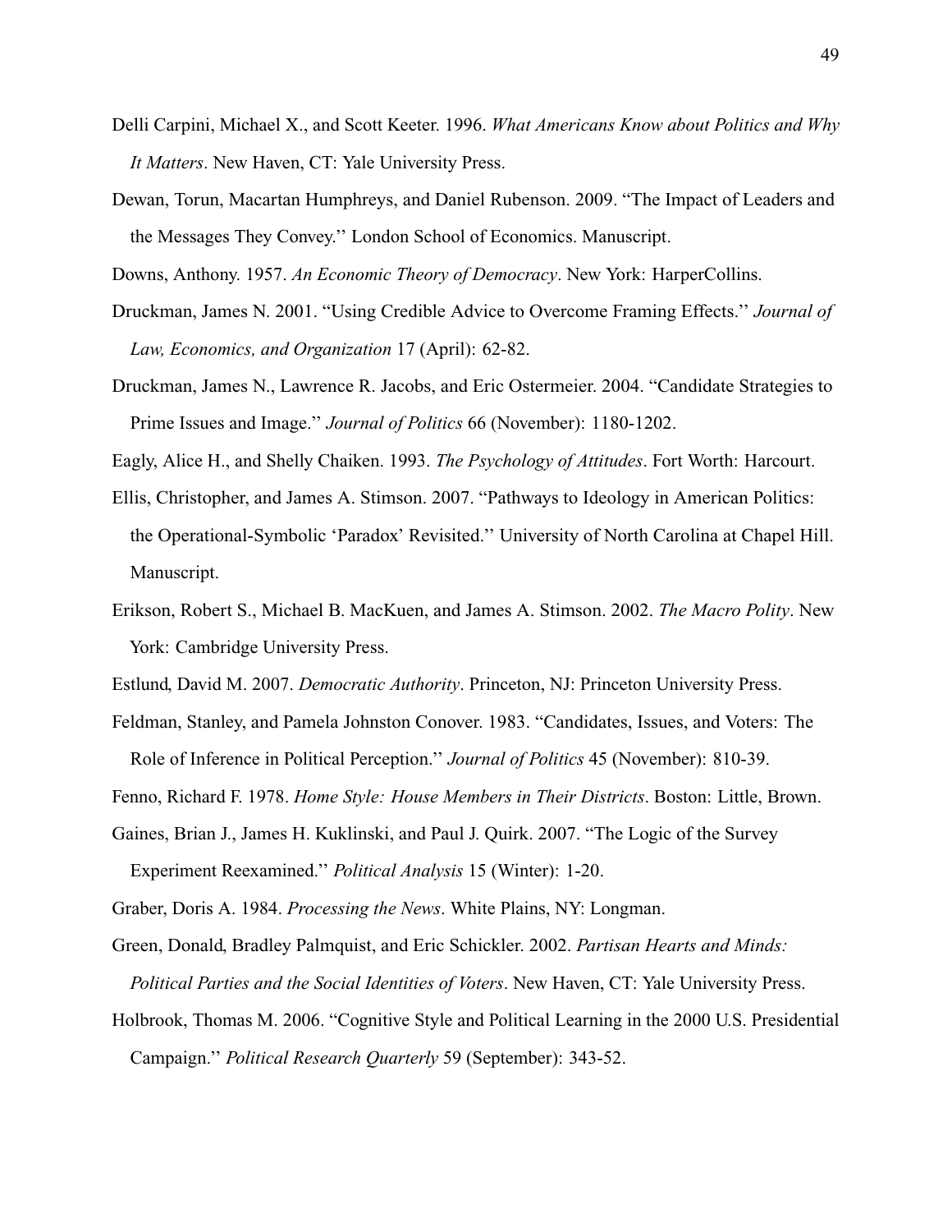Delli Carpini, Michael X., and Scott Keeter. 1996. *What Americans Know about Politics and Why It Matters*. New Haven, CT: Yale University Press.

Dewan, Torun, Macartan Humphreys, and Daniel Rubenson. 2009. "The Impact of Leaders and the Messages They Convey.'' London School of Economics. Manuscript.

Downs, Anthony. 1957. *An Economic Theory of Democracy*. New York: HarperCollins.

Druckman, James N. 2001. "Using Credible Advice to Overcome Framing Effects.'' *Journal of Law, Economics, and Organization* 17 (April): 62-82.

Druckman, James N., Lawrence R. Jacobs, and Eric Ostermeier. 2004. "Candidate Strategies to Prime Issues and Image.'' *Journal of Politics* 66 (November): 1180-1202.

Eagly, Alice H., and Shelly Chaiken. 1993. *The Psychology of Attitudes*. Fort Worth: Harcourt.

Ellis, Christopher, and James A. Stimson. 2007. "Pathways to Ideology in American Politics: the Operational-Symbolic 'Paradox' Revisited.'' University of North Carolina at Chapel Hill. Manuscript.

Erikson, Robert S., Michael B. MacKuen, and James A. Stimson. 2002. *The Macro Polity*. New York: Cambridge University Press.

Estlund, David M. 2007. *Democratic Authority*. Princeton, NJ: Princeton University Press.

Feldman, Stanley, and Pamela Johnston Conover. 1983. "Candidates, Issues, and Voters: The Role of Inference in Political Perception.'' *Journal of Politics* 45 (November): 810-39.

Fenno, Richard F. 1978. *Home Style: House Members in Their Districts*. Boston: Little, Brown.

Gaines, Brian J., James H. Kuklinski, and Paul J. Quirk. 2007. "The Logic of the Survey Experiment Reexamined.'' *Political Analysis* 15 (Winter): 1-20.

Graber, Doris A. 1984. *Processing the News*. White Plains, NY: Longman.

Green, Donald, Bradley Palmquist, and Eric Schickler. 2002. *Partisan Hearts and Minds: Political Parties and the Social Identities of Voters*. New Haven, CT: Yale University Press.

Holbrook, Thomas M. 2006. "Cognitive Style and Political Learning in the 2000 U.S. Presidential Campaign.'' *Political Research Quarterly* 59 (September): 343-52.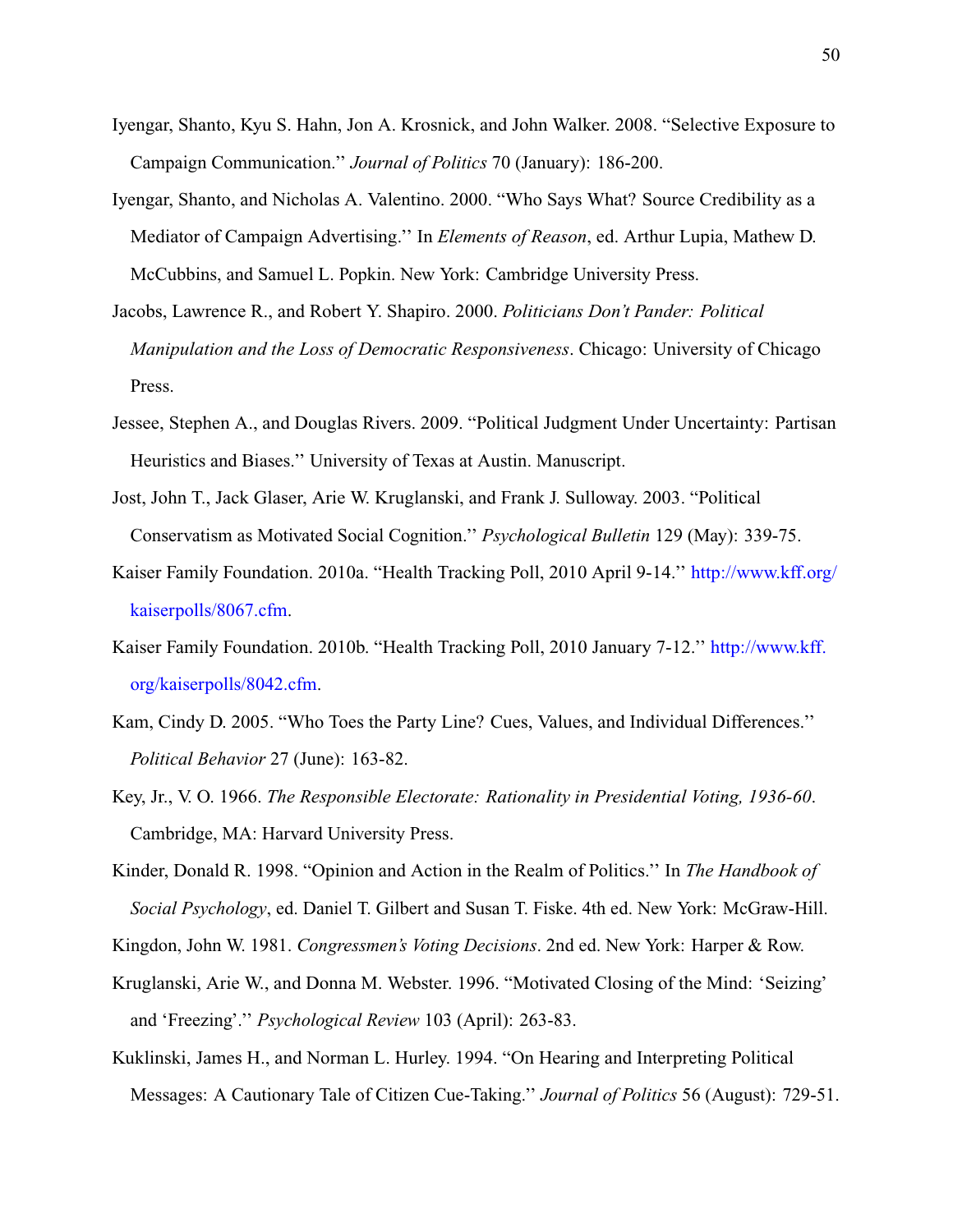Iyengar, Shanto, Kyu S. Hahn, Jon A. Krosnick, and John Walker. 2008. "Selective Exposure to Campaign Communication.'' *Journal of Politics* 70 (January): 186-200.

Iyengar, Shanto, and Nicholas A. Valentino. 2000. "Who Says What? Source Credibility as a Mediator of Campaign Advertising.'' In *Elements of Reason*, ed. Arthur Lupia, Mathew D. McCubbins, and Samuel L. Popkin. New York: Cambridge University Press.

Jacobs, Lawrence R., and Robert Y. Shapiro. 2000. *Politicians Don't Pander: Political Manipulation and the Loss of Democratic Responsiveness*. Chicago: University of Chicago Press.

Jessee, Stephen A., and Douglas Rivers. 2009. "Political Judgment Under Uncertainty: Partisan Heuristics and Biases.'' University of Texas at Austin. Manuscript.

Jost, John T., Jack Glaser, Arie W. Kruglanski, and Frank J. Sulloway. 2003. "Political Conservatism as Motivated Social Cognition.'' *Psychological Bulletin* 129 (May): 339-75.

Kaiser Family Foundation. 2010a. "Health Tracking Poll, 2010 April 9-14.'' http://www.kff.org/kaiserpolls/8067.cfm.

Kaiser Family Foundation. 2010b. "Health Tracking Poll, 2010 January 7-12.'' http://www.kff.org/kaiserpolls/8042.cfm.

Kam, Cindy D. 2005. "Who Toes the Party Line? Cues, Values, and Individual Differences.'' *Political Behavior* 27 (June): 163-82.

Key, Jr., V. O. 1966. *The Responsible Electorate: Rationality in Presidential Voting, 1936-60*. Cambridge, MA: Harvard University Press.

Kinder, Donald R. 1998. "Opinion and Action in the Realm of Politics.'' In *The Handbook of Social Psychology*, ed. Daniel T. Gilbert and Susan T. Fiske. 4th ed. New York: McGraw-Hill.

Kingdon, John W. 1981. *Congressmen's Voting Decisions*. 2nd ed. New York: Harper & Row.

Kruglanski, Arie W., and Donna M. Webster. 1996. "Motivated Closing of the Mind: 'Seizing' and 'Freezing'.'' *Psychological Review* 103 (April): 263-83.

Kuklinski, James H., and Norman L. Hurley. 1994. "On Hearing and Interpreting Political Messages: A Cautionary Tale of Citizen Cue-Taking.'' *Journal of Politics* 56 (August): 729-51.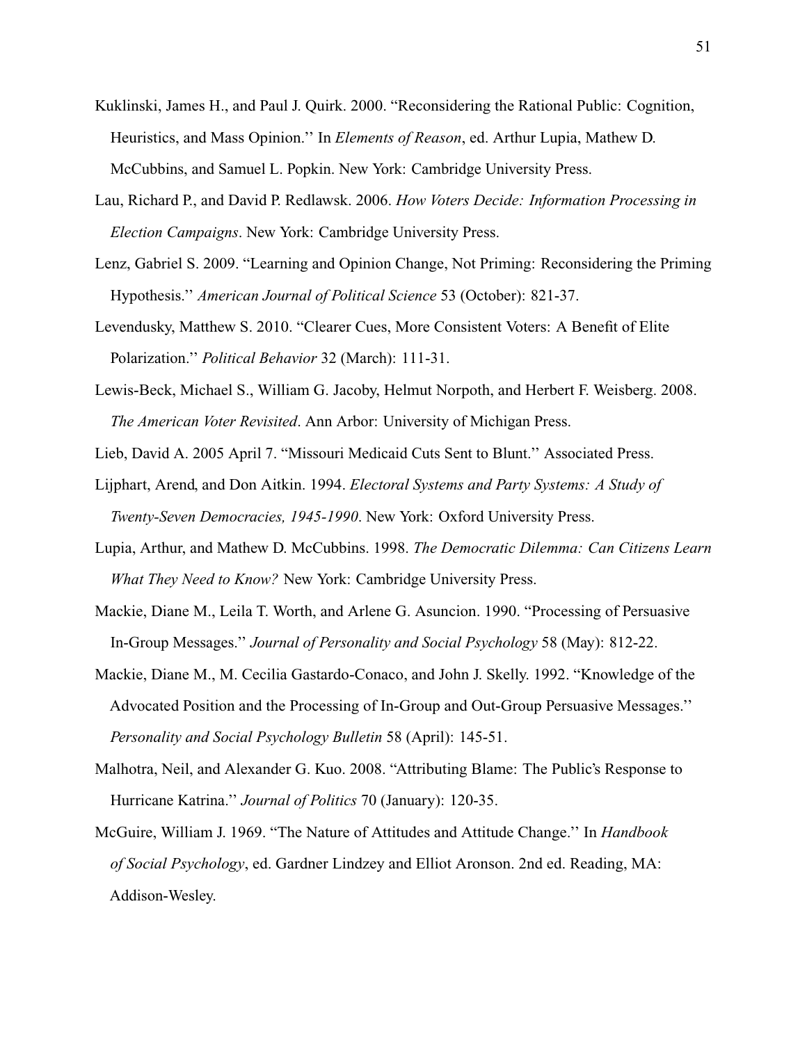Kuklinski, James H., and Paul J. Quirk. 2000. "Reconsidering the Rational Public: Cognition, Heuristics, and Mass Opinion.'' In *Elements of Reason*, ed. Arthur Lupia, Mathew D. McCubbins, and Samuel L. Popkin. New York: Cambridge University Press.

Lau, Richard P., and David P. Redlawsk. 2006. *How Voters Decide: Information Processing in Election Campaigns*. New York: Cambridge University Press.

Lenz, Gabriel S. 2009. "Learning and Opinion Change, Not Priming: Reconsidering the Priming Hypothesis.'' *American Journal of Political Science* 53 (October): 821-37.

Levendusky, Matthew S. 2010. "Clearer Cues, More Consistent Voters: A Benefit of Elite Polarization.'' *Political Behavior* 32 (March): 111-31.

Lewis-Beck, Michael S., William G. Jacoby, Helmut Norpoth, and Herbert F. Weisberg. 2008. *The American Voter Revisited*. Ann Arbor: University of Michigan Press.

Lieb, David A. 2005 April 7. "Missouri Medicaid Cuts Sent to Blunt.'' Associated Press.

Lijphart, Arend, and Don Aitkin. 1994. *Electoral Systems and Party Systems: A Study of Twenty-Seven Democracies, 1945-1990*. New York: Oxford University Press.

Lupia, Arthur, and Mathew D. McCubbins. 1998. *The Democratic Dilemma: Can Citizens Learn What They Need to Know?* New York: Cambridge University Press.

Mackie, Diane M., Leila T. Worth, and Arlene G. Asuncion. 1990. "Processing of Persuasive In-Group Messages.'' *Journal of Personality and Social Psychology* 58 (May): 812-22.

Mackie, Diane M., M. Cecilia Gastardo-Conaco, and John J. Skelly. 1992. "Knowledge of the Advocated Position and the Processing of In-Group and Out-Group Persuasive Messages.'' *Personality and Social Psychology Bulletin* 58 (April): 145-51.

Malhotra, Neil, and Alexander G. Kuo. 2008. "Attributing Blame: The Public's Response to Hurricane Katrina.'' *Journal of Politics* 70 (January): 120-35.

McGuire, William J. 1969. "The Nature of Attitudes and Attitude Change.'' In *Handbook of Social Psychology*, ed. Gardner Lindzey and Elliot Aronson. 2nd ed. Reading, MA: Addison-Wesley.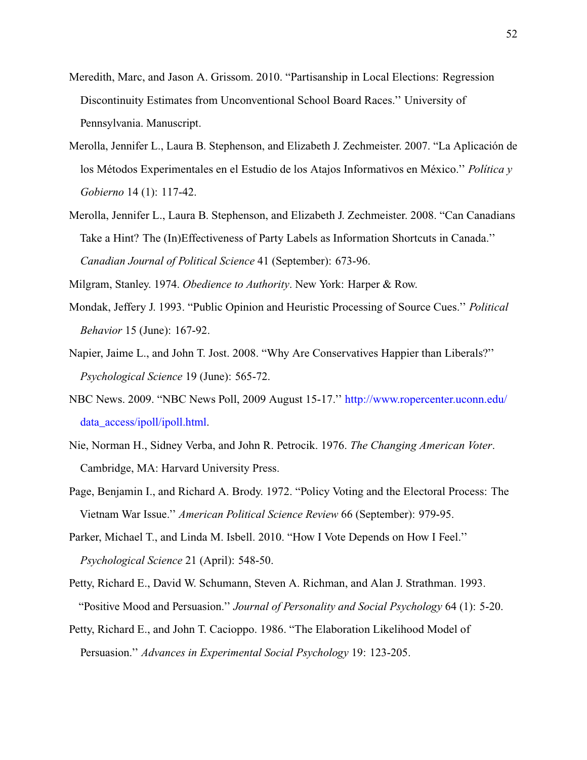Meredith, Marc, and Jason A. Grissom. 2010. "Partisanship in Local Elections: Regression Discontinuity Estimates from Unconventional School Board Races.'' University of Pennsylvania. Manuscript.

Merolla, Jennifer L., Laura B. Stephenson, and Elizabeth J. Zechmeister. 2007. "La Aplicación de los Métodos Experimentales en el Estudio de los Atajos Informativos en México.'' *Política y Gobierno* 14 (1): 117-42.

Merolla, Jennifer L., Laura B. Stephenson, and Elizabeth J. Zechmeister. 2008. "Can Canadians Take a Hint? The (In)Effectiveness of Party Labels as Information Shortcuts in Canada.'' *Canadian Journal of Political Science* 41 (September): 673-96.

Milgram, Stanley. 1974. *Obedience to Authority*. New York: Harper & Row.

Mondak, Jeffery J. 1993. "Public Opinion and Heuristic Processing of Source Cues.'' *Political Behavior* 15 (June): 167-92.

Napier, Jaime L., and John T. Jost. 2008. "Why Are Conservatives Happier than Liberals?'' *Psychological Science* 19 (June): 565-72.

NBC News. 2009. "NBC News Poll, 2009 August 15-17.'' http://www.ropercenter.uconn.edu/data_access/ipoll/ipoll.html.

Nie, Norman H., Sidney Verba, and John R. Petrocik. 1976. *The Changing American Voter*. Cambridge, MA: Harvard University Press.

Page, Benjamin I., and Richard A. Brody. 1972. "Policy Voting and the Electoral Process: The Vietnam War Issue.'' *American Political Science Review* 66 (September): 979-95.

Parker, Michael T., and Linda M. Isbell. 2010. "How I Vote Depends on How I Feel.'' *Psychological Science* 21 (April): 548-50.

Petty, Richard E., David W. Schumann, Steven A. Richman, and Alan J. Strathman. 1993. "Positive Mood and Persuasion." *Journal of Personality and Social Psychology* 64 (1): 5-20.

Petty, Richard E., and John T. Cacioppo. 1986. "The Elaboration Likelihood Model of Persuasion.'' *Advances in Experimental Social Psychology* 19: 123-205.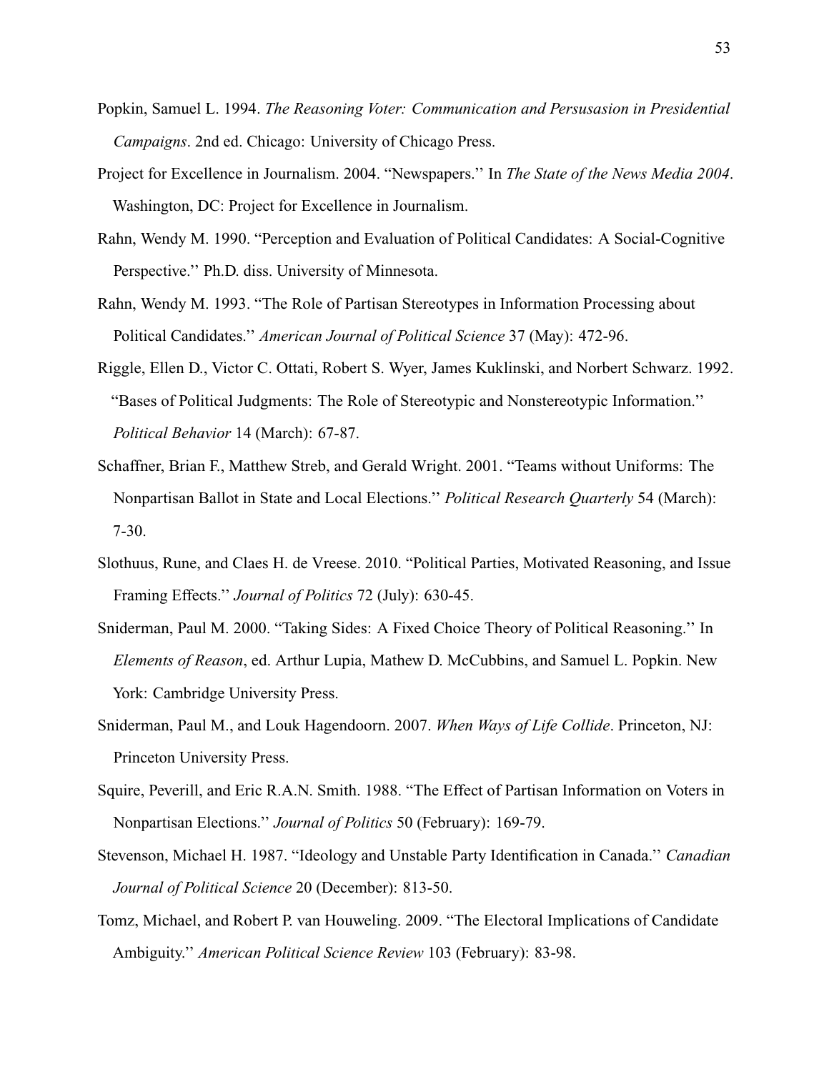Popkin, Samuel L. 1994. *The Reasoning Voter: Communication and Persusasion in Presidential Campaigns*. 2nd ed. Chicago: University of Chicago Press.

Project for Excellence in Journalism. 2004. "Newspapers.'' In *The State of the News Media 2004*. Washington, DC: Project for Excellence in Journalism.

Rahn, Wendy M. 1990. "Perception and Evaluation of Political Candidates: A Social-Cognitive Perspective.'' Ph.D. diss. University of Minnesota.

Rahn, Wendy M. 1993. "The Role of Partisan Stereotypes in Information Processing about Political Candidates.'' *American Journal of Political Science* 37 (May): 472-96.

Riggle, Ellen D., Victor C. Ottati, Robert S. Wyer, James Kuklinski, and Norbert Schwarz. 1992. "Bases of Political Judgments: The Role of Stereotypic and Nonstereotypic Information.'' *Political Behavior* 14 (March): 67-87.

Schaffner, Brian F., Matthew Streb, and Gerald Wright. 2001. "Teams without Uniforms: The Nonpartisan Ballot in State and Local Elections.'' *Political Research Quarterly* 54 (March): 7-30.

Slothuus, Rune, and Claes H. de Vreese. 2010. "Political Parties, Motivated Reasoning, and Issue Framing Effects.'' *Journal of Politics* 72 (July): 630-45.

Sniderman, Paul M. 2000. "Taking Sides: A Fixed Choice Theory of Political Reasoning.'' In *Elements of Reason*, ed. Arthur Lupia, Mathew D. McCubbins, and Samuel L. Popkin. New York: Cambridge University Press.

Sniderman, Paul M., and Louk Hagendoorn. 2007. *When Ways of Life Collide*. Princeton, NJ: Princeton University Press.

Squire, Peverill, and Eric R.A.N. Smith. 1988. "The Effect of Partisan Information on Voters in Nonpartisan Elections.'' *Journal of Politics* 50 (February): 169-79.

Stevenson, Michael H. 1987. "Ideology and Unstable Party Identification in Canada.'' *Canadian Journal of Political Science* 20 (December): 813-50.

Tomz, Michael, and Robert P. van Houweling. 2009. "The Electoral Implications of Candidate Ambiguity.'' *American Political Science Review* 103 (February): 83-98.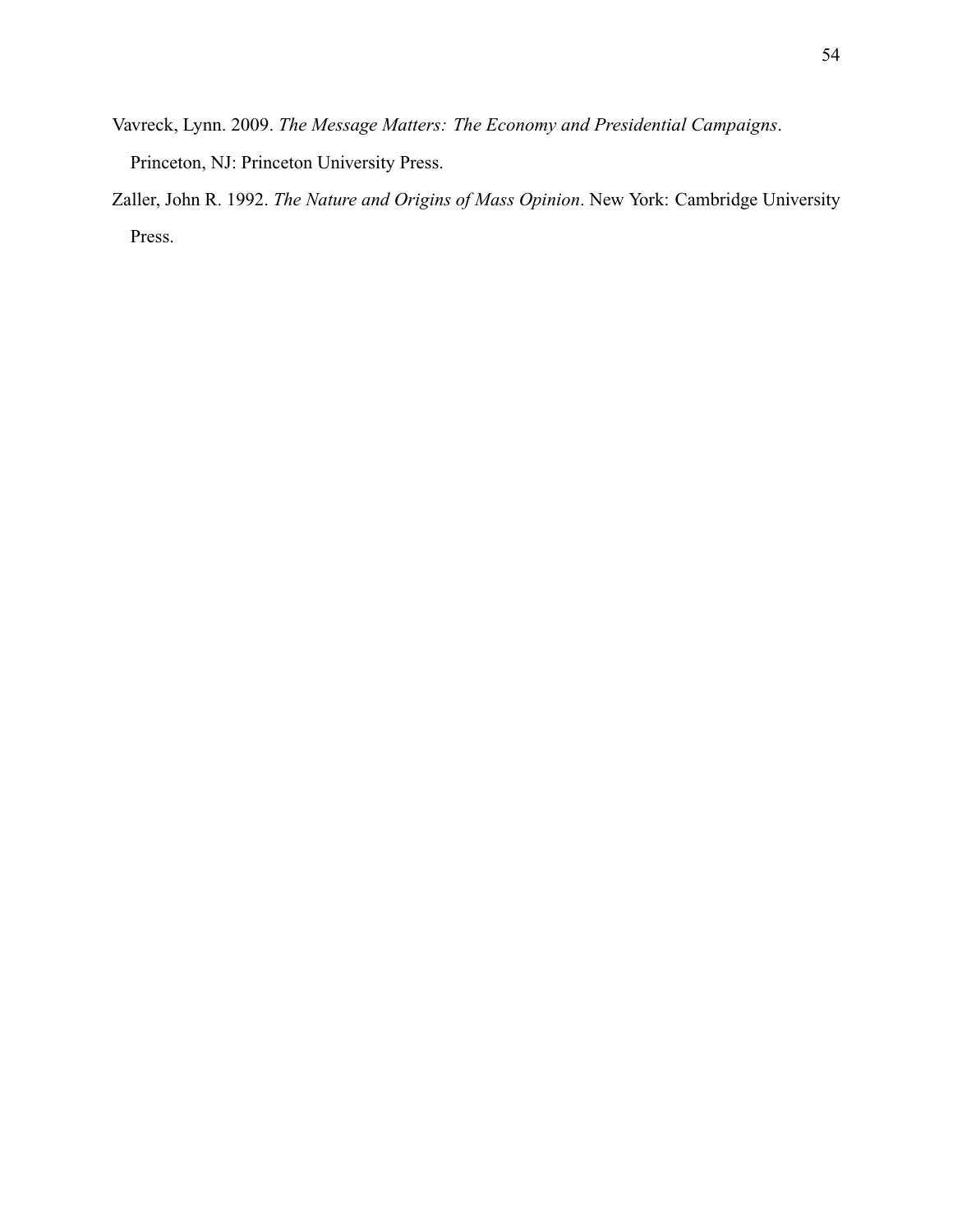Vavreck, Lynn. 2009. *The Message Matters: The Economy and Presidential Campaigns*. Princeton, NJ: Princeton University Press.

Zaller, John R. 1992. *The Nature and Origins of Mass Opinion*. New York: Cambridge University Press.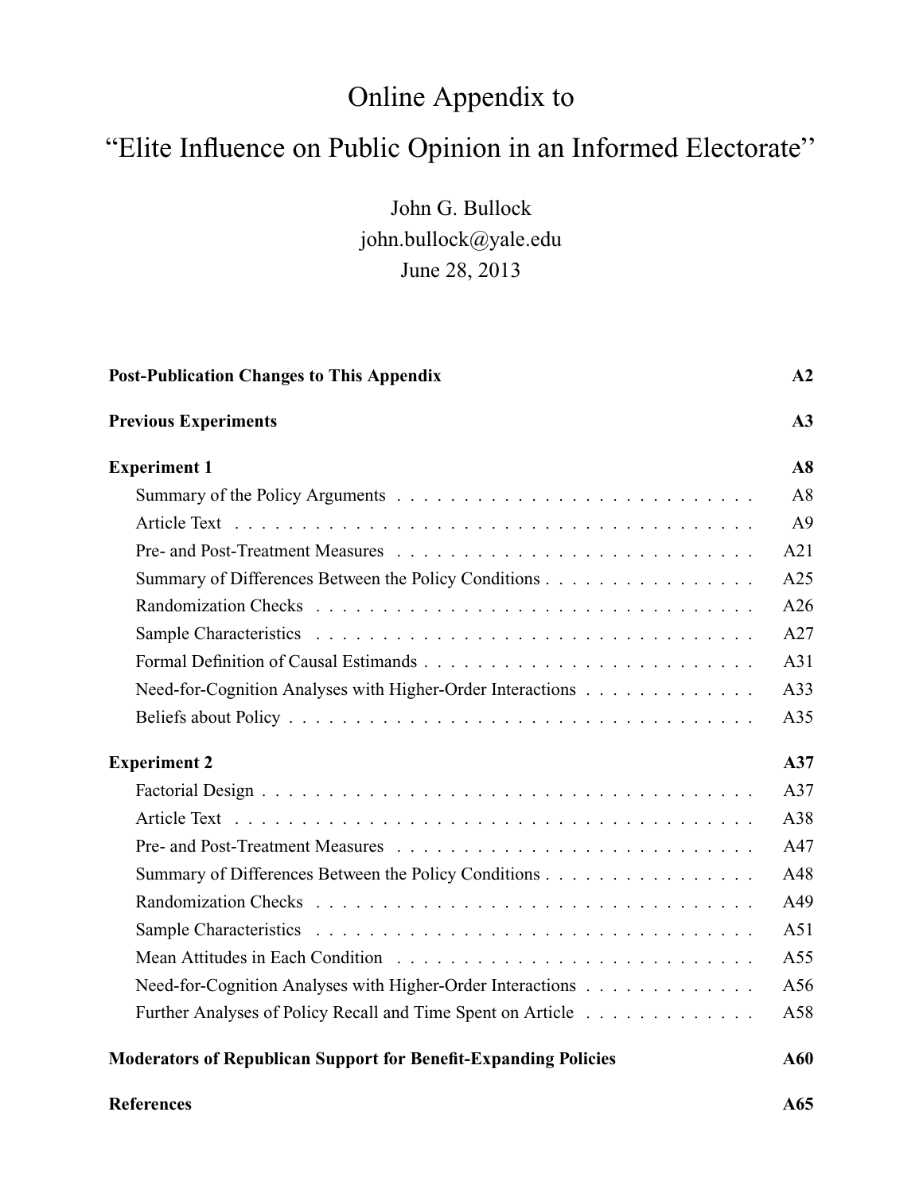# Online Appendix to

# "Elite Influence on Public Opinion in an Informed Electorate"

John G. Bullock
john.bullock@yale.edu
June 28, 2013

| | |
|---|---|
| **Post-Publication Changes to This Appendix** | **A2** |
| **Previous Experiments** | **A3** |
| **Experiment 1** | **A8** |
| Summary of the Policy Arguments | A8 |
| Article Text | A9 |
| Pre- and Post-Treatment Measures | A21 |
| Summary of Differences Between the Policy Conditions | A25 |
| Randomization Checks | A26 |
| Sample Characteristics | A27 |
| Formal Definition of Causal Estimands | A31 |
| Need-for-Cognition Analyses with Higher-Order Interactions | A33 |
| Beliefs about Policy | A35 |
| **Experiment 2** | **A37** |
| Factorial Design | A37 |
| Article Text | A38 |
| Pre- and Post-Treatment Measures | A47 |
| Summary of Differences Between the Policy Conditions | A48 |
| Randomization Checks | A49 |
| Sample Characteristics | A51 |
| Mean Attitudes in Each Condition | A55 |
| Need-for-Cognition Analyses with Higher-Order Interactions | A56 |
| Further Analyses of Policy Recall and Time Spent on Article | A58 |
| **Moderators of Republican Support for Benefit-Expanding Policies** | **A60** |
| **References** | **A65** |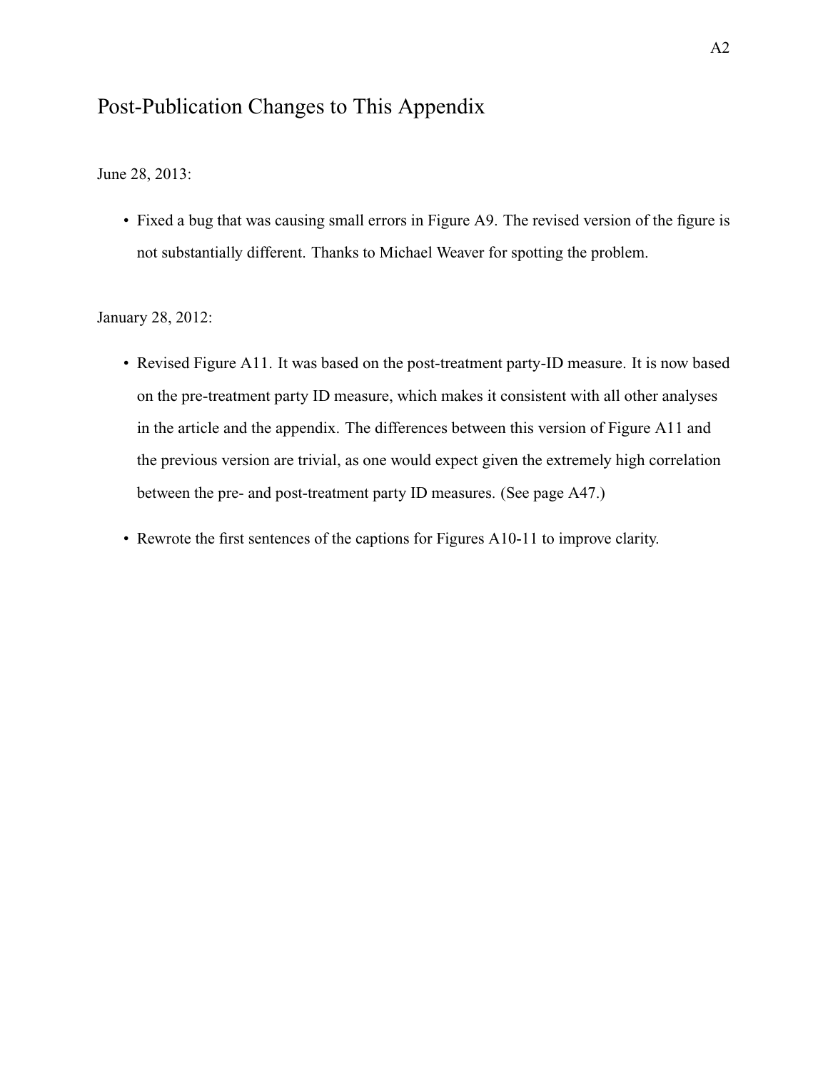# Post-Publication Changes to This Appendix

June 28, 2013:

- Fixed a bug that was causing small errors in Figure A9. The revised version of the figure is not substantially different. Thanks to Michael Weaver for spotting the problem.

January 28, 2012:

- Revised Figure A11. It was based on the post-treatment party-ID measure. It is now based on the pre-treatment party ID measure, which makes it consistent with all other analyses in the article and the appendix. The differences between this version of Figure A11 and the previous version are trivial, as one would expect given the extremely high correlation between the pre- and post-treatment party ID measures. (See page A47.)
- Rewrote the first sentences of the captions for Figures A10-11 to improve clarity.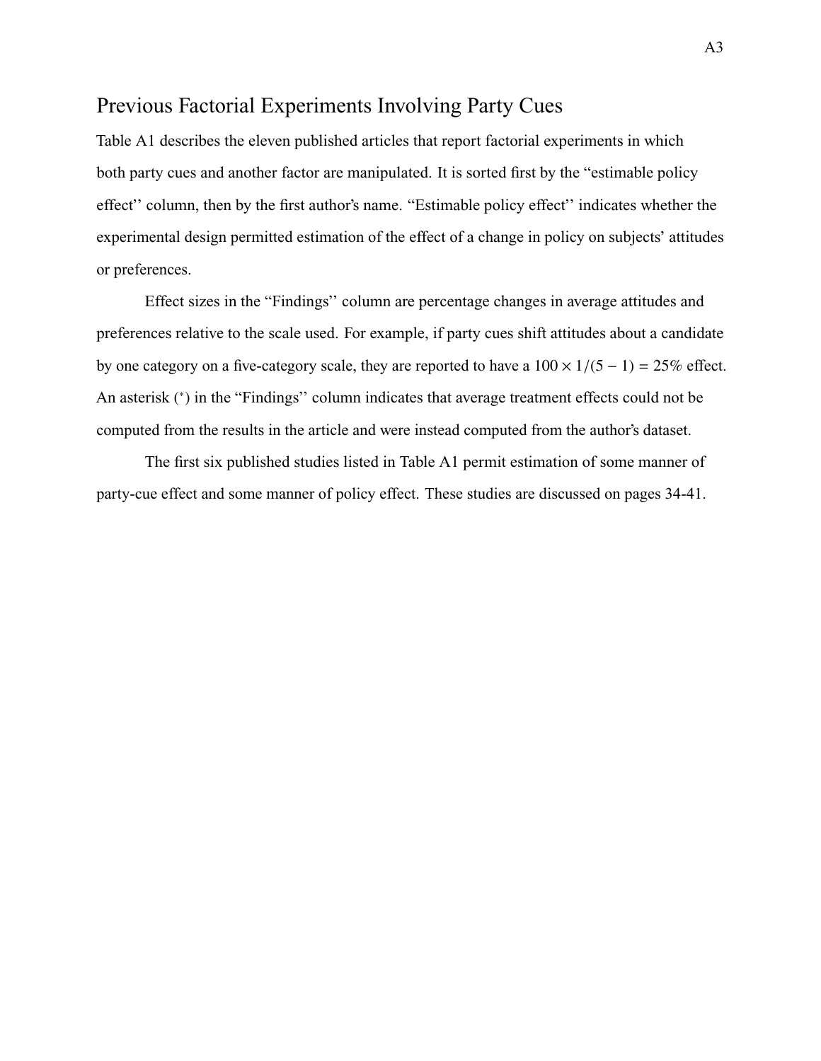# Previous Factorial Experiments Involving Party Cues

Table A1 describes the eleven published articles that report factorial experiments in which both party cues and another factor are manipulated. It is sorted first by the "estimable policy effect" column, then by the first author's name. "Estimable policy effect" indicates whether the experimental design permitted estimation of the effect of a change in policy on subjects' attitudes or preferences.

Effect sizes in the "Findings" column are percentage changes in average attitudes and preferences relative to the scale used. For example, if party cues shift attitudes about a candidate by one category on a five-category scale, they are reported to have a $100 \times 1/(5 - 1) = 25\%$ effect. An asterisk ($^*$) in the "Findings" column indicates that average treatment effects could not be computed from the results in the article and were instead computed from the author's dataset.

The first six published studies listed in Table A1 permit estimation of some manner of party-cue effect and some manner of policy effect. These studies are discussed on pages 34-41.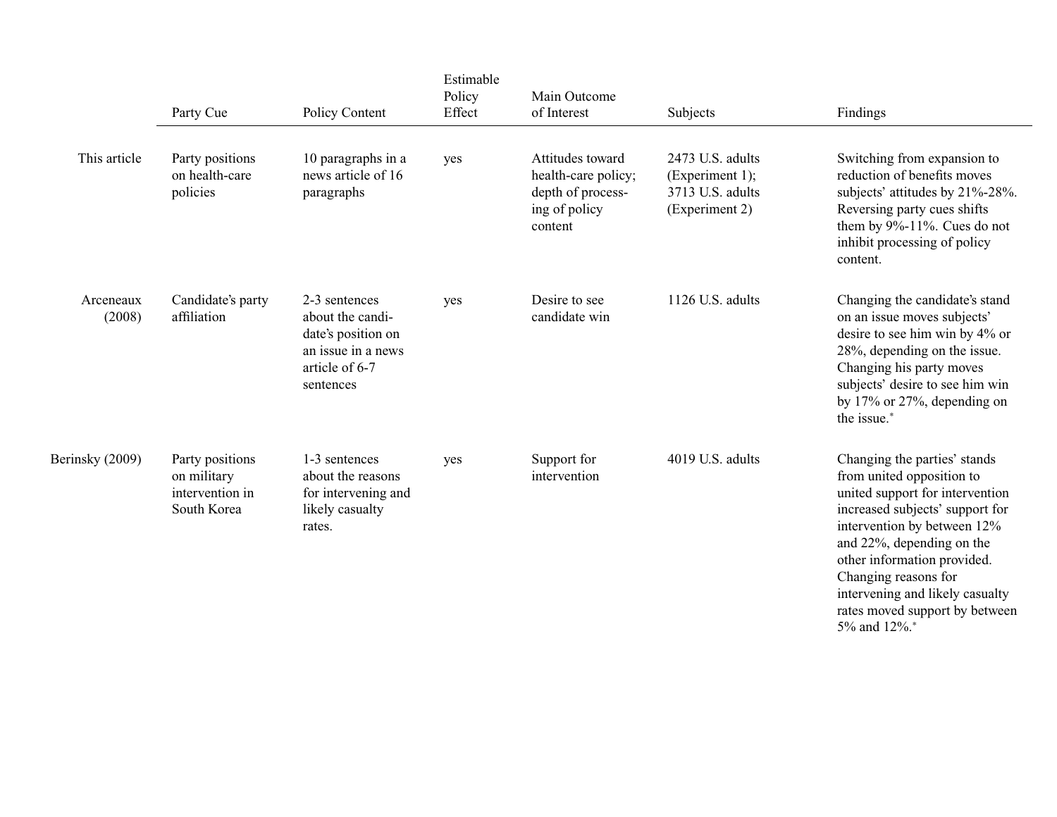| | Party Cue | Policy Content | Estimable Policy Effect | Main Outcome of Interest | Subjects | Findings |
|---|---|---|---|---|---|---|
| This article | Party positions on health-care policies | 10 paragraphs in a news article of 16 paragraphs | yes | Attitudes toward health-care policy; depth of processing of policy content | 2473 U.S. adults (Experiment 1); 3713 U.S. adults (Experiment 2) | Switching from expansion to reduction of benefits moves subjects' attitudes by 21%-28%. Reversing party cues shifts them by 9%-11%. Cues do not inhibit processing of policy content. |
| Arceneaux (2008) | Candidate's party affiliation | 2-3 sentences about the candidate's position on an issue in a news article of 6-7 sentences | yes | Desire to see candidate win | 1126 U.S. adults | Changing the candidate's stand on an issue moves subjects' desire to see him win by 4% or 28%, depending on the issue. Changing his party moves subjects' desire to see him win by 17% or 27%, depending on the issue.* |
| Berinsky (2009) | Party positions on military intervention in South Korea | 1-3 sentences about the reasons for intervening and likely casualty rates. | yes | Support for intervention | 4019 U.S. adults | Changing the parties' stands from united opposition to united support for intervention increased subjects' support for intervention by between 12% and 22%, depending on the other information provided. Changing reasons for intervening and likely casualty rates moved support by between 5% and 12%.* |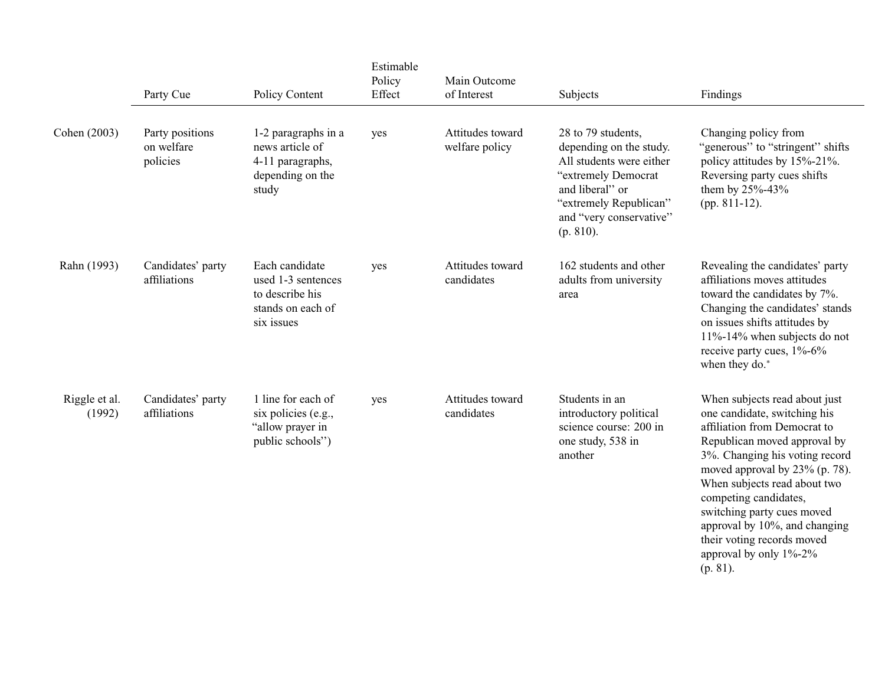|  | Party Cue | Policy Content | Estimable Policy Effect | Main Outcome of Interest | Subjects | Findings |
|---|---|---|---|---|---|---|
| Cohen (2003) | Party positions on welfare policies | 1-2 paragraphs in a news article of 4-11 paragraphs, depending on the study | yes | Attitudes toward welfare policy | 28 to 79 students, depending on the study. All students were either "extremely Democrat and liberal" or "extremely Republican" and "very conservative" (p. 810). | Changing policy from "generous" to "stringent" shifts policy attitudes by 15%-21%. Reversing party cues shifts them by 25%-43% (pp. 811-12). |
| Rahn (1993) | Candidates' party affiliations | Each candidate used 1-3 sentences to describe his stands on each of six issues | yes | Attitudes toward candidates | 162 students and other adults from university area | Revealing the candidates' party affiliations moves attitudes toward the candidates by 7%. Changing the candidates' stands on issues shifts attitudes by 11%-14% when subjects do not receive party cues, 1%-6% when they do.* |
| Riggle et al. (1992) | Candidates' party affiliations | 1 line for each of six policies (e.g., "allow prayer in public schools") | yes | Attitudes toward candidates | Students in an introductory political science course: 200 in one study, 538 in another | When subjects read about just one candidate, switching his affiliation from Democrat to Republican moved approval by 3%. Changing his voting record moved approval by 23% (p. 78). When subjects read about two competing candidates, switching party cues moved approval by 10%, and changing their voting records moved approval by only 1%-2% (p. 81). |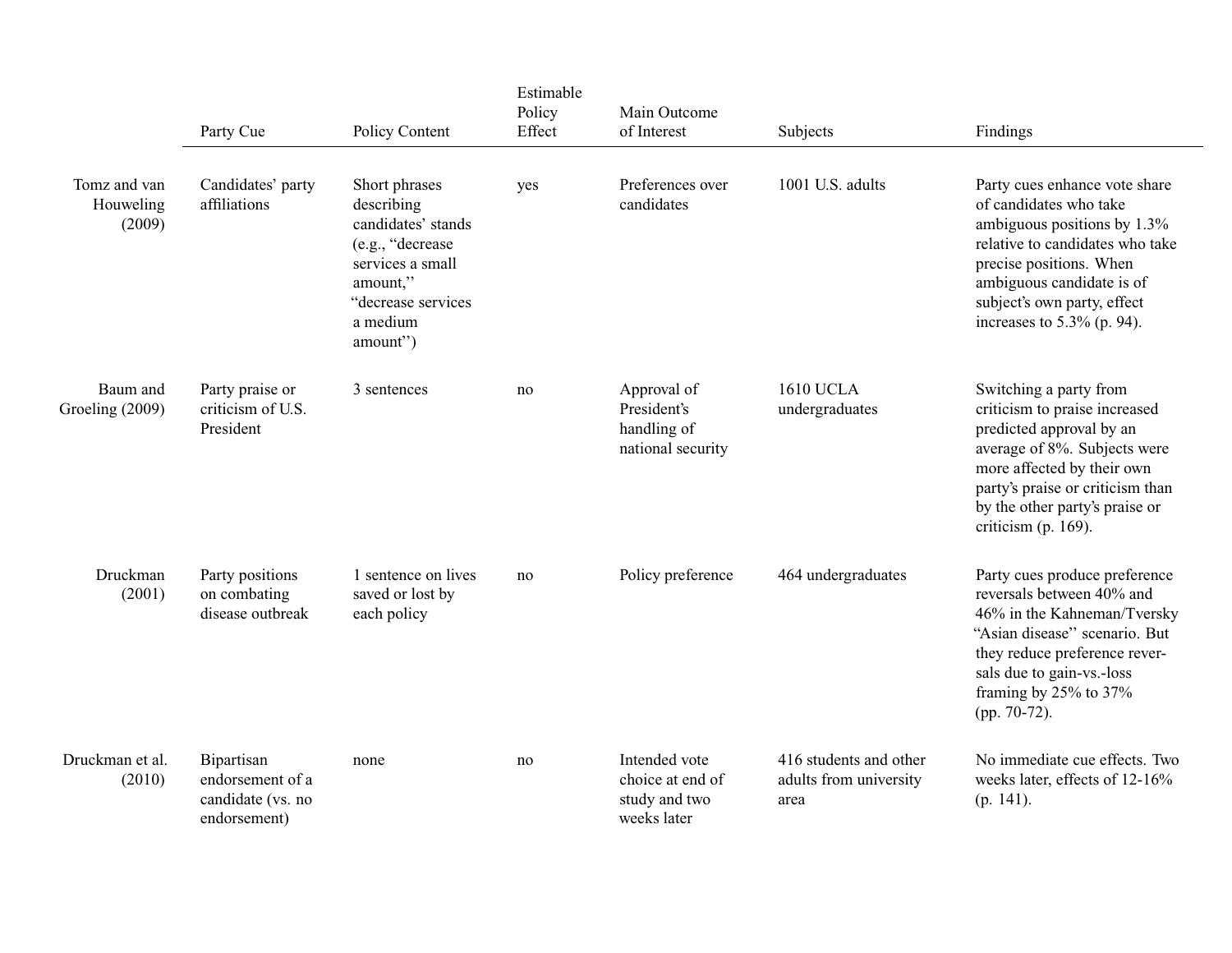| | Party Cue | Policy Content | Estimable Policy Effect | Main Outcome of Interest | Subjects | Findings |
|---|---|---|---|---|---|---|
| Tomz and van Houweling (2009) | Candidates' party affiliations | Short phrases describing candidates' stands (e.g., "decrease services a small amount," "decrease services a medium amount") | yes | Preferences over candidates | 1001 U.S. adults | Party cues enhance vote share of candidates who take ambiguous positions by 1.3% relative to candidates who take precise positions. When ambiguous candidate is of subject's own party, effect increases to 5.3% (p. 94). |
| Baum and Groeling (2009) | Party praise or criticism of U.S. President | 3 sentences | no | Approval of President's handling of national security | 1610 UCLA undergraduates | Switching a party from criticism to praise increased predicted approval by an average of 8%. Subjects were more affected by their own party's praise or criticism than by the other party's praise or criticism (p. 169). |
| Druckman (2001) | Party positions on combating disease outbreak | 1 sentence on lives saved or lost by each policy | no | Policy preference | 464 undergraduates | Party cues produce preference reversals between 40% and 46% in the Kahneman/Tversky "Asian disease" scenario. But they reduce preference reversals due to gain-vs.-loss framing by 25% to 37% (pp. 70-72). |
| Druckman et al. (2010) | Bipartisan endorsement of a candidate (vs. no endorsement) | none | no | Intended vote choice at end of study and two weeks later | 416 students and other adults from university area | No immediate cue effects. Two weeks later, effects of 12-16% (p. 141). |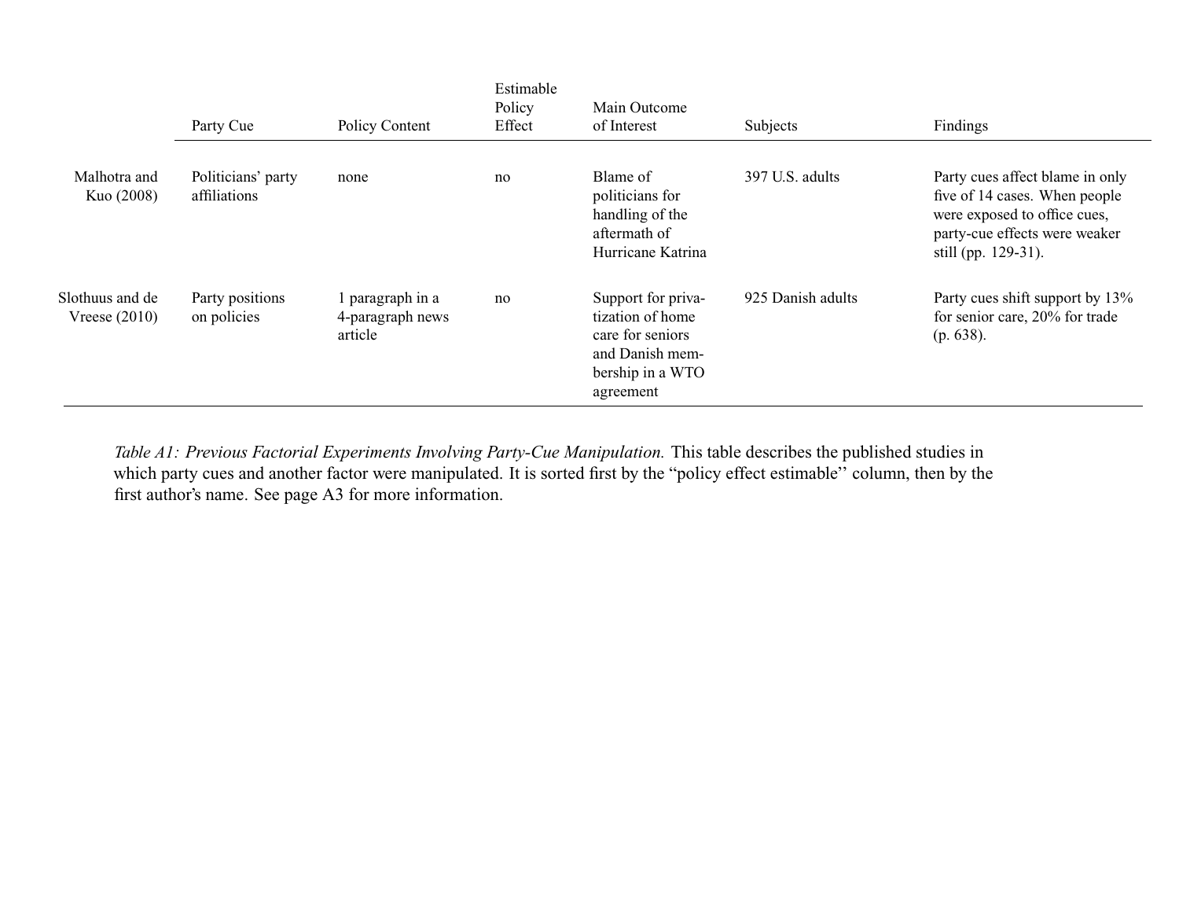| | Party Cue | Policy Content | Estimable Policy Effect | Main Outcome of Interest | Subjects | Findings |
|---|---|---|---|---|---|---|
| Malhotra and Kuo (2008) | Politicians' party affiliations | none | no | Blame of politicians for handling of the aftermath of Hurricane Katrina | 397 U.S. adults | Party cues affect blame in only five of 14 cases. When people were exposed to office cues, party-cue effects were weaker still (pp. 129-31). |
| Slothuus and de Vreese (2010) | Party positions on policies | 1 paragraph in a 4-paragraph news article | no | Support for privatization of home care for seniors and Danish membership in a WTO agreement | 925 Danish adults | Party cues shift support by 13% for senior care, 20% for trade (p. 638). |

*Table A1: Previous Factorial Experiments Involving Party-Cue Manipulation.* This table describes the published studies in which party cues and another factor were manipulated. It is sorted first by the "policy effect estimable" column, then by the first author's name. See page A3 for more information.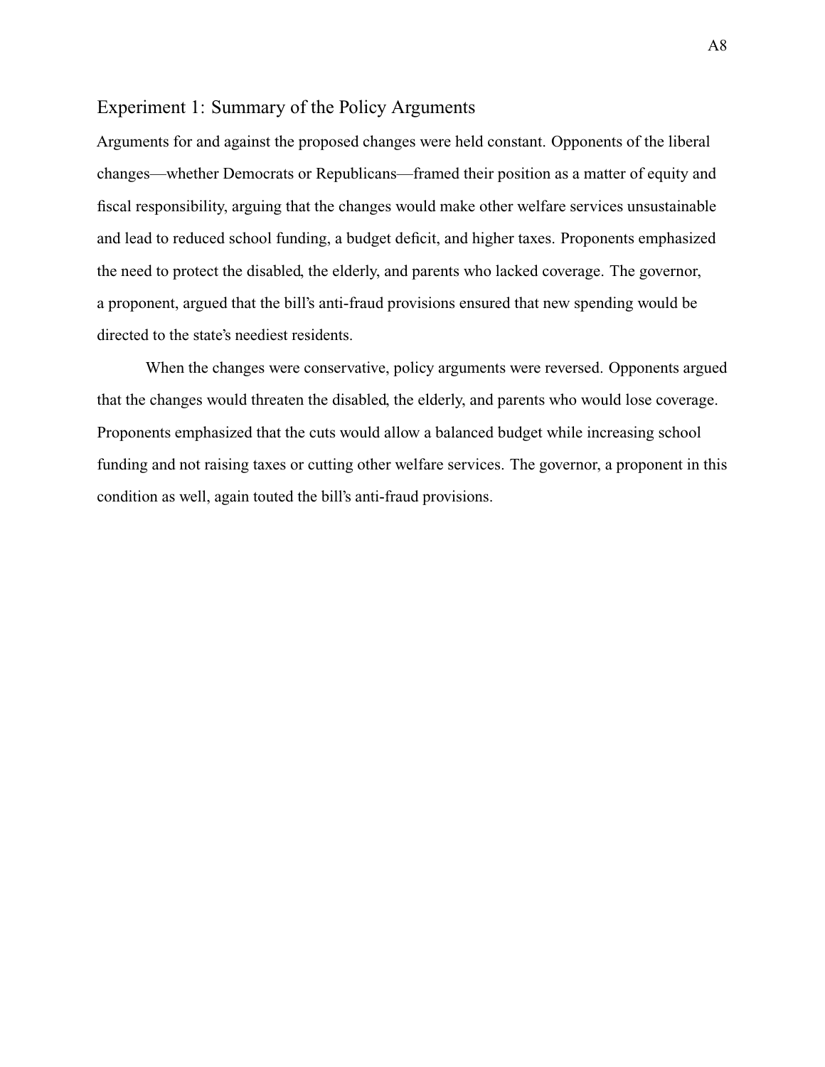## Experiment 1: Summary of the Policy Arguments

Arguments for and against the proposed changes were held constant. Opponents of the liberal changes—whether Democrats or Republicans—framed their position as a matter of equity and fiscal responsibility, arguing that the changes would make other welfare services unsustainable and lead to reduced school funding, a budget deficit, and higher taxes. Proponents emphasized the need to protect the disabled, the elderly, and parents who lacked coverage. The governor, a proponent, argued that the bill's anti-fraud provisions ensured that new spending would be directed to the state's neediest residents.

When the changes were conservative, policy arguments were reversed. Opponents argued that the changes would threaten the disabled, the elderly, and parents who would lose coverage. Proponents emphasized that the cuts would allow a balanced budget while increasing school funding and not raising taxes or cutting other welfare services. The governor, a proponent in this condition as well, again touted the bill's anti-fraud provisions.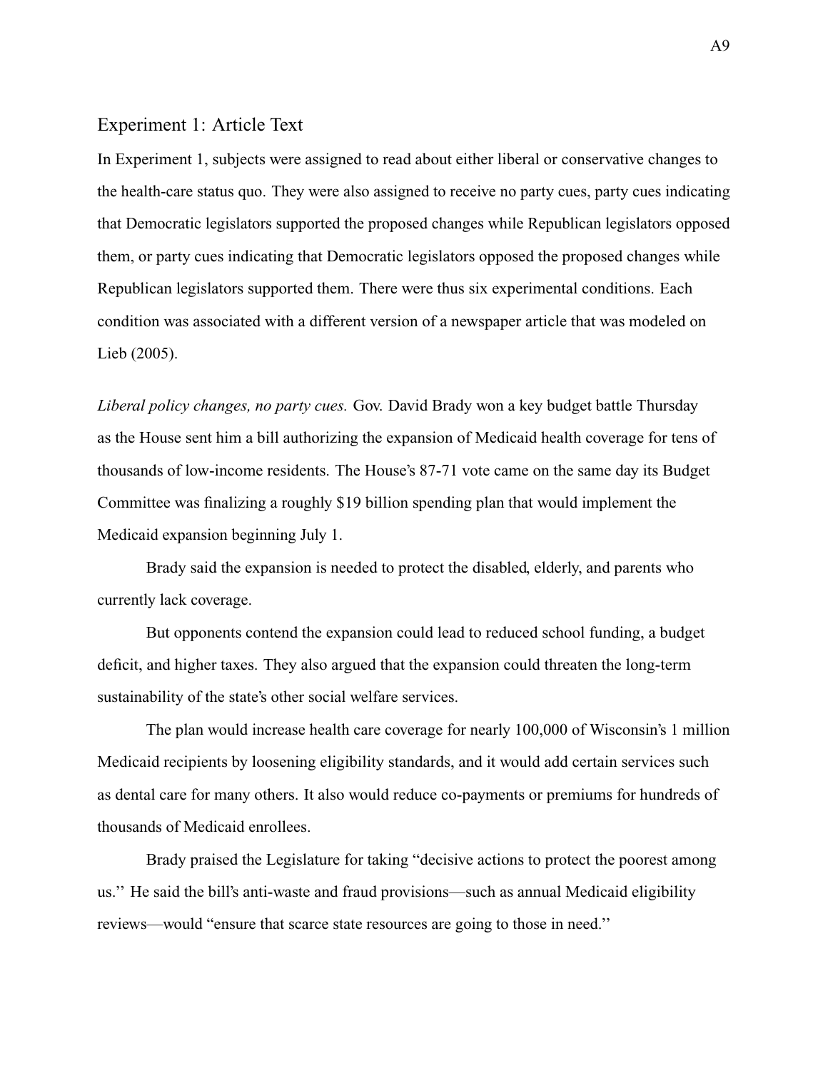## Experiment 1: Article Text

In Experiment 1, subjects were assigned to read about either liberal or conservative changes to the health-care status quo. They were also assigned to receive no party cues, party cues indicating that Democratic legislators supported the proposed changes while Republican legislators opposed them, or party cues indicating that Democratic legislators opposed the proposed changes while Republican legislators supported them. There were thus six experimental conditions. Each condition was associated with a different version of a newspaper article that was modeled on Lieb (2005).

*Liberal policy changes, no party cues.* Gov. David Brady won a key budget battle Thursday as the House sent him a bill authorizing the expansion of Medicaid health coverage for tens of thousands of low-income residents. The House's 87-71 vote came on the same day its Budget Committee was finalizing a roughly $19 billion spending plan that would implement the Medicaid expansion beginning July 1.

Brady said the expansion is needed to protect the disabled, elderly, and parents who currently lack coverage.

But opponents contend the expansion could lead to reduced school funding, a budget deficit, and higher taxes. They also argued that the expansion could threaten the long-term sustainability of the state's other social welfare services.

The plan would increase health care coverage for nearly 100,000 of Wisconsin's 1 million Medicaid recipients by loosening eligibility standards, and it would add certain services such as dental care for many others. It also would reduce co-payments or premiums for hundreds of thousands of Medicaid enrollees.

Brady praised the Legislature for taking "decisive actions to protect the poorest among us.'' He said the bill's anti-waste and fraud provisions—such as annual Medicaid eligibility reviews—would "ensure that scarce state resources are going to those in need.''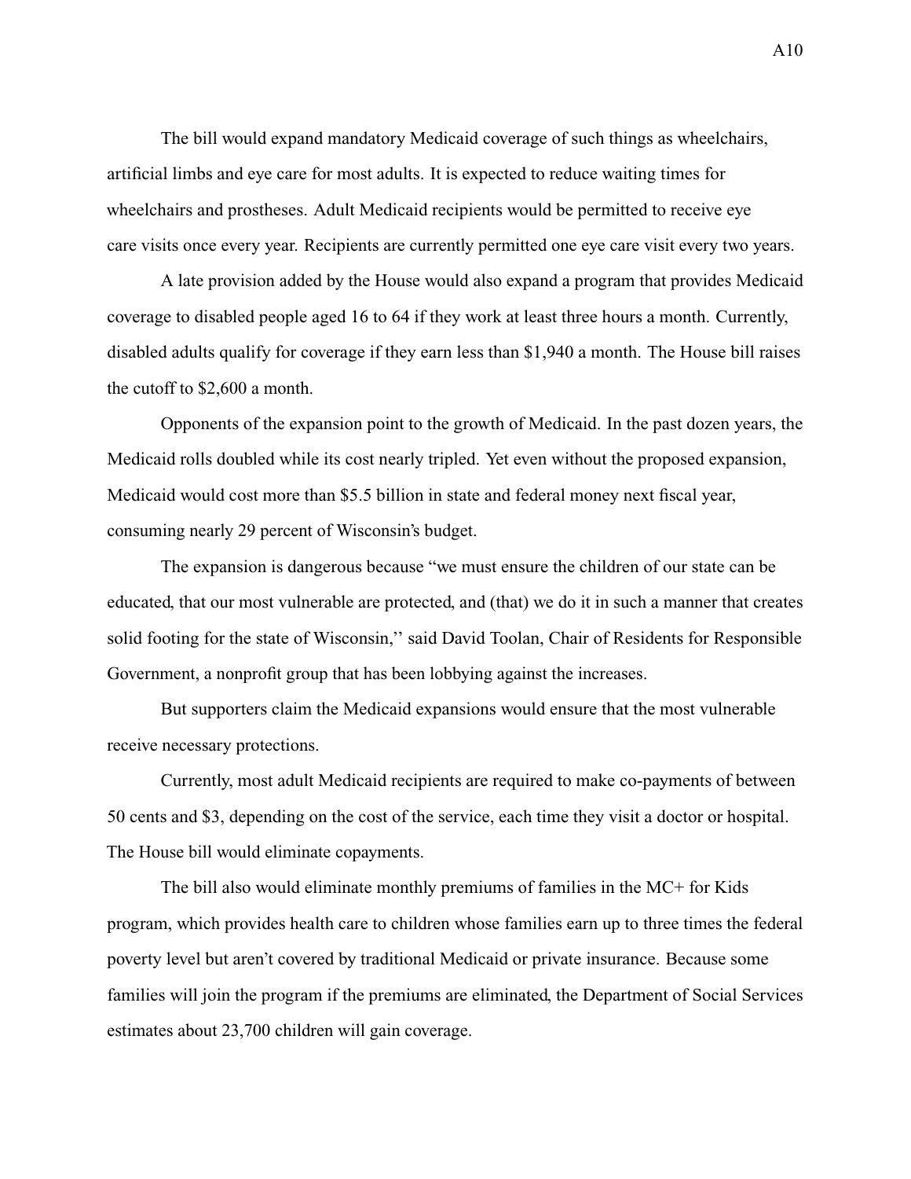The bill would expand mandatory Medicaid coverage of such things as wheelchairs, artificial limbs and eye care for most adults. It is expected to reduce waiting times for wheelchairs and prostheses. Adult Medicaid recipients would be permitted to receive eye care visits once every year. Recipients are currently permitted one eye care visit every two years.

A late provision added by the House would also expand a program that provides Medicaid coverage to disabled people aged 16 to 64 if they work at least three hours a month. Currently, disabled adults qualify for coverage if they earn less than $1,940 a month. The House bill raises the cutoff to $2,600 a month.

Opponents of the expansion point to the growth of Medicaid. In the past dozen years, the Medicaid rolls doubled while its cost nearly tripled. Yet even without the proposed expansion, Medicaid would cost more than $5.5 billion in state and federal money next fiscal year, consuming nearly 29 percent of Wisconsin's budget.

The expansion is dangerous because "we must ensure the children of our state can be educated, that our most vulnerable are protected, and (that) we do it in such a manner that creates solid footing for the state of Wisconsin,'' said David Toolan, Chair of Residents for Responsible Government, a nonprofit group that has been lobbying against the increases.

But supporters claim the Medicaid expansions would ensure that the most vulnerable receive necessary protections.

Currently, most adult Medicaid recipients are required to make co-payments of between 50 cents and $3, depending on the cost of the service, each time they visit a doctor or hospital. The House bill would eliminate copayments.

The bill also would eliminate monthly premiums of families in the MC+ for Kids program, which provides health care to children whose families earn up to three times the federal poverty level but aren't covered by traditional Medicaid or private insurance. Because some families will join the program if the premiums are eliminated, the Department of Social Services estimates about 23,700 children will gain coverage.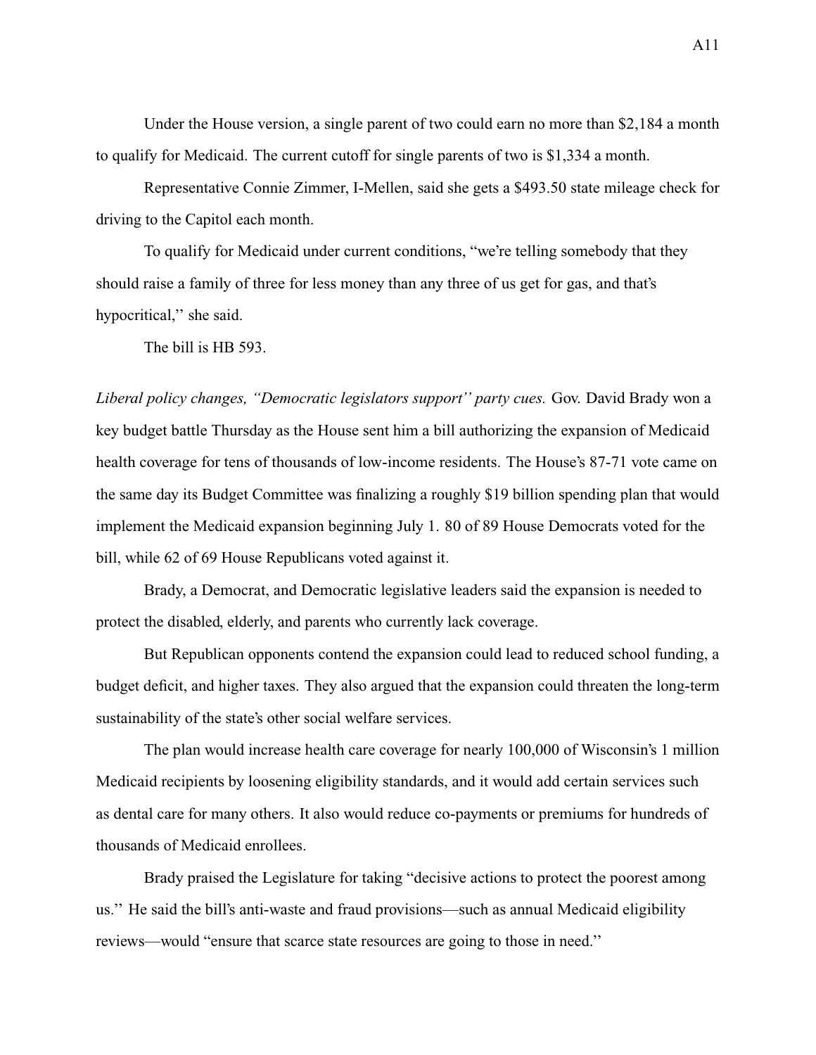Under the House version, a single parent of two could earn no more than $2,184 a month to qualify for Medicaid. The current cutoff for single parents of two is $1,334 a month.

Representative Connie Zimmer, I-Mellen, said she gets a $493.50 state mileage check for driving to the Capitol each month.

To qualify for Medicaid under current conditions, "we're telling somebody that they should raise a family of three for less money than any three of us get for gas, and that's hypocritical,'' she said.

The bill is HB 593.

*Liberal policy changes, ''Democratic legislators support'' party cues.* Gov. David Brady won a key budget battle Thursday as the House sent him a bill authorizing the expansion of Medicaid health coverage for tens of thousands of low-income residents. The House's 87-71 vote came on the same day its Budget Committee was finalizing a roughly $19 billion spending plan that would implement the Medicaid expansion beginning July 1. 80 of 89 House Democrats voted for the bill, while 62 of 69 House Republicans voted against it.

Brady, a Democrat, and Democratic legislative leaders said the expansion is needed to protect the disabled, elderly, and parents who currently lack coverage.

But Republican opponents contend the expansion could lead to reduced school funding, a budget deficit, and higher taxes. They also argued that the expansion could threaten the long-term sustainability of the state's other social welfare services.

The plan would increase health care coverage for nearly 100,000 of Wisconsin's 1 million Medicaid recipients by loosening eligibility standards, and it would add certain services such as dental care for many others. It also would reduce co-payments or premiums for hundreds of thousands of Medicaid enrollees.

Brady praised the Legislature for taking "decisive actions to protect the poorest among us.'' He said the bill's anti-waste and fraud provisions—such as annual Medicaid eligibility reviews—would "ensure that scarce state resources are going to those in need.''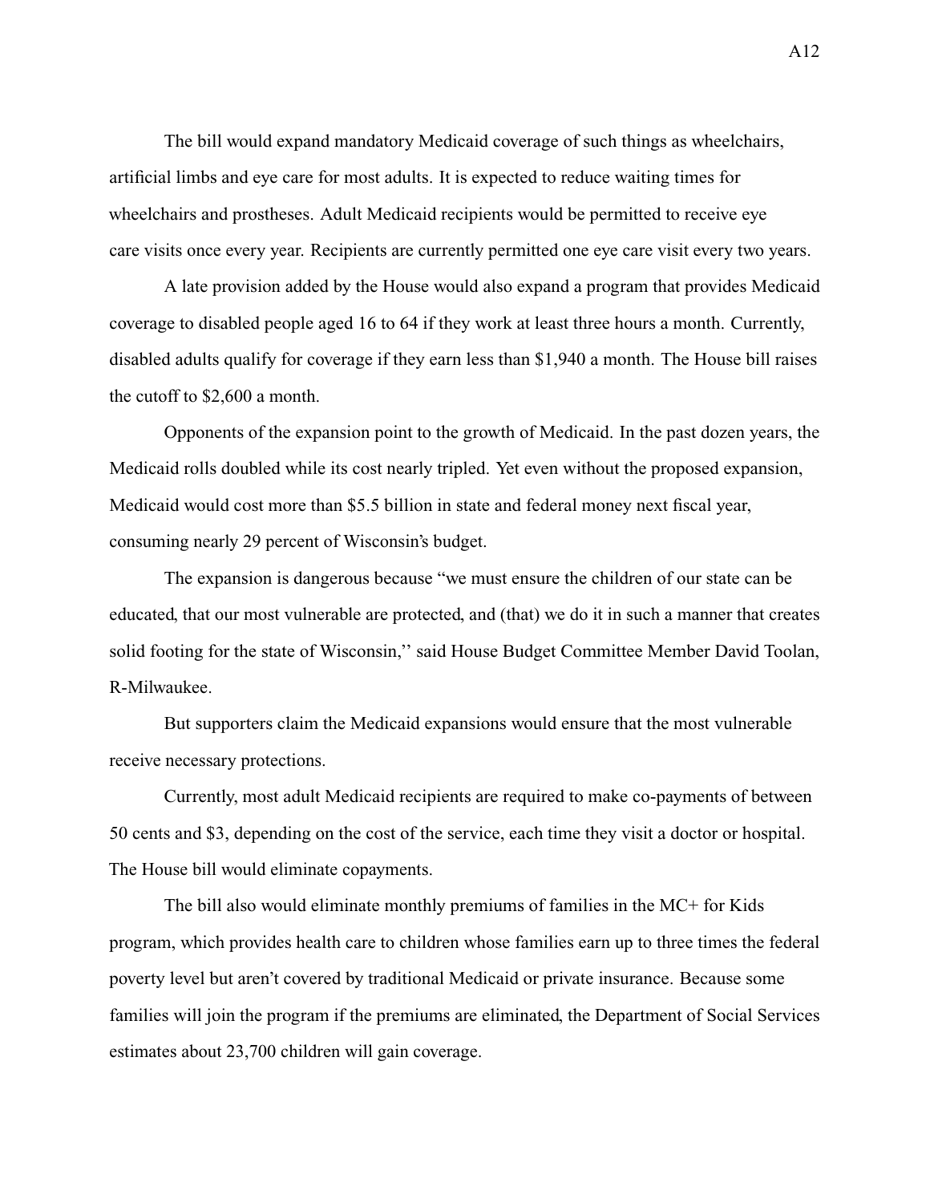The bill would expand mandatory Medicaid coverage of such things as wheelchairs, artificial limbs and eye care for most adults. It is expected to reduce waiting times for wheelchairs and prostheses. Adult Medicaid recipients would be permitted to receive eye care visits once every year. Recipients are currently permitted one eye care visit every two years.

A late provision added by the House would also expand a program that provides Medicaid coverage to disabled people aged 16 to 64 if they work at least three hours a month. Currently, disabled adults qualify for coverage if they earn less than $1,940 a month. The House bill raises the cutoff to $2,600 a month.

Opponents of the expansion point to the growth of Medicaid. In the past dozen years, the Medicaid rolls doubled while its cost nearly tripled. Yet even without the proposed expansion, Medicaid would cost more than $5.5 billion in state and federal money next fiscal year, consuming nearly 29 percent of Wisconsin's budget.

The expansion is dangerous because "we must ensure the children of our state can be educated, that our most vulnerable are protected, and (that) we do it in such a manner that creates solid footing for the state of Wisconsin,'' said House Budget Committee Member David Toolan, R-Milwaukee.

But supporters claim the Medicaid expansions would ensure that the most vulnerable receive necessary protections.

Currently, most adult Medicaid recipients are required to make co-payments of between 50 cents and $3, depending on the cost of the service, each time they visit a doctor or hospital. The House bill would eliminate copayments.

The bill also would eliminate monthly premiums of families in the MC+ for Kids program, which provides health care to children whose families earn up to three times the federal poverty level but aren't covered by traditional Medicaid or private insurance. Because some families will join the program if the premiums are eliminated, the Department of Social Services estimates about 23,700 children will gain coverage.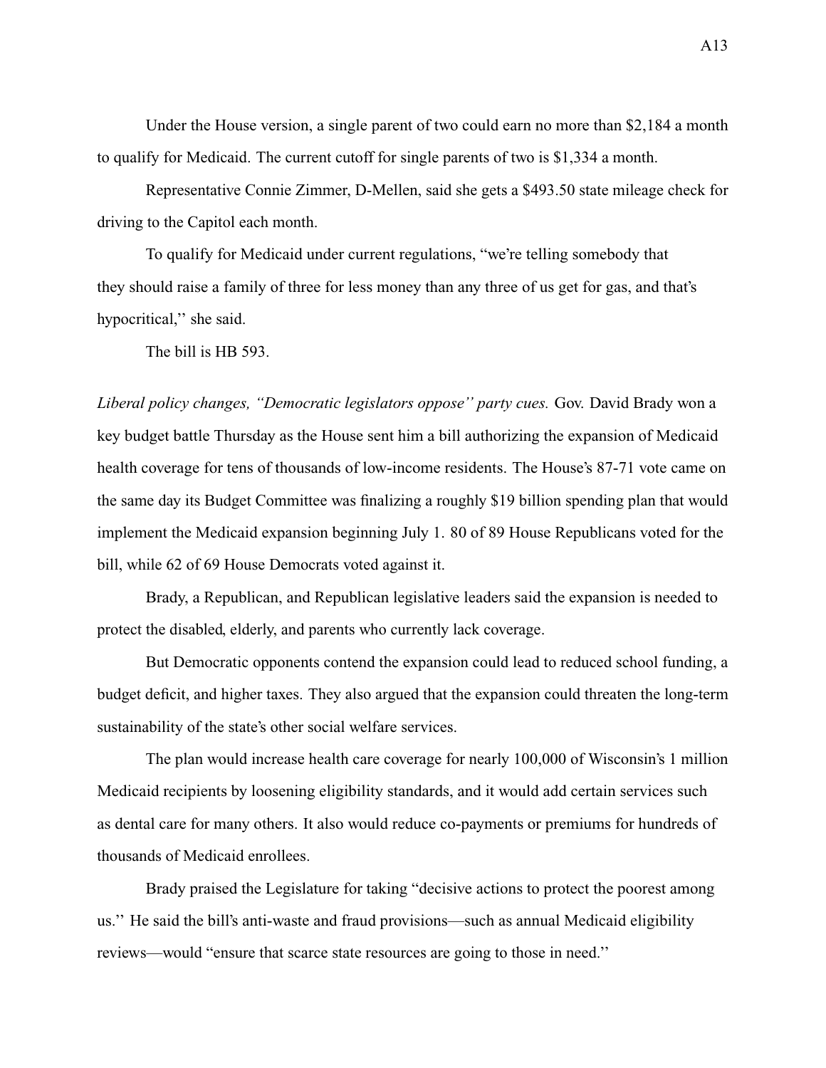Under the House version, a single parent of two could earn no more than $2,184 a month to qualify for Medicaid. The current cutoff for single parents of two is $1,334 a month.

Representative Connie Zimmer, D-Mellen, said she gets a $493.50 state mileage check for driving to the Capitol each month.

To qualify for Medicaid under current regulations, "we're telling somebody that they should raise a family of three for less money than any three of us get for gas, and that's hypocritical,'' she said.

The bill is HB 593.

*Liberal policy changes, "Democratic legislators oppose'' party cues.* Gov. David Brady won a key budget battle Thursday as the House sent him a bill authorizing the expansion of Medicaid health coverage for tens of thousands of low-income residents. The House's 87-71 vote came on the same day its Budget Committee was finalizing a roughly $19 billion spending plan that would implement the Medicaid expansion beginning July 1. 80 of 89 House Republicans voted for the bill, while 62 of 69 House Democrats voted against it.

Brady, a Republican, and Republican legislative leaders said the expansion is needed to protect the disabled, elderly, and parents who currently lack coverage.

But Democratic opponents contend the expansion could lead to reduced school funding, a budget deficit, and higher taxes. They also argued that the expansion could threaten the long-term sustainability of the state's other social welfare services.

The plan would increase health care coverage for nearly 100,000 of Wisconsin's 1 million Medicaid recipients by loosening eligibility standards, and it would add certain services such as dental care for many others. It also would reduce co-payments or premiums for hundreds of thousands of Medicaid enrollees.

Brady praised the Legislature for taking "decisive actions to protect the poorest among us.'' He said the bill's anti-waste and fraud provisions—such as annual Medicaid eligibility reviews—would "ensure that scarce state resources are going to those in need.''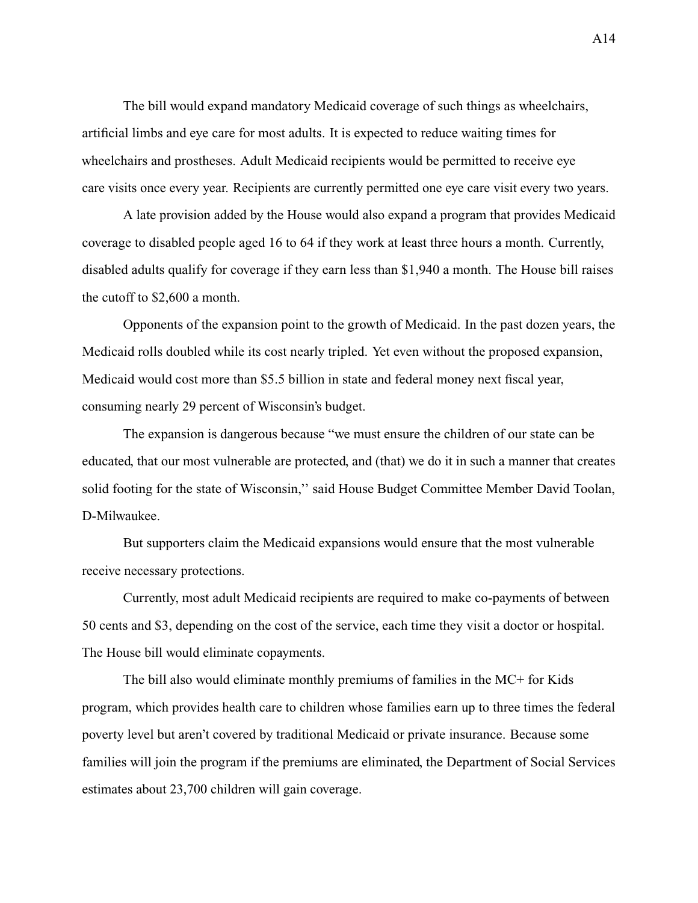The bill would expand mandatory Medicaid coverage of such things as wheelchairs, artificial limbs and eye care for most adults. It is expected to reduce waiting times for wheelchairs and prostheses. Adult Medicaid recipients would be permitted to receive eye care visits once every year. Recipients are currently permitted one eye care visit every two years.

A late provision added by the House would also expand a program that provides Medicaid coverage to disabled people aged 16 to 64 if they work at least three hours a month. Currently, disabled adults qualify for coverage if they earn less than $1,940 a month. The House bill raises the cutoff to $2,600 a month.

Opponents of the expansion point to the growth of Medicaid. In the past dozen years, the Medicaid rolls doubled while its cost nearly tripled. Yet even without the proposed expansion, Medicaid would cost more than $5.5 billion in state and federal money next fiscal year, consuming nearly 29 percent of Wisconsin's budget.

The expansion is dangerous because "we must ensure the children of our state can be educated, that our most vulnerable are protected, and (that) we do it in such a manner that creates solid footing for the state of Wisconsin,'' said House Budget Committee Member David Toolan, D-Milwaukee.

But supporters claim the Medicaid expansions would ensure that the most vulnerable receive necessary protections.

Currently, most adult Medicaid recipients are required to make co-payments of between 50 cents and $3, depending on the cost of the service, each time they visit a doctor or hospital. The House bill would eliminate copayments.

The bill also would eliminate monthly premiums of families in the MC+ for Kids program, which provides health care to children whose families earn up to three times the federal poverty level but aren't covered by traditional Medicaid or private insurance. Because some families will join the program if the premiums are eliminated, the Department of Social Services estimates about 23,700 children will gain coverage.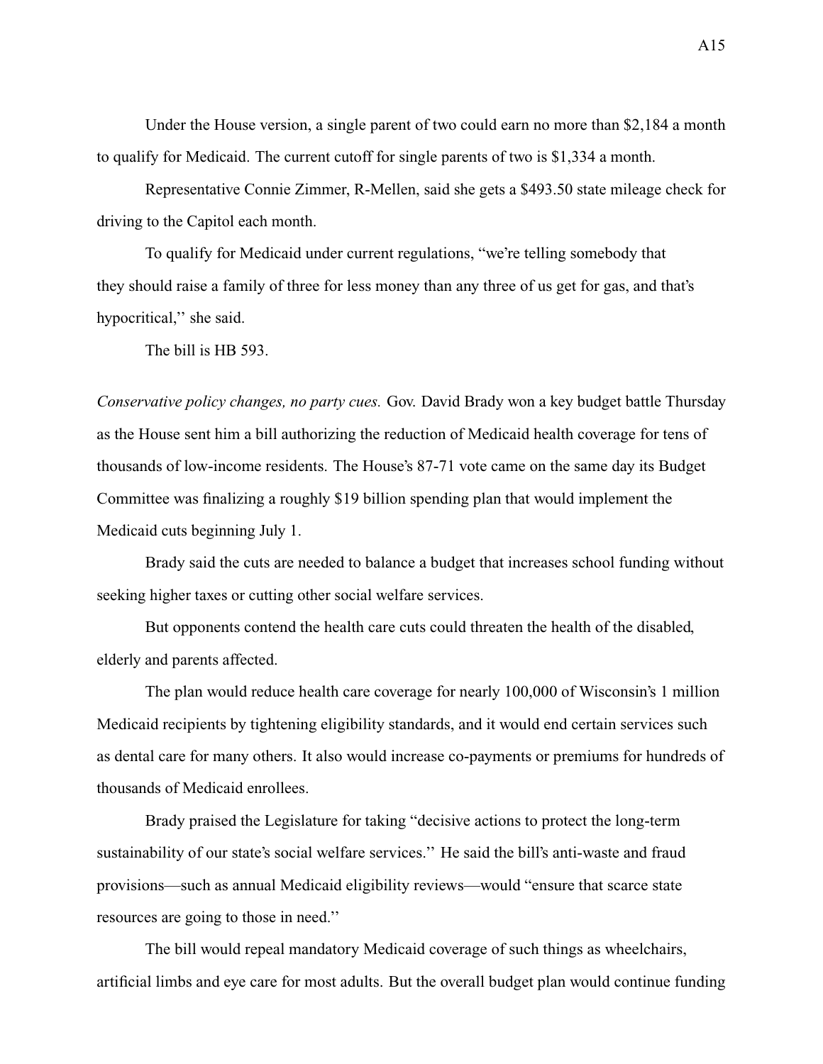Under the House version, a single parent of two could earn no more than $2,184 a month to qualify for Medicaid. The current cutoff for single parents of two is $1,334 a month.

Representative Connie Zimmer, R-Mellen, said she gets a $493.50 state mileage check for driving to the Capitol each month.

To qualify for Medicaid under current regulations, "we're telling somebody that they should raise a family of three for less money than any three of us get for gas, and that's hypocritical,'' she said.

The bill is HB 593.

*Conservative policy changes, no party cues.* Gov. David Brady won a key budget battle Thursday as the House sent him a bill authorizing the reduction of Medicaid health coverage for tens of thousands of low-income residents. The House's 87-71 vote came on the same day its Budget Committee was finalizing a roughly $19 billion spending plan that would implement the Medicaid cuts beginning July 1.

Brady said the cuts are needed to balance a budget that increases school funding without seeking higher taxes or cutting other social welfare services.

But opponents contend the health care cuts could threaten the health of the disabled, elderly and parents affected.

The plan would reduce health care coverage for nearly 100,000 of Wisconsin's 1 million Medicaid recipients by tightening eligibility standards, and it would end certain services such as dental care for many others. It also would increase co-payments or premiums for hundreds of thousands of Medicaid enrollees.

Brady praised the Legislature for taking "decisive actions to protect the long-term sustainability of our state's social welfare services.'' He said the bill's anti-waste and fraud provisions—such as annual Medicaid eligibility reviews—would "ensure that scarce state resources are going to those in need.''

The bill would repeal mandatory Medicaid coverage of such things as wheelchairs, artificial limbs and eye care for most adults. But the overall budget plan would continue funding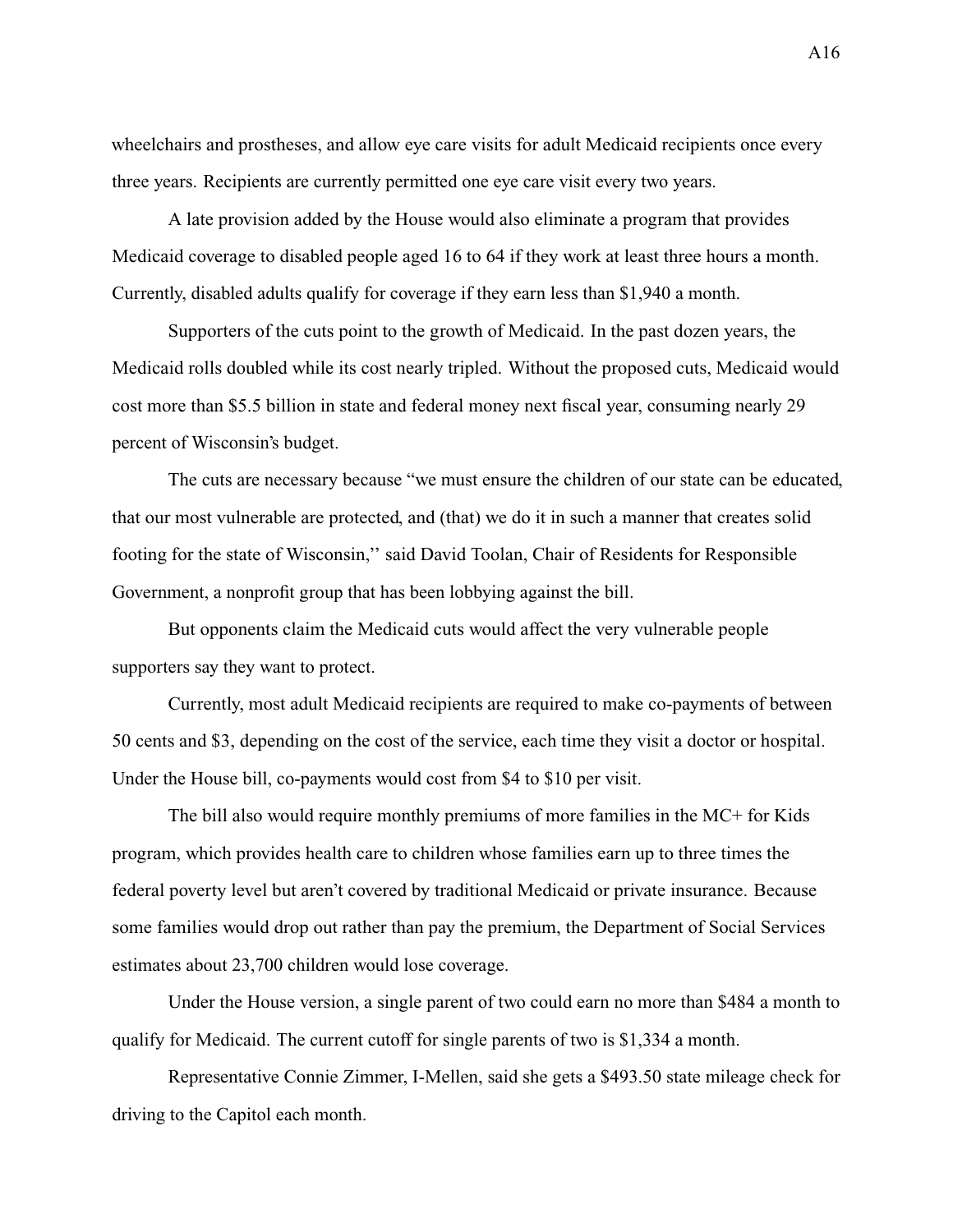wheelchairs and prostheses, and allow eye care visits for adult Medicaid recipients once every three years. Recipients are currently permitted one eye care visit every two years.

A late provision added by the House would also eliminate a program that provides Medicaid coverage to disabled people aged 16 to 64 if they work at least three hours a month. Currently, disabled adults qualify for coverage if they earn less than $1,940 a month.

Supporters of the cuts point to the growth of Medicaid. In the past dozen years, the Medicaid rolls doubled while its cost nearly tripled. Without the proposed cuts, Medicaid would cost more than $5.5 billion in state and federal money next fiscal year, consuming nearly 29 percent of Wisconsin's budget.

The cuts are necessary because "we must ensure the children of our state can be educated, that our most vulnerable are protected, and (that) we do it in such a manner that creates solid footing for the state of Wisconsin,'' said David Toolan, Chair of Residents for Responsible Government, a nonprofit group that has been lobbying against the bill.

But opponents claim the Medicaid cuts would affect the very vulnerable people supporters say they want to protect.

Currently, most adult Medicaid recipients are required to make co-payments of between 50 cents and $3, depending on the cost of the service, each time they visit a doctor or hospital. Under the House bill, co-payments would cost from $4 to $10 per visit.

The bill also would require monthly premiums of more families in the MC+ for Kids program, which provides health care to children whose families earn up to three times the federal poverty level but aren't covered by traditional Medicaid or private insurance. Because some families would drop out rather than pay the premium, the Department of Social Services estimates about 23,700 children would lose coverage.

Under the House version, a single parent of two could earn no more than $484 a month to qualify for Medicaid. The current cutoff for single parents of two is $1,334 a month.

Representative Connie Zimmer, I-Mellen, said she gets a $493.50 state mileage check for driving to the Capitol each month.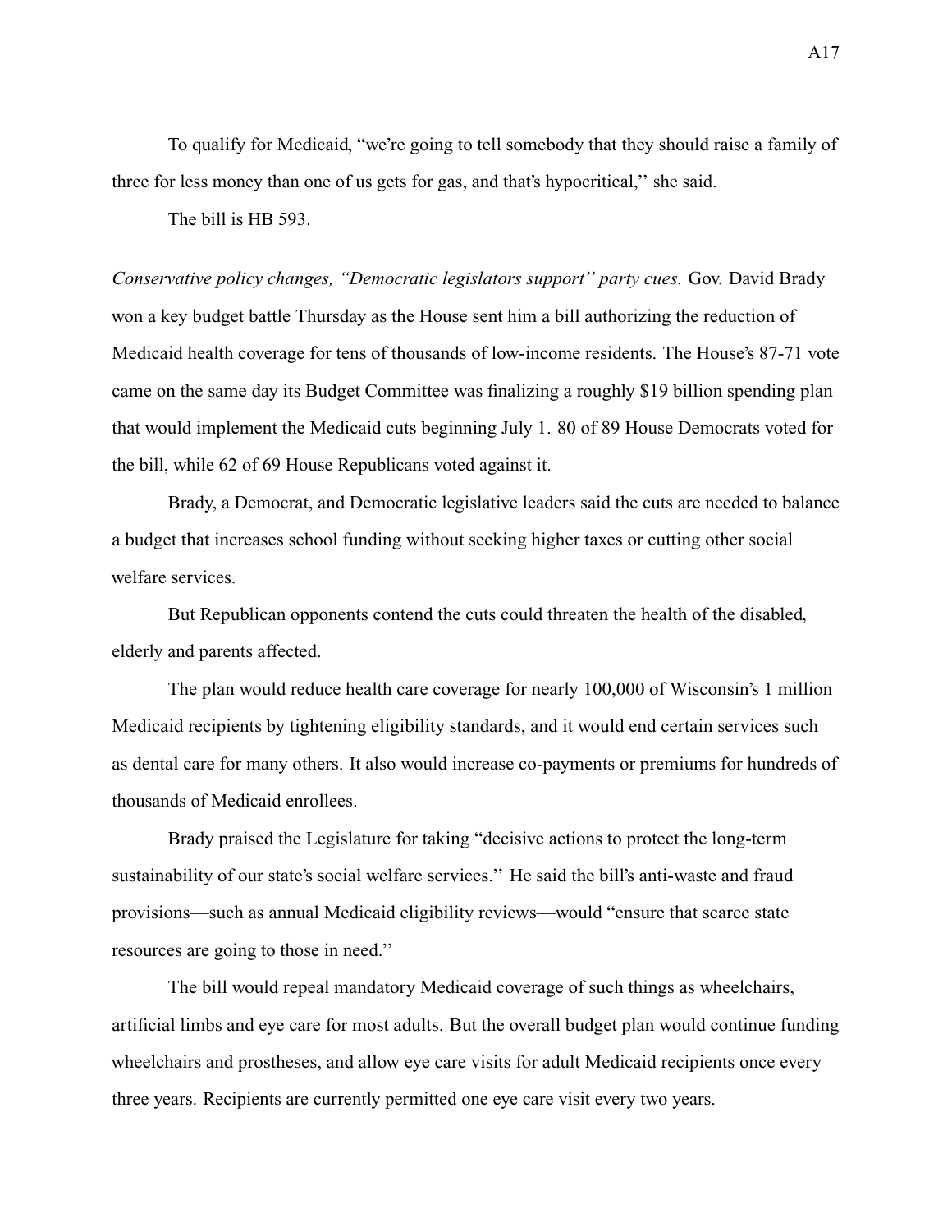To qualify for Medicaid, "we're going to tell somebody that they should raise a family of three for less money than one of us gets for gas, and that's hypocritical,'' she said.

The bill is HB 593.

*Conservative policy changes, "Democratic legislators support'' party cues.* Gov. David Brady won a key budget battle Thursday as the House sent him a bill authorizing the reduction of Medicaid health coverage for tens of thousands of low-income residents. The House's 87-71 vote came on the same day its Budget Committee was finalizing a roughly $19 billion spending plan that would implement the Medicaid cuts beginning July 1. 80 of 89 House Democrats voted for the bill, while 62 of 69 House Republicans voted against it.

Brady, a Democrat, and Democratic legislative leaders said the cuts are needed to balance a budget that increases school funding without seeking higher taxes or cutting other social welfare services.

But Republican opponents contend the cuts could threaten the health of the disabled, elderly and parents affected.

The plan would reduce health care coverage for nearly 100,000 of Wisconsin's 1 million Medicaid recipients by tightening eligibility standards, and it would end certain services such as dental care for many others. It also would increase co-payments or premiums for hundreds of thousands of Medicaid enrollees.

Brady praised the Legislature for taking "decisive actions to protect the long-term sustainability of our state's social welfare services.'' He said the bill's anti-waste and fraud provisions—such as annual Medicaid eligibility reviews—would "ensure that scarce state resources are going to those in need.''

The bill would repeal mandatory Medicaid coverage of such things as wheelchairs, artificial limbs and eye care for most adults. But the overall budget plan would continue funding wheelchairs and prostheses, and allow eye care visits for adult Medicaid recipients once every three years. Recipients are currently permitted one eye care visit every two years.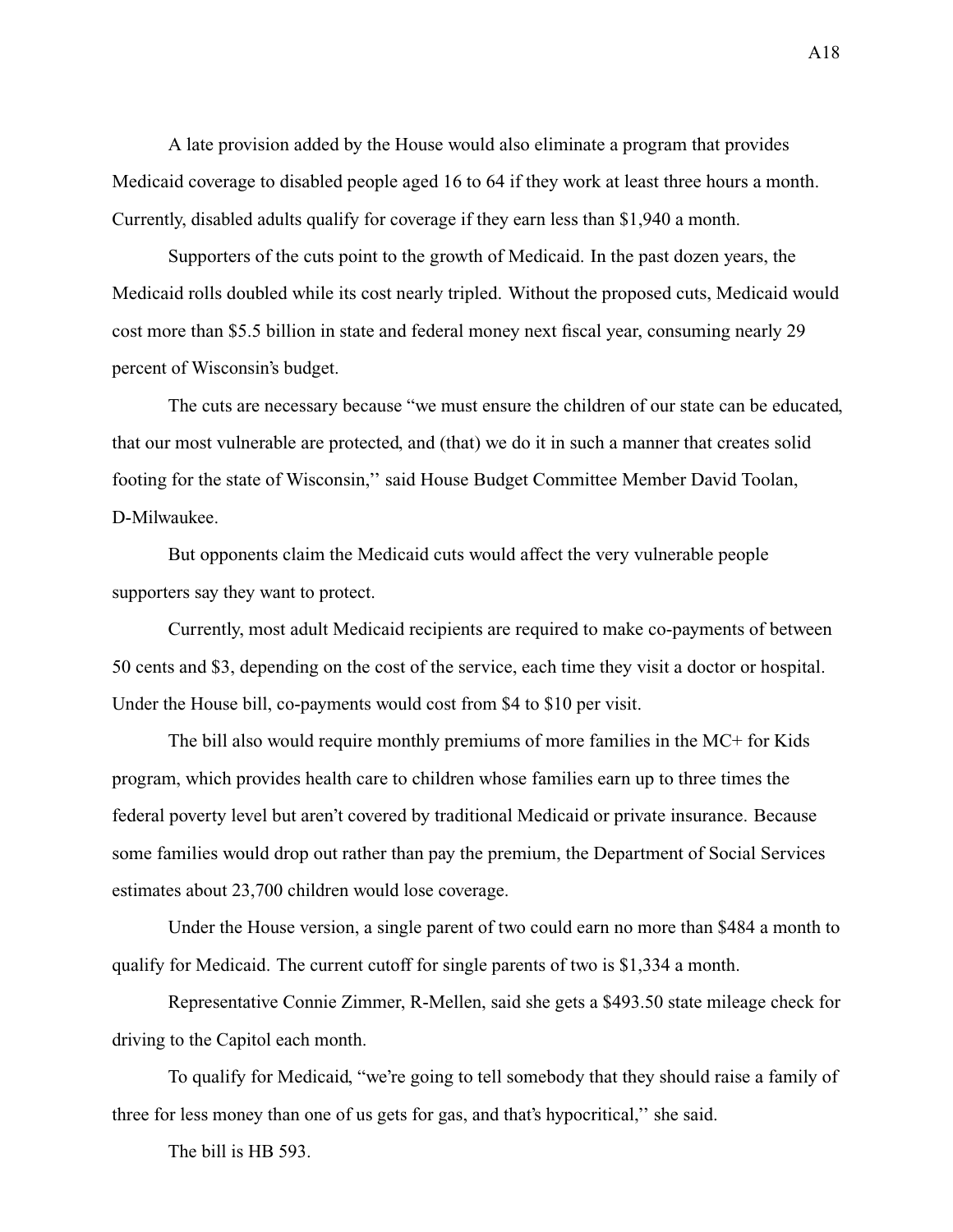A late provision added by the House would also eliminate a program that provides Medicaid coverage to disabled people aged 16 to 64 if they work at least three hours a month. Currently, disabled adults qualify for coverage if they earn less than $1,940 a month.

Supporters of the cuts point to the growth of Medicaid. In the past dozen years, the Medicaid rolls doubled while its cost nearly tripled. Without the proposed cuts, Medicaid would cost more than $5.5 billion in state and federal money next fiscal year, consuming nearly 29 percent of Wisconsin's budget.

The cuts are necessary because "we must ensure the children of our state can be educated, that our most vulnerable are protected, and (that) we do it in such a manner that creates solid footing for the state of Wisconsin,'' said House Budget Committee Member David Toolan, D-Milwaukee.

But opponents claim the Medicaid cuts would affect the very vulnerable people supporters say they want to protect.

Currently, most adult Medicaid recipients are required to make co-payments of between 50 cents and $3, depending on the cost of the service, each time they visit a doctor or hospital. Under the House bill, co-payments would cost from $4 to $10 per visit.

The bill also would require monthly premiums of more families in the MC+ for Kids program, which provides health care to children whose families earn up to three times the federal poverty level but aren't covered by traditional Medicaid or private insurance. Because some families would drop out rather than pay the premium, the Department of Social Services estimates about 23,700 children would lose coverage.

Under the House version, a single parent of two could earn no more than $484 a month to qualify for Medicaid. The current cutoff for single parents of two is $1,334 a month.

Representative Connie Zimmer, R-Mellen, said she gets a $493.50 state mileage check for driving to the Capitol each month.

To qualify for Medicaid, "we're going to tell somebody that they should raise a family of three for less money than one of us gets for gas, and that's hypocritical,'' she said.

The bill is HB 593.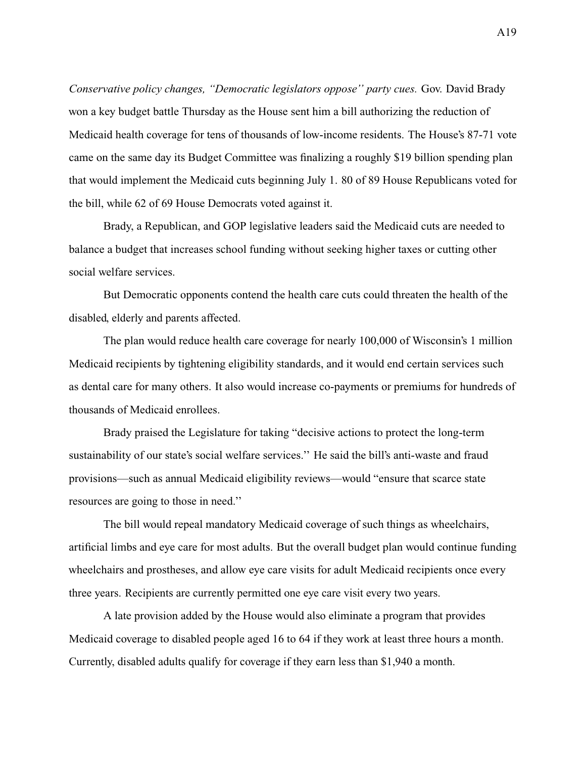*Conservative policy changes, ''Democratic legislators oppose'' party cues.* Gov. David Brady won a key budget battle Thursday as the House sent him a bill authorizing the reduction of Medicaid health coverage for tens of thousands of low-income residents. The House's 87-71 vote came on the same day its Budget Committee was finalizing a roughly $19 billion spending plan that would implement the Medicaid cuts beginning July 1. 80 of 89 House Republicans voted for the bill, while 62 of 69 House Democrats voted against it.

Brady, a Republican, and GOP legislative leaders said the Medicaid cuts are needed to balance a budget that increases school funding without seeking higher taxes or cutting other social welfare services.

But Democratic opponents contend the health care cuts could threaten the health of the disabled, elderly and parents affected.

The plan would reduce health care coverage for nearly 100,000 of Wisconsin's 1 million Medicaid recipients by tightening eligibility standards, and it would end certain services such as dental care for many others. It also would increase co-payments or premiums for hundreds of thousands of Medicaid enrollees.

Brady praised the Legislature for taking "decisive actions to protect the long-term sustainability of our state's social welfare services.'' He said the bill's anti-waste and fraud provisions—such as annual Medicaid eligibility reviews—would "ensure that scarce state resources are going to those in need.''

The bill would repeal mandatory Medicaid coverage of such things as wheelchairs, artificial limbs and eye care for most adults. But the overall budget plan would continue funding wheelchairs and prostheses, and allow eye care visits for adult Medicaid recipients once every three years. Recipients are currently permitted one eye care visit every two years.

A late provision added by the House would also eliminate a program that provides Medicaid coverage to disabled people aged 16 to 64 if they work at least three hours a month. Currently, disabled adults qualify for coverage if they earn less than $1,940 a month.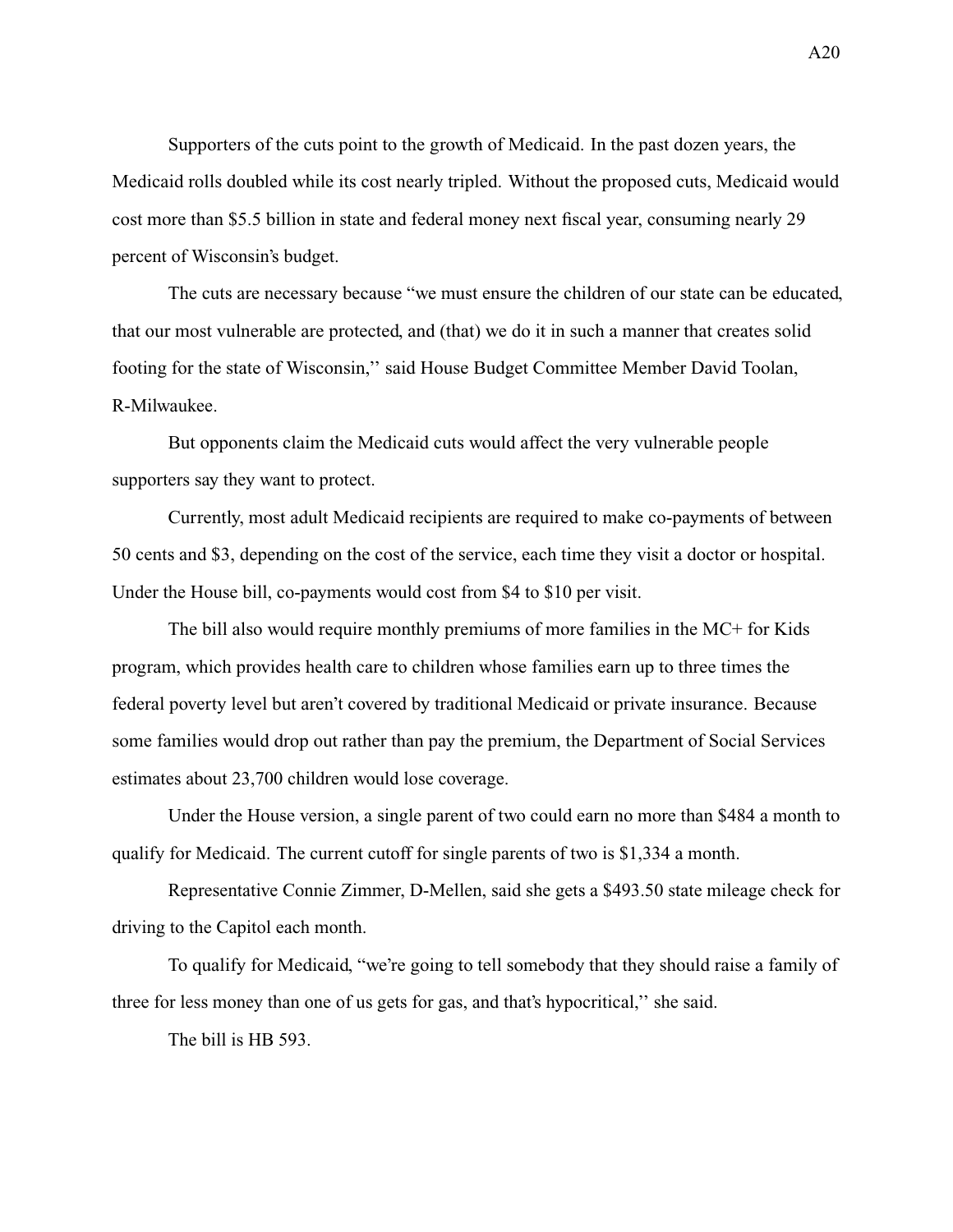Supporters of the cuts point to the growth of Medicaid. In the past dozen years, the Medicaid rolls doubled while its cost nearly tripled. Without the proposed cuts, Medicaid would cost more than $5.5 billion in state and federal money next fiscal year, consuming nearly 29 percent of Wisconsin's budget.

The cuts are necessary because "we must ensure the children of our state can be educated, that our most vulnerable are protected, and (that) we do it in such a manner that creates solid footing for the state of Wisconsin,'' said House Budget Committee Member David Toolan, R-Milwaukee.

But opponents claim the Medicaid cuts would affect the very vulnerable people supporters say they want to protect.

Currently, most adult Medicaid recipients are required to make co-payments of between 50 cents and $3, depending on the cost of the service, each time they visit a doctor or hospital. Under the House bill, co-payments would cost from $4 to $10 per visit.

The bill also would require monthly premiums of more families in the MC+ for Kids program, which provides health care to children whose families earn up to three times the federal poverty level but aren't covered by traditional Medicaid or private insurance. Because some families would drop out rather than pay the premium, the Department of Social Services estimates about 23,700 children would lose coverage.

Under the House version, a single parent of two could earn no more than $484 a month to qualify for Medicaid. The current cutoff for single parents of two is $1,334 a month.

Representative Connie Zimmer, D-Mellen, said she gets a $493.50 state mileage check for driving to the Capitol each month.

To qualify for Medicaid, "we're going to tell somebody that they should raise a family of three for less money than one of us gets for gas, and that's hypocritical,'' she said.

The bill is HB 593.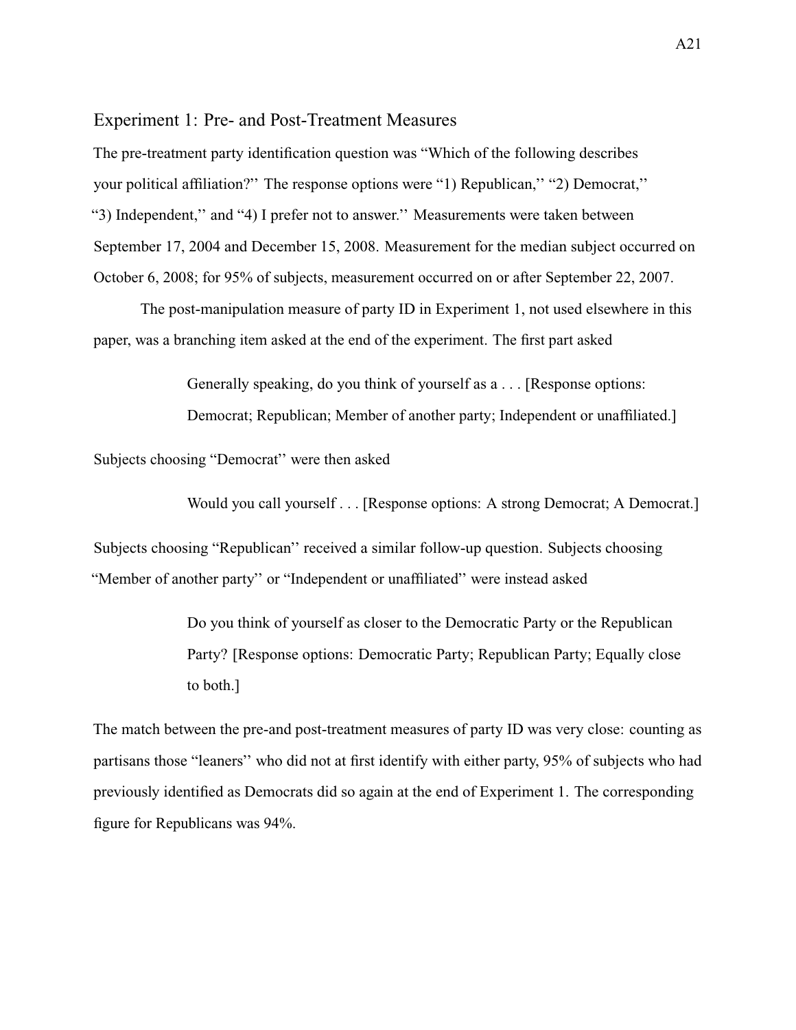## Experiment 1: Pre- and Post-Treatment Measures

The pre-treatment party identification question was "Which of the following describes your political affiliation?'' The response options were "1) Republican,'' "2) Democrat,'' "3) Independent,'' and "4) I prefer not to answer.'' Measurements were taken between September 17, 2004 and December 15, 2008. Measurement for the median subject occurred on October 6, 2008; for 95% of subjects, measurement occurred on or after September 22, 2007.

The post-manipulation measure of party ID in Experiment 1, not used elsewhere in this paper, was a branching item asked at the end of the experiment. The first part asked

> Generally speaking, do you think of yourself as a . . . [Response options: Democrat; Republican; Member of another party; Independent or unaffiliated.]

Subjects choosing "Democrat'' were then asked

> Would you call yourself . . . [Response options: A strong Democrat; A Democrat.]

Subjects choosing "Republican'' received a similar follow-up question. Subjects choosing "Member of another party'' or "Independent or unaffiliated'' were instead asked

> Do you think of yourself as closer to the Democratic Party or the Republican Party? [Response options: Democratic Party; Republican Party; Equally close to both.]

The match between the pre-and post-treatment measures of party ID was very close: counting as partisans those "leaners'' who did not at first identify with either party, 95% of subjects who had previously identified as Democrats did so again at the end of Experiment 1. The corresponding figure for Republicans was 94%.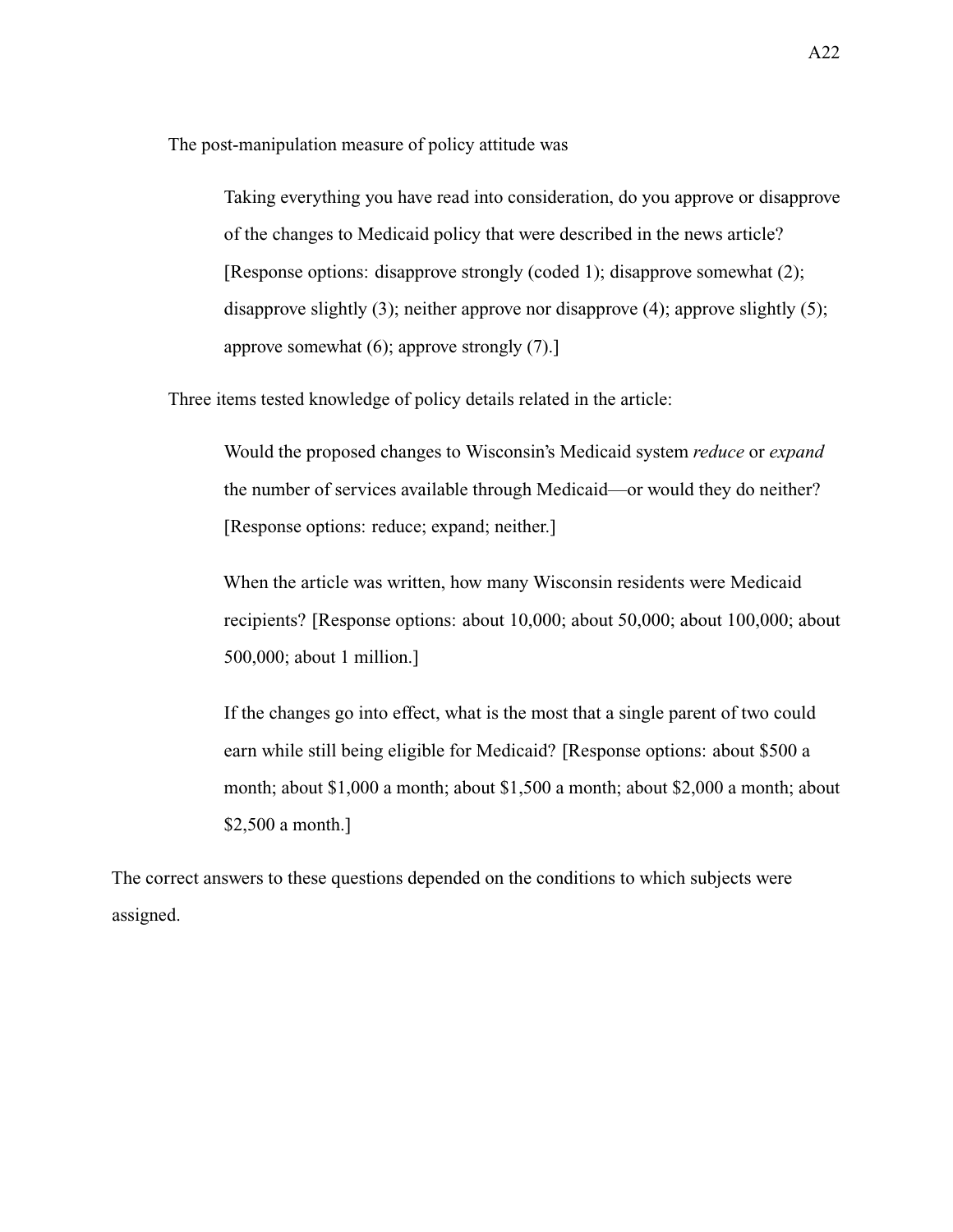The post-manipulation measure of policy attitude was

> Taking everything you have read into consideration, do you approve or disapprove of the changes to Medicaid policy that were described in the news article? [Response options: disapprove strongly (coded 1); disapprove somewhat (2); disapprove slightly (3); neither approve nor disapprove (4); approve slightly (5); approve somewhat (6); approve strongly (7).]

Three items tested knowledge of policy details related in the article:

> Would the proposed changes to Wisconsin's Medicaid system *reduce* or *expand* the number of services available through Medicaid—or would they do neither? [Response options: reduce; expand; neither.]
>
> When the article was written, how many Wisconsin residents were Medicaid recipients? [Response options: about 10,000; about 50,000; about 100,000; about 500,000; about 1 million.]
>
> If the changes go into effect, what is the most that a single parent of two could earn while still being eligible for Medicaid? [Response options: about $500 a month; about $1,000 a month; about $1,500 a month; about $2,000 a month; about $2,500 a month.]

The correct answers to these questions depended on the conditions to which subjects were assigned.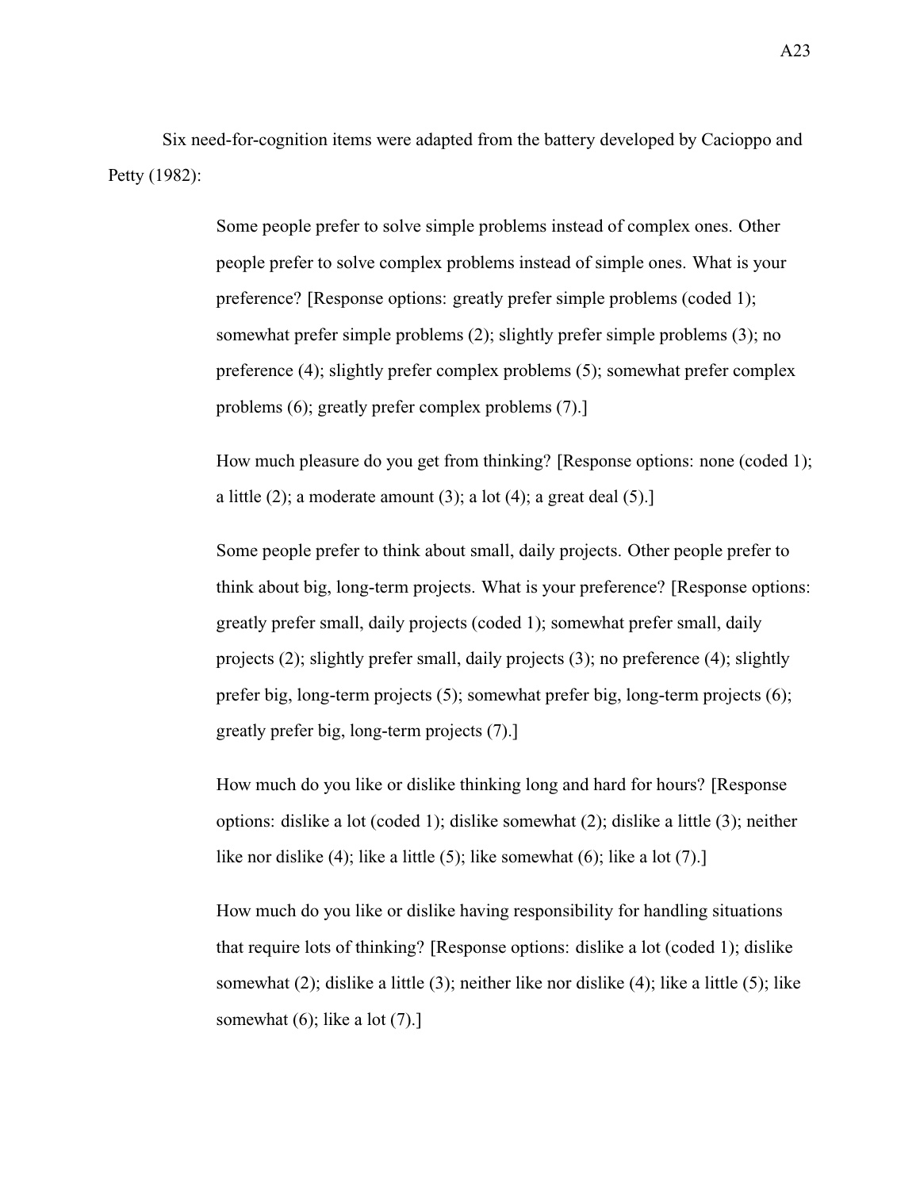Six need-for-cognition items were adapted from the battery developed by Cacioppo and Petty (1982):

> Some people prefer to solve simple problems instead of complex ones. Other people prefer to solve complex problems instead of simple ones. What is your preference? [Response options: greatly prefer simple problems (coded 1); somewhat prefer simple problems (2); slightly prefer simple problems (3); no preference (4); slightly prefer complex problems (5); somewhat prefer complex problems (6); greatly prefer complex problems (7).]
>
> How much pleasure do you get from thinking? [Response options: none (coded 1); a little (2); a moderate amount (3); a lot (4); a great deal (5).]
>
> Some people prefer to think about small, daily projects. Other people prefer to think about big, long-term projects. What is your preference? [Response options: greatly prefer small, daily projects (coded 1); somewhat prefer small, daily projects (2); slightly prefer small, daily projects (3); no preference (4); slightly prefer big, long-term projects (5); somewhat prefer big, long-term projects (6); greatly prefer big, long-term projects (7).]
>
> How much do you like or dislike thinking long and hard for hours? [Response options: dislike a lot (coded 1); dislike somewhat (2); dislike a little (3); neither like nor dislike (4); like a little (5); like somewhat (6); like a lot (7).]
>
> How much do you like or dislike having responsibility for handling situations that require lots of thinking? [Response options: dislike a lot (coded 1); dislike somewhat (2); dislike a little (3); neither like nor dislike (4); like a little (5); like somewhat (6); like a lot (7).]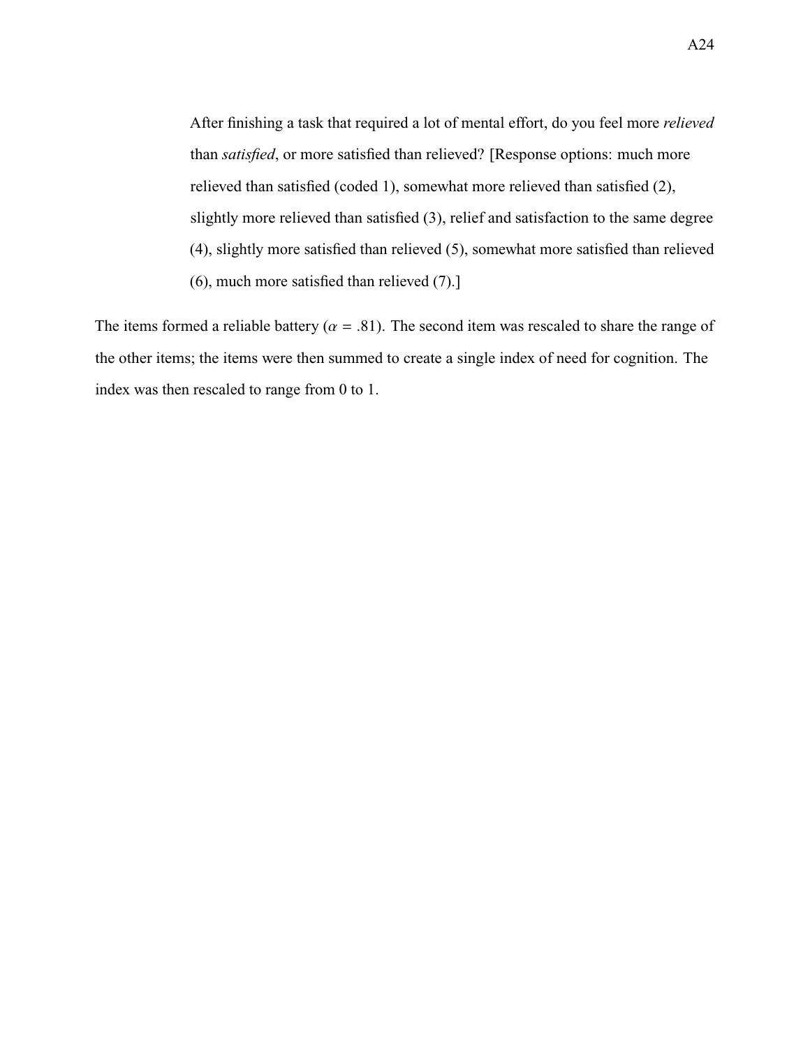> After finishing a task that required a lot of mental effort, do you feel more *relieved* than *satisfied*, or more satisfied than relieved? [Response options: much more relieved than satisfied (coded 1), somewhat more relieved than satisfied (2), slightly more relieved than satisfied (3), relief and satisfaction to the same degree (4), slightly more satisfied than relieved (5), somewhat more satisfied than relieved (6), much more satisfied than relieved (7).]

The items formed a reliable battery ($\alpha$ = .81). The second item was rescaled to share the range of the other items; the items were then summed to create a single index of need for cognition. The index was then rescaled to range from 0 to 1.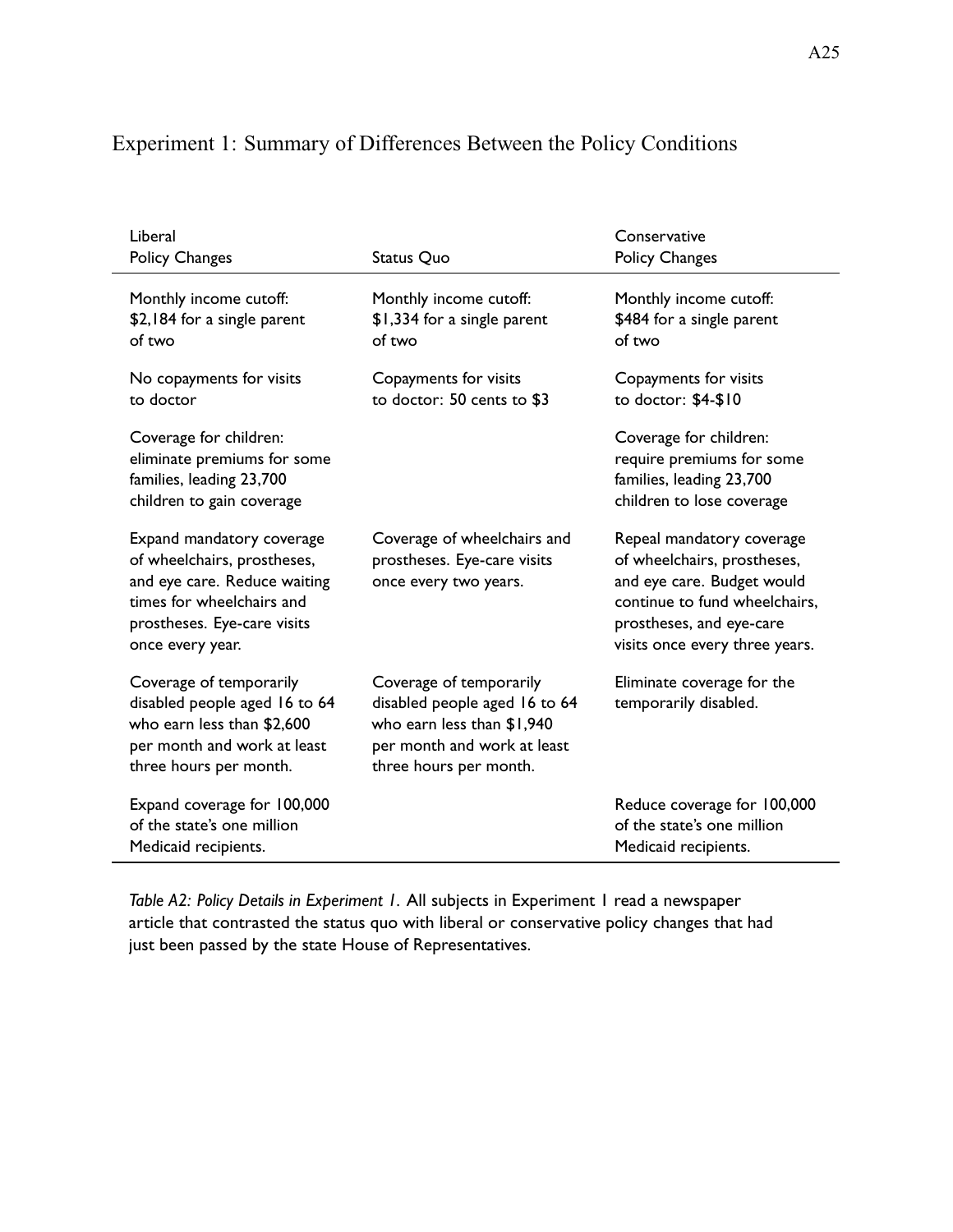## Experiment 1: Summary of Differences Between the Policy Conditions

| Liberal Policy Changes | Status Quo | Conservative Policy Changes |
| --- | --- | --- |
| Monthly income cutoff: $2,184 for a single parent of two | Monthly income cutoff: $1,334 for a single parent of two | Monthly income cutoff: $484 for a single parent of two |
| No copayments for visits to doctor | Copayments for visits to doctor: 50 cents to $3 | Copayments for visits to doctor: $4-$10 |
| Coverage for children: eliminate premiums for some families, leading 23,700 children to gain coverage | | Coverage for children: require premiums for some families, leading 23,700 children to lose coverage |
| Expand mandatory coverage of wheelchairs, prostheses, and eye care. Reduce waiting times for wheelchairs and prostheses. Eye-care visits once every year. | Coverage of wheelchairs and prostheses. Eye-care visits once every two years. | Repeal mandatory coverage of wheelchairs, prostheses, and eye care. Budget would continue to fund wheelchairs, prostheses, and eye-care visits once every three years. |
| Coverage of temporarily disabled people aged 16 to 64 who earn less than $2,600 per month and work at least three hours per month. | Coverage of temporarily disabled people aged 16 to 64 who earn less than $1,940 per month and work at least three hours per month. | Eliminate coverage for the temporarily disabled. |
| Expand coverage for 100,000 of the state's one million Medicaid recipients. | | Reduce coverage for 100,000 of the state's one million Medicaid recipients. |

*Table A2: Policy Details in Experiment 1.* All subjects in Experiment 1 read a newspaper article that contrasted the status quo with liberal or conservative policy changes that had just been passed by the state House of Representatives.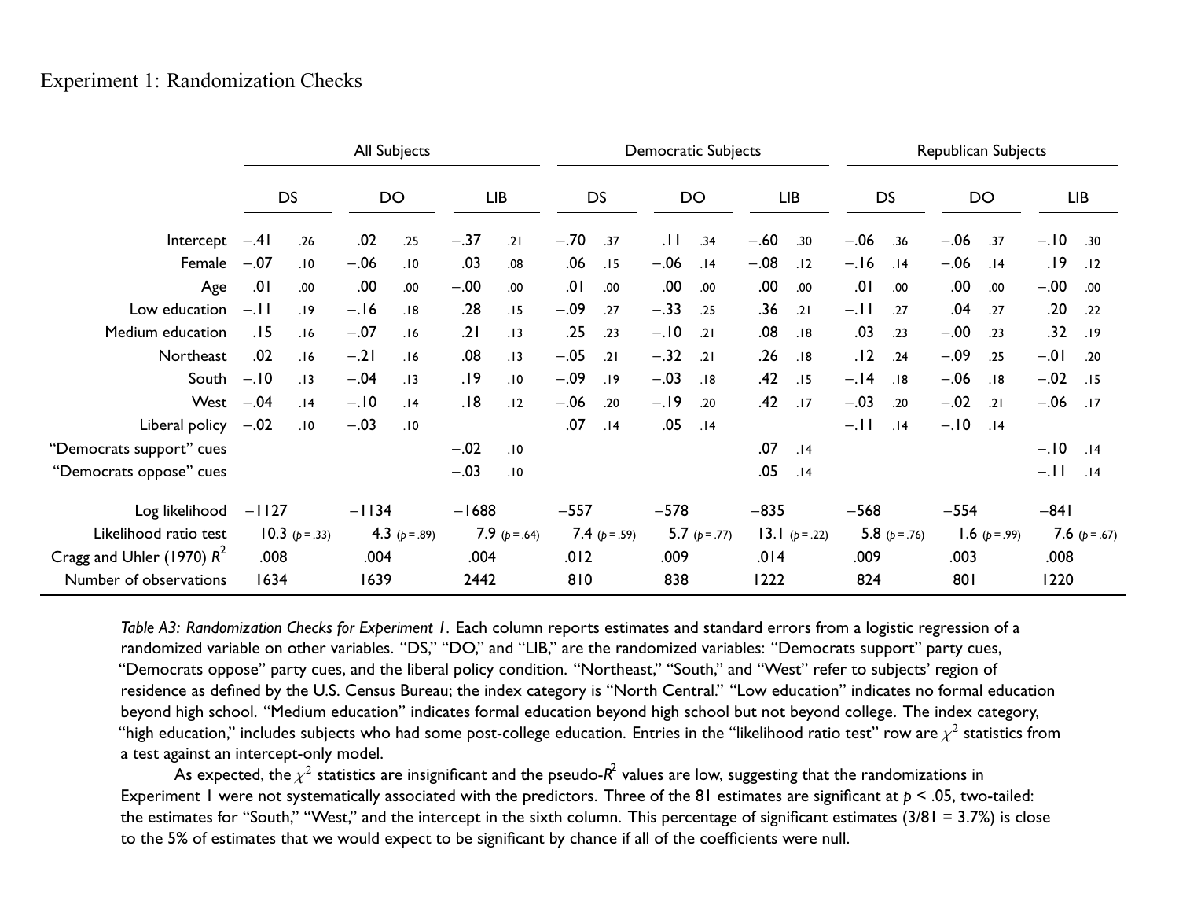## Experiment 1: Randomization Checks

| | All Subjects | | | | | | Democratic Subjects | | | | | | Republican Subjects | | | | | |
|---|---|---|---|---|---|---|---|---|---|---|---|---|---|---|---|---|---|---|
| | DS | | DO | | LIB | | DS | | DO | | LIB | | DS | | DO | | LIB | |
| Intercept | −.41 | .26 | .02 | .25 | −.37 | .21 | −.70 | .37 | .11 | .34 | −.60 | .30 | −.06 | .36 | −.06 | .37 | −.10 | .30 |
| Female | −.07 | .10 | −.06 | .10 | .03 | .08 | .06 | .15 | −.06 | .14 | −.08 | .12 | −.16 | .14 | −.06 | .14 | .19 | .12 |
| Age | .01 | .00 | .00 | .00 | −.00 | .00 | .01 | .00 | .00 | .00 | .00 | .00 | .01 | .00 | .00 | .00 | −.00 | .00 |
| Low education | −.11 | .19 | −.16 | .18 | .28 | .15 | −.09 | .27 | −.33 | .25 | .36 | .21 | −.11 | .27 | .04 | .27 | .20 | .22 |
| Medium education | .15 | .16 | −.07 | .16 | .21 | .13 | .25 | .23 | −.10 | .21 | .08 | .18 | .03 | .23 | −.00 | .23 | .32 | .19 |
| Northeast | .02 | .16 | −.21 | .16 | .08 | .13 | −.05 | .21 | −.32 | .21 | .26 | .18 | .12 | .24 | −.09 | .25 | −.01 | .20 |
| South | −.10 | .13 | −.04 | .13 | .19 | .10 | −.09 | .19 | −.03 | .18 | .42 | .15 | −.14 | .18 | −.06 | .18 | −.02 | .15 |
| West | −.04 | .14 | −.10 | .14 | .18 | .12 | −.06 | .20 | −.19 | .20 | .42 | .17 | −.03 | .20 | −.02 | .21 | −.06 | .17 |
| Liberal policy | −.02 | .10 | −.03 | .10 | | | .07 | .14 | .05 | .14 | | | −.11 | .14 | −.10 | .14 | | |
| "Democrats support" cues | | | | | −.02 | .10 | | | | | .07 | .14 | | | | | −.10 | .14 |
| "Democrats oppose" cues | | | | | −.03 | .10 | | | | | .05 | .14 | | | | | −.11 | .14 |
| Log likelihood | −1127 | | −1134 | | −1688 | | −557 | | −578 | | −835 | | −568 | | −554 | | −841 | |
| Likelihood ratio test | 10.3 ($p = .33$) | | 4.3 ($p = .89$) | | 7.9 ($p = .64$) | | 7.4 ($p = .59$) | | 5.7 ($p = .77$) | | 13.1 ($p = .22$) | | 5.8 ($p = .76$) | | 1.6 ($p = .99$) | | 7.6 ($p = .67$) | |
| Cragg and Uhler (1970) $R^2$ | .008 | | .004 | | .004 | | .012 | | .009 | | .014 | | .009 | | .003 | | .008 | |
| Number of observations | 1634 | | 1639 | | 2442 | | 810 | | 838 | | 1222 | | 824 | | 801 | | 1220 | |

*Table A3: Randomization Checks for Experiment 1.* Each column reports estimates and standard errors from a logistic regression of a randomized variable on other variables. "DS," "DO," and "LIB," are the randomized variables: "Democrats support" party cues, "Democrats oppose" party cues, and the liberal policy condition. "Northeast," "South," and "West" refer to subjects' region of residence as defined by the U.S. Census Bureau; the index category is "North Central." "Low education" indicates no formal education beyond high school. "Medium education" indicates formal education beyond high school but not beyond college. The index category, "high education," includes subjects who had some post-college education. Entries in the "likelihood ratio test" row are $\chi^2$ statistics from a test against an intercept-only model.

As expected, the $\chi^2$ statistics are insignificant and the pseudo-$R^2$ values are low, suggesting that the randomizations in Experiment 1 were not systematically associated with the predictors. Three of the 81 estimates are significant at $p < .05$, two-tailed: the estimates for "South," "West," and the intercept in the sixth column. This percentage of significant estimates (3/81 = 3.7%) is close to the 5% of estimates that we would expect to be significant by chance if all of the coefficients were null.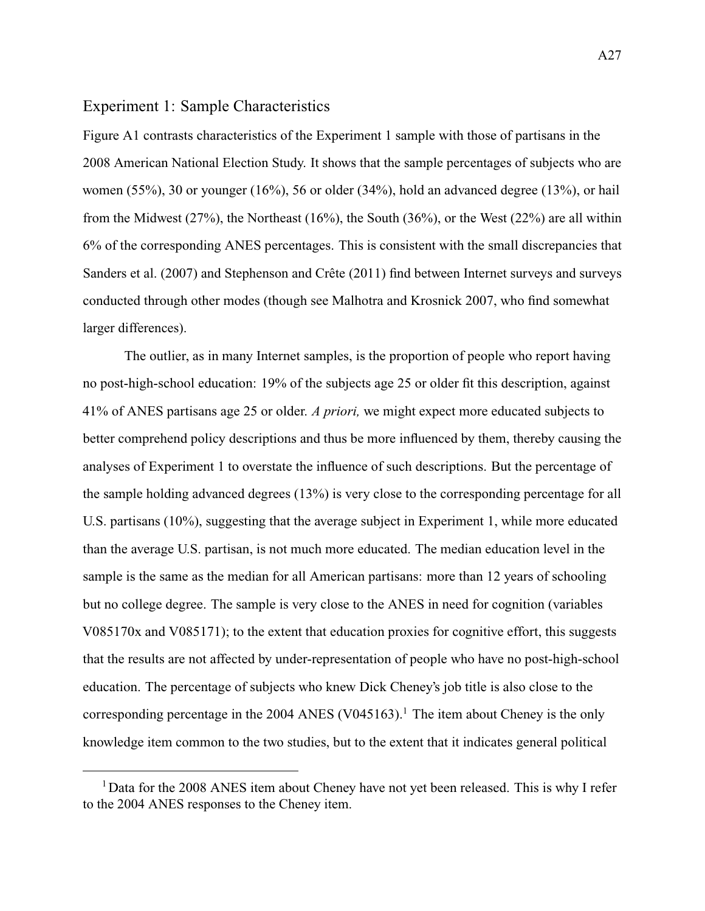## Experiment 1: Sample Characteristics

Figure A1 contrasts characteristics of the Experiment 1 sample with those of partisans in the 2008 American National Election Study. It shows that the sample percentages of subjects who are women (55%), 30 or younger (16%), 56 or older (34%), hold an advanced degree (13%), or hail from the Midwest (27%), the Northeast (16%), the South (36%), or the West (22%) are all within 6% of the corresponding ANES percentages. This is consistent with the small discrepancies that Sanders et al. (2007) and Stephenson and Crête (2011) find between Internet surveys and surveys conducted through other modes (though see Malhotra and Krosnick 2007, who find somewhat larger differences).

The outlier, as in many Internet samples, is the proportion of people who report having no post-high-school education: 19% of the subjects age 25 or older fit this description, against 41% of ANES partisans age 25 or older. *A priori,* we might expect more educated subjects to better comprehend policy descriptions and thus be more influenced by them, thereby causing the analyses of Experiment 1 to overstate the influence of such descriptions. But the percentage of the sample holding advanced degrees (13%) is very close to the corresponding percentage for all U.S. partisans (10%), suggesting that the average subject in Experiment 1, while more educated than the average U.S. partisan, is not much more educated. The median education level in the sample is the same as the median for all American partisans: more than 12 years of schooling but no college degree. The sample is very close to the ANES in need for cognition (variables V085170x and V085171); to the extent that education proxies for cognitive effort, this suggests that the results are not affected by under-representation of people who have no post-high-school education. The percentage of subjects who knew Dick Cheney's job title is also close to the corresponding percentage in the 2004 ANES (V045163).[1] The item about Cheney is the only knowledge item common to the two studies, but to the extent that it indicates general political

[1] Data for the 2008 ANES item about Cheney have not yet been released. This is why I refer to the 2004 ANES responses to the Cheney item.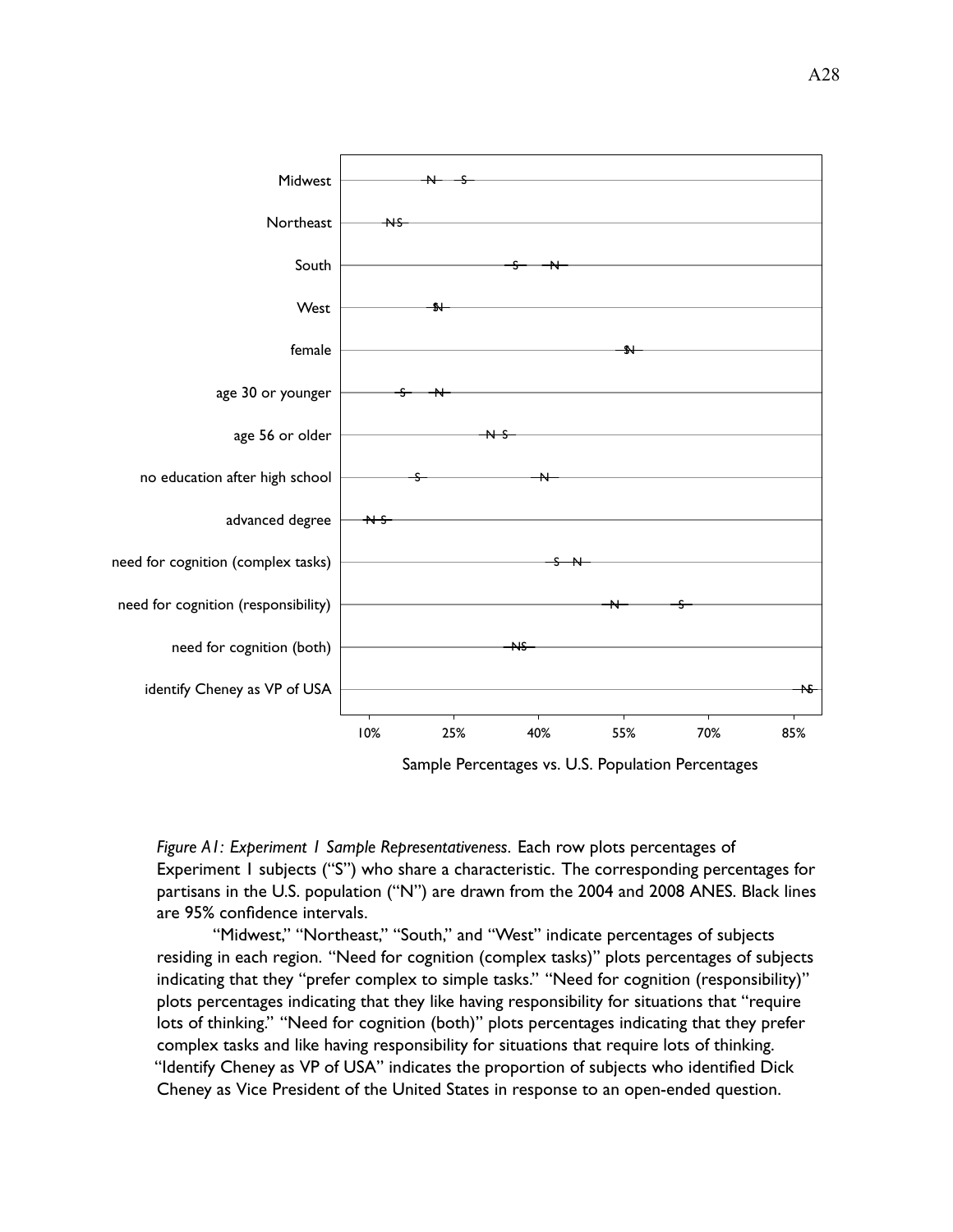*Figure A1: Experiment 1 Sample Representativeness.* Each row plots percentages of Experiment 1 subjects ("S") who share a characteristic. The corresponding percentages for partisans in the U.S. population ("N") are drawn from the 2004 and 2008 ANES. Black lines are 95% confidence intervals.

"Midwest," "Northeast," "South," and "West" indicate percentages of subjects residing in each region. "Need for cognition (complex tasks)" plots percentages of subjects indicating that they "prefer complex to simple tasks." "Need for cognition (responsibility)" plots percentages indicating that they like having responsibility for situations that "require lots of thinking." "Need for cognition (both)" plots percentages indicating that they prefer complex tasks and like having responsibility for situations that require lots of thinking. "Identify Cheney as VP of USA" indicates the proportion of subjects who identified Dick Cheney as Vice President of the United States in response to an open-ended question.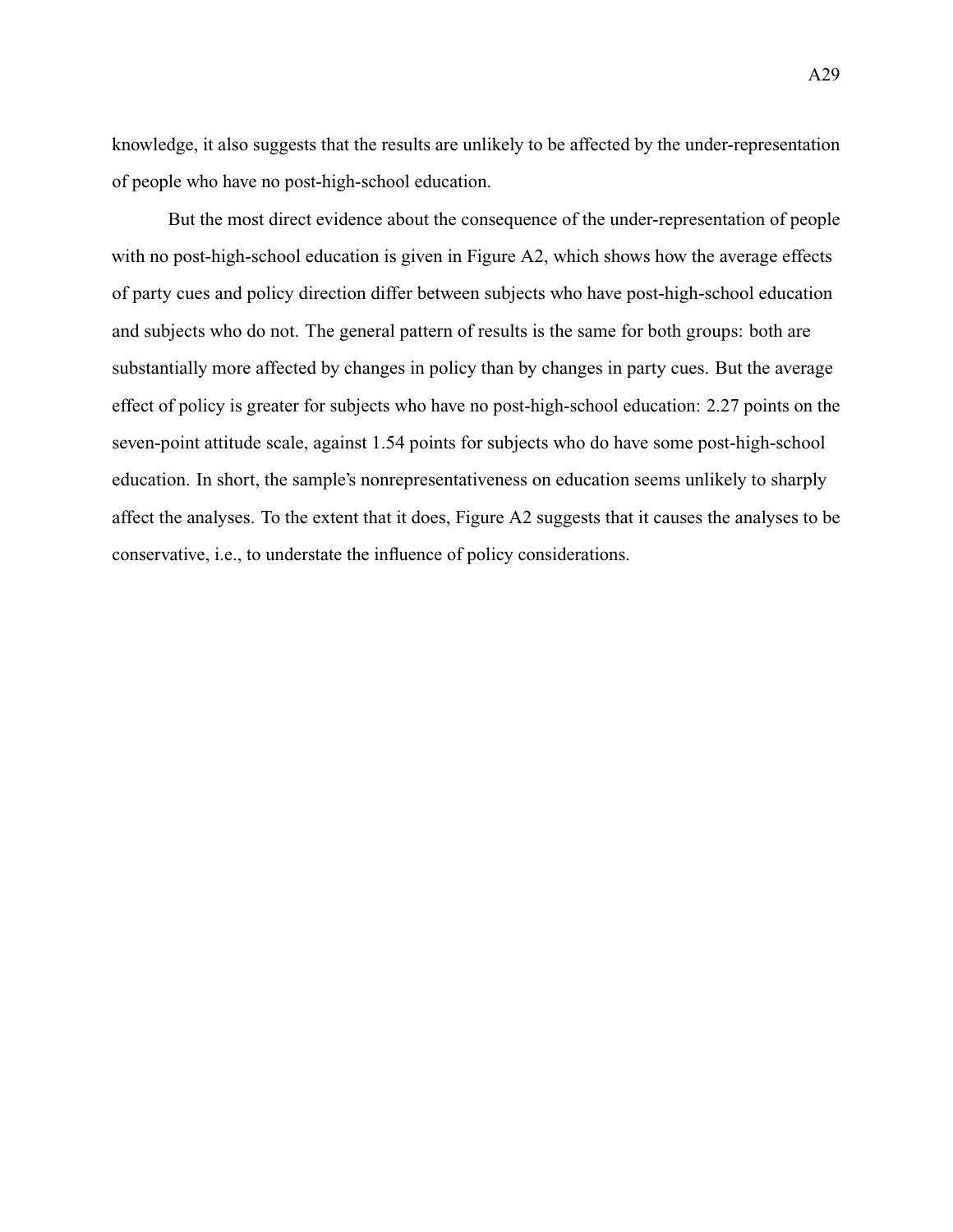knowledge, it also suggests that the results are unlikely to be affected by the under-representation of people who have no post-high-school education.

But the most direct evidence about the consequence of the under-representation of people with no post-high-school education is given in Figure A2, which shows how the average effects of party cues and policy direction differ between subjects who have post-high-school education and subjects who do not. The general pattern of results is the same for both groups: both are substantially more affected by changes in policy than by changes in party cues. But the average effect of policy is greater for subjects who have no post-high-school education: 2.27 points on the seven-point attitude scale, against 1.54 points for subjects who do have some post-high-school education. In short, the sample's nonrepresentativeness on education seems unlikely to sharply affect the analyses. To the extent that it does, Figure A2 suggests that it causes the analyses to be conservative, i.e., to understate the influence of policy considerations.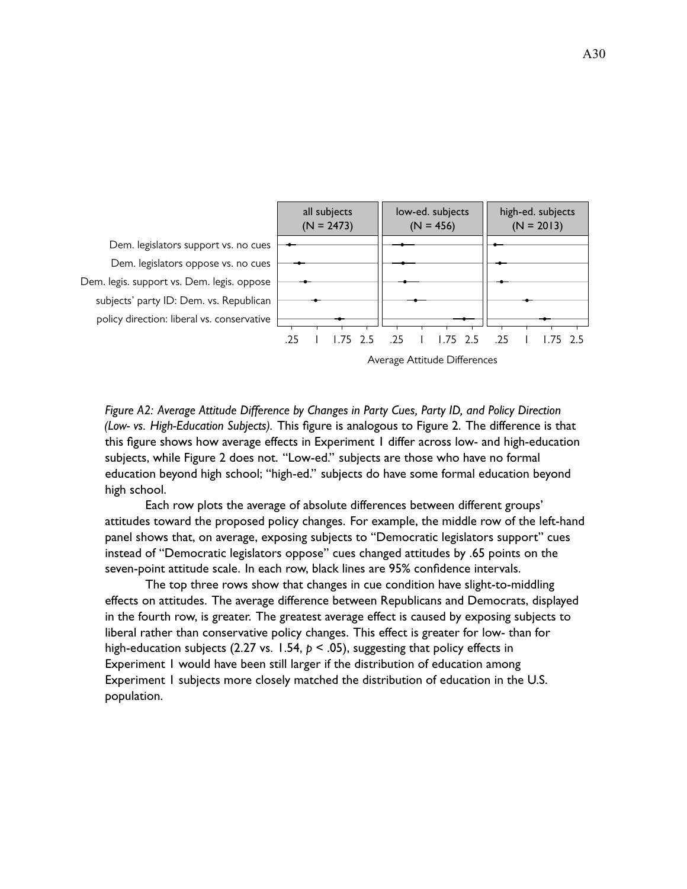*Figure A2: Average Attitude Difference by Changes in Party Cues, Party ID, and Policy Direction (Low- vs. High-Education Subjects).* This figure is analogous to Figure 2. The difference is that this figure shows how average effects in Experiment 1 differ across low- and high-education subjects, while Figure 2 does not. "Low-ed." subjects are those who have no formal education beyond high school; "high-ed." subjects do have some formal education beyond high school.

Each row plots the average of absolute differences between different groups' attitudes toward the proposed policy changes. For example, the middle row of the left-hand panel shows that, on average, exposing subjects to "Democratic legislators support" cues instead of "Democratic legislators oppose" cues changed attitudes by .65 points on the seven-point attitude scale. In each row, black lines are 95% confidence intervals.

The top three rows show that changes in cue condition have slight-to-middling effects on attitudes. The average difference between Republicans and Democrats, displayed in the fourth row, is greater. The greatest average effect is caused by exposing subjects to liberal rather than conservative policy changes. This effect is greater for low- than for high-education subjects (2.27 vs. 1.54, $p < .05$), suggesting that policy effects in Experiment 1 would have been still larger if the distribution of education among Experiment 1 subjects more closely matched the distribution of education in the U.S. population.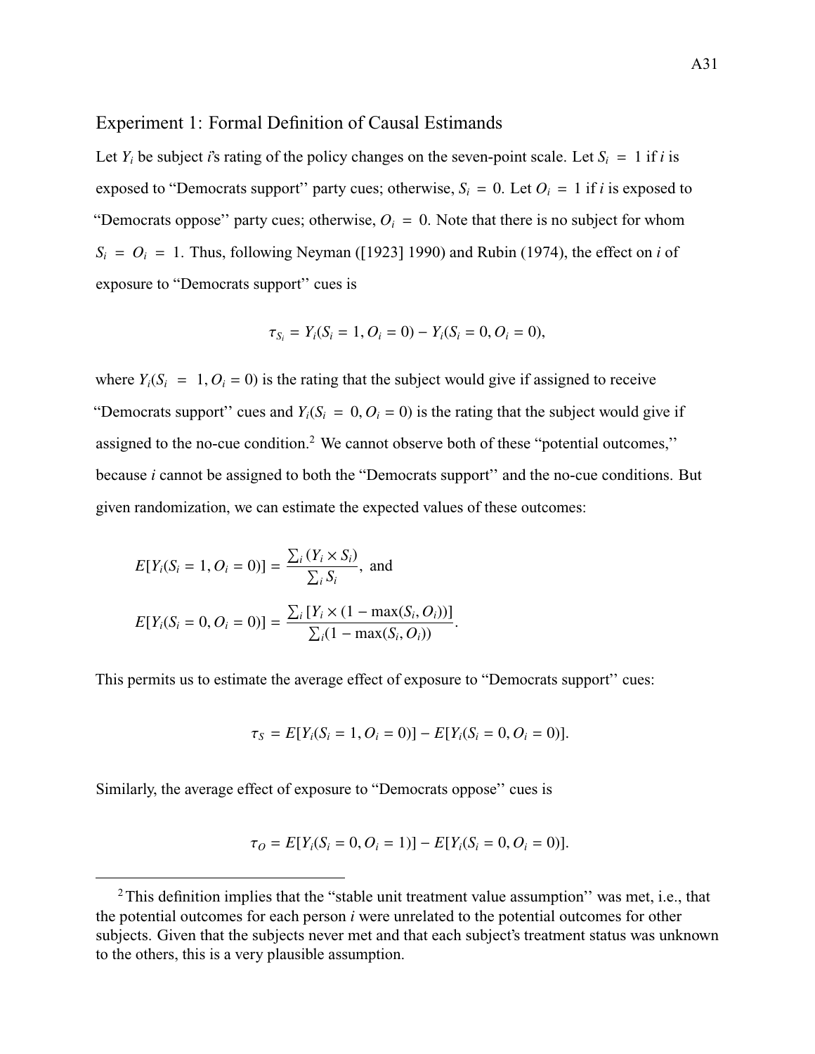## Experiment 1: Formal Definition of Causal Estimands

Let $Y_i$ be subject $i$'s rating of the policy changes on the seven-point scale. Let $S_i = 1$ if $i$ is exposed to "Democrats support" party cues; otherwise, $S_i = 0$. Let $O_i = 1$ if $i$ is exposed to "Democrats oppose" party cues; otherwise, $O_i = 0$. Note that there is no subject for whom $S_i = O_i = 1$. Thus, following Neyman ([1923] 1990) and Rubin (1974), the effect on $i$ of exposure to "Democrats support" cues is

$$\tau_{S_i} = Y_i(S_i = 1, O_i = 0) - Y_i(S_i = 0, O_i = 0),$$

where $Y_i(S_i = 1, O_i = 0)$ is the rating that the subject would give if assigned to receive "Democrats support" cues and $Y_i(S_i = 0, O_i = 0)$ is the rating that the subject would give if assigned to the no-cue condition.[2] We cannot observe both of these "potential outcomes," because $i$ cannot be assigned to both the "Democrats support" and the no-cue conditions. But given randomization, we can estimate the expected values of these outcomes:

$$E[Y_i(S_i = 1, O_i = 0)] = \frac{\sum_i (Y_i \times S_i)}{\sum_i S_i}, \text{ and}$$

$$E[Y_i(S_i = 0, O_i = 0)] = \frac{\sum_i [Y_i \times (1 - \max(S_i, O_i))]}{\sum_i (1 - \max(S_i, O_i))}.$$

This permits us to estimate the average effect of exposure to "Democrats support" cues:

$$\tau_S = E[Y_i(S_i = 1, O_i = 0)] - E[Y_i(S_i = 0, O_i = 0)].$$

Similarly, the average effect of exposure to "Democrats oppose" cues is

$$\tau_O = E[Y_i(S_i = 0, O_i = 1)] - E[Y_i(S_i = 0, O_i = 0)].$$

[2] This definition implies that the "stable unit treatment value assumption" was met, i.e., that the potential outcomes for each person $i$ were unrelated to the potential outcomes for other subjects. Given that the subjects never met and that each subject's treatment status was unknown to the others, this is a very plausible assumption.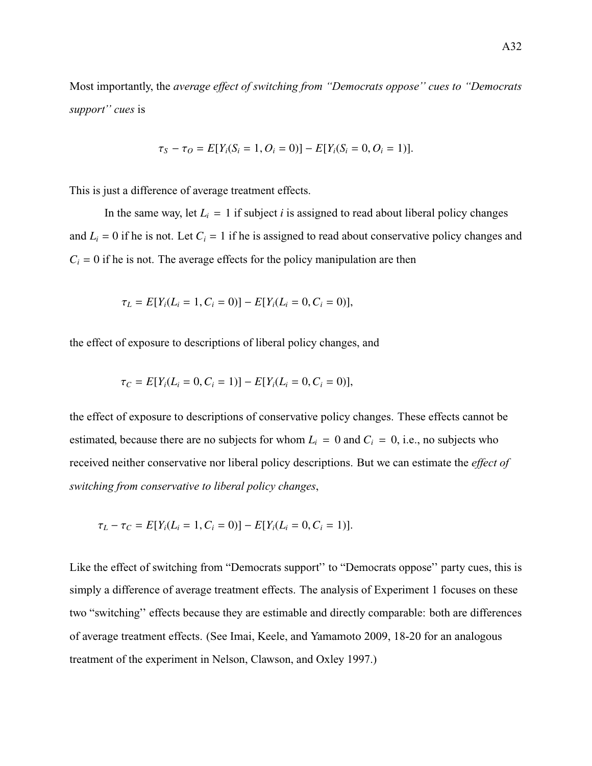Most importantly, the *average effect of switching from "Democrats oppose" cues to "Democrats support" cues* is

$$\tau_S - \tau_O = E[Y_i(S_i = 1, O_i = 0)] - E[Y_i(S_i = 0, O_i = 1)].$$

This is just a difference of average treatment effects.

In the same way, let $L_i = 1$ if subject $i$ is assigned to read about liberal policy changes and $L_i = 0$ if he is not. Let $C_i = 1$ if he is assigned to read about conservative policy changes and $C_i = 0$ if he is not. The average effects for the policy manipulation are then

$$\tau_L = E[Y_i(L_i = 1, C_i = 0)] - E[Y_i(L_i = 0, C_i = 0)],$$

the effect of exposure to descriptions of liberal policy changes, and

$$\tau_C = E[Y_i(L_i = 0, C_i = 1)] - E[Y_i(L_i = 0, C_i = 0)],$$

the effect of exposure to descriptions of conservative policy changes. These effects cannot be estimated, because there are no subjects for whom $L_i = 0$ and $C_i = 0$, i.e., no subjects who received neither conservative nor liberal policy descriptions. But we can estimate the *effect of switching from conservative to liberal policy changes*,

$$\tau_L - \tau_C = E[Y_i(L_i = 1, C_i = 0)] - E[Y_i(L_i = 0, C_i = 1)].$$

Like the effect of switching from "Democrats support" to "Democrats oppose" party cues, this is simply a difference of average treatment effects. The analysis of Experiment 1 focuses on these two "switching" effects because they are estimable and directly comparable: both are differences of average treatment effects. (See Imai, Keele, and Yamamoto 2009, 18-20 for an analogous treatment of the experiment in Nelson, Clawson, and Oxley 1997.)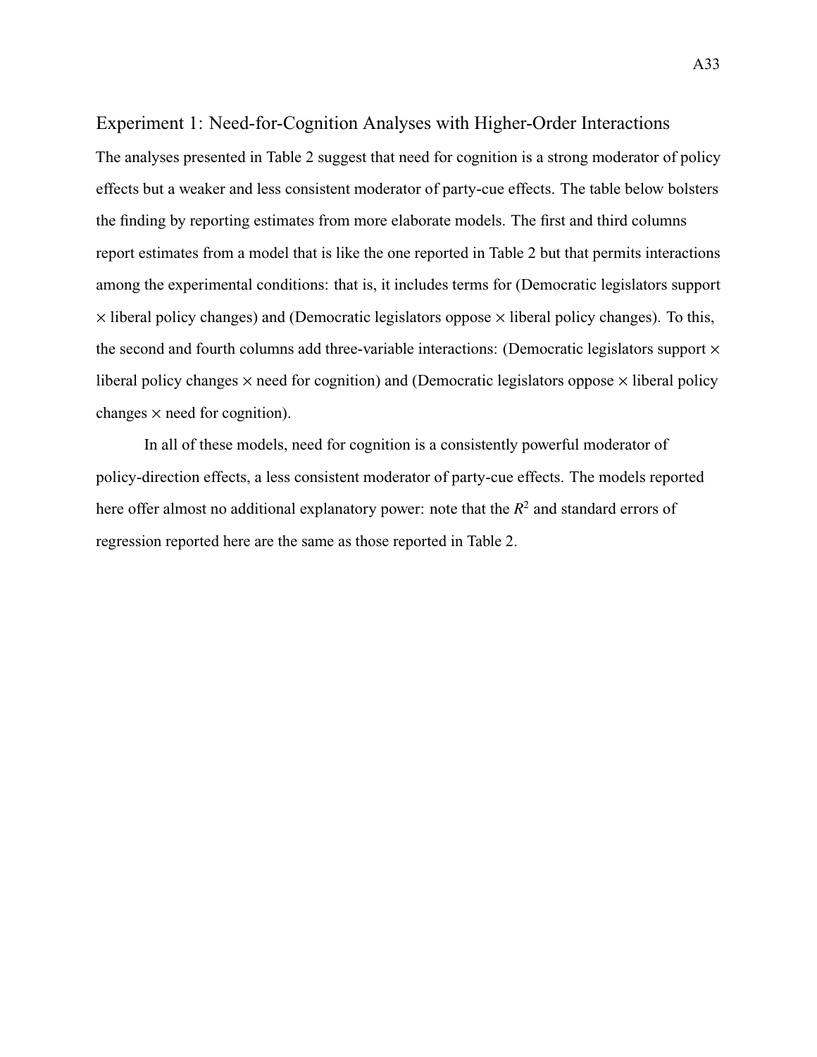## Experiment 1: Need-for-Cognition Analyses with Higher-Order Interactions

The analyses presented in Table 2 suggest that need for cognition is a strong moderator of policy effects but a weaker and less consistent moderator of party-cue effects. The table below bolsters the finding by reporting estimates from more elaborate models. The first and third columns report estimates from a model that is like the one reported in Table 2 but that permits interactions among the experimental conditions: that is, it includes terms for (Democratic legislators support × liberal policy changes) and (Democratic legislators oppose × liberal policy changes). To this, the second and fourth columns add three-variable interactions: (Democratic legislators support × liberal policy changes × need for cognition) and (Democratic legislators oppose × liberal policy changes × need for cognition).

In all of these models, need for cognition is a consistently powerful moderator of policy-direction effects, a less consistent moderator of party-cue effects. The models reported here offer almost no additional explanatory power: note that the $R^2$ and standard errors of regression reported here are the same as those reported in Table 2.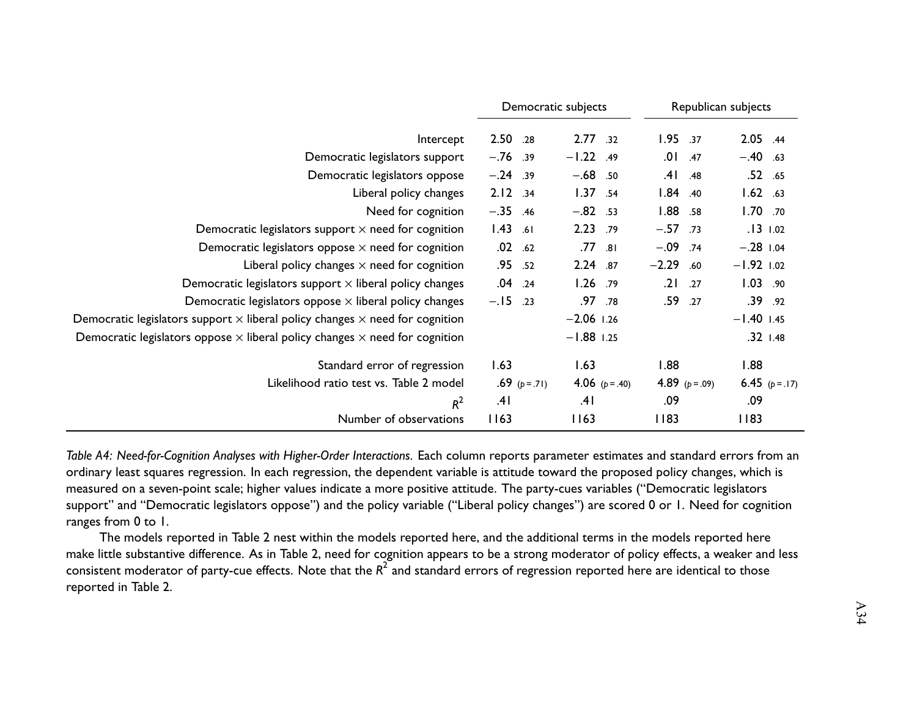| | Democratic subjects | | | | Republican subjects | | | |
|---|---|---|---|---|---|---|---|---|
| Intercept | 2.50 | .28 | 2.77 | .32 | 1.95 | .37 | 2.05 | .44 |
| Democratic legislators support | −.76 | .39 | −1.22 | .49 | .01 | .47 | −.40 | .63 |
| Democratic legislators oppose | −.24 | .39 | −.68 | .50 | .41 | .48 | .52 | .65 |
| Liberal policy changes | 2.12 | .34 | 1.37 | .54 | 1.84 | .40 | 1.62 | .63 |
| Need for cognition | −.35 | .46 | −.82 | .53 | 1.88 | .58 | 1.70 | .70 |
| Democratic legislators support × need for cognition | 1.43 | .61 | 2.23 | .79 | −.57 | .73 | .13 | 1.02 |
| Democratic legislators oppose × need for cognition | .02 | .62 | .77 | .81 | −.09 | .74 | −.28 | 1.04 |
| Liberal policy changes × need for cognition | .95 | .52 | 2.24 | .87 | −2.29 | .60 | −1.92 | 1.02 |
| Democratic legislators support × liberal policy changes | .04 | .24 | 1.26 | .79 | .21 | .27 | 1.03 | .90 |
| Democratic legislators oppose × liberal policy changes | −.15 | .23 | .97 | .78 | .59 | .27 | .39 | .92 |
| Democratic legislators support × liberal policy changes × need for cognition | | | −2.06 | 1.26 | | | −1.40 | 1.45 |
| Democratic legislators oppose × liberal policy changes × need for cognition | | | −1.88 | 1.25 | | | .32 | 1.48 |
| Standard error of regression | 1.63 | | 1.63 | | 1.88 | | 1.88 | |
| Likelihood ratio test vs. Table 2 model | .69 | ($p = .71$) | 4.06 | ($p = .40$) | 4.89 | ($p = .09$) | 6.45 | ($p = .17$) |
| $R^2$ | .41 | | .41 | | .09 | | .09 | |
| Number of observations | 1163 | | 1163 | | 1183 | | 1183 | |

*Table A4: Need-for-Cognition Analyses with Higher-Order Interactions.* Each column reports parameter estimates and standard errors from an ordinary least squares regression. In each regression, the dependent variable is attitude toward the proposed policy changes, which is measured on a seven-point scale; higher values indicate a more positive attitude. The party-cues variables ("Democratic legislators support" and "Democratic legislators oppose") and the policy variable ("Liberal policy changes") are scored 0 or 1. Need for cognition ranges from 0 to 1.

The models reported in Table 2 nest within the models reported here, and the additional terms in the models reported here make little substantive difference. As in Table 2, need for cognition appears to be a strong moderator of policy effects, a weaker and less consistent moderator of party-cue effects. Note that the $R^2$ and standard errors of regression reported here are identical to those reported in Table 2.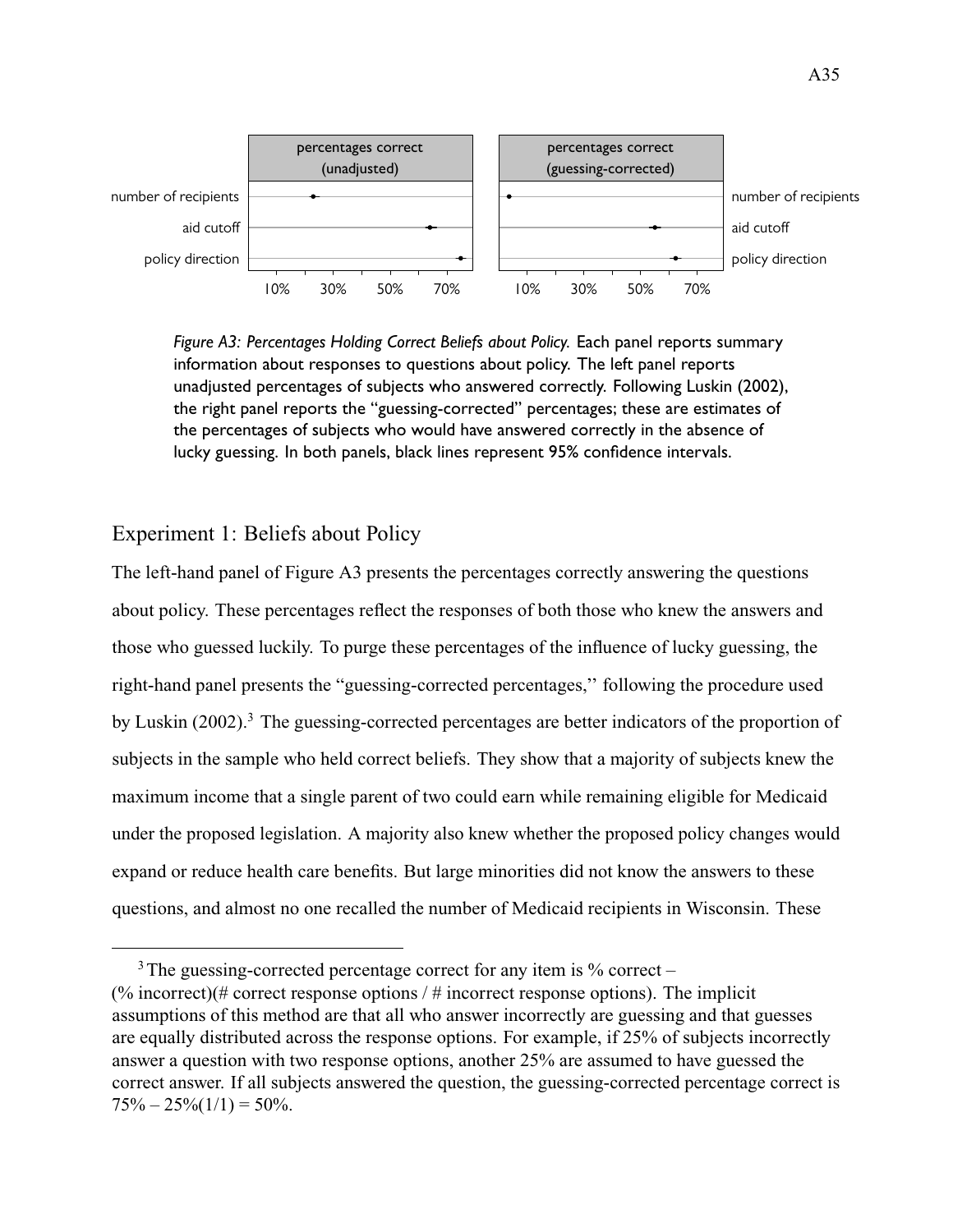*Figure A3: Percentages Holding Correct Beliefs about Policy.* Each panel reports summary information about responses to questions about policy. The left panel reports unadjusted percentages of subjects who answered correctly. Following Luskin (2002), the right panel reports the "guessing-corrected" percentages; these are estimates of the percentages of subjects who would have answered correctly in the absence of lucky guessing. In both panels, black lines represent 95% confidence intervals.

## Experiment 1: Beliefs about Policy

The left-hand panel of Figure A3 presents the percentages correctly answering the questions about policy. These percentages reflect the responses of both those who knew the answers and those who guessed luckily. To purge these percentages of the influence of lucky guessing, the right-hand panel presents the "guessing-corrected percentages,'' following the procedure used by Luskin (2002).[3] The guessing-corrected percentages are better indicators of the proportion of subjects in the sample who held correct beliefs. They show that a majority of subjects knew the maximum income that a single parent of two could earn while remaining eligible for Medicaid under the proposed legislation. A majority also knew whether the proposed policy changes would expand or reduce health care benefits. But large minorities did not know the answers to these questions, and almost no one recalled the number of Medicaid recipients in Wisconsin. These

[3] The guessing-corrected percentage correct for any item is % correct – (% incorrect)(# correct response options / # incorrect response options). The implicit assumptions of this method are that all who answer incorrectly are guessing and that guesses are equally distributed across the response options. For example, if 25% of subjects incorrectly answer a question with two response options, another 25% are assumed to have guessed the correct answer. If all subjects answered the question, the guessing-corrected percentage correct is 75% – 25%(1/1) = 50%.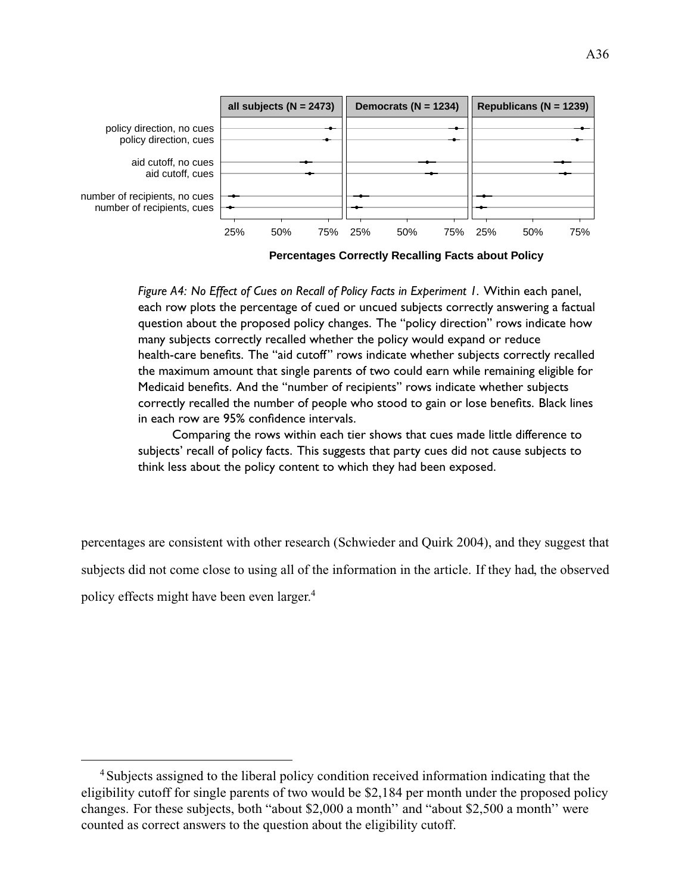*Figure A4: No Effect of Cues on Recall of Policy Facts in Experiment 1.* Within each panel, each row plots the percentage of cued or uncued subjects correctly answering a factual question about the proposed policy changes. The "policy direction" rows indicate how many subjects correctly recalled whether the policy would expand or reduce health-care benefits. The "aid cutoff" rows indicate whether subjects correctly recalled the maximum amount that single parents of two could earn while remaining eligible for Medicaid benefits. And the "number of recipients" rows indicate whether subjects correctly recalled the number of people who stood to gain or lose benefits. Black lines in each row are 95% confidence intervals.

Comparing the rows within each tier shows that cues made little difference to subjects' recall of policy facts. This suggests that party cues did not cause subjects to think less about the policy content to which they had been exposed.

percentages are consistent with other research (Schwieder and Quirk 2004), and they suggest that subjects did not come close to using all of the information in the article. If they had, the observed policy effects might have been even larger.[4]

---

[4] Subjects assigned to the liberal policy condition received information indicating that the eligibility cutoff for single parents of two would be $2,184 per month under the proposed policy changes. For these subjects, both "about $2,000 a month" and "about $2,500 a month" were counted as correct answers to the question about the eligibility cutoff.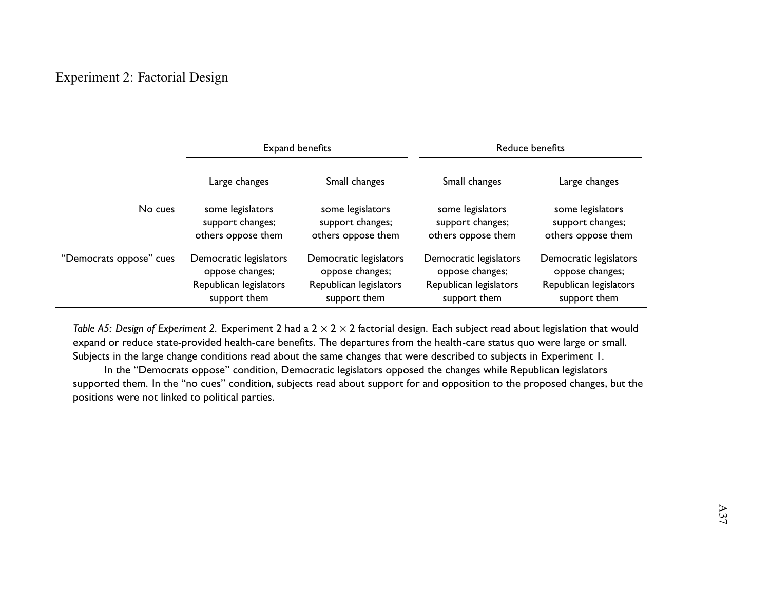Experiment 2: Factorial Design

| | Expand benefits | | Reduce benefits | |
|---|---|---|---|---|
| | Large changes | Small changes | Small changes | Large changes |
| No cues | some legislators support changes; others oppose them | some legislators support changes; others oppose them | some legislators support changes; others oppose them | some legislators support changes; others oppose them |
| "Democrats oppose" cues | Democratic legislators oppose changes; Republican legislators support them | Democratic legislators oppose changes; Republican legislators support them | Democratic legislators oppose changes; Republican legislators support them | Democratic legislators oppose changes; Republican legislators support them |

*Table A5: Design of Experiment 2.* Experiment 2 had a $2 \times 2 \times 2$ factorial design. Each subject read about legislation that would expand or reduce state-provided health-care benefits. The departures from the health-care status quo were large or small. Subjects in the large change conditions read about the same changes that were described to subjects in Experiment 1.

In the "Democrats oppose" condition, Democratic legislators opposed the changes while Republican legislators supported them. In the "no cues" condition, subjects read about support for and opposition to the proposed changes, but the positions were not linked to political parties.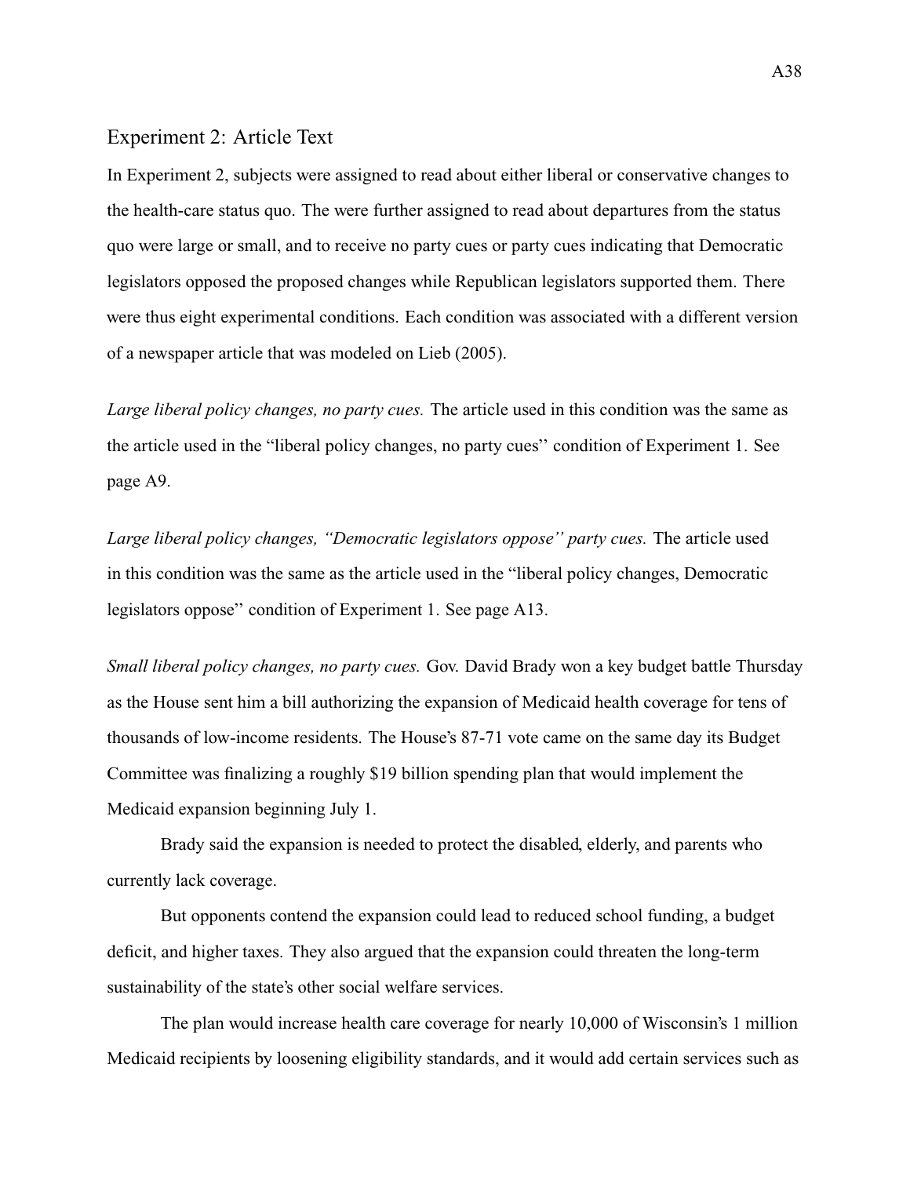## Experiment 2: Article Text

In Experiment 2, subjects were assigned to read about either liberal or conservative changes to the health-care status quo. The were further assigned to read about departures from the status quo were large or small, and to receive no party cues or party cues indicating that Democratic legislators opposed the proposed changes while Republican legislators supported them. There were thus eight experimental conditions. Each condition was associated with a different version of a newspaper article that was modeled on Lieb (2005).

*Large liberal policy changes, no party cues.* The article used in this condition was the same as the article used in the "liberal policy changes, no party cues" condition of Experiment 1. See page A9.

*Large liberal policy changes, "Democratic legislators oppose" party cues.* The article used in this condition was the same as the article used in the "liberal policy changes, Democratic legislators oppose" condition of Experiment 1. See page A13.

*Small liberal policy changes, no party cues.* Gov. David Brady won a key budget battle Thursday as the House sent him a bill authorizing the expansion of Medicaid health coverage for tens of thousands of low-income residents. The House's 87-71 vote came on the same day its Budget Committee was finalizing a roughly $19 billion spending plan that would implement the Medicaid expansion beginning July 1.

Brady said the expansion is needed to protect the disabled, elderly, and parents who currently lack coverage.

But opponents contend the expansion could lead to reduced school funding, a budget deficit, and higher taxes. They also argued that the expansion could threaten the long-term sustainability of the state's other social welfare services.

The plan would increase health care coverage for nearly 10,000 of Wisconsin's 1 million Medicaid recipients by loosening eligibility standards, and it would add certain services such as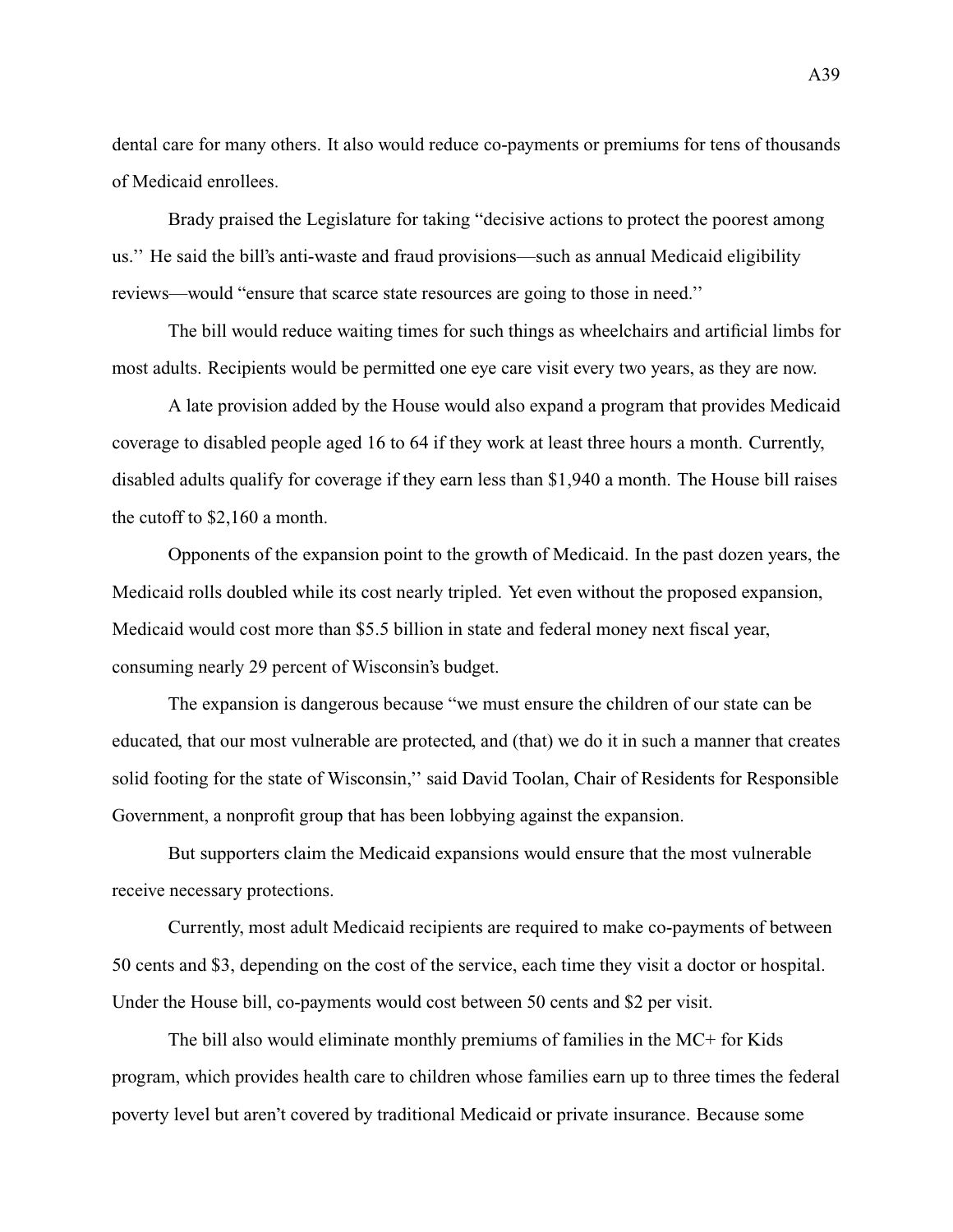dental care for many others. It also would reduce co-payments or premiums for tens of thousands of Medicaid enrollees.

Brady praised the Legislature for taking "decisive actions to protect the poorest among us.'' He said the bill's anti-waste and fraud provisions—such as annual Medicaid eligibility reviews—would "ensure that scarce state resources are going to those in need.''

The bill would reduce waiting times for such things as wheelchairs and artificial limbs for most adults. Recipients would be permitted one eye care visit every two years, as they are now.

A late provision added by the House would also expand a program that provides Medicaid coverage to disabled people aged 16 to 64 if they work at least three hours a month. Currently, disabled adults qualify for coverage if they earn less than $1,940 a month. The House bill raises the cutoff to $2,160 a month.

Opponents of the expansion point to the growth of Medicaid. In the past dozen years, the Medicaid rolls doubled while its cost nearly tripled. Yet even without the proposed expansion, Medicaid would cost more than $5.5 billion in state and federal money next fiscal year, consuming nearly 29 percent of Wisconsin's budget.

The expansion is dangerous because "we must ensure the children of our state can be educated, that our most vulnerable are protected, and (that) we do it in such a manner that creates solid footing for the state of Wisconsin,'' said David Toolan, Chair of Residents for Responsible Government, a nonprofit group that has been lobbying against the expansion.

But supporters claim the Medicaid expansions would ensure that the most vulnerable receive necessary protections.

Currently, most adult Medicaid recipients are required to make co-payments of between 50 cents and $3, depending on the cost of the service, each time they visit a doctor or hospital. Under the House bill, co-payments would cost between 50 cents and $2 per visit.

The bill also would eliminate monthly premiums of families in the MC+ for Kids program, which provides health care to children whose families earn up to three times the federal poverty level but aren't covered by traditional Medicaid or private insurance. Because some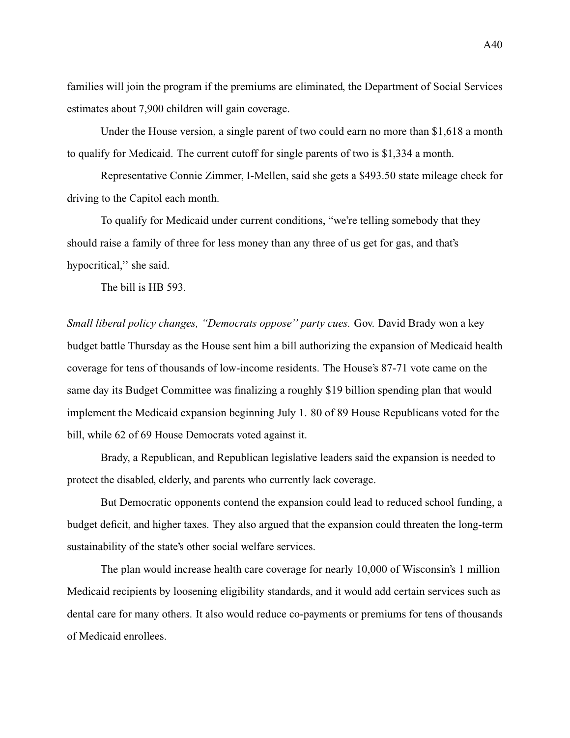families will join the program if the premiums are eliminated, the Department of Social Services estimates about 7,900 children will gain coverage.

Under the House version, a single parent of two could earn no more than $1,618 a month to qualify for Medicaid. The current cutoff for single parents of two is $1,334 a month.

Representative Connie Zimmer, I-Mellen, said she gets a $493.50 state mileage check for driving to the Capitol each month.

To qualify for Medicaid under current conditions, "we're telling somebody that they should raise a family of three for less money than any three of us get for gas, and that's hypocritical,'' she said.

The bill is HB 593.

*Small liberal policy changes, ''Democrats oppose'' party cues.* Gov. David Brady won a key budget battle Thursday as the House sent him a bill authorizing the expansion of Medicaid health coverage for tens of thousands of low-income residents. The House's 87-71 vote came on the same day its Budget Committee was finalizing a roughly $19 billion spending plan that would implement the Medicaid expansion beginning July 1. 80 of 89 House Republicans voted for the bill, while 62 of 69 House Democrats voted against it.

Brady, a Republican, and Republican legislative leaders said the expansion is needed to protect the disabled, elderly, and parents who currently lack coverage.

But Democratic opponents contend the expansion could lead to reduced school funding, a budget deficit, and higher taxes. They also argued that the expansion could threaten the long-term sustainability of the state's other social welfare services.

The plan would increase health care coverage for nearly 10,000 of Wisconsin's 1 million Medicaid recipients by loosening eligibility standards, and it would add certain services such as dental care for many others. It also would reduce co-payments or premiums for tens of thousands of Medicaid enrollees.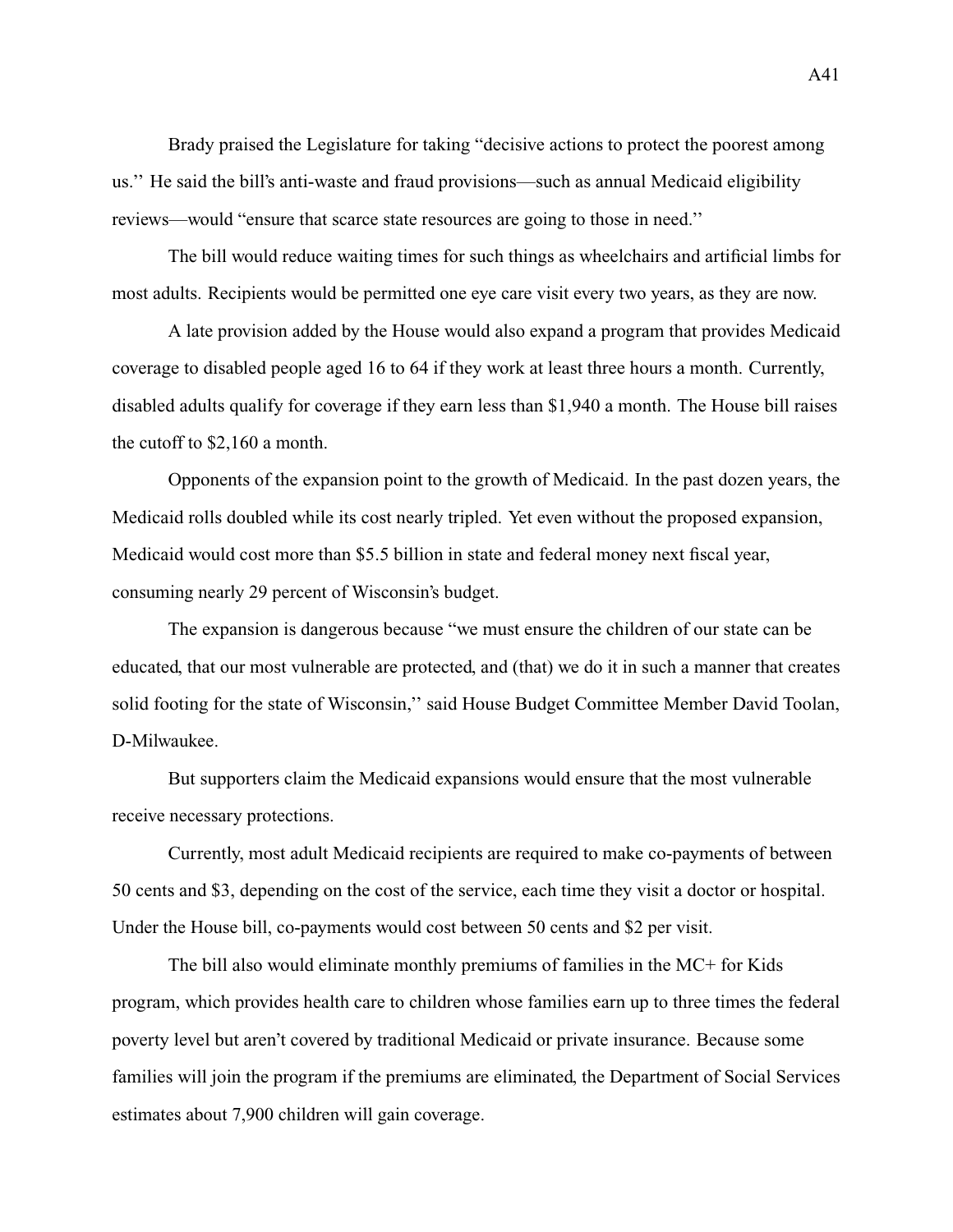Brady praised the Legislature for taking "decisive actions to protect the poorest among us.'' He said the bill's anti-waste and fraud provisions—such as annual Medicaid eligibility reviews—would "ensure that scarce state resources are going to those in need.''

The bill would reduce waiting times for such things as wheelchairs and artificial limbs for most adults. Recipients would be permitted one eye care visit every two years, as they are now.

A late provision added by the House would also expand a program that provides Medicaid coverage to disabled people aged 16 to 64 if they work at least three hours a month. Currently, disabled adults qualify for coverage if they earn less than $1,940 a month. The House bill raises the cutoff to $2,160 a month.

Opponents of the expansion point to the growth of Medicaid. In the past dozen years, the Medicaid rolls doubled while its cost nearly tripled. Yet even without the proposed expansion, Medicaid would cost more than $5.5 billion in state and federal money next fiscal year, consuming nearly 29 percent of Wisconsin's budget.

The expansion is dangerous because "we must ensure the children of our state can be educated, that our most vulnerable are protected, and (that) we do it in such a manner that creates solid footing for the state of Wisconsin,'' said House Budget Committee Member David Toolan, D-Milwaukee.

But supporters claim the Medicaid expansions would ensure that the most vulnerable receive necessary protections.

Currently, most adult Medicaid recipients are required to make co-payments of between 50 cents and $3, depending on the cost of the service, each time they visit a doctor or hospital. Under the House bill, co-payments would cost between 50 cents and $2 per visit.

The bill also would eliminate monthly premiums of families in the MC+ for Kids program, which provides health care to children whose families earn up to three times the federal poverty level but aren't covered by traditional Medicaid or private insurance. Because some families will join the program if the premiums are eliminated, the Department of Social Services estimates about 7,900 children will gain coverage.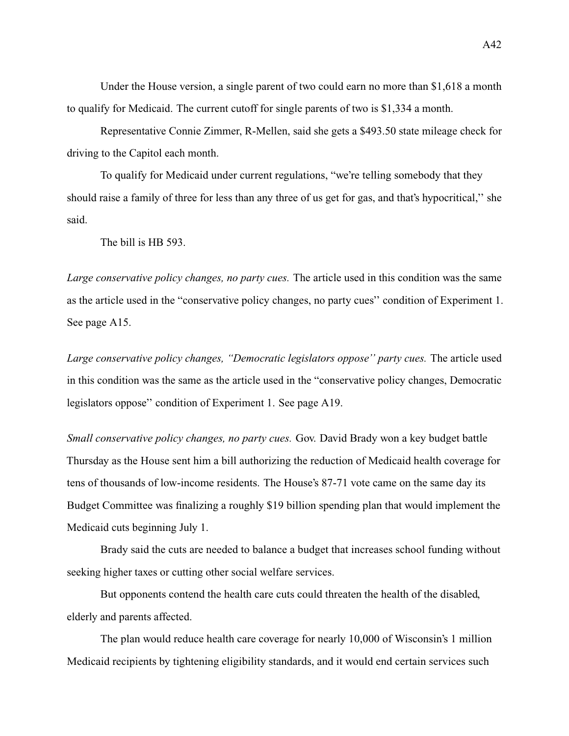Under the House version, a single parent of two could earn no more than $1,618 a month to qualify for Medicaid. The current cutoff for single parents of two is $1,334 a month.

Representative Connie Zimmer, R-Mellen, said she gets a $493.50 state mileage check for driving to the Capitol each month.

To qualify for Medicaid under current regulations, "we're telling somebody that they should raise a family of three for less than any three of us get for gas, and that's hypocritical,'' she said.

The bill is HB 593.

*Large conservative policy changes, no party cues.* The article used in this condition was the same as the article used in the "conservative policy changes, no party cues'' condition of Experiment 1. See page A15.

*Large conservative policy changes, "Democratic legislators oppose'' party cues.* The article used in this condition was the same as the article used in the "conservative policy changes, Democratic legislators oppose'' condition of Experiment 1. See page A19.

*Small conservative policy changes, no party cues.* Gov. David Brady won a key budget battle Thursday as the House sent him a bill authorizing the reduction of Medicaid health coverage for tens of thousands of low-income residents. The House's 87-71 vote came on the same day its Budget Committee was finalizing a roughly $19 billion spending plan that would implement the Medicaid cuts beginning July 1.

Brady said the cuts are needed to balance a budget that increases school funding without seeking higher taxes or cutting other social welfare services.

But opponents contend the health care cuts could threaten the health of the disabled, elderly and parents affected.

The plan would reduce health care coverage for nearly 10,000 of Wisconsin's 1 million Medicaid recipients by tightening eligibility standards, and it would end certain services such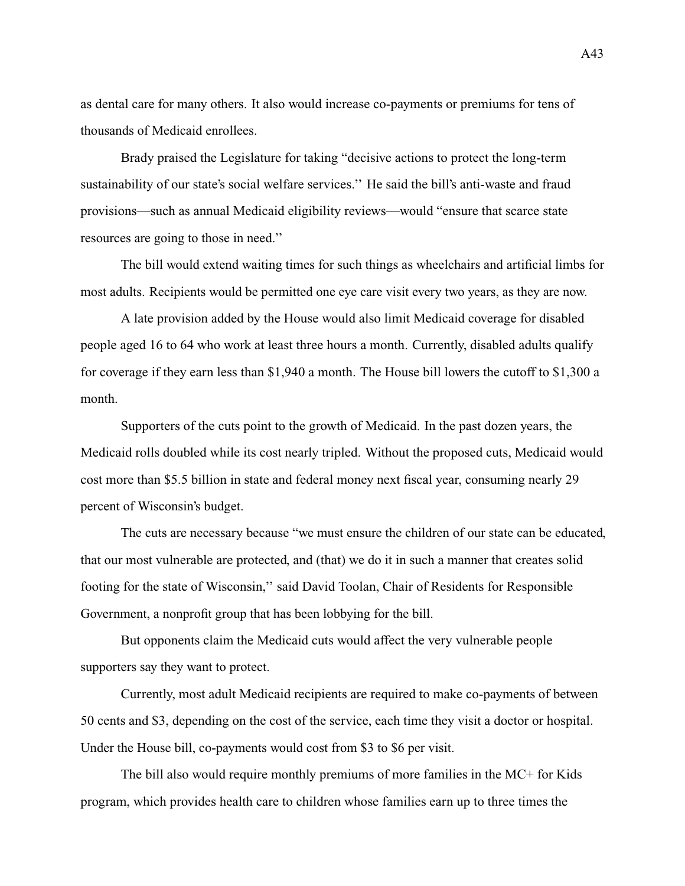as dental care for many others. It also would increase co-payments or premiums for tens of thousands of Medicaid enrollees.

Brady praised the Legislature for taking "decisive actions to protect the long-term sustainability of our state's social welfare services.'' He said the bill's anti-waste and fraud provisions—such as annual Medicaid eligibility reviews—would "ensure that scarce state resources are going to those in need.''

The bill would extend waiting times for such things as wheelchairs and artificial limbs for most adults. Recipients would be permitted one eye care visit every two years, as they are now.

A late provision added by the House would also limit Medicaid coverage for disabled people aged 16 to 64 who work at least three hours a month. Currently, disabled adults qualify for coverage if they earn less than $1,940 a month. The House bill lowers the cutoff to $1,300 a month.

Supporters of the cuts point to the growth of Medicaid. In the past dozen years, the Medicaid rolls doubled while its cost nearly tripled. Without the proposed cuts, Medicaid would cost more than $5.5 billion in state and federal money next fiscal year, consuming nearly 29 percent of Wisconsin's budget.

The cuts are necessary because "we must ensure the children of our state can be educated, that our most vulnerable are protected, and (that) we do it in such a manner that creates solid footing for the state of Wisconsin,'' said David Toolan, Chair of Residents for Responsible Government, a nonprofit group that has been lobbying for the bill.

But opponents claim the Medicaid cuts would affect the very vulnerable people supporters say they want to protect.

Currently, most adult Medicaid recipients are required to make co-payments of between 50 cents and $3, depending on the cost of the service, each time they visit a doctor or hospital. Under the House bill, co-payments would cost from $3 to $6 per visit.

The bill also would require monthly premiums of more families in the MC+ for Kids program, which provides health care to children whose families earn up to three times the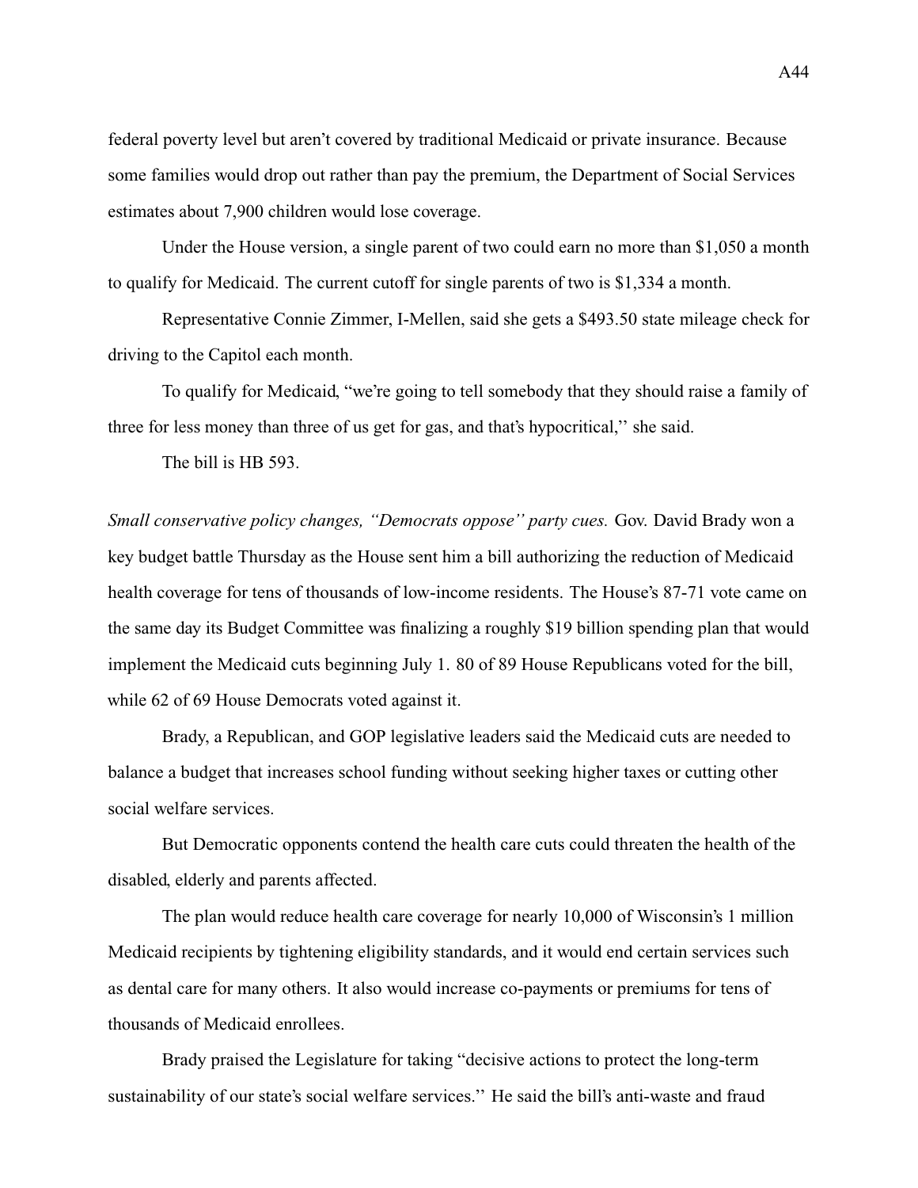federal poverty level but aren't covered by traditional Medicaid or private insurance. Because some families would drop out rather than pay the premium, the Department of Social Services estimates about 7,900 children would lose coverage.

Under the House version, a single parent of two could earn no more than $1,050 a month to qualify for Medicaid. The current cutoff for single parents of two is $1,334 a month.

Representative Connie Zimmer, I-Mellen, said she gets a $493.50 state mileage check for driving to the Capitol each month.

To qualify for Medicaid, "we're going to tell somebody that they should raise a family of three for less money than three of us get for gas, and that's hypocritical,'' she said.

The bill is HB 593.

*Small conservative policy changes, "Democrats oppose" party cues.* Gov. David Brady won a key budget battle Thursday as the House sent him a bill authorizing the reduction of Medicaid health coverage for tens of thousands of low-income residents. The House's 87-71 vote came on the same day its Budget Committee was finalizing a roughly $19 billion spending plan that would implement the Medicaid cuts beginning July 1. 80 of 89 House Republicans voted for the bill, while 62 of 69 House Democrats voted against it.

Brady, a Republican, and GOP legislative leaders said the Medicaid cuts are needed to balance a budget that increases school funding without seeking higher taxes or cutting other social welfare services.

But Democratic opponents contend the health care cuts could threaten the health of the disabled, elderly and parents affected.

The plan would reduce health care coverage for nearly 10,000 of Wisconsin's 1 million Medicaid recipients by tightening eligibility standards, and it would end certain services such as dental care for many others. It also would increase co-payments or premiums for tens of thousands of Medicaid enrollees.

Brady praised the Legislature for taking "decisive actions to protect the long-term sustainability of our state's social welfare services.'' He said the bill's anti-waste and fraud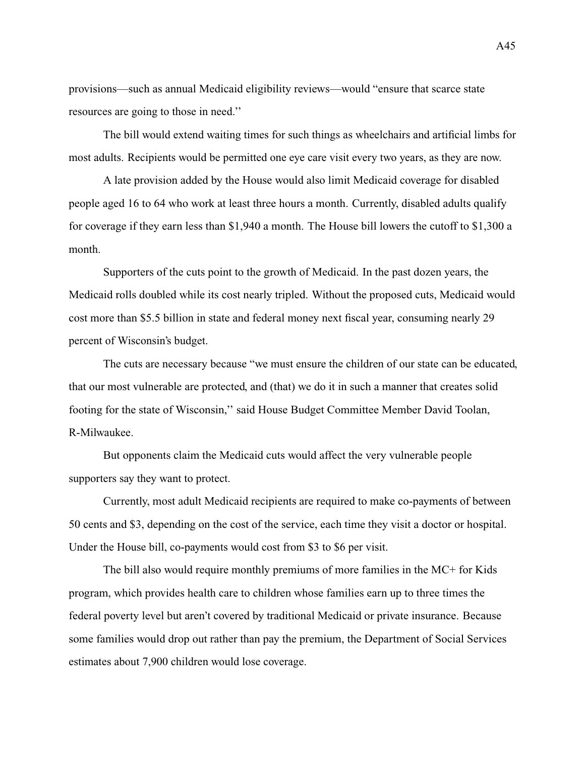provisions—such as annual Medicaid eligibility reviews—would "ensure that scarce state resources are going to those in need.''

The bill would extend waiting times for such things as wheelchairs and artificial limbs for most adults. Recipients would be permitted one eye care visit every two years, as they are now.

A late provision added by the House would also limit Medicaid coverage for disabled people aged 16 to 64 who work at least three hours a month. Currently, disabled adults qualify for coverage if they earn less than $1,940 a month. The House bill lowers the cutoff to $1,300 a month.

Supporters of the cuts point to the growth of Medicaid. In the past dozen years, the Medicaid rolls doubled while its cost nearly tripled. Without the proposed cuts, Medicaid would cost more than $5.5 billion in state and federal money next fiscal year, consuming nearly 29 percent of Wisconsin's budget.

The cuts are necessary because "we must ensure the children of our state can be educated, that our most vulnerable are protected, and (that) we do it in such a manner that creates solid footing for the state of Wisconsin,'' said House Budget Committee Member David Toolan, R-Milwaukee.

But opponents claim the Medicaid cuts would affect the very vulnerable people supporters say they want to protect.

Currently, most adult Medicaid recipients are required to make co-payments of between 50 cents and $3, depending on the cost of the service, each time they visit a doctor or hospital. Under the House bill, co-payments would cost from $3 to $6 per visit.

The bill also would require monthly premiums of more families in the MC+ for Kids program, which provides health care to children whose families earn up to three times the federal poverty level but aren't covered by traditional Medicaid or private insurance. Because some families would drop out rather than pay the premium, the Department of Social Services estimates about 7,900 children would lose coverage.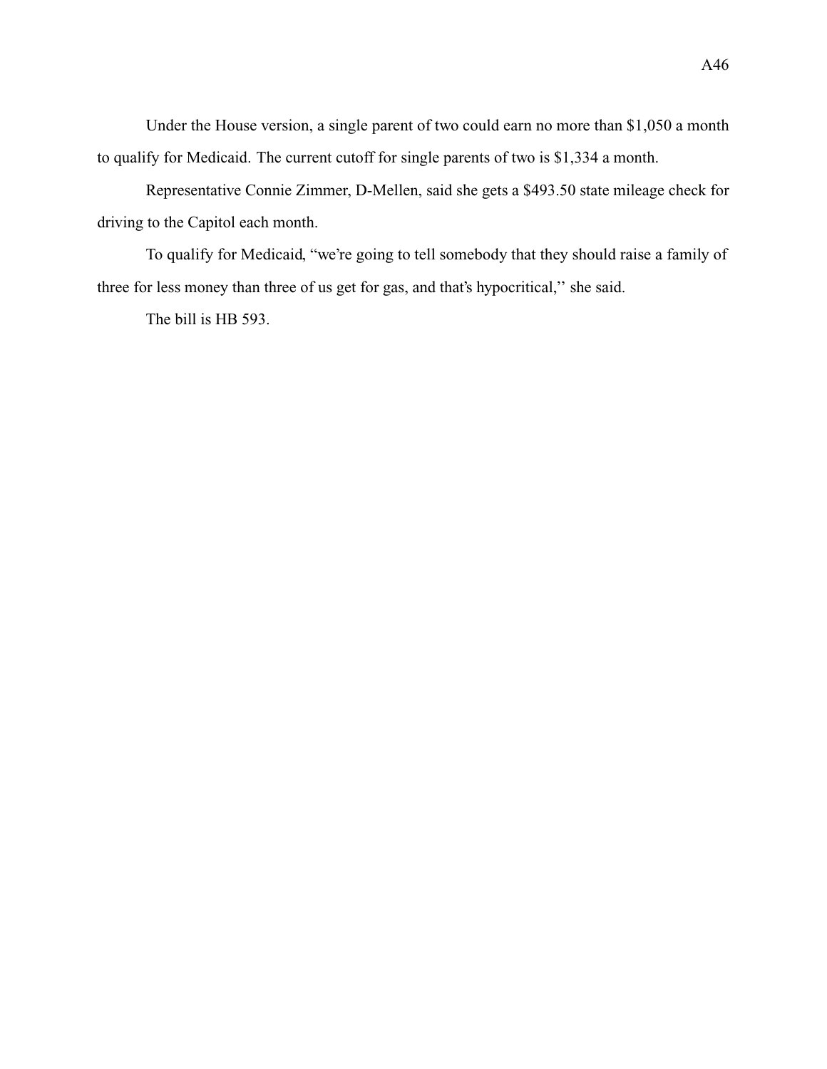Under the House version, a single parent of two could earn no more than $1,050 a month to qualify for Medicaid. The current cutoff for single parents of two is $1,334 a month.

Representative Connie Zimmer, D-Mellen, said she gets a $493.50 state mileage check for driving to the Capitol each month.

To qualify for Medicaid, ‘‘we’re going to tell somebody that they should raise a family of three for less money than three of us get for gas, and that’s hypocritical,’’ she said.

The bill is HB 593.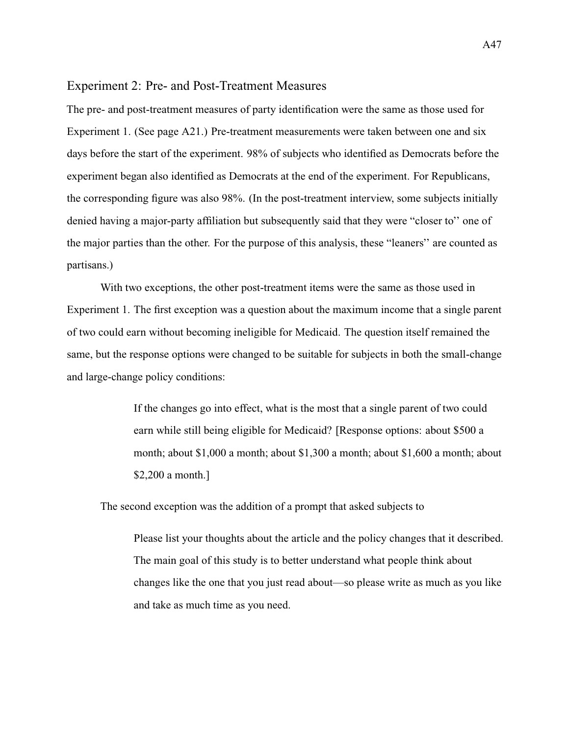## Experiment 2: Pre- and Post-Treatment Measures

The pre- and post-treatment measures of party identification were the same as those used for Experiment 1. (See page A21.) Pre-treatment measurements were taken between one and six days before the start of the experiment. 98% of subjects who identified as Democrats before the experiment began also identified as Democrats at the end of the experiment. For Republicans, the corresponding figure was also 98%. (In the post-treatment interview, some subjects initially denied having a major-party affiliation but subsequently said that they were "closer to" one of the major parties than the other. For the purpose of this analysis, these "leaners" are counted as partisans.)

With two exceptions, the other post-treatment items were the same as those used in Experiment 1. The first exception was a question about the maximum income that a single parent of two could earn without becoming ineligible for Medicaid. The question itself remained the same, but the response options were changed to be suitable for subjects in both the small-change and large-change policy conditions:

> If the changes go into effect, what is the most that a single parent of two could earn while still being eligible for Medicaid? [Response options: about $500 a month; about $1,000 a month; about $1,300 a month; about $1,600 a month; about $2,200 a month.]

The second exception was the addition of a prompt that asked subjects to

> Please list your thoughts about the article and the policy changes that it described. The main goal of this study is to better understand what people think about changes like the one that you just read about—so please write as much as you like and take as much time as you need.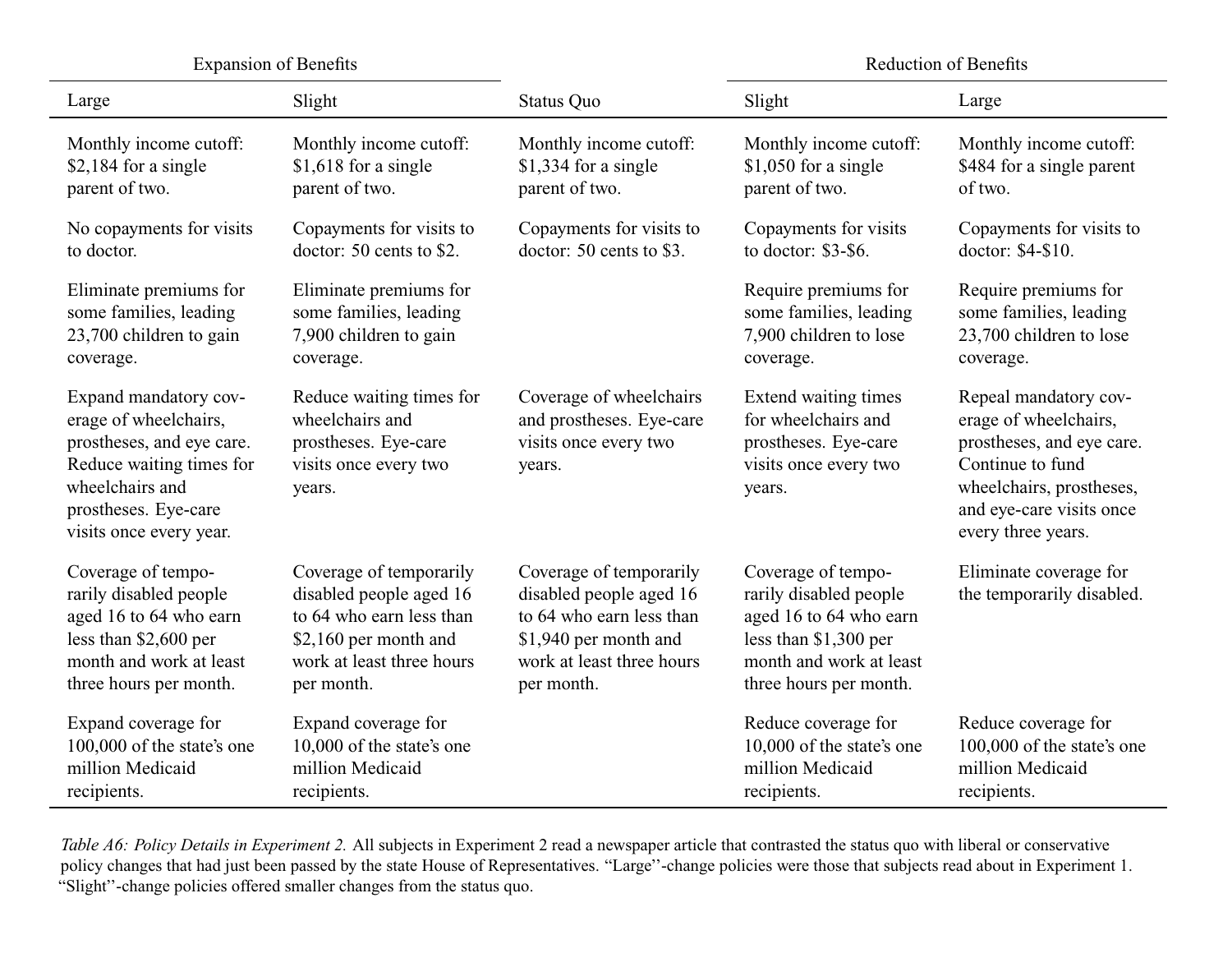| Expansion of Benefits | | | Reduction of Benefits | |
|---|---|---|---|---|
| Large | Slight | Status Quo | Slight | Large |
| Monthly income cutoff: $2,184 for a single parent of two. | Monthly income cutoff: $1,618 for a single parent of two. | Monthly income cutoff: $1,334 for a single parent of two. | Monthly income cutoff: $1,050 for a single parent of two. | Monthly income cutoff: $484 for a single parent of two. |
| No copayments for visits to doctor. | Copayments for visits to doctor: 50 cents to $2. | Copayments for visits to doctor: 50 cents to $3. | Copayments for visits to doctor: $3-$6. | Copayments for visits to doctor: $4-$10. |
| Eliminate premiums for some families, leading 23,700 children to gain coverage. | Eliminate premiums for some families, leading 7,900 children to gain coverage. | | Require premiums for some families, leading 7,900 children to lose coverage. | Require premiums for some families, leading 23,700 children to lose coverage. |
| Expand mandatory coverage of wheelchairs, prostheses, and eye care. Reduce waiting times for wheelchairs and prostheses. Eye-care visits once every year. | Reduce waiting times for wheelchairs and prostheses. Eye-care visits once every two years. | Coverage of wheelchairs and prostheses. Eye-care visits once every two years. | Extend waiting times for wheelchairs and prostheses. Eye-care visits once every two years. | Repeal mandatory coverage of wheelchairs, prostheses, and eye care. Continue to fund wheelchairs, prostheses, and eye-care visits once every three years. |
| Coverage of temporarily disabled people aged 16 to 64 who earn less than $2,600 per month and work at least three hours per month. | Coverage of temporarily disabled people aged 16 to 64 who earn less than $2,160 per month and work at least three hours per month. | Coverage of temporarily disabled people aged 16 to 64 who earn less than $1,940 per month and work at least three hours per month. | Coverage of temporarily disabled people aged 16 to 64 who earn less than $1,300 per month and work at least three hours per month. | Eliminate coverage for the temporarily disabled. |
| Expand coverage for 100,000 of the state's one million Medicaid recipients. | Expand coverage for 10,000 of the state's one million Medicaid recipients. | | Reduce coverage for 10,000 of the state's one million Medicaid recipients. | Reduce coverage for 100,000 of the state's one million Medicaid recipients. |

*Table A6: Policy Details in Experiment 2.* All subjects in Experiment 2 read a newspaper article that contrasted the status quo with liberal or conservative policy changes that had just been passed by the state House of Representatives. "Large"-change policies were those that subjects read about in Experiment 1. "Slight"-change policies offered smaller changes from the status quo.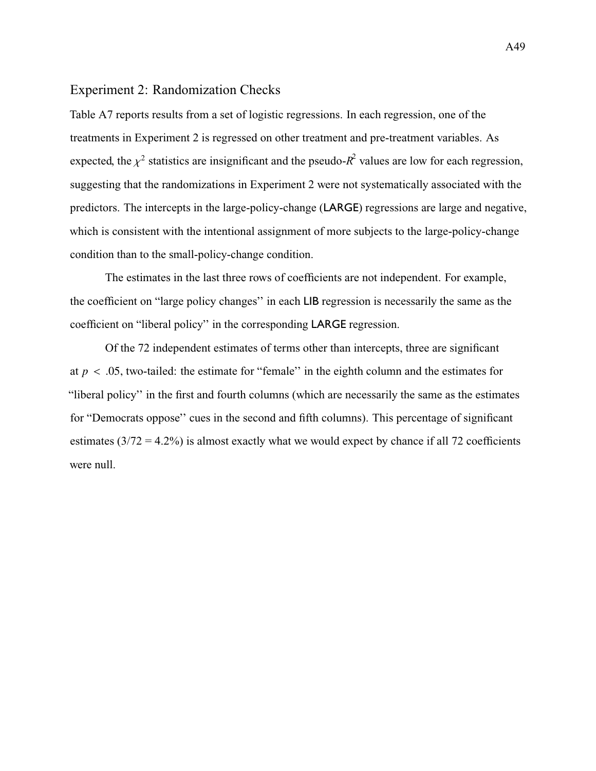## Experiment 2: Randomization Checks

Table A7 reports results from a set of logistic regressions. In each regression, one of the treatments in Experiment 2 is regressed on other treatment and pre-treatment variables. As expected, the $\chi^2$ statistics are insignificant and the pseudo-$R^2$ values are low for each regression, suggesting that the randomizations in Experiment 2 were not systematically associated with the predictors. The intercepts in the large-policy-change (LARGE) regressions are large and negative, which is consistent with the intentional assignment of more subjects to the large-policy-change condition than to the small-policy-change condition.

The estimates in the last three rows of coefficients are not independent. For example, the coefficient on "large policy changes" in each LIB regression is necessarily the same as the coefficient on "liberal policy" in the corresponding LARGE regression.

Of the 72 independent estimates of terms other than intercepts, three are significant at $p < .05$, two-tailed: the estimate for "female" in the eighth column and the estimates for "liberal policy" in the first and fourth columns (which are necessarily the same as the estimates for "Democrats oppose" cues in the second and fifth columns). This percentage of significant estimates (3/72 = 4.2%) is almost exactly what we would expect by chance if all 72 coefficients were null.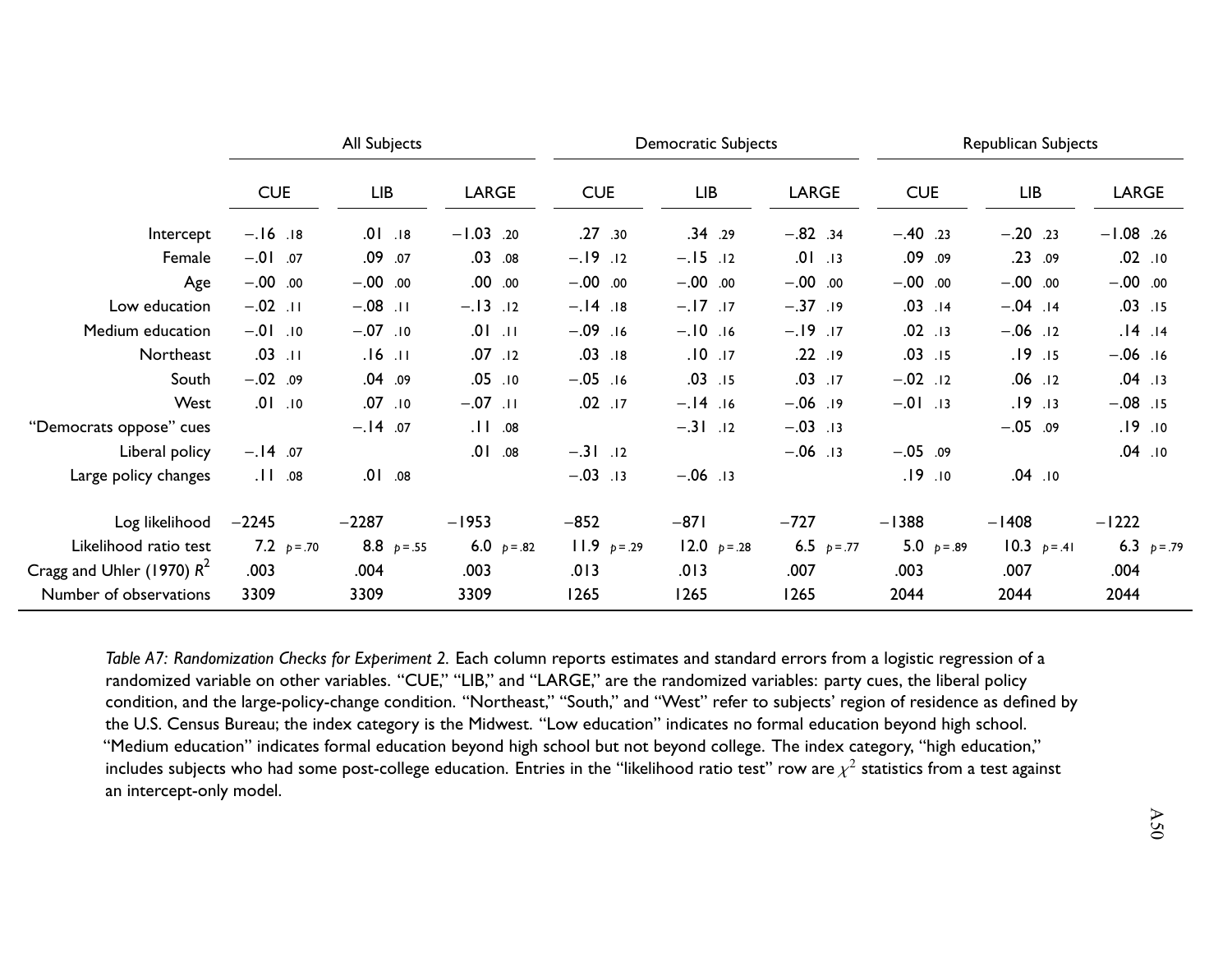| | All Subjects | | | Democratic Subjects | | | Republican Subjects | | |
|---|---|---|---|---|---|---|---|---|---|
| | CUE | LIB | LARGE | CUE | LIB | LARGE | CUE | LIB | LARGE |
| Intercept | −.16 .18 | .01 .18 | −1.03 .20 | .27 .30 | .34 .29 | −.82 .34 | −.40 .23 | −.20 .23 | −1.08 .26 |
| Female | −.01 .07 | .09 .07 | .03 .08 | −.19 .12 | −.15 .12 | .01 .13 | .09 .09 | .23 .09 | .02 .10 |
| Age | −.00 .00 | −.00 .00 | .00 .00 | −.00 .00 | −.00 .00 | −.00 .00 | −.00 .00 | −.00 .00 | −.00 .00 |
| Low education | −.02 .11 | −.08 .11 | −.13 .12 | −.14 .18 | −.17 .17 | −.37 .19 | .03 .14 | −.04 .14 | .03 .15 |
| Medium education | −.01 .10 | −.07 .10 | .01 .11 | −.09 .16 | −.10 .16 | −.19 .17 | .02 .13 | −.06 .12 | .14 .14 |
| Northeast | .03 .11 | .16 .11 | .07 .12 | .03 .18 | .10 .17 | .22 .19 | .03 .15 | .19 .15 | −.06 .16 |
| South | −.02 .09 | .04 .09 | .05 .10 | −.05 .16 | .03 .15 | .03 .17 | −.02 .12 | .06 .12 | .04 .13 |
| West | .01 .10 | .07 .10 | −.07 .11 | .02 .17 | −.14 .16 | −.06 .19 | −.01 .13 | .19 .13 | −.08 .15 |
| "Democrats oppose" cues | | −.14 .07 | .11 .08 | | −.31 .12 | −.03 .13 | | −.05 .09 | .19 .10 |
| Liberal policy | −.14 .07 | | .01 .08 | −.31 .12 | | −.06 .13 | −.05 .09 | | .04 .10 |
| Large policy changes | .11 .08 | .01 .08 | | −.03 .13 | −.06 .13 | | .19 .10 | .04 .10 | |
| Log likelihood | −2245 | −2287 | −1953 | −852 | −871 | −727 | −1388 | −1408 | −1222 |
| Likelihood ratio test | 7.2 $p=.70$ | 8.8 $p=.55$ | 6.0 $p=.82$ | 11.9 $p=.29$ | 12.0 $p=.28$ | 6.5 $p=.77$ | 5.0 $p=.89$ | 10.3 $p=.41$ | 6.3 $p=.79$ |
| Cragg and Uhler (1970) $R^2$ | .003 | .004 | .003 | .013 | .013 | .007 | .003 | .007 | .004 |
| Number of observations | 3309 | 3309 | 3309 | 1265 | 1265 | 1265 | 2044 | 2044 | 2044 |

*Table A7: Randomization Checks for Experiment 2.* Each column reports estimates and standard errors from a logistic regression of a randomized variable on other variables. "CUE," "LIB," and "LARGE," are the randomized variables: party cues, the liberal policy condition, and the large-policy-change condition. "Northeast," "South," and "West" refer to subjects' region of residence as defined by the U.S. Census Bureau; the index category is the Midwest. "Low education" indicates no formal education beyond high school. "Medium education" indicates formal education beyond high school but not beyond college. The index category, "high education," includes subjects who had some post-college education. Entries in the "likelihood ratio test" row are $\chi^2$ statistics from a test against an intercept-only model.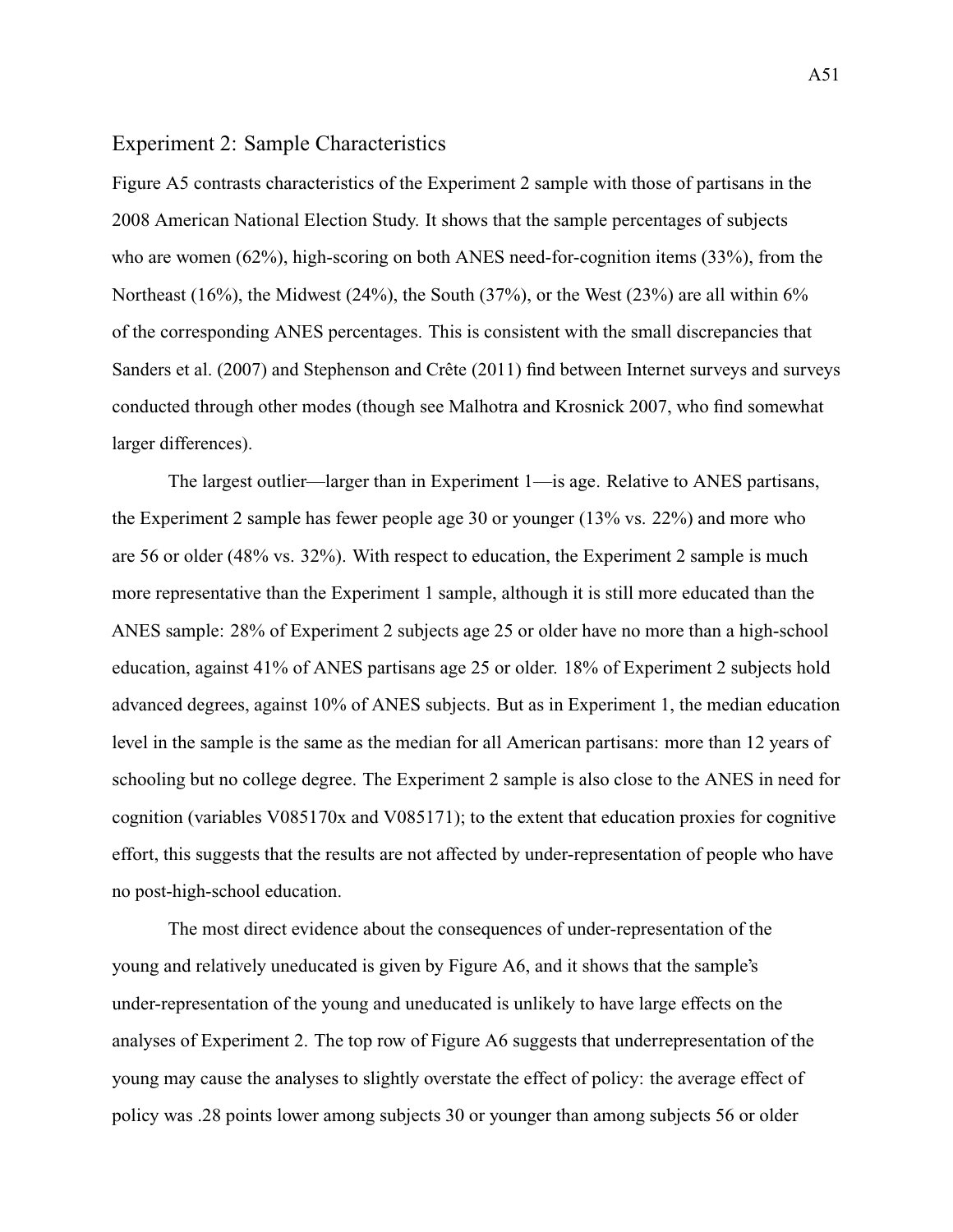## Experiment 2: Sample Characteristics

Figure A5 contrasts characteristics of the Experiment 2 sample with those of partisans in the 2008 American National Election Study. It shows that the sample percentages of subjects who are women (62%), high-scoring on both ANES need-for-cognition items (33%), from the Northeast (16%), the Midwest (24%), the South (37%), or the West (23%) are all within 6% of the corresponding ANES percentages. This is consistent with the small discrepancies that Sanders et al. (2007) and Stephenson and Crête (2011) find between Internet surveys and surveys conducted through other modes (though see Malhotra and Krosnick 2007, who find somewhat larger differences).

The largest outlier—larger than in Experiment 1—is age. Relative to ANES partisans, the Experiment 2 sample has fewer people age 30 or younger (13% vs. 22%) and more who are 56 or older (48% vs. 32%). With respect to education, the Experiment 2 sample is much more representative than the Experiment 1 sample, although it is still more educated than the ANES sample: 28% of Experiment 2 subjects age 25 or older have no more than a high-school education, against 41% of ANES partisans age 25 or older. 18% of Experiment 2 subjects hold advanced degrees, against 10% of ANES subjects. But as in Experiment 1, the median education level in the sample is the same as the median for all American partisans: more than 12 years of schooling but no college degree. The Experiment 2 sample is also close to the ANES in need for cognition (variables V085170x and V085171); to the extent that education proxies for cognitive effort, this suggests that the results are not affected by under-representation of people who have no post-high-school education.

The most direct evidence about the consequences of under-representation of the young and relatively uneducated is given by Figure A6, and it shows that the sample's under-representation of the young and uneducated is unlikely to have large effects on the analyses of Experiment 2. The top row of Figure A6 suggests that underrepresentation of the young may cause the analyses to slightly overstate the effect of policy: the average effect of policy was .28 points lower among subjects 30 or younger than among subjects 56 or older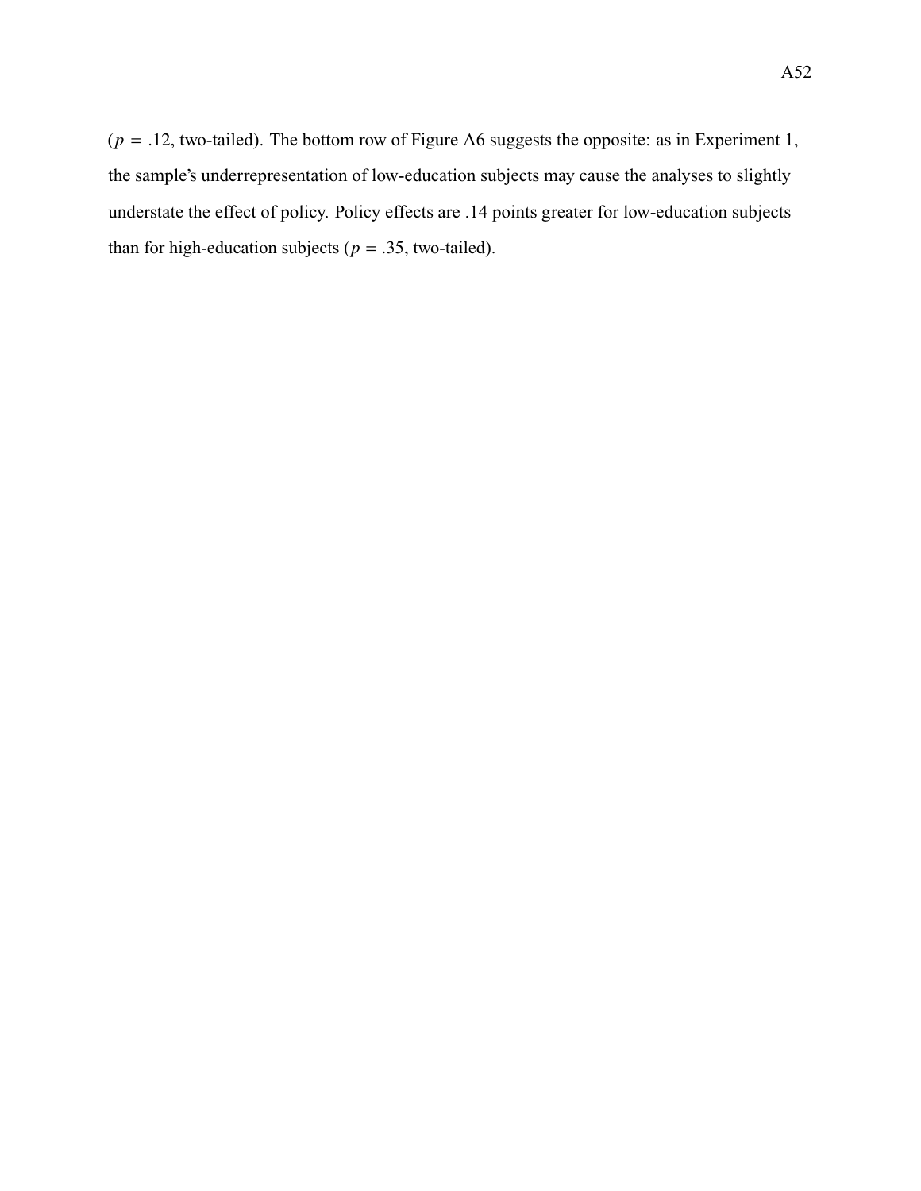($p = .12$, two-tailed). The bottom row of Figure A6 suggests the opposite: as in Experiment 1, the sample's underrepresentation of low-education subjects may cause the analyses to slightly understate the effect of policy. Policy effects are .14 points greater for low-education subjects than for high-education subjects ($p = .35$, two-tailed).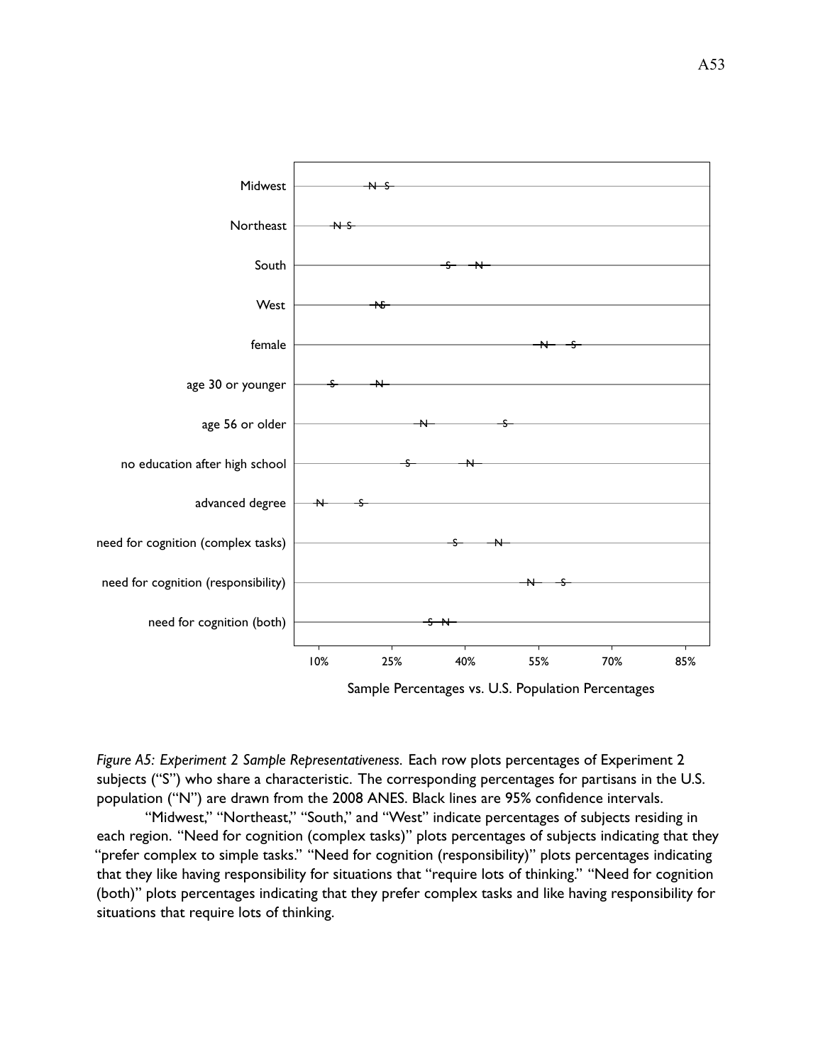*Figure A5: Experiment 2 Sample Representativeness.* Each row plots percentages of Experiment 2 subjects ("S") who share a characteristic. The corresponding percentages for partisans in the U.S. population ("N") are drawn from the 2008 ANES. Black lines are 95% confidence intervals.

"Midwest," "Northeast," "South," and "West" indicate percentages of subjects residing in each region. "Need for cognition (complex tasks)" plots percentages of subjects indicating that they "prefer complex to simple tasks." "Need for cognition (responsibility)" plots percentages indicating that they like having responsibility for situations that "require lots of thinking." "Need for cognition (both)" plots percentages indicating that they prefer complex tasks and like having responsibility for situations that require lots of thinking.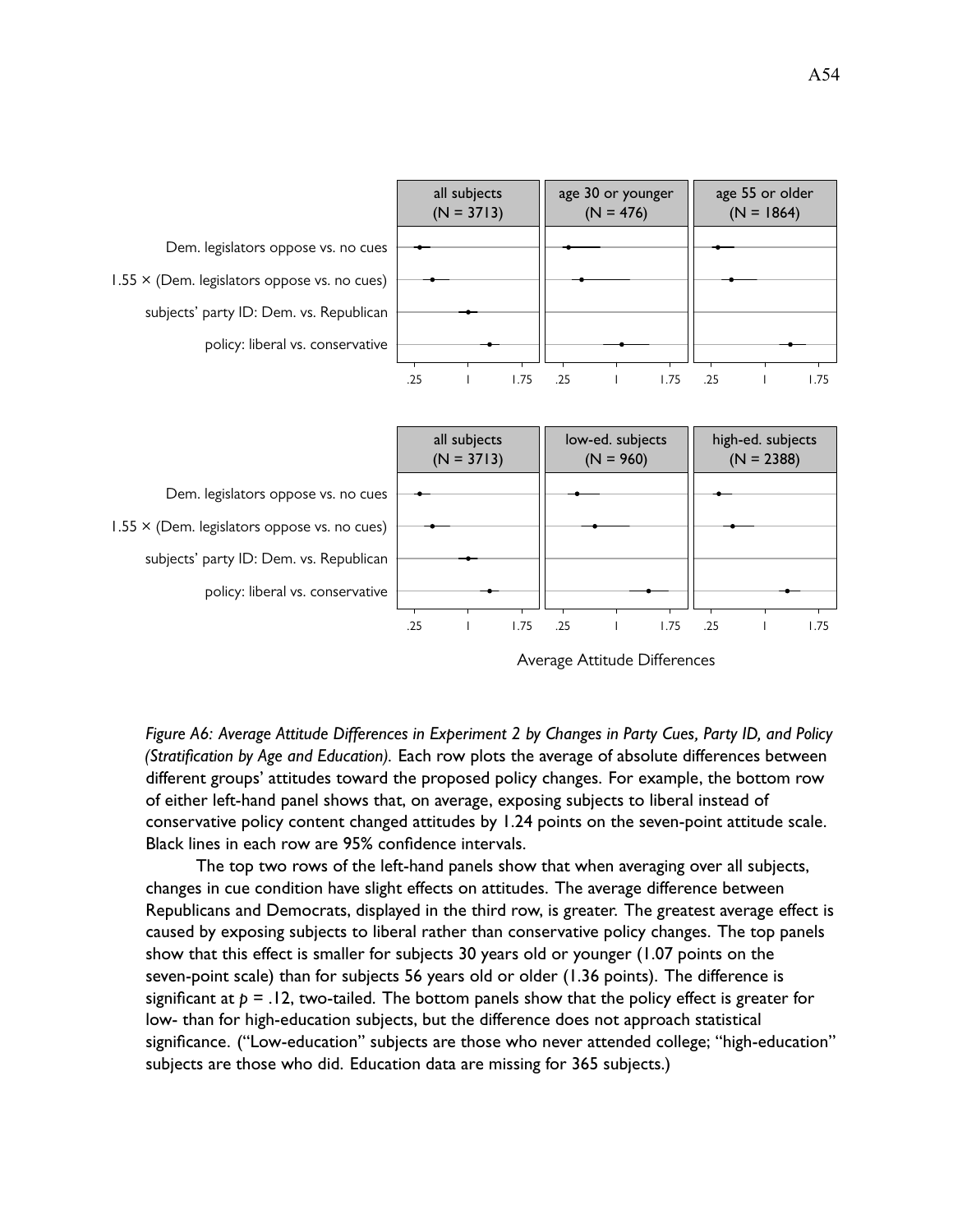*Figure A6: Average Attitude Differences in Experiment 2 by Changes in Party Cues, Party ID, and Policy (Stratification by Age and Education).* Each row plots the average of absolute differences between different groups' attitudes toward the proposed policy changes. For example, the bottom row of either left-hand panel shows that, on average, exposing subjects to liberal instead of conservative policy content changed attitudes by 1.24 points on the seven-point attitude scale. Black lines in each row are 95% confidence intervals.

The top two rows of the left-hand panels show that when averaging over all subjects, changes in cue condition have slight effects on attitudes. The average difference between Republicans and Democrats, displayed in the third row, is greater. The greatest average effect is caused by exposing subjects to liberal rather than conservative policy changes. The top panels show that this effect is smaller for subjects 30 years old or younger (1.07 points on the seven-point scale) than for subjects 56 years old or older (1.36 points). The difference is significant at $p = .12$, two-tailed. The bottom panels show that the policy effect is greater for low- than for high-education subjects, but the difference does not approach statistical significance. ("Low-education" subjects are those who never attended college; "high-education" subjects are those who did. Education data are missing for 365 subjects.)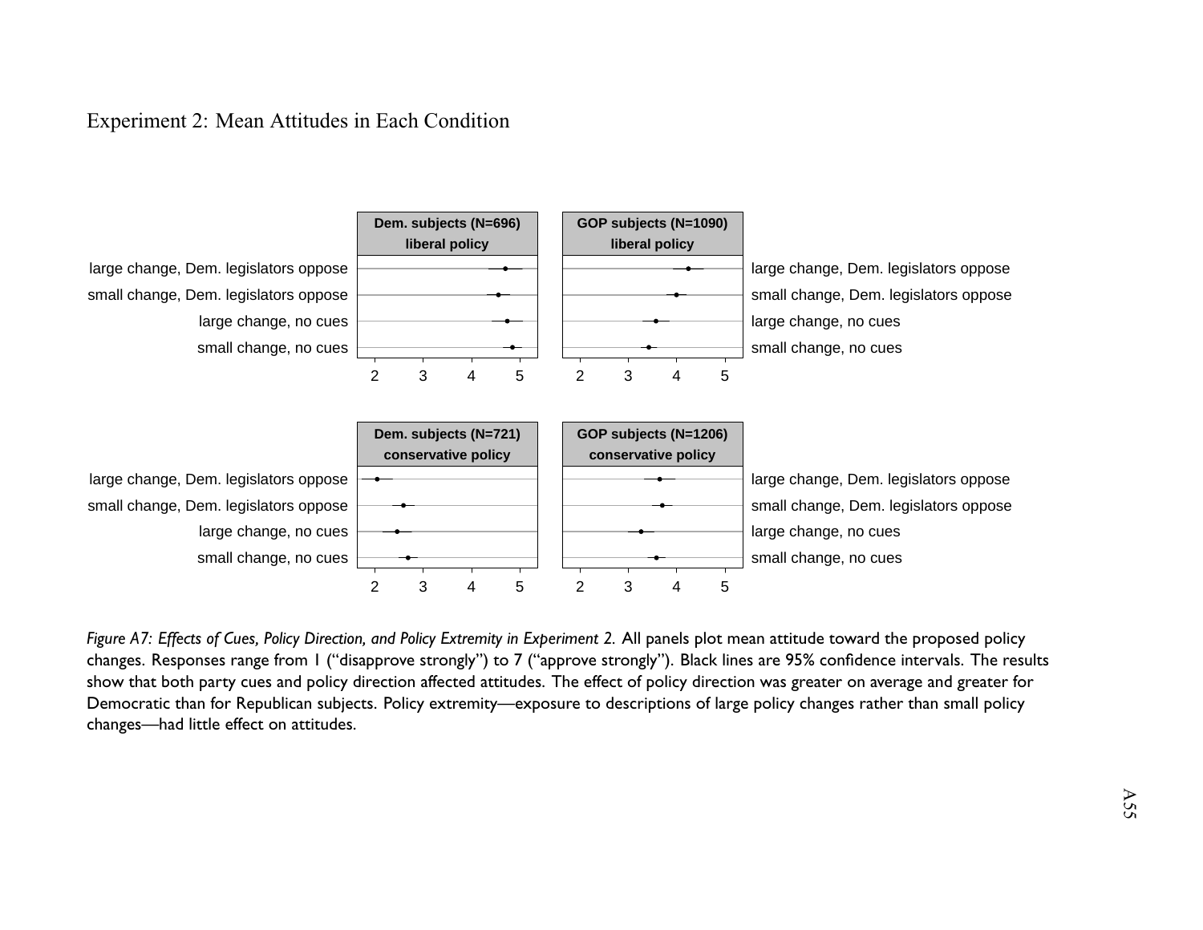Experiment 2: Mean Attitudes in Each Condition

*Figure A7: Effects of Cues, Policy Direction, and Policy Extremity in Experiment 2.* All panels plot mean attitude toward the proposed policy changes. Responses range from 1 ("disapprove strongly") to 7 ("approve strongly"). Black lines are 95% confidence intervals. The results show that both party cues and policy direction affected attitudes. The effect of policy direction was greater on average and greater for Democratic than for Republican subjects. Policy extremity—exposure to descriptions of large policy changes rather than small policy changes—had little effect on attitudes.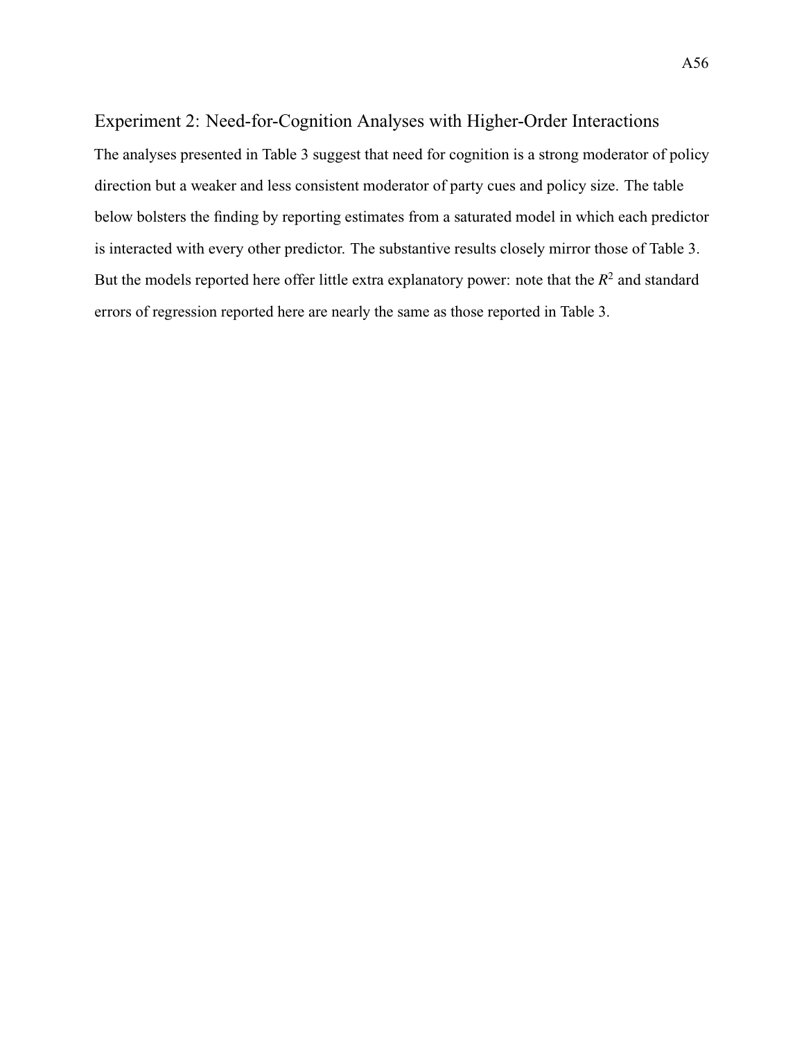## Experiment 2: Need-for-Cognition Analyses with Higher-Order Interactions

The analyses presented in Table 3 suggest that need for cognition is a strong moderator of policy direction but a weaker and less consistent moderator of party cues and policy size. The table below bolsters the finding by reporting estimates from a saturated model in which each predictor is interacted with every other predictor. The substantive results closely mirror those of Table 3. But the models reported here offer little extra explanatory power: note that the $R^2$ and standard errors of regression reported here are nearly the same as those reported in Table 3.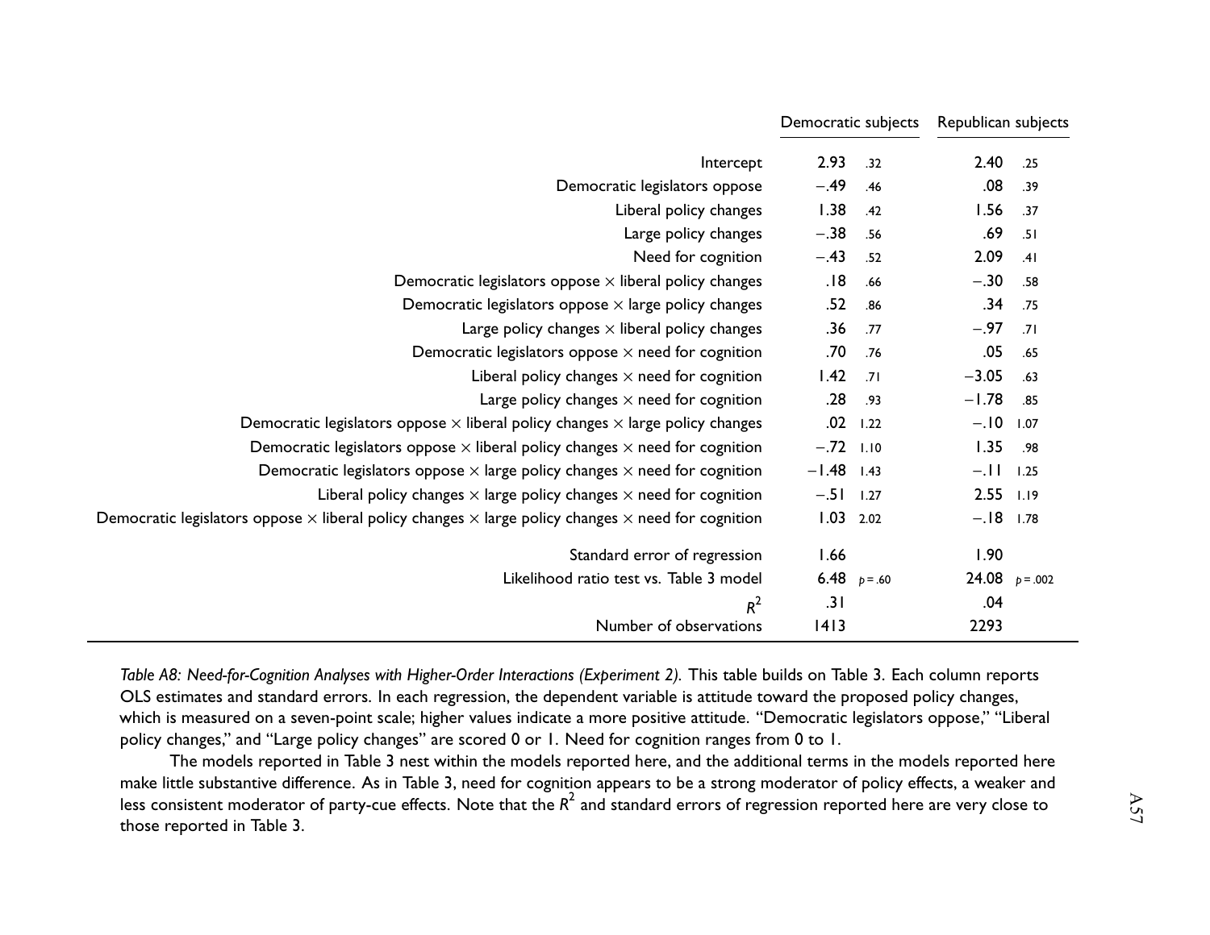| | Democratic subjects | | Republican subjects | |
|---|---|---|---|---|
| Intercept | 2.93 | .32 | 2.40 | .25 |
| Democratic legislators oppose | −.49 | .46 | .08 | .39 |
| Liberal policy changes | 1.38 | .42 | 1.56 | .37 |
| Large policy changes | −.38 | .56 | .69 | .51 |
| Need for cognition | −.43 | .52 | 2.09 | .41 |
| Democratic legislators oppose × liberal policy changes | .18 | .66 | −.30 | .58 |
| Democratic legislators oppose × large policy changes | .52 | .86 | .34 | .75 |
| Large policy changes × liberal policy changes | .36 | .77 | −.97 | .71 |
| Democratic legislators oppose × need for cognition | .70 | .76 | .05 | .65 |
| Liberal policy changes × need for cognition | 1.42 | .71 | −3.05 | .63 |
| Large policy changes × need for cognition | .28 | .93 | −1.78 | .85 |
| Democratic legislators oppose × liberal policy changes × large policy changes | .02 | 1.22 | −.10 | 1.07 |
| Democratic legislators oppose × liberal policy changes × need for cognition | −.72 | 1.10 | 1.35 | .98 |
| Democratic legislators oppose × large policy changes × need for cognition | −1.48 | 1.43 | −.11 | 1.25 |
| Liberal policy changes × large policy changes × need for cognition | −.51 | 1.27 | 2.55 | 1.19 |
| Democratic legislators oppose × liberal policy changes × large policy changes × need for cognition | 1.03 | 2.02 | −.18 | 1.78 |
| Standard error of regression | 1.66 | | 1.90 | |
| Likelihood ratio test vs. Table 3 model | 6.48 | $p = .60$ | 24.08 | $p = .002$ |
| $R^2$ | .31 | | .04 | |
| Number of observations | 1413 | | 2293 | |

*Table A8: Need-for-Cognition Analyses with Higher-Order Interactions (Experiment 2).* This table builds on Table 3. Each column reports OLS estimates and standard errors. In each regression, the dependent variable is attitude toward the proposed policy changes, which is measured on a seven-point scale; higher values indicate a more positive attitude. "Democratic legislators oppose," "Liberal policy changes," and "Large policy changes" are scored 0 or 1. Need for cognition ranges from 0 to 1.

The models reported in Table 3 nest within the models reported here, and the additional terms in the models reported here make little substantive difference. As in Table 3, need for cognition appears to be a strong moderator of policy effects, a weaker and less consistent moderator of party-cue effects. Note that the $R^2$ and standard errors of regression reported here are very close to those reported in Table 3.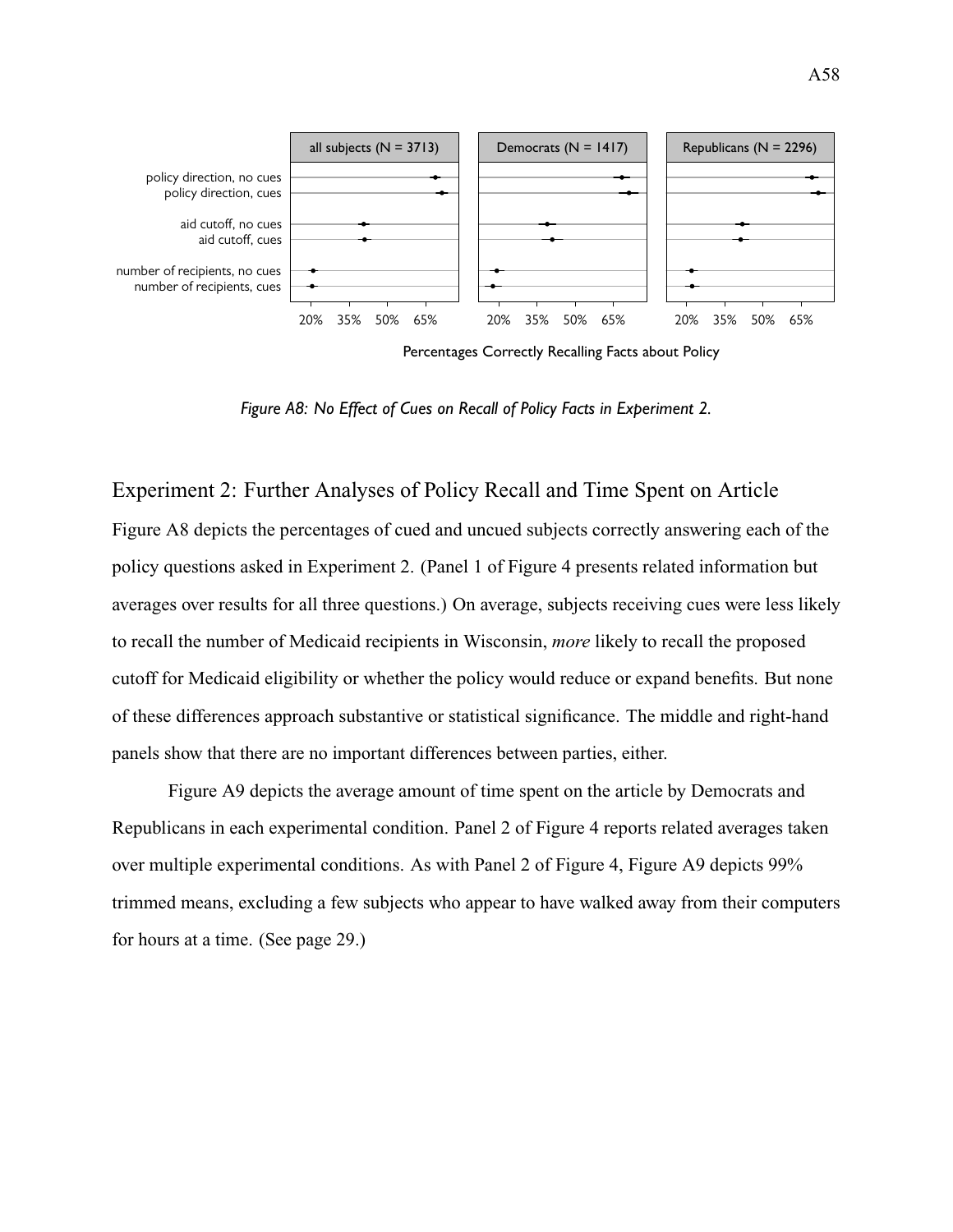Figure A8: No Effect of Cues on Recall of Policy Facts in Experiment 2.

## Experiment 2: Further Analyses of Policy Recall and Time Spent on Article

Figure A8 depicts the percentages of cued and uncued subjects correctly answering each of the policy questions asked in Experiment 2. (Panel 1 of Figure 4 presents related information but averages over results for all three questions.) On average, subjects receiving cues were less likely to recall the number of Medicaid recipients in Wisconsin, *more* likely to recall the proposed cutoff for Medicaid eligibility or whether the policy would reduce or expand benefits. But none of these differences approach substantive or statistical significance. The middle and right-hand panels show that there are no important differences between parties, either.

Figure A9 depicts the average amount of time spent on the article by Democrats and Republicans in each experimental condition. Panel 2 of Figure 4 reports related averages taken over multiple experimental conditions. As with Panel 2 of Figure 4, Figure A9 depicts 99% trimmed means, excluding a few subjects who appear to have walked away from their computers for hours at a time. (See page 29.)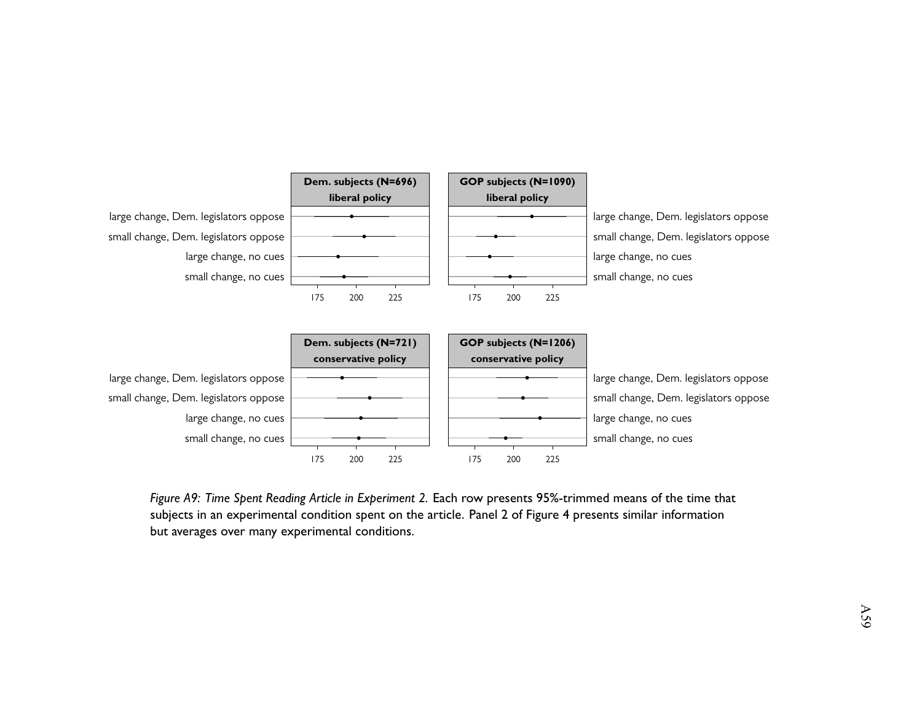| | Dem. subjects (N=696) liberal policy | GOP subjects (N=1090) liberal policy | |
|---|---|---|---|
| large change, Dem. legislators oppose | | | large change, Dem. legislators oppose |
| small change, Dem. legislators oppose | | | small change, Dem. legislators oppose |
| large change, no cues | | | large change, no cues |
| small change, no cues | | | small change, no cues |
| | 175 200 225 | 175 200 225 | |

| | Dem. subjects (N=721) conservative policy | GOP subjects (N=1206) conservative policy | |
|---|---|---|---|
| large change, Dem. legislators oppose | | | large change, Dem. legislators oppose |
| small change, Dem. legislators oppose | | | small change, Dem. legislators oppose |
| large change, no cues | | | large change, no cues |
| small change, no cues | | | small change, no cues |
| | 175 200 225 | 175 200 225 | |

*Figure A9: Time Spent Reading Article in Experiment 2.* Each row presents 95%-trimmed means of the time that subjects in an experimental condition spent on the article. Panel 2 of Figure 4 presents similar information but averages over many experimental conditions.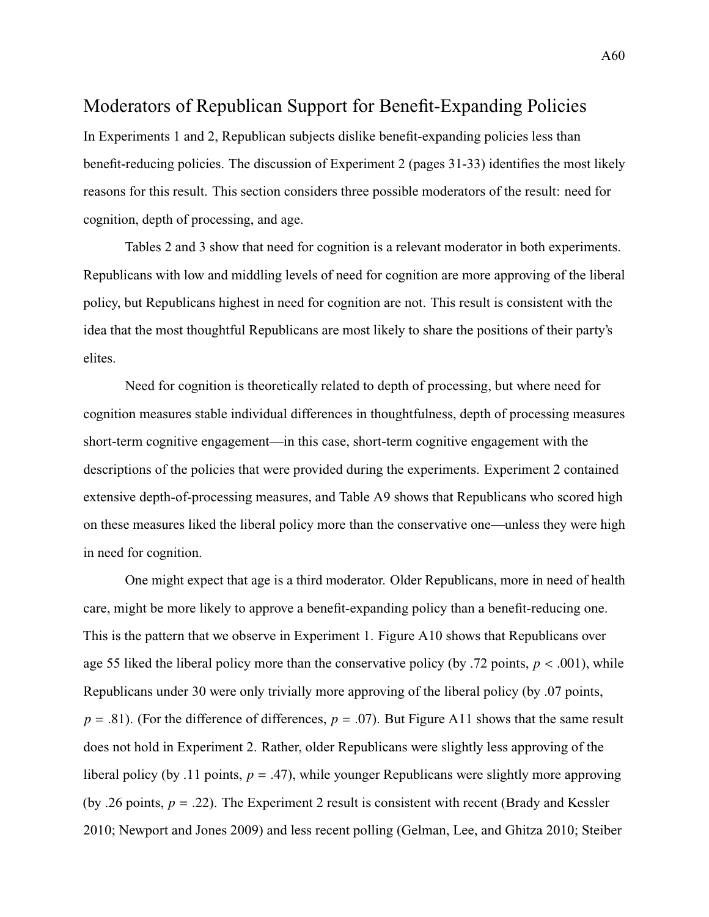## Moderators of Republican Support for Benefit-Expanding Policies

In Experiments 1 and 2, Republican subjects dislike benefit-expanding policies less than benefit-reducing policies. The discussion of Experiment 2 (pages 31-33) identifies the most likely reasons for this result. This section considers three possible moderators of the result: need for cognition, depth of processing, and age.

Tables 2 and 3 show that need for cognition is a relevant moderator in both experiments. Republicans with low and middling levels of need for cognition are more approving of the liberal policy, but Republicans highest in need for cognition are not. This result is consistent with the idea that the most thoughtful Republicans are most likely to share the positions of their party's elites.

Need for cognition is theoretically related to depth of processing, but where need for cognition measures stable individual differences in thoughtfulness, depth of processing measures short-term cognitive engagement—in this case, short-term cognitive engagement with the descriptions of the policies that were provided during the experiments. Experiment 2 contained extensive depth-of-processing measures, and Table A9 shows that Republicans who scored high on these measures liked the liberal policy more than the conservative one—unless they were high in need for cognition.

One might expect that age is a third moderator. Older Republicans, more in need of health care, might be more likely to approve a benefit-expanding policy than a benefit-reducing one. This is the pattern that we observe in Experiment 1. Figure A10 shows that Republicans over age 55 liked the liberal policy more than the conservative policy (by .72 points, $p < .001$), while Republicans under 30 were only trivially more approving of the liberal policy (by .07 points, $p = .81$). (For the difference of differences, $p = .07$). But Figure A11 shows that the same result does not hold in Experiment 2. Rather, older Republicans were slightly less approving of the liberal policy (by .11 points, $p = .47$), while younger Republicans were slightly more approving (by .26 points, $p = .22$). The Experiment 2 result is consistent with recent (Brady and Kessler 2010; Newport and Jones 2009) and less recent polling (Gelman, Lee, and Ghitza 2010; Steiber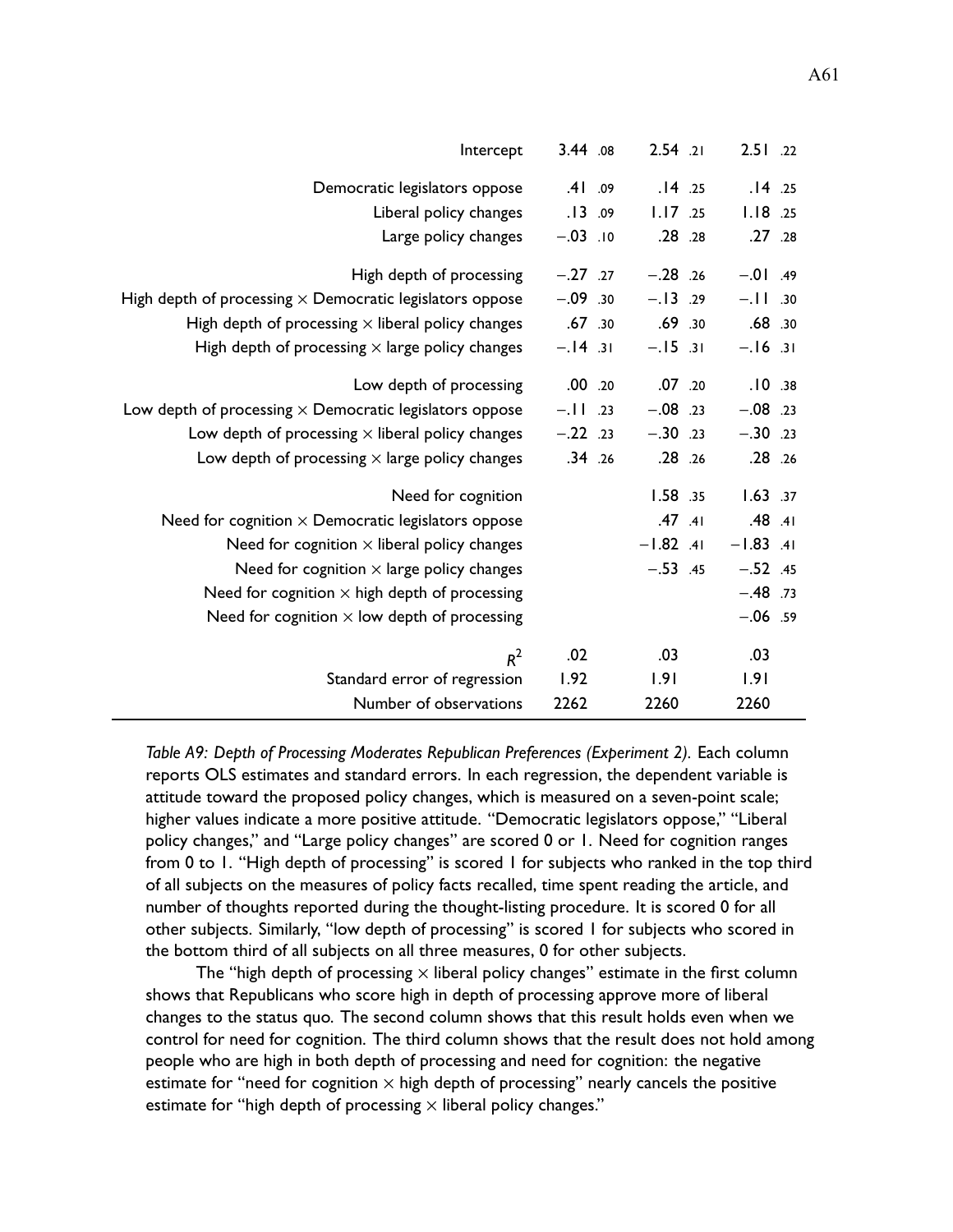| | (1) | | (2) | | (3) | |
|---|---|---|---|---|---|---|
| Intercept | 3.44 | .08 | 2.54 | .21 | 2.51 | .22 |
| Democratic legislators oppose | .41 | .09 | .14 | .25 | .14 | .25 |
| Liberal policy changes | .13 | .09 | 1.17 | .25 | 1.18 | .25 |
| Large policy changes | −.03 | .10 | .28 | .28 | .27 | .28 |
| High depth of processing | −.27 | .27 | −.28 | .26 | −.01 | .49 |
| High depth of processing × Democratic legislators oppose | −.09 | .30 | −.13 | .29 | −.11 | .30 |
| High depth of processing × liberal policy changes | .67 | .30 | .69 | .30 | .68 | .30 |
| High depth of processing × large policy changes | −.14 | .31 | −.15 | .31 | −.16 | .31 |
| Low depth of processing | .00 | .20 | .07 | .20 | .10 | .38 |
| Low depth of processing × Democratic legislators oppose | −.11 | .23 | −.08 | .23 | −.08 | .23 |
| Low depth of processing × liberal policy changes | −.22 | .23 | −.30 | .23 | −.30 | .23 |
| Low depth of processing × large policy changes | .34 | .26 | .28 | .26 | .28 | .26 |
| Need for cognition | | | 1.58 | .35 | 1.63 | .37 |
| Need for cognition × Democratic legislators oppose | | | .47 | .41 | .48 | .41 |
| Need for cognition × liberal policy changes | | | −1.82 | .41 | −1.83 | .41 |
| Need for cognition × large policy changes | | | −.53 | .45 | −.52 | .45 |
| Need for cognition × high depth of processing | | | | | −.48 | .73 |
| Need for cognition × low depth of processing | | | | | −.06 | .59 |
| $R^2$ | .02 | | .03 | | .03 | |
| Standard error of regression | 1.92 | | 1.91 | | 1.91 | |
| Number of observations | 2262 | | 2260 | | 2260 | |

*Table A9: Depth of Processing Moderates Republican Preferences (Experiment 2).* Each column reports OLS estimates and standard errors. In each regression, the dependent variable is attitude toward the proposed policy changes, which is measured on a seven-point scale; higher values indicate a more positive attitude. "Democratic legislators oppose," "Liberal policy changes," and "Large policy changes" are scored 0 or 1. Need for cognition ranges from 0 to 1. "High depth of processing" is scored 1 for subjects who ranked in the top third of all subjects on the measures of policy facts recalled, time spent reading the article, and number of thoughts reported during the thought-listing procedure. It is scored 0 for all other subjects. Similarly, "low depth of processing" is scored 1 for subjects who scored in the bottom third of all subjects on all three measures, 0 for other subjects.

The "high depth of processing × liberal policy changes" estimate in the first column shows that Republicans who score high in depth of processing approve more of liberal changes to the status quo. The second column shows that this result holds even when we control for need for cognition. The third column shows that the result does not hold among people who are high in both depth of processing and need for cognition: the negative estimate for "need for cognition × high depth of processing" nearly cancels the positive estimate for "high depth of processing × liberal policy changes."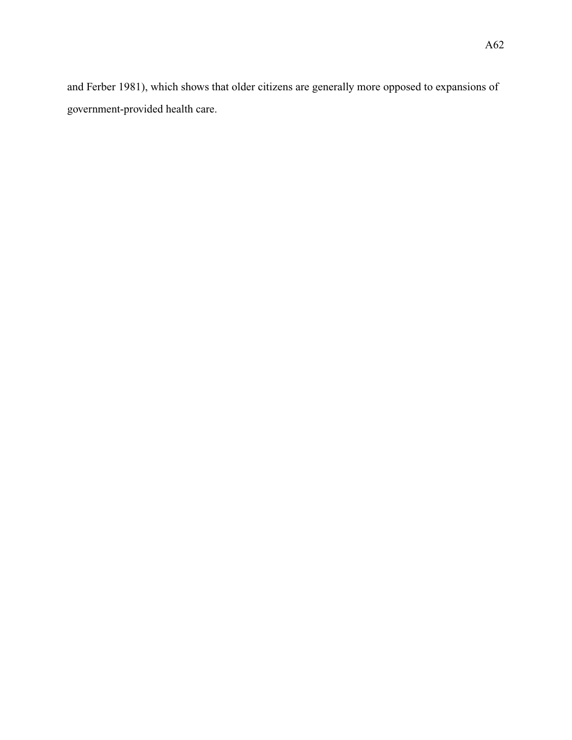and Ferber 1981), which shows that older citizens are generally more opposed to expansions of government-provided health care.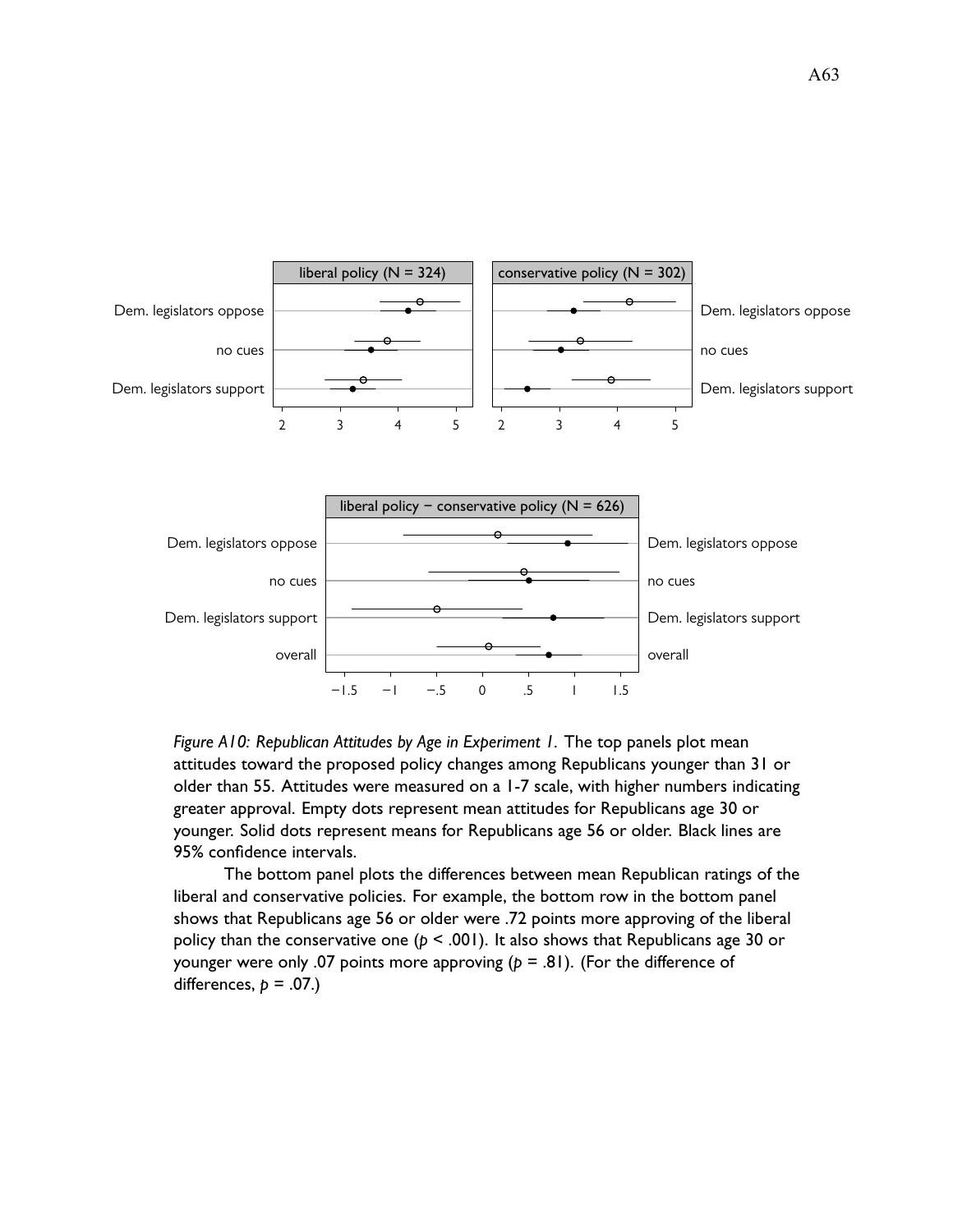*Figure A10: Republican Attitudes by Age in Experiment 1.* The top panels plot mean attitudes toward the proposed policy changes among Republicans younger than 31 or older than 55. Attitudes were measured on a 1-7 scale, with higher numbers indicating greater approval. Empty dots represent mean attitudes for Republicans age 30 or younger. Solid dots represent means for Republicans age 56 or older. Black lines are 95% confidence intervals.

The bottom panel plots the differences between mean Republican ratings of the liberal and conservative policies. For example, the bottom row in the bottom panel shows that Republicans age 56 or older were .72 points more approving of the liberal policy than the conservative one ($p < .001$). It also shows that Republicans age 30 or younger were only .07 points more approving ($p = .81$). (For the difference of differences, $p = .07$.)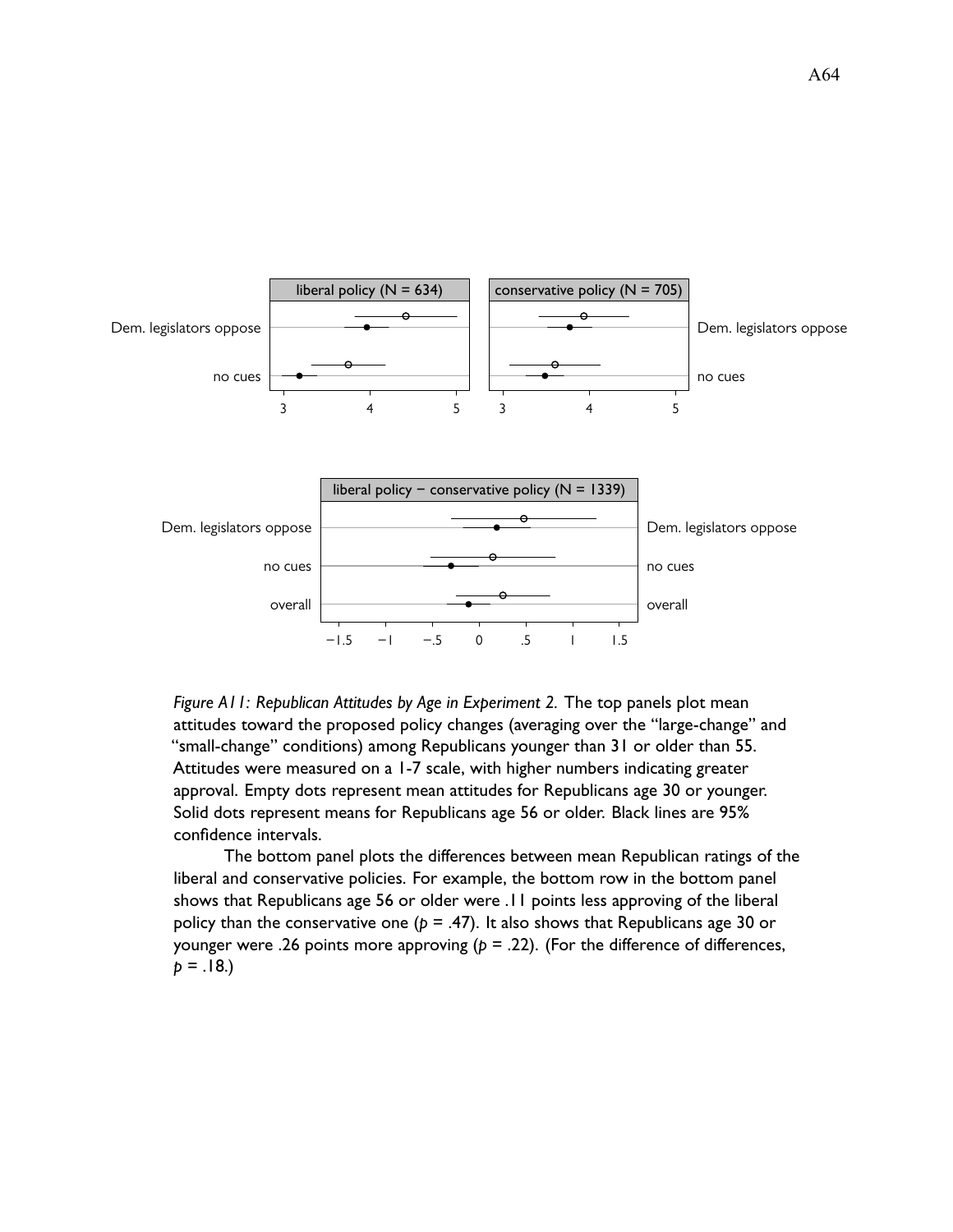*Figure A11: Republican Attitudes by Age in Experiment 2.* The top panels plot mean attitudes toward the proposed policy changes (averaging over the "large-change" and "small-change" conditions) among Republicans younger than 31 or older than 55. Attitudes were measured on a 1-7 scale, with higher numbers indicating greater approval. Empty dots represent mean attitudes for Republicans age 30 or younger. Solid dots represent means for Republicans age 56 or older. Black lines are 95% confidence intervals.

The bottom panel plots the differences between mean Republican ratings of the liberal and conservative policies. For example, the bottom row in the bottom panel shows that Republicans age 56 or older were .11 points less approving of the liberal policy than the conservative one ($p = .47$). It also shows that Republicans age 30 or younger were .26 points more approving ($p = .22$). (For the difference of differences, $p = .18$.)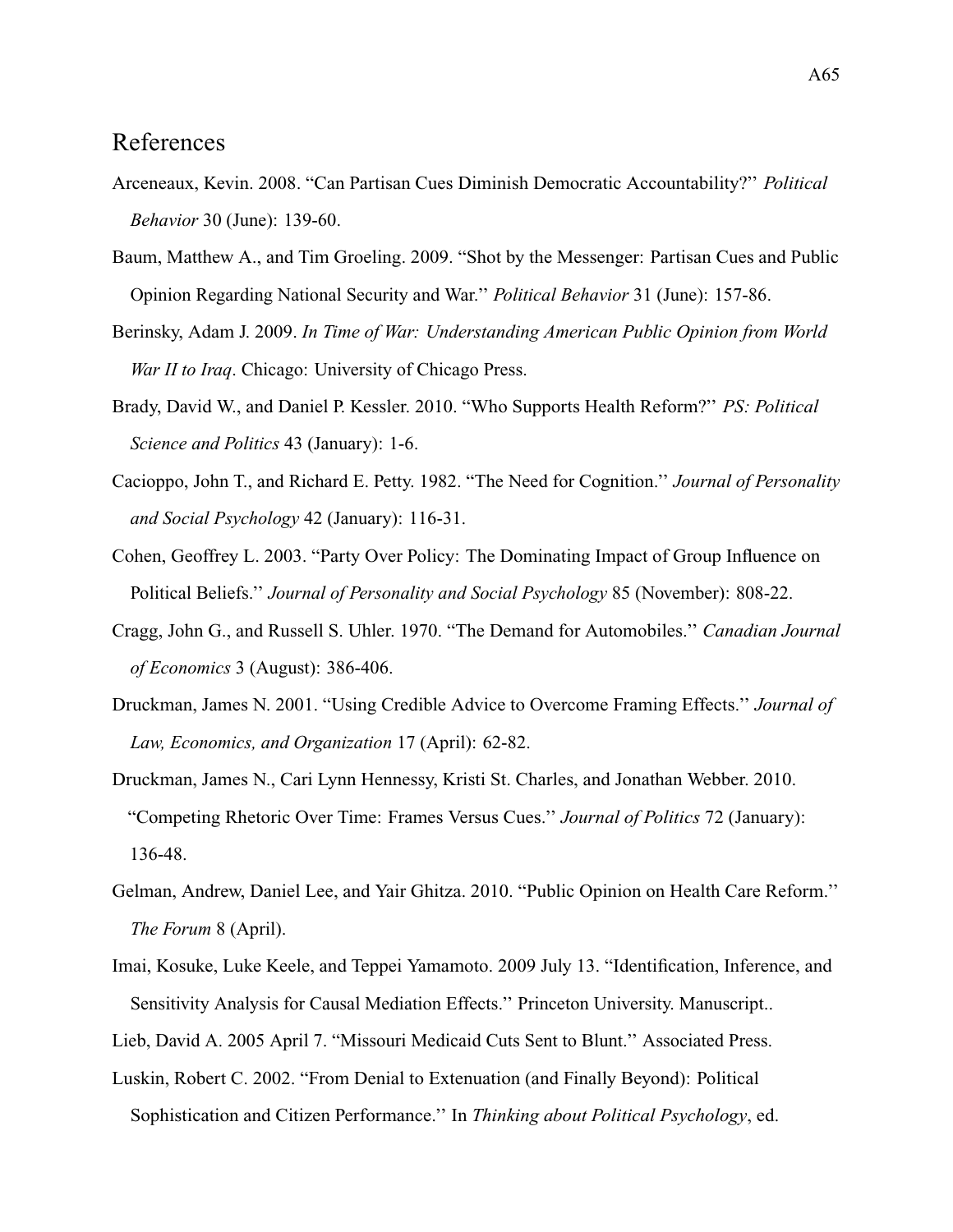## References

Arceneaux, Kevin. 2008. "Can Partisan Cues Diminish Democratic Accountability?" *Political Behavior* 30 (June): 139-60.

Baum, Matthew A., and Tim Groeling. 2009. "Shot by the Messenger: Partisan Cues and Public Opinion Regarding National Security and War." *Political Behavior* 31 (June): 157-86.

Berinsky, Adam J. 2009. *In Time of War: Understanding American Public Opinion from World War II to Iraq*. Chicago: University of Chicago Press.

Brady, David W., and Daniel P. Kessler. 2010. "Who Supports Health Reform?" *PS: Political Science and Politics* 43 (January): 1-6.

Cacioppo, John T., and Richard E. Petty. 1982. "The Need for Cognition." *Journal of Personality and Social Psychology* 42 (January): 116-31.

Cohen, Geoffrey L. 2003. "Party Over Policy: The Dominating Impact of Group Influence on Political Beliefs." *Journal of Personality and Social Psychology* 85 (November): 808-22.

Cragg, John G., and Russell S. Uhler. 1970. "The Demand for Automobiles." *Canadian Journal of Economics* 3 (August): 386-406.

Druckman, James N. 2001. "Using Credible Advice to Overcome Framing Effects." *Journal of Law, Economics, and Organization* 17 (April): 62-82.

Druckman, James N., Cari Lynn Hennessy, Kristi St. Charles, and Jonathan Webber. 2010. "Competing Rhetoric Over Time: Frames Versus Cues." *Journal of Politics* 72 (January): 136-48.

Gelman, Andrew, Daniel Lee, and Yair Ghitza. 2010. "Public Opinion on Health Care Reform." *The Forum* 8 (April).

Imai, Kosuke, Luke Keele, and Teppei Yamamoto. 2009 July 13. "Identification, Inference, and Sensitivity Analysis for Causal Mediation Effects." Princeton University. Manuscript..

Lieb, David A. 2005 April 7. "Missouri Medicaid Cuts Sent to Blunt." Associated Press.

Luskin, Robert C. 2002. "From Denial to Extenuation (and Finally Beyond): Political Sophistication and Citizen Performance." In *Thinking about Political Psychology*, ed.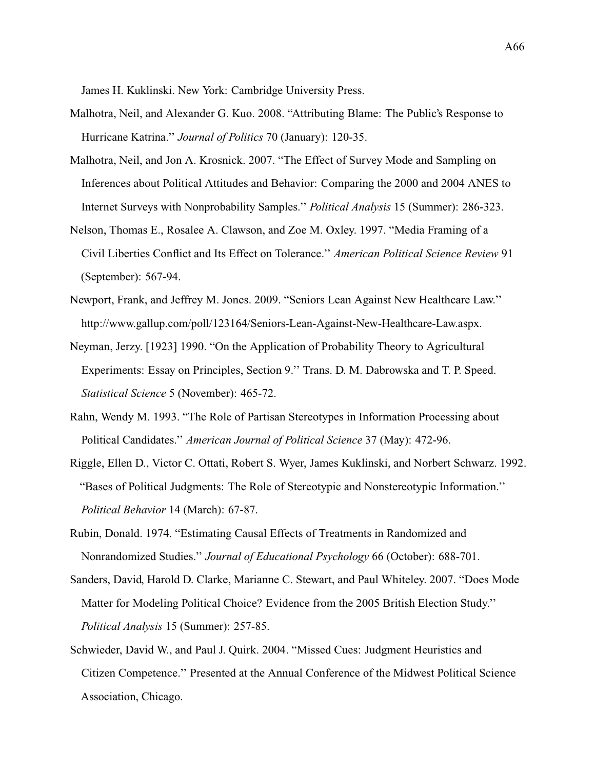James H. Kuklinski. New York: Cambridge University Press.

Malhotra, Neil, and Alexander G. Kuo. 2008. "Attributing Blame: The Public's Response to Hurricane Katrina.'' *Journal of Politics* 70 (January): 120-35.

Malhotra, Neil, and Jon A. Krosnick. 2007. "The Effect of Survey Mode and Sampling on Inferences about Political Attitudes and Behavior: Comparing the 2000 and 2004 ANES to Internet Surveys with Nonprobability Samples.'' *Political Analysis* 15 (Summer): 286-323.

Nelson, Thomas E., Rosalee A. Clawson, and Zoe M. Oxley. 1997. "Media Framing of a Civil Liberties Conflict and Its Effect on Tolerance.'' *American Political Science Review* 91 (September): 567-94.

Newport, Frank, and Jeffrey M. Jones. 2009. "Seniors Lean Against New Healthcare Law.'' http://www.gallup.com/poll/123164/Seniors-Lean-Against-New-Healthcare-Law.aspx.

Neyman, Jerzy. [1923] 1990. "On the Application of Probability Theory to Agricultural Experiments: Essay on Principles, Section 9.'' Trans. D. M. Dabrowska and T. P. Speed. *Statistical Science* 5 (November): 465-72.

Rahn, Wendy M. 1993. "The Role of Partisan Stereotypes in Information Processing about Political Candidates.'' *American Journal of Political Science* 37 (May): 472-96.

Riggle, Ellen D., Victor C. Ottati, Robert S. Wyer, James Kuklinski, and Norbert Schwarz. 1992. "Bases of Political Judgments: The Role of Stereotypic and Nonstereotypic Information.'' *Political Behavior* 14 (March): 67-87.

Rubin, Donald. 1974. "Estimating Causal Effects of Treatments in Randomized and Nonrandomized Studies.'' *Journal of Educational Psychology* 66 (October): 688-701.

Sanders, David, Harold D. Clarke, Marianne C. Stewart, and Paul Whiteley. 2007. "Does Mode Matter for Modeling Political Choice? Evidence from the 2005 British Election Study.'' *Political Analysis* 15 (Summer): 257-85.

Schwieder, David W., and Paul J. Quirk. 2004. "Missed Cues: Judgment Heuristics and Citizen Competence.'' Presented at the Annual Conference of the Midwest Political Science Association, Chicago.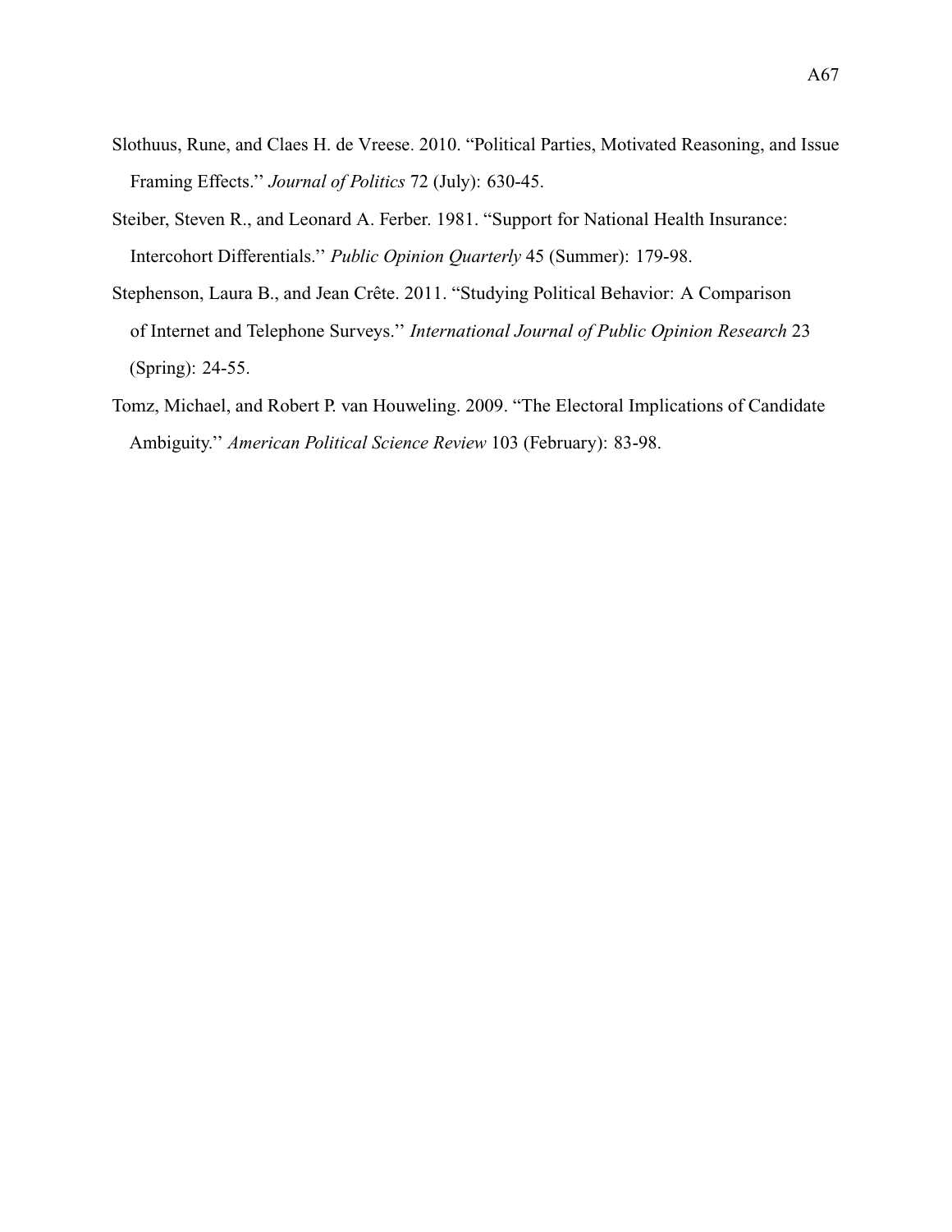Slothuus, Rune, and Claes H. de Vreese. 2010. "Political Parties, Motivated Reasoning, and Issue Framing Effects.'' *Journal of Politics* 72 (July): 630-45.

Steiber, Steven R., and Leonard A. Ferber. 1981. "Support for National Health Insurance: Intercohort Differentials.'' *Public Opinion Quarterly* 45 (Summer): 179-98.

Stephenson, Laura B., and Jean Crête. 2011. "Studying Political Behavior: A Comparison of Internet and Telephone Surveys.'' *International Journal of Public Opinion Research* 23 (Spring): 24-55.

Tomz, Michael, and Robert P. van Houweling. 2009. "The Electoral Implications of Candidate Ambiguity.'' *American Political Science Review* 103 (February): 83-98.